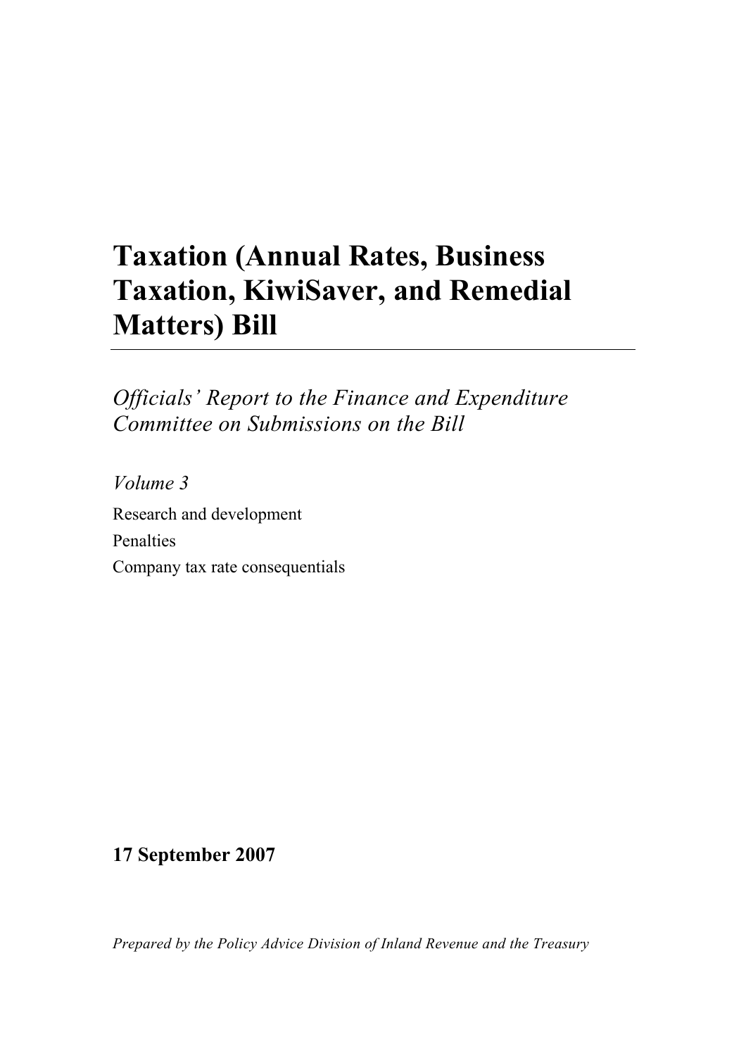# Taxation (Annual Rates, Business Taxation, KiwiSaver, and Remedial Matters) Bill

*Officials' Report to the Finance and Expenditure Committee on Submissions on the Bill*

*Volume 3*

Research and development

Penalties

Company tax rate consequentials

**17 September 2007**

*Prepared by the Policy Advice Division of Inland Revenue and the Treasury*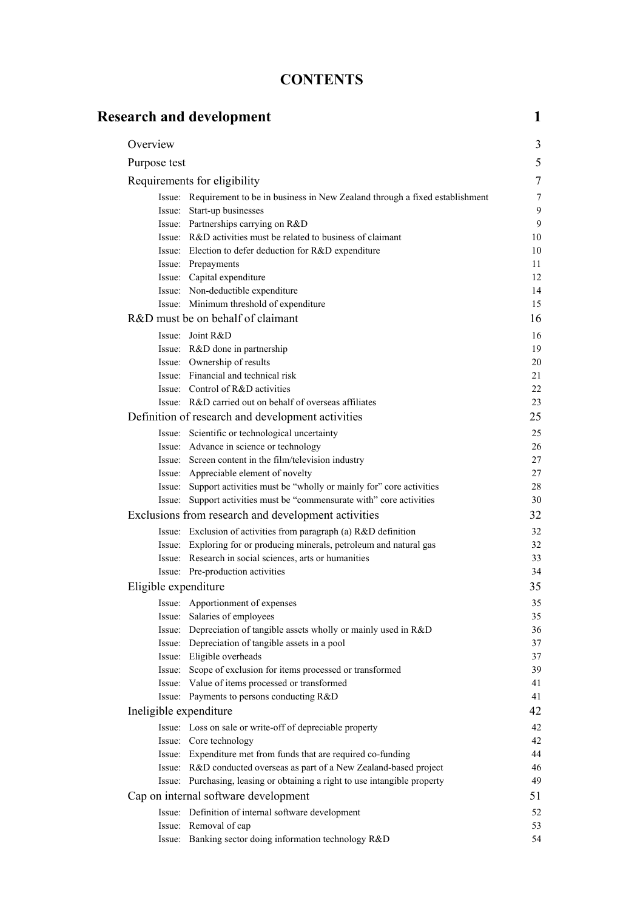# CONTENTS

| | |
|---|---|
| **Research and development** | **1** |
| Overview | 3 |
| Purpose test | 5 |
| Requirements for eligibility | 7 |
| Issue: Requirement to be in business in New Zealand through a fixed establishment | 7 |
| Issue: Start-up businesses | 9 |
| Issue: Partnerships carrying on R&D | 9 |
| Issue: R&D activities must be related to business of claimant | 10 |
| Issue: Election to defer deduction for R&D expenditure | 10 |
| Issue: Prepayments | 11 |
| Issue: Capital expenditure | 12 |
| Issue: Non-deductible expenditure | 14 |
| Issue: Minimum threshold of expenditure | 15 |
| R&D must be on behalf of claimant | 16 |
| Issue: Joint R&D | 16 |
| Issue: R&D done in partnership | 19 |
| Issue: Ownership of results | 20 |
| Issue: Financial and technical risk | 21 |
| Issue: Control of R&D activities | 22 |
| Issue: R&D carried out on behalf of overseas affiliates | 23 |
| Definition of research and development activities | 25 |
| Issue: Scientific or technological uncertainty | 25 |
| Issue: Advance in science or technology | 26 |
| Issue: Screen content in the film/television industry | 27 |
| Issue: Appreciable element of novelty | 27 |
| Issue: Support activities must be "wholly or mainly for" core activities | 28 |
| Issue: Support activities must be "commensurate with" core activities | 30 |
| Exclusions from research and development activities | 32 |
| Issue: Exclusion of activities from paragraph (a) R&D definition | 32 |
| Issue: Exploring for or producing minerals, petroleum and natural gas | 32 |
| Issue: Research in social sciences, arts or humanities | 33 |
| Issue: Pre-production activities | 34 |
| Eligible expenditure | 35 |
| Issue: Apportionment of expenses | 35 |
| Issue: Salaries of employees | 35 |
| Issue: Depreciation of tangible assets wholly or mainly used in R&D | 36 |
| Issue: Depreciation of tangible assets in a pool | 37 |
| Issue: Eligible overheads | 37 |
| Issue: Scope of exclusion for items processed or transformed | 39 |
| Issue: Value of items processed or transformed | 41 |
| Issue: Payments to persons conducting R&D | 41 |
| Ineligible expenditure | 42 |
| Issue: Loss on sale or write-off of depreciable property | 42 |
| Issue: Core technology | 42 |
| Issue: Expenditure met from funds that are required co-funding | 44 |
| Issue: R&D conducted overseas as part of a New Zealand-based project | 46 |
| Issue: Purchasing, leasing or obtaining a right to use intangible property | 49 |
| Cap on internal software development | 51 |
| Issue: Definition of internal software development | 52 |
| Issue: Removal of cap | 53 |
| Issue: Banking sector doing information technology R&D | 54 |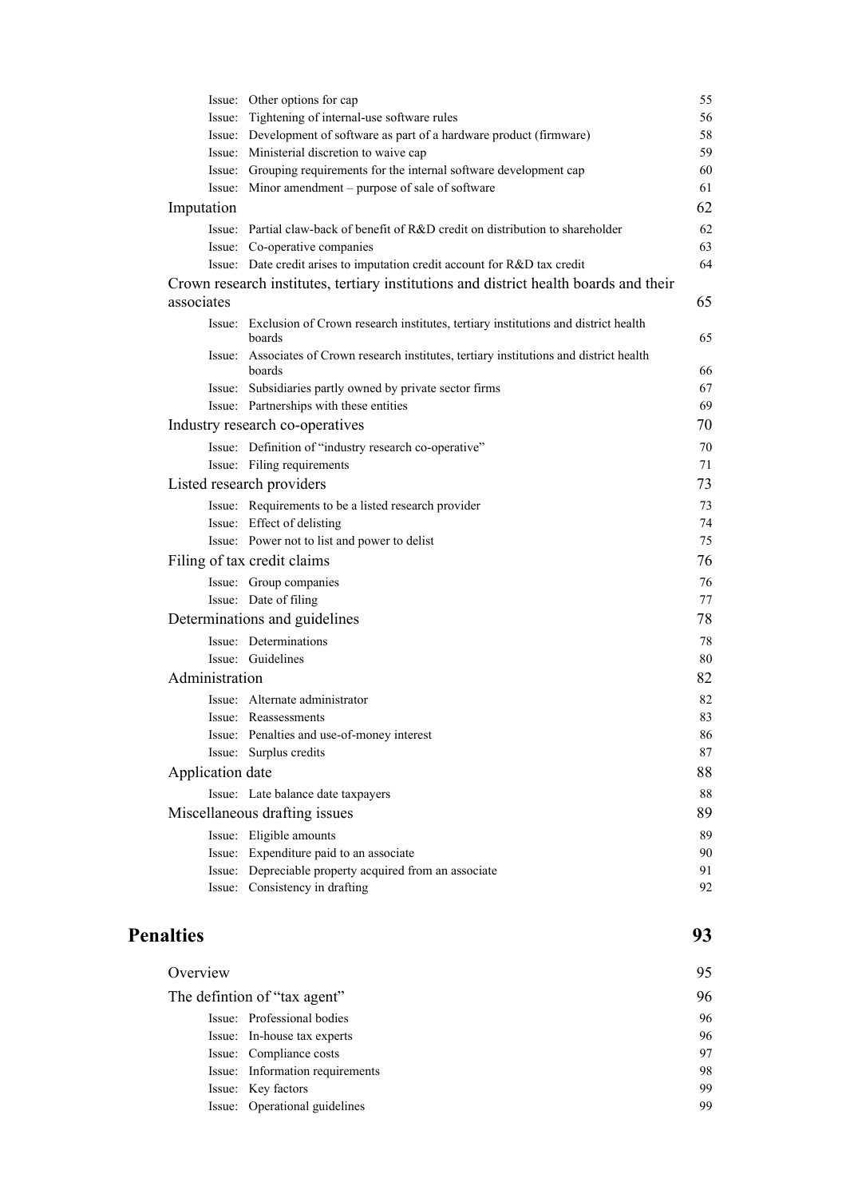| | |
|---|---|
| Issue: Other options for cap | 55 |
| Issue: Tightening of internal-use software rules | 56 |
| Issue: Development of software as part of a hardware product (firmware) | 58 |
| Issue: Ministerial discretion to waive cap | 59 |
| Issue: Grouping requirements for the internal software development cap | 60 |
| Issue: Minor amendment – purpose of sale of software | 61 |
| **Imputation** | **62** |
| Issue: Partial claw-back of benefit of R&D credit on distribution to shareholder | 62 |
| Issue: Co-operative companies | 63 |
| Issue: Date credit arises to imputation credit account for R&D tax credit | 64 |
| **Crown research institutes, tertiary institutions and district health boards and their associates** | **65** |
| Issue: Exclusion of Crown research institutes, tertiary institutions and district health boards | 65 |
| Issue: Associates of Crown research institutes, tertiary institutions and district health boards | 66 |
| Issue: Subsidiaries partly owned by private sector firms | 67 |
| Issue: Partnerships with these entities | 69 |
| **Industry research co-operatives** | **70** |
| Issue: Definition of "industry research co-operative" | 70 |
| Issue: Filing requirements | 71 |
| **Listed research providers** | **73** |
| Issue: Requirements to be a listed research provider | 73 |
| Issue: Effect of delisting | 74 |
| Issue: Power not to list and power to delist | 75 |
| **Filing of tax credit claims** | **76** |
| Issue: Group companies | 76 |
| Issue: Date of filing | 77 |
| **Determinations and guidelines** | **78** |
| Issue: Determinations | 78 |
| Issue: Guidelines | 80 |
| **Administration** | **82** |
| Issue: Alternate administrator | 82 |
| Issue: Reassessments | 83 |
| Issue: Penalties and use-of-money interest | 86 |
| Issue: Surplus credits | 87 |
| **Application date** | **88** |
| Issue: Late balance date taxpayers | 88 |
| **Miscellaneous drafting issues** | **89** |
| Issue: Eligible amounts | 89 |
| Issue: Expenditure paid to an associate | 90 |
| Issue: Depreciable property acquired from an associate | 91 |
| Issue: Consistency in drafting | 92 |

## Penalties 93

| | |
|---|---|
| **Overview** | **95** |
| **The defintion of "tax agent"** | **96** |
| Issue: Professional bodies | 96 |
| Issue: In-house tax experts | 96 |
| Issue: Compliance costs | 97 |
| Issue: Information requirements | 98 |
| Issue: Key factors | 99 |
| Issue: Operational guidelines | 99 |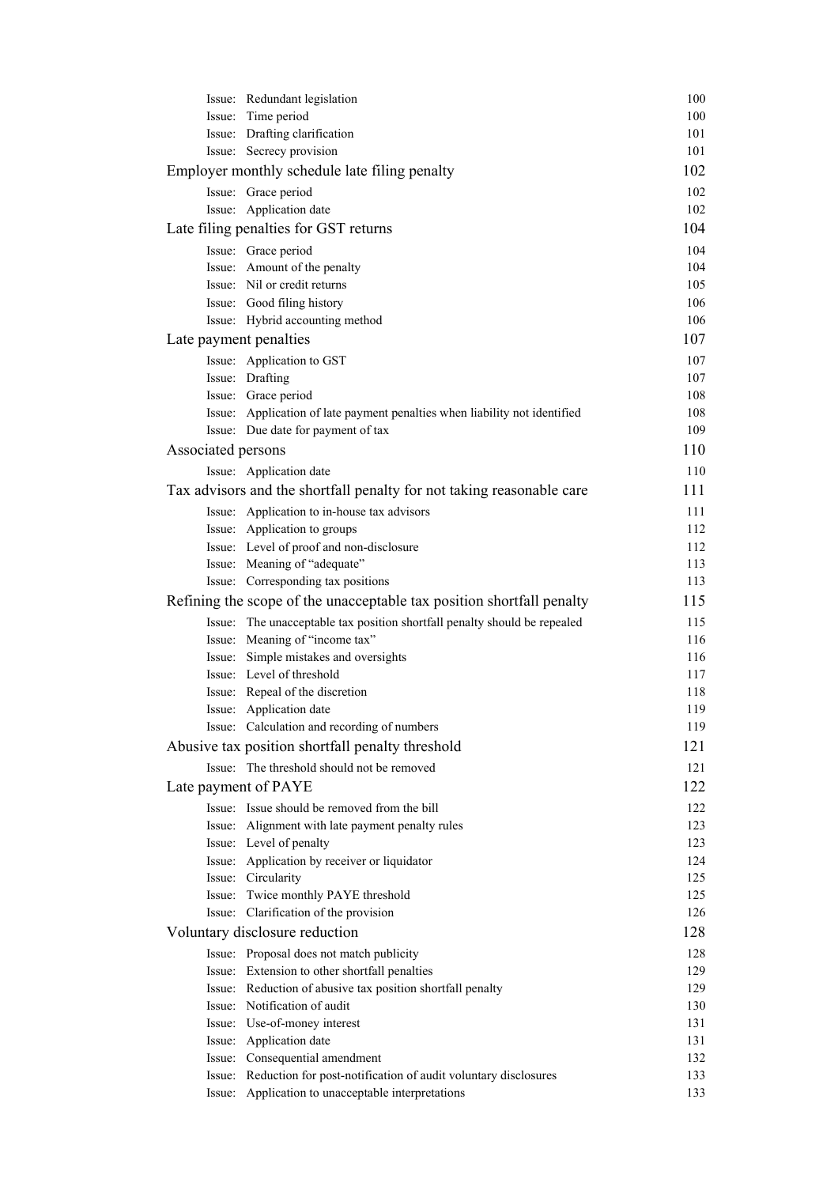| | |
|---|---|
| Issue: Redundant legislation | 100 |
| Issue: Time period | 100 |
| Issue: Drafting clarification | 101 |
| Issue: Secrecy provision | 101 |
| **Employer monthly schedule late filing penalty** | **102** |
| Issue: Grace period | 102 |
| Issue: Application date | 102 |
| **Late filing penalties for GST returns** | **104** |
| Issue: Grace period | 104 |
| Issue: Amount of the penalty | 104 |
| Issue: Nil or credit returns | 105 |
| Issue: Good filing history | 106 |
| Issue: Hybrid accounting method | 106 |
| **Late payment penalties** | **107** |
| Issue: Application to GST | 107 |
| Issue: Drafting | 107 |
| Issue: Grace period | 108 |
| Issue: Application of late payment penalties when liability not identified | 108 |
| Issue: Due date for payment of tax | 109 |
| **Associated persons** | **110** |
| Issue: Application date | 110 |
| **Tax advisors and the shortfall penalty for not taking reasonable care** | **111** |
| Issue: Application to in-house tax advisors | 111 |
| Issue: Application to groups | 112 |
| Issue: Level of proof and non-disclosure | 112 |
| Issue: Meaning of "adequate" | 113 |
| Issue: Corresponding tax positions | 113 |
| **Refining the scope of the unacceptable tax position shortfall penalty** | **115** |
| Issue: The unacceptable tax position shortfall penalty should be repealed | 115 |
| Issue: Meaning of "income tax" | 116 |
| Issue: Simple mistakes and oversights | 116 |
| Issue: Level of threshold | 117 |
| Issue: Repeal of the discretion | 118 |
| Issue: Application date | 119 |
| Issue: Calculation and recording of numbers | 119 |
| **Abusive tax position shortfall penalty threshold** | **121** |
| Issue: The threshold should not be removed | 121 |
| **Late payment of PAYE** | **122** |
| Issue: Issue should be removed from the bill | 122 |
| Issue: Alignment with late payment penalty rules | 123 |
| Issue: Level of penalty | 123 |
| Issue: Application by receiver or liquidator | 124 |
| Issue: Circularity | 125 |
| Issue: Twice monthly PAYE threshold | 125 |
| Issue: Clarification of the provision | 126 |
| **Voluntary disclosure reduction** | **128** |
| Issue: Proposal does not match publicity | 128 |
| Issue: Extension to other shortfall penalties | 129 |
| Issue: Reduction of abusive tax position shortfall penalty | 129 |
| Issue: Notification of audit | 130 |
| Issue: Use-of-money interest | 131 |
| Issue: Application date | 131 |
| Issue: Consequential amendment | 132 |
| Issue: Reduction for post-notification of audit voluntary disclosures | 133 |
| Issue: Application to unacceptable interpretations | 133 |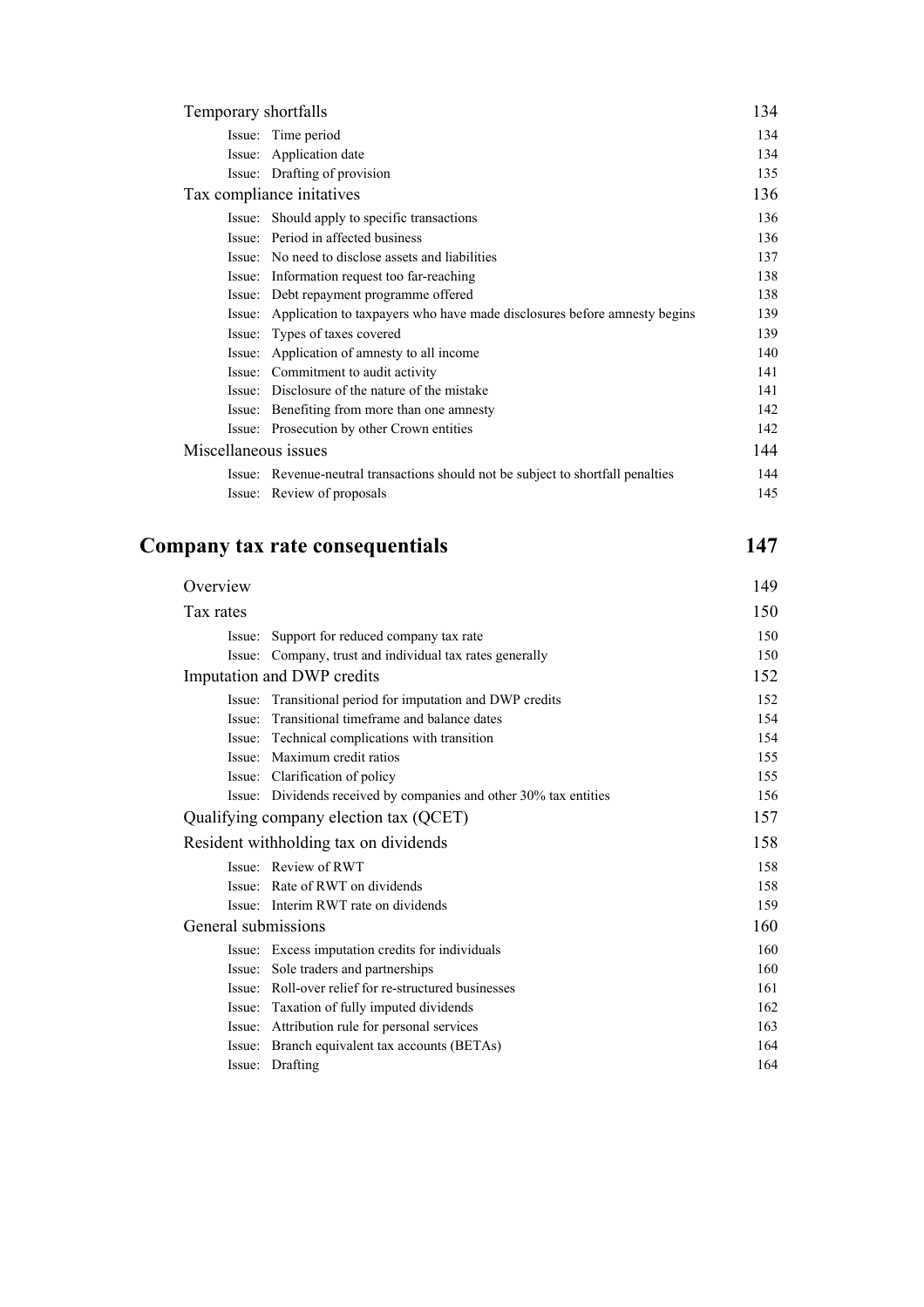| | |
|---|---|
| Temporary shortfalls | 134 |
| Issue: Time period | 134 |
| Issue: Application date | 134 |
| Issue: Drafting of provision | 135 |
| Tax compliance initatives | 136 |
| Issue: Should apply to specific transactions | 136 |
| Issue: Period in affected business | 136 |
| Issue: No need to disclose assets and liabilities | 137 |
| Issue: Information request too far-reaching | 138 |
| Issue: Debt repayment programme offered | 138 |
| Issue: Application to taxpayers who have made disclosures before amnesty begins | 139 |
| Issue: Types of taxes covered | 139 |
| Issue: Application of amnesty to all income | 140 |
| Issue: Commitment to audit activity | 141 |
| Issue: Disclosure of the nature of the mistake | 141 |
| Issue: Benefiting from more than one amnesty | 142 |
| Issue: Prosecution by other Crown entities | 142 |
| Miscellaneous issues | 144 |
| Issue: Revenue-neutral transactions should not be subject to shortfall penalties | 144 |
| Issue: Review of proposals | 145 |

## Company tax rate consequentials — 147

| | |
|---|---|
| Overview | 149 |
| Tax rates | 150 |
| Issue: Support for reduced company tax rate | 150 |
| Issue: Company, trust and individual tax rates generally | 150 |
| Imputation and DWP credits | 152 |
| Issue: Transitional period for imputation and DWP credits | 152 |
| Issue: Transitional timeframe and balance dates | 154 |
| Issue: Technical complications with transition | 154 |
| Issue: Maximum credit ratios | 155 |
| Issue: Clarification of policy | 155 |
| Issue: Dividends received by companies and other 30% tax entities | 156 |
| Qualifying company election tax (QCET) | 157 |
| Resident withholding tax on dividends | 158 |
| Issue: Review of RWT | 158 |
| Issue: Rate of RWT on dividends | 158 |
| Issue: Interim RWT rate on dividends | 159 |
| General submissions | 160 |
| Issue: Excess imputation credits for individuals | 160 |
| Issue: Sole traders and partnerships | 160 |
| Issue: Roll-over relief for re-structured businesses | 161 |
| Issue: Taxation of fully imputed dividends | 162 |
| Issue: Attribution rule for personal services | 163 |
| Issue: Branch equivalent tax accounts (BETAs) | 164 |
| Issue: Drafting | 164 |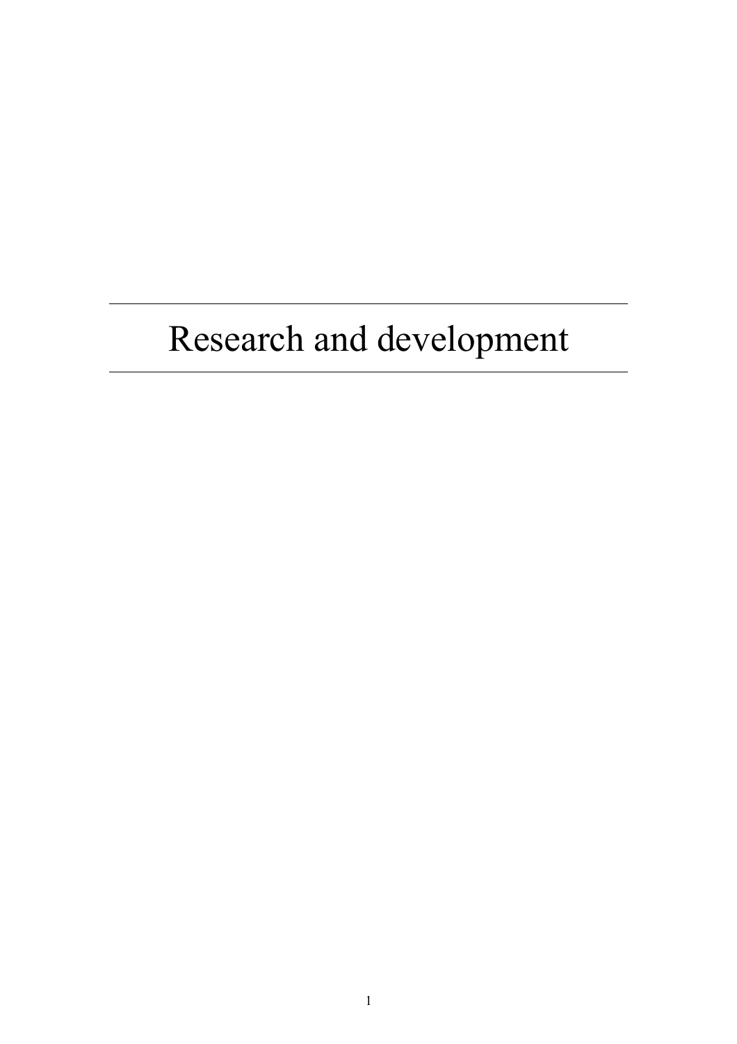# Research and development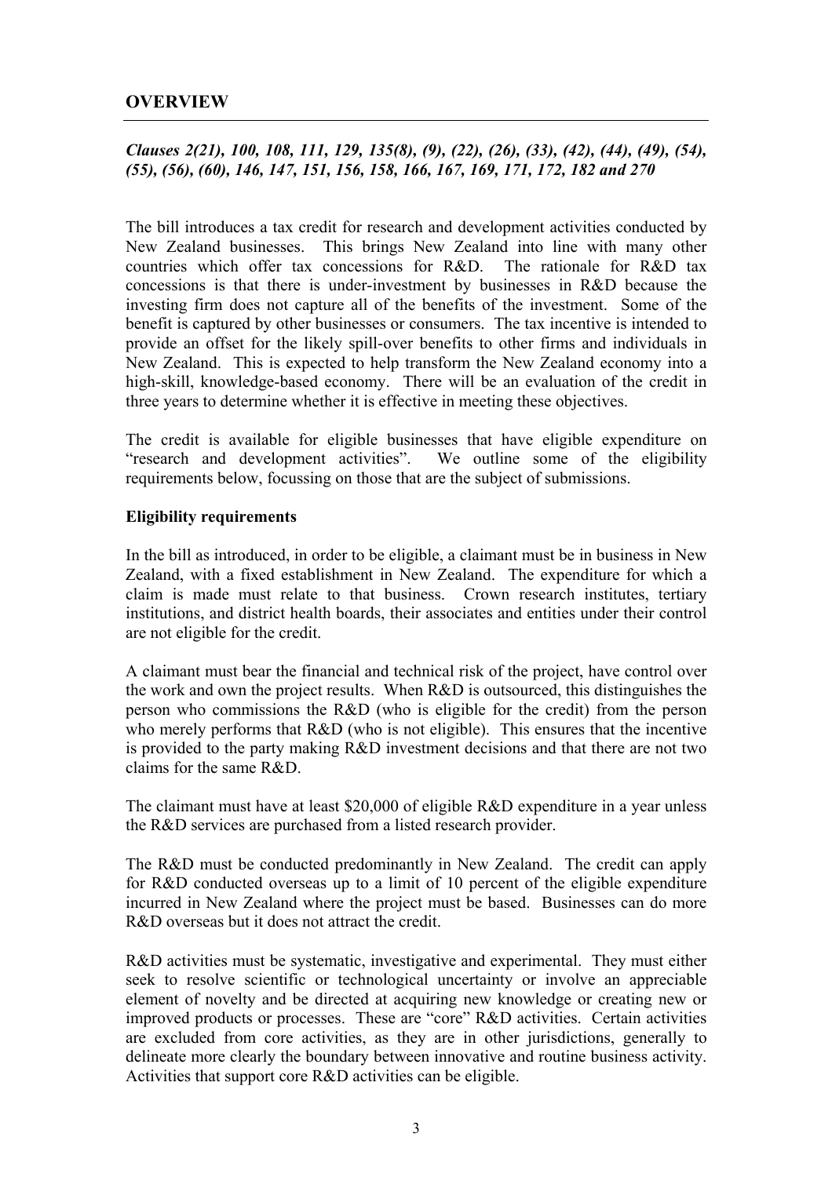## OVERVIEW

***Clauses 2(21), 100, 108, 111, 129, 135(8), (9), (22), (26), (33), (42), (44), (49), (54), (55), (56), (60), 146, 147, 151, 156, 158, 166, 167, 169, 171, 172, 182 and 270***

The bill introduces a tax credit for research and development activities conducted by New Zealand businesses. This brings New Zealand into line with many other countries which offer tax concessions for R&D. The rationale for R&D tax concessions is that there is under-investment by businesses in R&D because the investing firm does not capture all of the benefits of the investment. Some of the benefit is captured by other businesses or consumers. The tax incentive is intended to provide an offset for the likely spill-over benefits to other firms and individuals in New Zealand. This is expected to help transform the New Zealand economy into a high-skill, knowledge-based economy. There will be an evaluation of the credit in three years to determine whether it is effective in meeting these objectives.

The credit is available for eligible businesses that have eligible expenditure on "research and development activities". We outline some of the eligibility requirements below, focussing on those that are the subject of submissions.

**Eligibility requirements**

In the bill as introduced, in order to be eligible, a claimant must be in business in New Zealand, with a fixed establishment in New Zealand. The expenditure for which a claim is made must relate to that business. Crown research institutes, tertiary institutions, and district health boards, their associates and entities under their control are not eligible for the credit.

A claimant must bear the financial and technical risk of the project, have control over the work and own the project results. When R&D is outsourced, this distinguishes the person who commissions the R&D (who is eligible for the credit) from the person who merely performs that R&D (who is not eligible). This ensures that the incentive is provided to the party making R&D investment decisions and that there are not two claims for the same R&D.

The claimant must have at least $20,000 of eligible R&D expenditure in a year unless the R&D services are purchased from a listed research provider.

The R&D must be conducted predominantly in New Zealand. The credit can apply for R&D conducted overseas up to a limit of 10 percent of the eligible expenditure incurred in New Zealand where the project must be based. Businesses can do more R&D overseas but it does not attract the credit.

R&D activities must be systematic, investigative and experimental. They must either seek to resolve scientific or technological uncertainty or involve an appreciable element of novelty and be directed at acquiring new knowledge or creating new or improved products or processes. These are "core" R&D activities. Certain activities are excluded from core activities, as they are in other jurisdictions, generally to delineate more clearly the boundary between innovative and routine business activity. Activities that support core R&D activities can be eligible.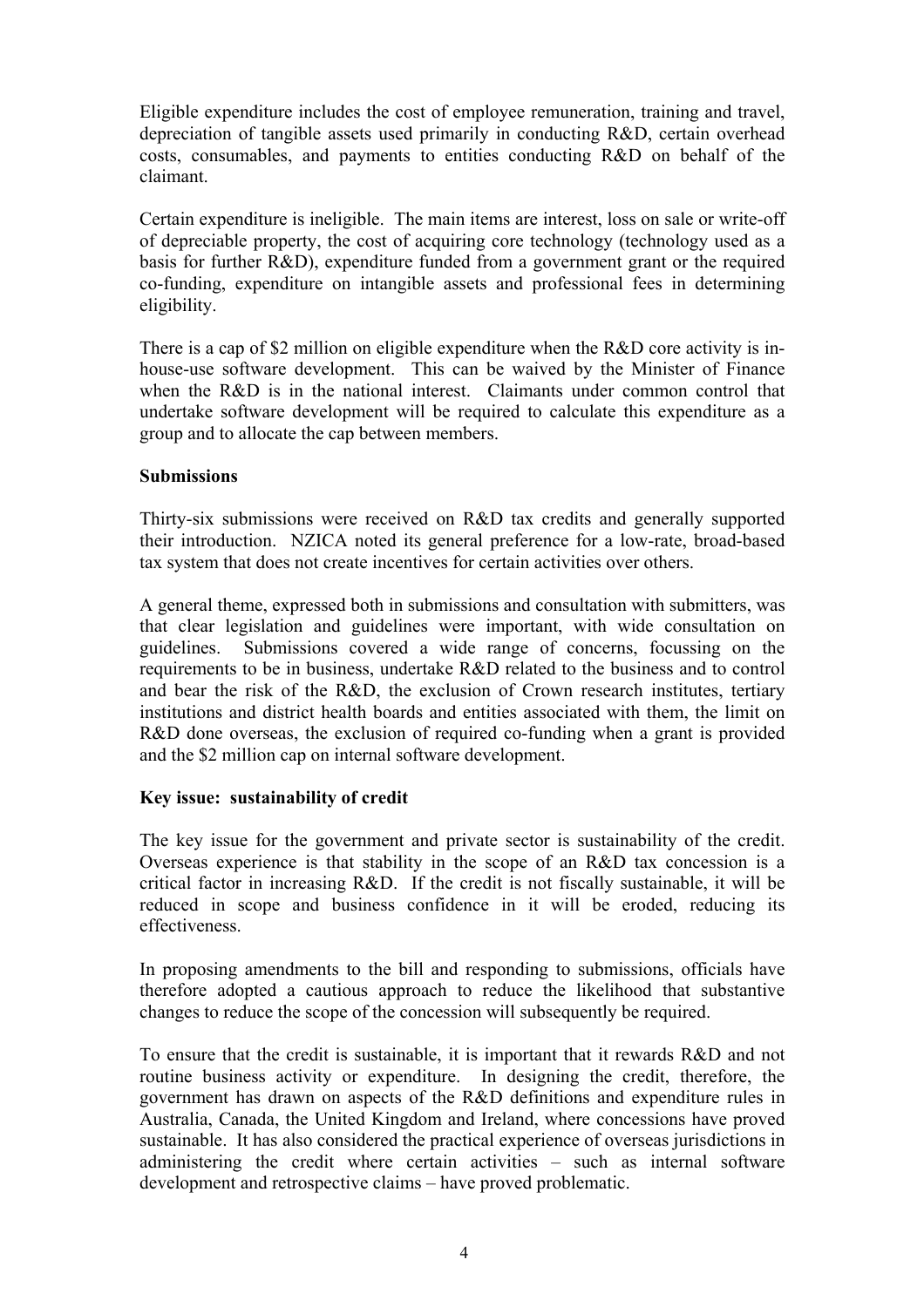Eligible expenditure includes the cost of employee remuneration, training and travel, depreciation of tangible assets used primarily in conducting R&D, certain overhead costs, consumables, and payments to entities conducting R&D on behalf of the claimant.

Certain expenditure is ineligible. The main items are interest, loss on sale or write-off of depreciable property, the cost of acquiring core technology (technology used as a basis for further R&D), expenditure funded from a government grant or the required co-funding, expenditure on intangible assets and professional fees in determining eligibility.

There is a cap of $2 million on eligible expenditure when the R&D core activity is in-house-use software development. This can be waived by the Minister of Finance when the R&D is in the national interest. Claimants under common control that undertake software development will be required to calculate this expenditure as a group and to allocate the cap between members.

**Submissions**

Thirty-six submissions were received on R&D tax credits and generally supported their introduction. NZICA noted its general preference for a low-rate, broad-based tax system that does not create incentives for certain activities over others.

A general theme, expressed both in submissions and consultation with submitters, was that clear legislation and guidelines were important, with wide consultation on guidelines. Submissions covered a wide range of concerns, focussing on the requirements to be in business, undertake R&D related to the business and to control and bear the risk of the R&D, the exclusion of Crown research institutes, tertiary institutions and district health boards and entities associated with them, the limit on R&D done overseas, the exclusion of required co-funding when a grant is provided and the $2 million cap on internal software development.

**Key issue: sustainability of credit**

The key issue for the government and private sector is sustainability of the credit. Overseas experience is that stability in the scope of an R&D tax concession is a critical factor in increasing R&D. If the credit is not fiscally sustainable, it will be reduced in scope and business confidence in it will be eroded, reducing its effectiveness.

In proposing amendments to the bill and responding to submissions, officials have therefore adopted a cautious approach to reduce the likelihood that substantive changes to reduce the scope of the concession will subsequently be required.

To ensure that the credit is sustainable, it is important that it rewards R&D and not routine business activity or expenditure. In designing the credit, therefore, the government has drawn on aspects of the R&D definitions and expenditure rules in Australia, Canada, the United Kingdom and Ireland, where concessions have proved sustainable. It has also considered the practical experience of overseas jurisdictions in administering the credit where certain activities – such as internal software development and retrospective claims – have proved problematic.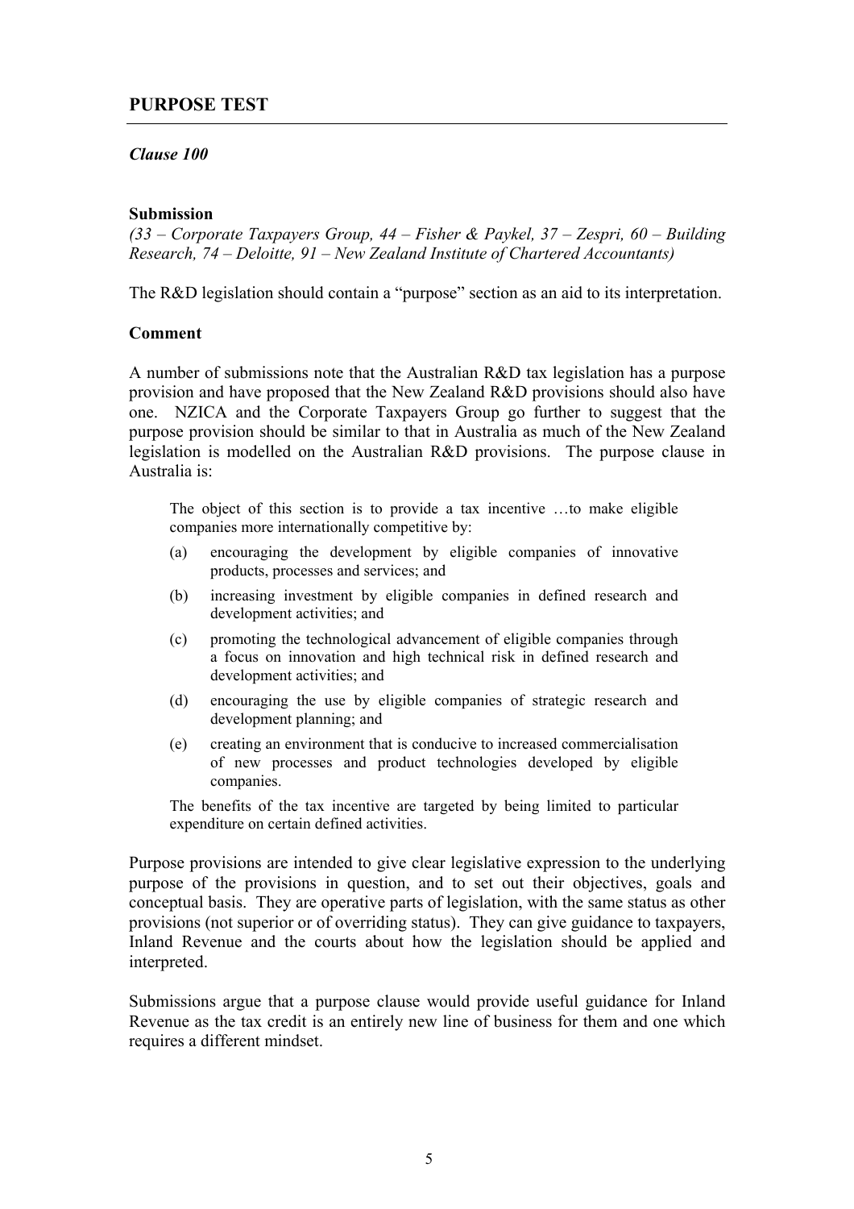## PURPOSE TEST

***Clause 100***

**Submission**

*(33 – Corporate Taxpayers Group, 44 – Fisher & Paykel, 37 – Zespri, 60 – Building Research, 74 – Deloitte, 91 – New Zealand Institute of Chartered Accountants)*

The R&D legislation should contain a "purpose" section as an aid to its interpretation.

**Comment**

A number of submissions note that the Australian R&D tax legislation has a purpose provision and have proposed that the New Zealand R&D provisions should also have one. NZICA and the Corporate Taxpayers Group go further to suggest that the purpose provision should be similar to that in Australia as much of the New Zealand legislation is modelled on the Australian R&D provisions. The purpose clause in Australia is:

> The object of this section is to provide a tax incentive …to make eligible companies more internationally competitive by:
>
> (a) encouraging the development by eligible companies of innovative products, processes and services; and
>
> (b) increasing investment by eligible companies in defined research and development activities; and
>
> (c) promoting the technological advancement of eligible companies through a focus on innovation and high technical risk in defined research and development activities; and
>
> (d) encouraging the use by eligible companies of strategic research and development planning; and
>
> (e) creating an environment that is conducive to increased commercialisation of new processes and product technologies developed by eligible companies.
>
> The benefits of the tax incentive are targeted by being limited to particular expenditure on certain defined activities.

Purpose provisions are intended to give clear legislative expression to the underlying purpose of the provisions in question, and to set out their objectives, goals and conceptual basis. They are operative parts of legislation, with the same status as other provisions (not superior or of overriding status). They can give guidance to taxpayers, Inland Revenue and the courts about how the legislation should be applied and interpreted.

Submissions argue that a purpose clause would provide useful guidance for Inland Revenue as the tax credit is an entirely new line of business for them and one which requires a different mindset.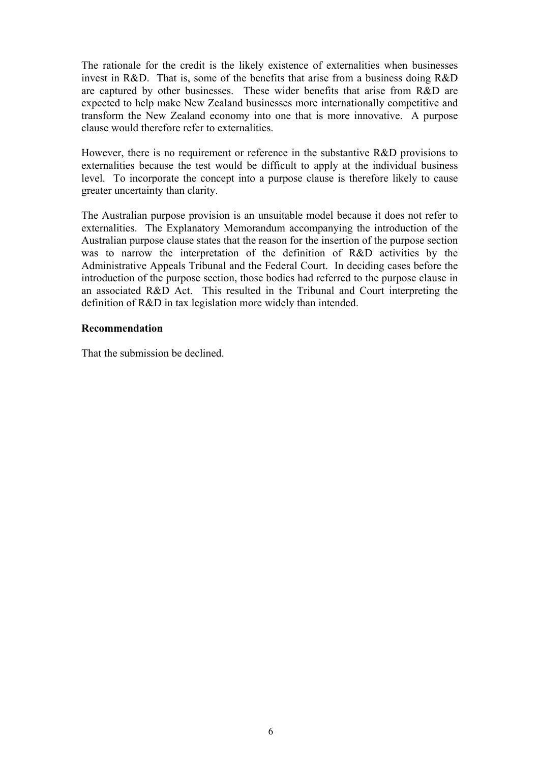The rationale for the credit is the likely existence of externalities when businesses invest in R&D. That is, some of the benefits that arise from a business doing R&D are captured by other businesses. These wider benefits that arise from R&D are expected to help make New Zealand businesses more internationally competitive and transform the New Zealand economy into one that is more innovative. A purpose clause would therefore refer to externalities.

However, there is no requirement or reference in the substantive R&D provisions to externalities because the test would be difficult to apply at the individual business level. To incorporate the concept into a purpose clause is therefore likely to cause greater uncertainty than clarity.

The Australian purpose provision is an unsuitable model because it does not refer to externalities. The Explanatory Memorandum accompanying the introduction of the Australian purpose clause states that the reason for the insertion of the purpose section was to narrow the interpretation of the definition of R&D activities by the Administrative Appeals Tribunal and the Federal Court. In deciding cases before the introduction of the purpose section, those bodies had referred to the purpose clause in an associated R&D Act. This resulted in the Tribunal and Court interpreting the definition of R&D in tax legislation more widely than intended.

**Recommendation**

That the submission be declined.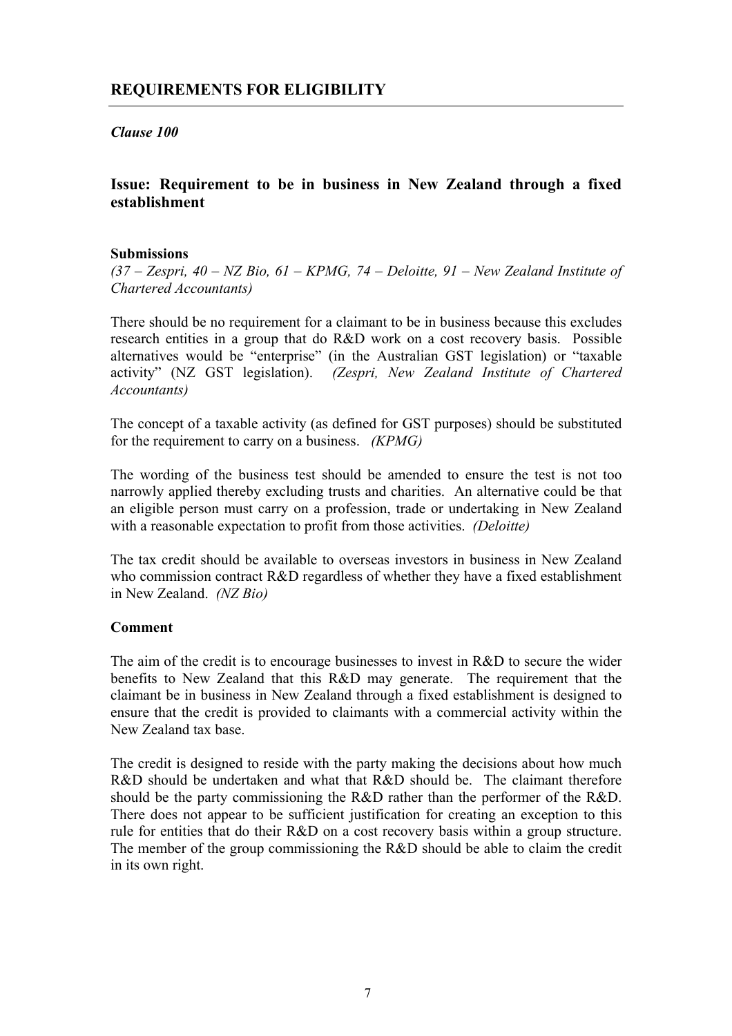## REQUIREMENTS FOR ELIGIBILITY

*Clause 100*

### Issue: Requirement to be in business in New Zealand through a fixed establishment

**Submissions**

*(37 – Zespri, 40 – NZ Bio, 61 – KPMG, 74 – Deloitte, 91 – New Zealand Institute of Chartered Accountants)*

There should be no requirement for a claimant to be in business because this excludes research entities in a group that do R&D work on a cost recovery basis. Possible alternatives would be "enterprise" (in the Australian GST legislation) or "taxable activity" (NZ GST legislation). *(Zespri, New Zealand Institute of Chartered Accountants)*

The concept of a taxable activity (as defined for GST purposes) should be substituted for the requirement to carry on a business. *(KPMG)*

The wording of the business test should be amended to ensure the test is not too narrowly applied thereby excluding trusts and charities. An alternative could be that an eligible person must carry on a profession, trade or undertaking in New Zealand with a reasonable expectation to profit from those activities. *(Deloitte)*

The tax credit should be available to overseas investors in business in New Zealand who commission contract R&D regardless of whether they have a fixed establishment in New Zealand. *(NZ Bio)*

**Comment**

The aim of the credit is to encourage businesses to invest in R&D to secure the wider benefits to New Zealand that this R&D may generate. The requirement that the claimant be in business in New Zealand through a fixed establishment is designed to ensure that the credit is provided to claimants with a commercial activity within the New Zealand tax base.

The credit is designed to reside with the party making the decisions about how much R&D should be undertaken and what that R&D should be. The claimant therefore should be the party commissioning the R&D rather than the performer of the R&D. There does not appear to be sufficient justification for creating an exception to this rule for entities that do their R&D on a cost recovery basis within a group structure. The member of the group commissioning the R&D should be able to claim the credit in its own right.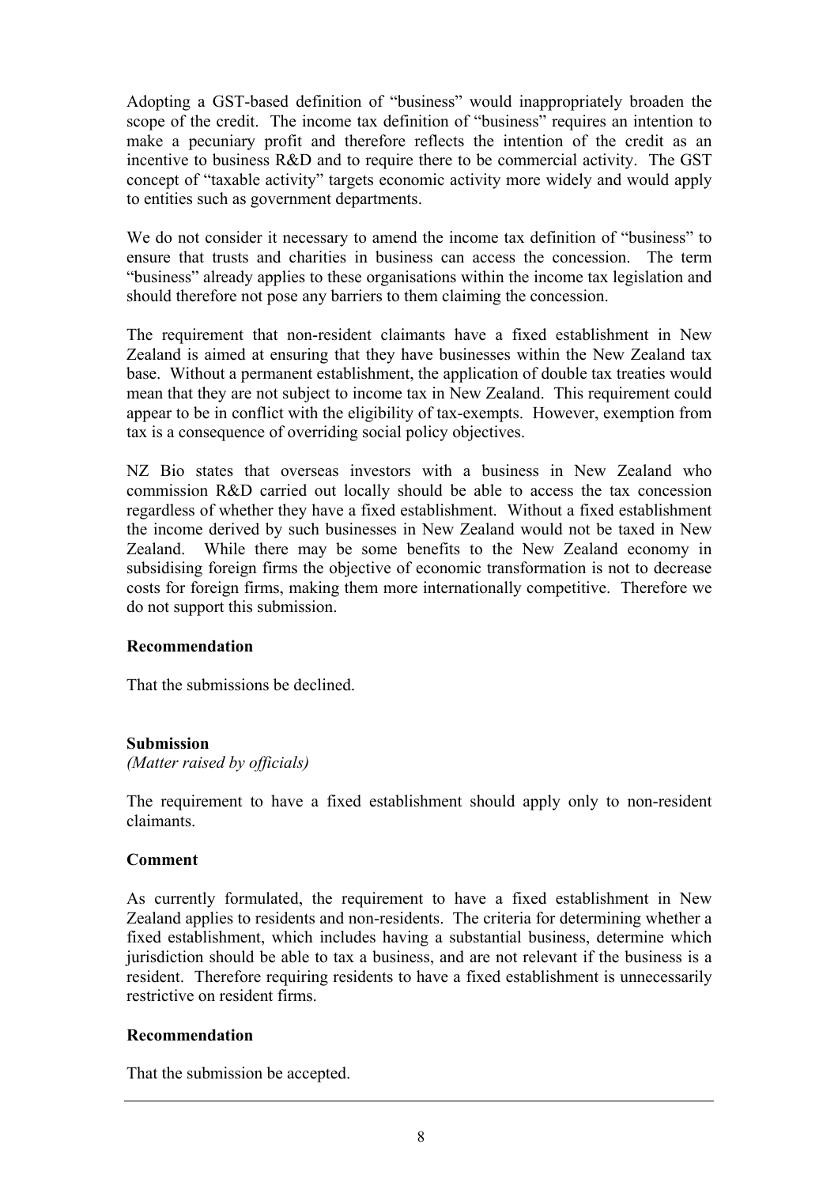Adopting a GST-based definition of "business" would inappropriately broaden the scope of the credit. The income tax definition of "business" requires an intention to make a pecuniary profit and therefore reflects the intention of the credit as an incentive to business R&D and to require there to be commercial activity. The GST concept of "taxable activity" targets economic activity more widely and would apply to entities such as government departments.

We do not consider it necessary to amend the income tax definition of "business" to ensure that trusts and charities in business can access the concession. The term "business" already applies to these organisations within the income tax legislation and should therefore not pose any barriers to them claiming the concession.

The requirement that non-resident claimants have a fixed establishment in New Zealand is aimed at ensuring that they have businesses within the New Zealand tax base. Without a permanent establishment, the application of double tax treaties would mean that they are not subject to income tax in New Zealand. This requirement could appear to be in conflict with the eligibility of tax-exempts. However, exemption from tax is a consequence of overriding social policy objectives.

NZ Bio states that overseas investors with a business in New Zealand who commission R&D carried out locally should be able to access the tax concession regardless of whether they have a fixed establishment. Without a fixed establishment the income derived by such businesses in New Zealand would not be taxed in New Zealand. While there may be some benefits to the New Zealand economy in subsidising foreign firms the objective of economic transformation is not to decrease costs for foreign firms, making them more internationally competitive. Therefore we do not support this submission.

**Recommendation**

That the submissions be declined.

**Submission**

*(Matter raised by officials)*

The requirement to have a fixed establishment should apply only to non-resident claimants.

**Comment**

As currently formulated, the requirement to have a fixed establishment in New Zealand applies to residents and non-residents. The criteria for determining whether a fixed establishment, which includes having a substantial business, determine which jurisdiction should be able to tax a business, and are not relevant if the business is a resident. Therefore requiring residents to have a fixed establishment is unnecessarily restrictive on resident firms.

**Recommendation**

That the submission be accepted.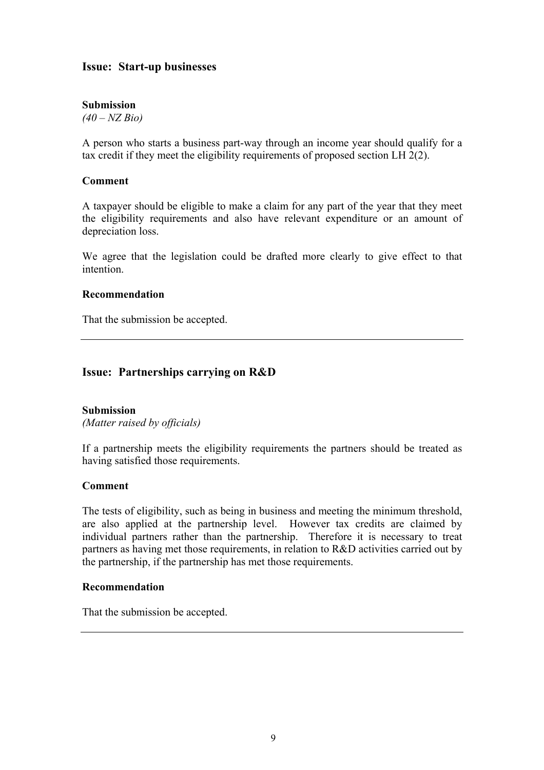## Issue: Start-up businesses

**Submission**
*(40 – NZ Bio)*

A person who starts a business part-way through an income year should qualify for a tax credit if they meet the eligibility requirements of proposed section LH 2(2).

**Comment**

A taxpayer should be eligible to make a claim for any part of the year that they meet the eligibility requirements and also have relevant expenditure or an amount of depreciation loss.

We agree that the legislation could be drafted more clearly to give effect to that intention.

**Recommendation**

That the submission be accepted.

---

## Issue: Partnerships carrying on R&D

**Submission**
*(Matter raised by officials)*

If a partnership meets the eligibility requirements the partners should be treated as having satisfied those requirements.

**Comment**

The tests of eligibility, such as being in business and meeting the minimum threshold, are also applied at the partnership level. However tax credits are claimed by individual partners rather than the partnership. Therefore it is necessary to treat partners as having met those requirements, in relation to R&D activities carried out by the partnership, if the partnership has met those requirements.

**Recommendation**

That the submission be accepted.

---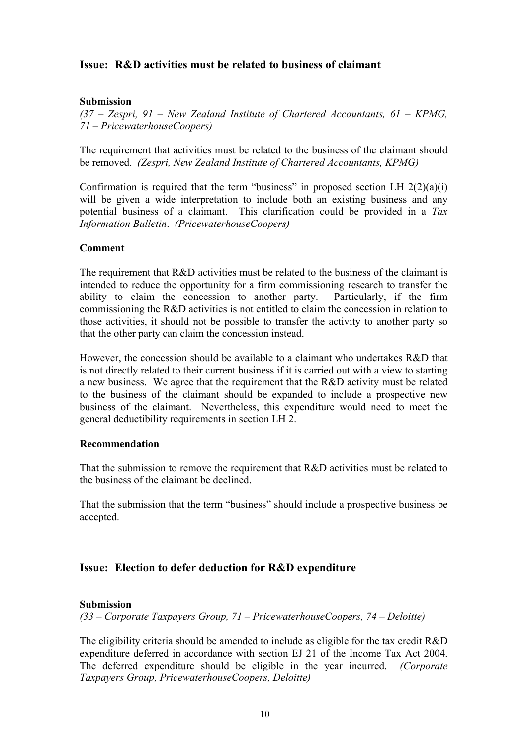## Issue: R&D activities must be related to business of claimant

**Submission**

*(37 – Zespri, 91 – New Zealand Institute of Chartered Accountants, 61 – KPMG, 71 – PricewaterhouseCoopers)*

The requirement that activities must be related to the business of the claimant should be removed. *(Zespri, New Zealand Institute of Chartered Accountants, KPMG)*

Confirmation is required that the term "business" in proposed section LH 2(2)(a)(i) will be given a wide interpretation to include both an existing business and any potential business of a claimant. This clarification could be provided in a *Tax Information Bulletin*. *(PricewaterhouseCoopers)*

**Comment**

The requirement that R&D activities must be related to the business of the claimant is intended to reduce the opportunity for a firm commissioning research to transfer the ability to claim the concession to another party. Particularly, if the firm commissioning the R&D activities is not entitled to claim the concession in relation to those activities, it should not be possible to transfer the activity to another party so that the other party can claim the concession instead.

However, the concession should be available to a claimant who undertakes R&D that is not directly related to their current business if it is carried out with a view to starting a new business. We agree that the requirement that the R&D activity must be related to the business of the claimant should be expanded to include a prospective new business of the claimant. Nevertheless, this expenditure would need to meet the general deductibility requirements in section LH 2.

**Recommendation**

That the submission to remove the requirement that R&D activities must be related to the business of the claimant be declined.

That the submission that the term "business" should include a prospective business be accepted.

---

## Issue: Election to defer deduction for R&D expenditure

**Submission**

*(33 – Corporate Taxpayers Group, 71 – PricewaterhouseCoopers, 74 – Deloitte)*

The eligibility criteria should be amended to include as eligible for the tax credit R&D expenditure deferred in accordance with section EJ 21 of the Income Tax Act 2004. The deferred expenditure should be eligible in the year incurred. *(Corporate Taxpayers Group, PricewaterhouseCoopers, Deloitte)*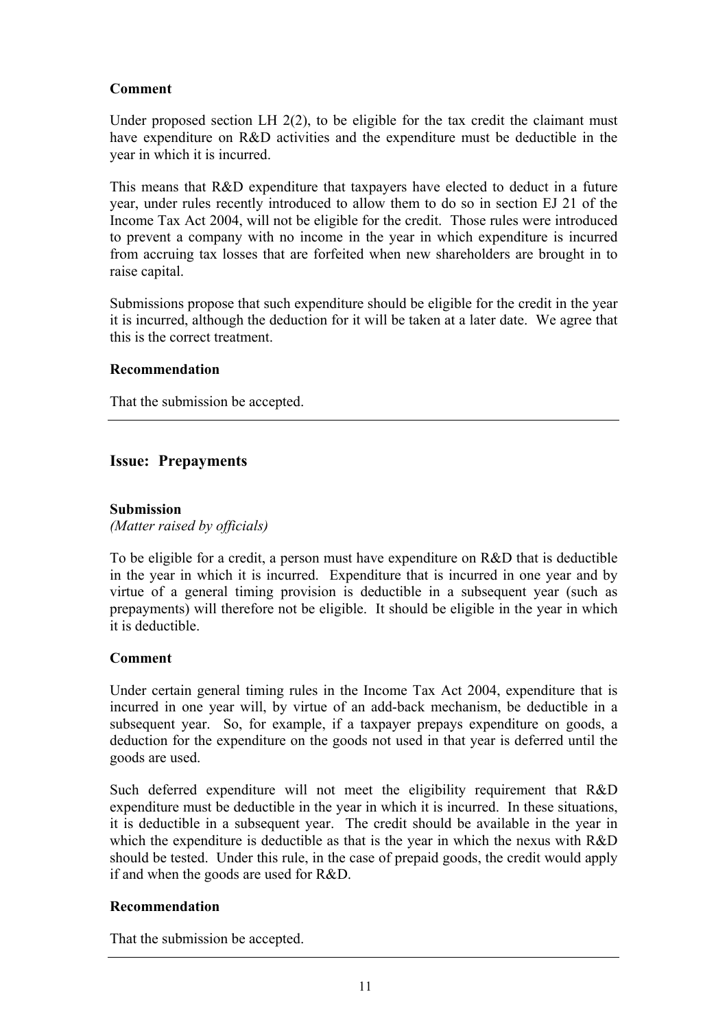**Comment**

Under proposed section LH 2(2), to be eligible for the tax credit the claimant must have expenditure on R&D activities and the expenditure must be deductible in the year in which it is incurred.

This means that R&D expenditure that taxpayers have elected to deduct in a future year, under rules recently introduced to allow them to do so in section EJ 21 of the Income Tax Act 2004, will not be eligible for the credit. Those rules were introduced to prevent a company with no income in the year in which expenditure is incurred from accruing tax losses that are forfeited when new shareholders are brought in to raise capital.

Submissions propose that such expenditure should be eligible for the credit in the year it is incurred, although the deduction for it will be taken at a later date. We agree that this is the correct treatment.

**Recommendation**

That the submission be accepted.

---

## Issue: Prepayments

**Submission**
*(Matter raised by officials)*

To be eligible for a credit, a person must have expenditure on R&D that is deductible in the year in which it is incurred. Expenditure that is incurred in one year and by virtue of a general timing provision is deductible in a subsequent year (such as prepayments) will therefore not be eligible. It should be eligible in the year in which it is deductible.

**Comment**

Under certain general timing rules in the Income Tax Act 2004, expenditure that is incurred in one year will, by virtue of an add-back mechanism, be deductible in a subsequent year. So, for example, if a taxpayer prepays expenditure on goods, a deduction for the expenditure on the goods not used in that year is deferred until the goods are used.

Such deferred expenditure will not meet the eligibility requirement that R&D expenditure must be deductible in the year in which it is incurred. In these situations, it is deductible in a subsequent year. The credit should be available in the year in which the expenditure is deductible as that is the year in which the nexus with R&D should be tested. Under this rule, in the case of prepaid goods, the credit would apply if and when the goods are used for R&D.

**Recommendation**

That the submission be accepted.

---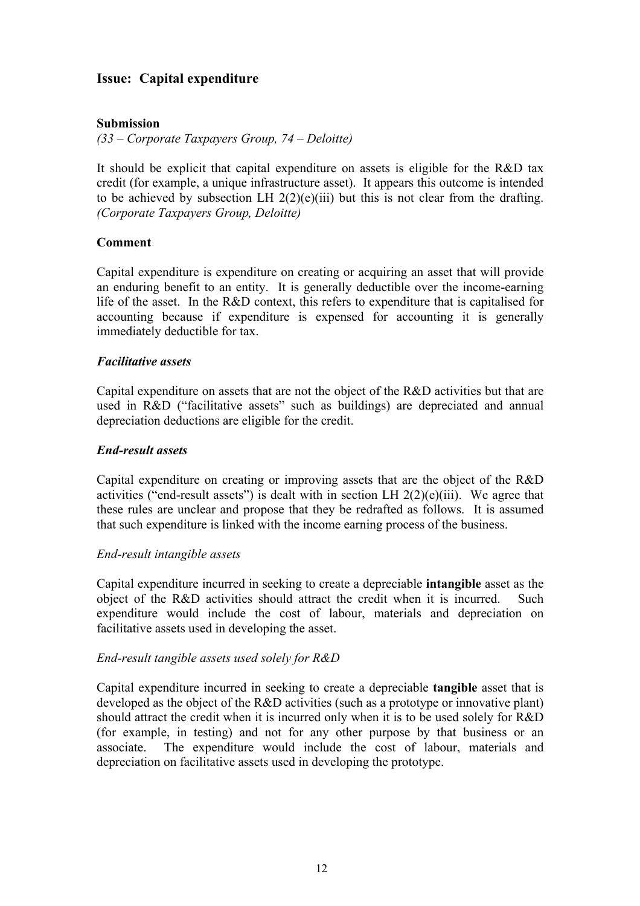## Issue: Capital expenditure

**Submission**

*(33 – Corporate Taxpayers Group, 74 – Deloitte)*

It should be explicit that capital expenditure on assets is eligible for the R&D tax credit (for example, a unique infrastructure asset). It appears this outcome is intended to be achieved by subsection LH 2(2)(e)(iii) but this is not clear from the drafting. *(Corporate Taxpayers Group, Deloitte)*

**Comment**

Capital expenditure is expenditure on creating or acquiring an asset that will provide an enduring benefit to an entity. It is generally deductible over the income-earning life of the asset. In the R&D context, this refers to expenditure that is capitalised for accounting because if expenditure is expensed for accounting it is generally immediately deductible for tax.

***Facilitative assets***

Capital expenditure on assets that are not the object of the R&D activities but that are used in R&D ("facilitative assets" such as buildings) are depreciated and annual depreciation deductions are eligible for the credit.

***End-result assets***

Capital expenditure on creating or improving assets that are the object of the R&D activities ("end-result assets") is dealt with in section LH 2(2)(e)(iii). We agree that these rules are unclear and propose that they be redrafted as follows. It is assumed that such expenditure is linked with the income earning process of the business.

*End-result intangible assets*

Capital expenditure incurred in seeking to create a depreciable **intangible** asset as the object of the R&D activities should attract the credit when it is incurred. Such expenditure would include the cost of labour, materials and depreciation on facilitative assets used in developing the asset.

*End-result tangible assets used solely for R&D*

Capital expenditure incurred in seeking to create a depreciable **tangible** asset that is developed as the object of the R&D activities (such as a prototype or innovative plant) should attract the credit when it is incurred only when it is to be used solely for R&D (for example, in testing) and not for any other purpose by that business or an associate. The expenditure would include the cost of labour, materials and depreciation on facilitative assets used in developing the prototype.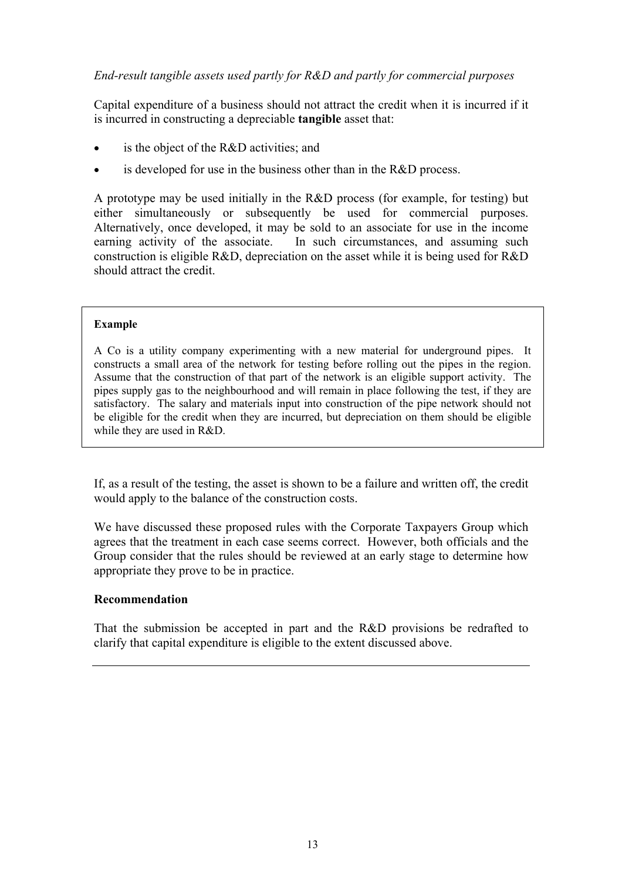*End-result tangible assets used partly for R&D and partly for commercial purposes*

Capital expenditure of a business should not attract the credit when it is incurred if it is incurred in constructing a depreciable **tangible** asset that:

- is the object of the R&D activities; and
- is developed for use in the business other than in the R&D process.

A prototype may be used initially in the R&D process (for example, for testing) but either simultaneously or subsequently be used for commercial purposes. Alternatively, once developed, it may be sold to an associate for use in the income earning activity of the associate. In such circumstances, and assuming such construction is eligible R&D, depreciation on the asset while it is being used for R&D should attract the credit.

> **Example**
>
> A Co is a utility company experimenting with a new material for underground pipes. It constructs a small area of the network for testing before rolling out the pipes in the region. Assume that the construction of that part of the network is an eligible support activity. The pipes supply gas to the neighbourhood and will remain in place following the test, if they are satisfactory. The salary and materials input into construction of the pipe network should not be eligible for the credit when they are incurred, but depreciation on them should be eligible while they are used in R&D.

If, as a result of the testing, the asset is shown to be a failure and written off, the credit would apply to the balance of the construction costs.

We have discussed these proposed rules with the Corporate Taxpayers Group which agrees that the treatment in each case seems correct. However, both officials and the Group consider that the rules should be reviewed at an early stage to determine how appropriate they prove to be in practice.

**Recommendation**

That the submission be accepted in part and the R&D provisions be redrafted to clarify that capital expenditure is eligible to the extent discussed above.

---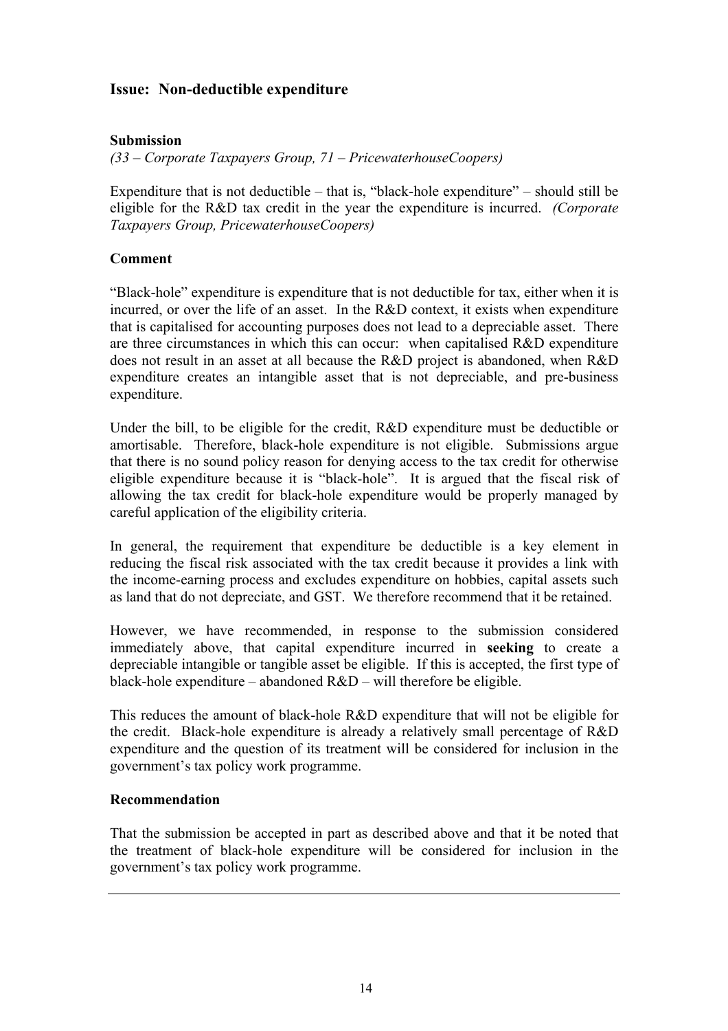## Issue: Non-deductible expenditure

### Submission

*(33 – Corporate Taxpayers Group, 71 – PricewaterhouseCoopers)*

Expenditure that is not deductible – that is, "black-hole expenditure" – should still be eligible for the R&D tax credit in the year the expenditure is incurred. *(Corporate Taxpayers Group, PricewaterhouseCoopers)*

### Comment

"Black-hole" expenditure is expenditure that is not deductible for tax, either when it is incurred, or over the life of an asset. In the R&D context, it exists when expenditure that is capitalised for accounting purposes does not lead to a depreciable asset. There are three circumstances in which this can occur: when capitalised R&D expenditure does not result in an asset at all because the R&D project is abandoned, when R&D expenditure creates an intangible asset that is not depreciable, and pre-business expenditure.

Under the bill, to be eligible for the credit, R&D expenditure must be deductible or amortisable. Therefore, black-hole expenditure is not eligible. Submissions argue that there is no sound policy reason for denying access to the tax credit for otherwise eligible expenditure because it is "black-hole". It is argued that the fiscal risk of allowing the tax credit for black-hole expenditure would be properly managed by careful application of the eligibility criteria.

In general, the requirement that expenditure be deductible is a key element in reducing the fiscal risk associated with the tax credit because it provides a link with the income-earning process and excludes expenditure on hobbies, capital assets such as land that do not depreciate, and GST. We therefore recommend that it be retained.

However, we have recommended, in response to the submission considered immediately above, that capital expenditure incurred in **seeking** to create a depreciable intangible or tangible asset be eligible. If this is accepted, the first type of black-hole expenditure – abandoned R&D – will therefore be eligible.

This reduces the amount of black-hole R&D expenditure that will not be eligible for the credit. Black-hole expenditure is already a relatively small percentage of R&D expenditure and the question of its treatment will be considered for inclusion in the government's tax policy work programme.

### Recommendation

That the submission be accepted in part as described above and that it be noted that the treatment of black-hole expenditure will be considered for inclusion in the government's tax policy work programme.

---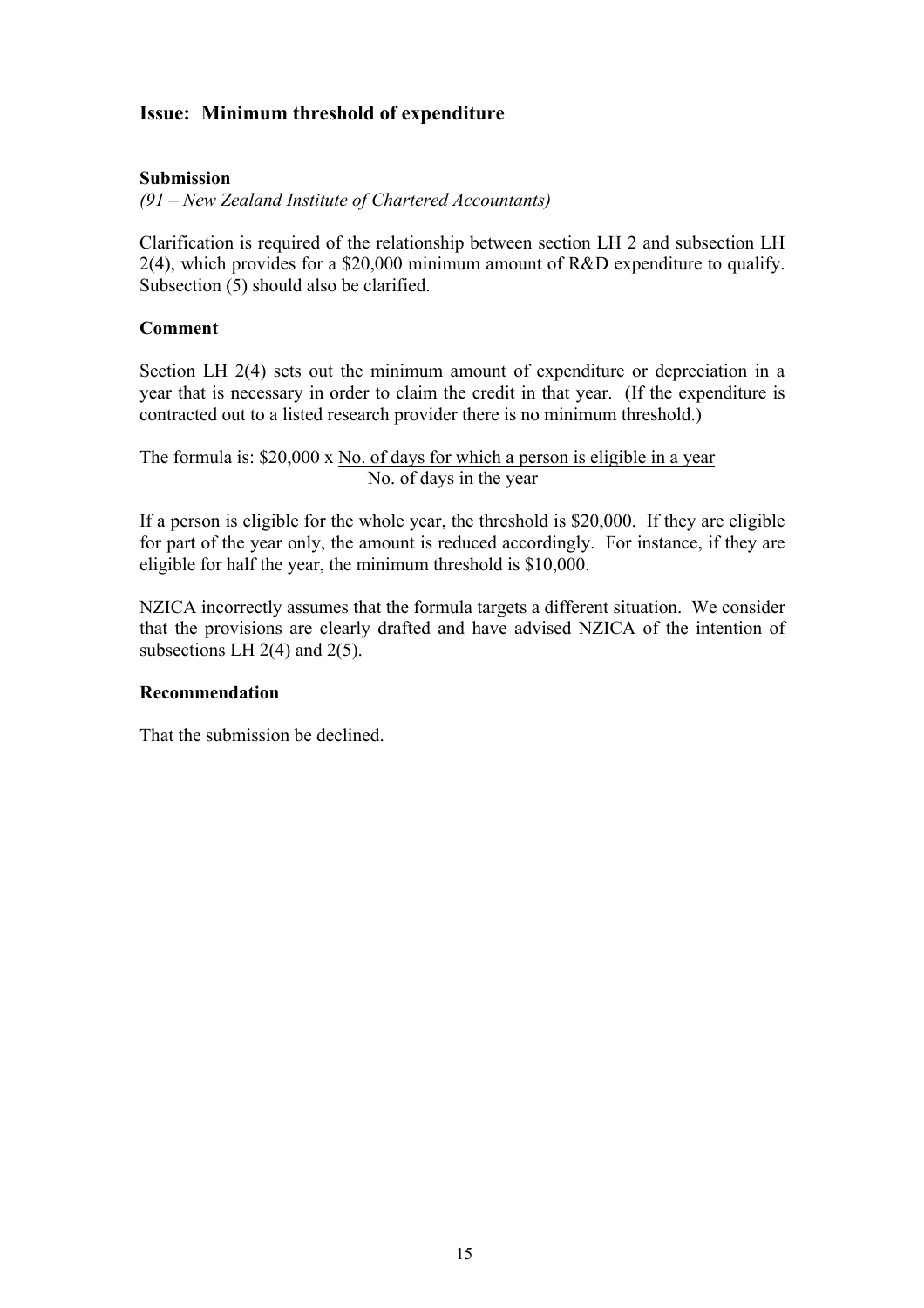## Issue: Minimum threshold of expenditure

### Submission

*(91 – New Zealand Institute of Chartered Accountants)*

Clarification is required of the relationship between section LH 2 and subsection LH 2(4), which provides for a $20,000 minimum amount of R&D expenditure to qualify. Subsection (5) should also be clarified.

### Comment

Section LH 2(4) sets out the minimum amount of expenditure or depreciation in a year that is necessary in order to claim the credit in that year. (If the expenditure is contracted out to a listed research provider there is no minimum threshold.)

The formula is: $\$20{,}000 \times \dfrac{\text{No. of days for which a person is eligible in a year}}{\text{No. of days in the year}}$

If a person is eligible for the whole year, the threshold is $20,000. If they are eligible for part of the year only, the amount is reduced accordingly. For instance, if they are eligible for half the year, the minimum threshold is $10,000.

NZICA incorrectly assumes that the formula targets a different situation. We consider that the provisions are clearly drafted and have advised NZICA of the intention of subsections LH 2(4) and 2(5).

### Recommendation

That the submission be declined.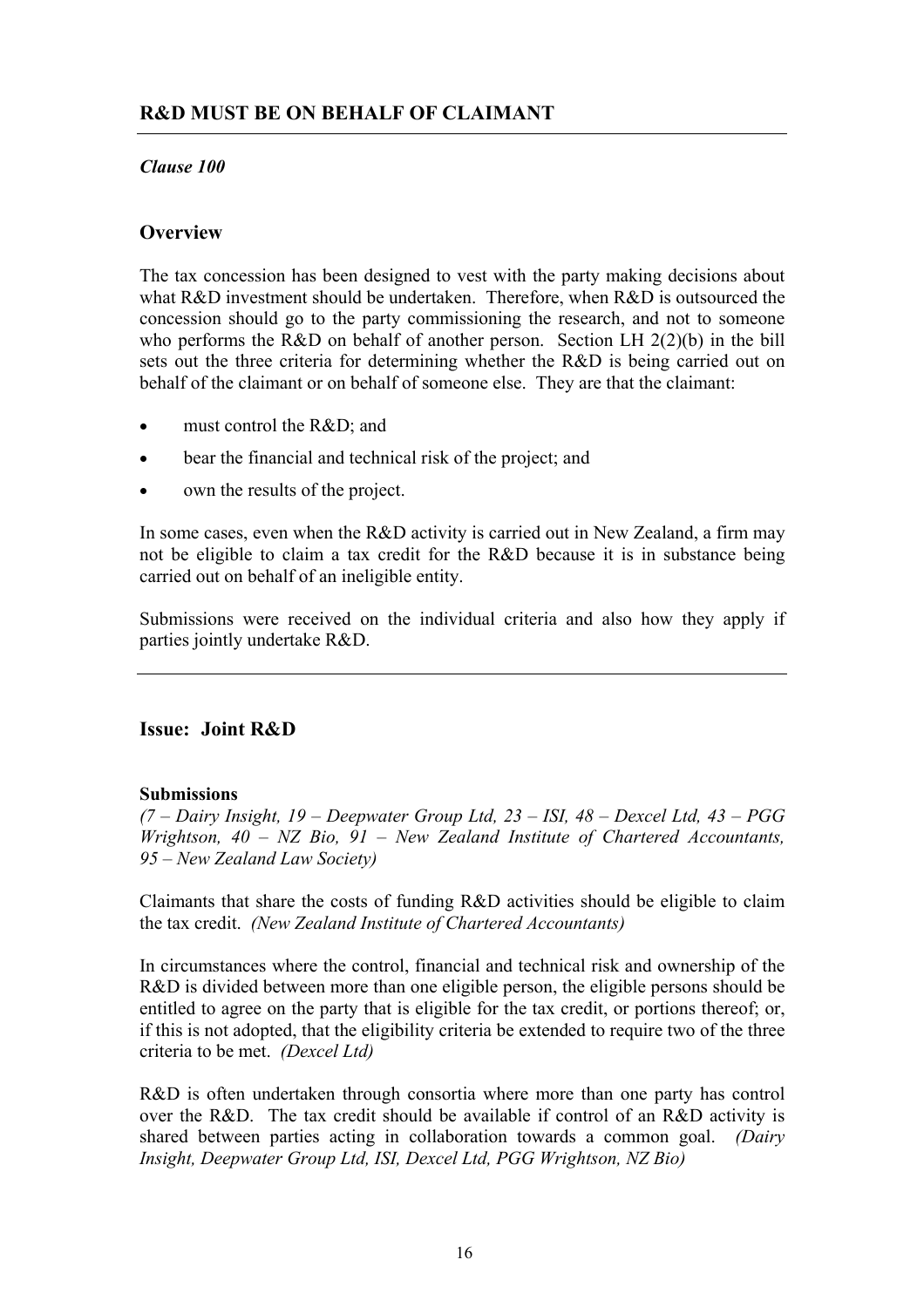## R&D MUST BE ON BEHALF OF CLAIMANT

***Clause 100***

### Overview

The tax concession has been designed to vest with the party making decisions about what R&D investment should be undertaken. Therefore, when R&D is outsourced the concession should go to the party commissioning the research, and not to someone who performs the R&D on behalf of another person. Section LH 2(2)(b) in the bill sets out the three criteria for determining whether the R&D is being carried out on behalf of the claimant or on behalf of someone else. They are that the claimant:

- must control the R&D; and
- bear the financial and technical risk of the project; and
- own the results of the project.

In some cases, even when the R&D activity is carried out in New Zealand, a firm may not be eligible to claim a tax credit for the R&D because it is in substance being carried out on behalf of an ineligible entity.

Submissions were received on the individual criteria and also how they apply if parties jointly undertake R&D.

---

### Issue: Joint R&D

**Submissions**

*(7 – Dairy Insight, 19 – Deepwater Group Ltd, 23 – ISI, 48 – Dexcel Ltd, 43 – PGG Wrightson, 40 – NZ Bio, 91 – New Zealand Institute of Chartered Accountants, 95 – New Zealand Law Society)*

Claimants that share the costs of funding R&D activities should be eligible to claim the tax credit. *(New Zealand Institute of Chartered Accountants)*

In circumstances where the control, financial and technical risk and ownership of the R&D is divided between more than one eligible person, the eligible persons should be entitled to agree on the party that is eligible for the tax credit, or portions thereof; or, if this is not adopted, that the eligibility criteria be extended to require two of the three criteria to be met. *(Dexcel Ltd)*

R&D is often undertaken through consortia where more than one party has control over the R&D. The tax credit should be available if control of an R&D activity is shared between parties acting in collaboration towards a common goal. *(Dairy Insight, Deepwater Group Ltd, ISI, Dexcel Ltd, PGG Wrightson, NZ Bio)*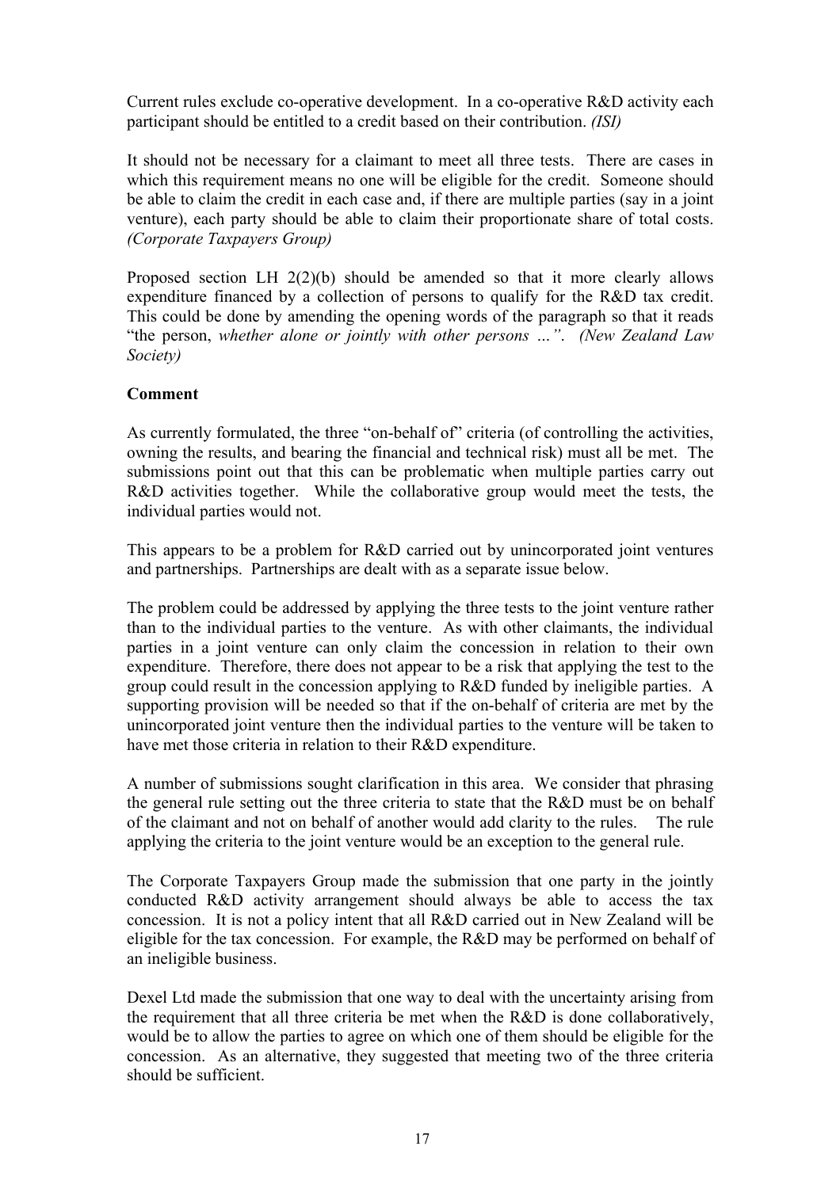Current rules exclude co-operative development. In a co-operative R&D activity each participant should be entitled to a credit based on their contribution. *(ISI)*

It should not be necessary for a claimant to meet all three tests. There are cases in which this requirement means no one will be eligible for the credit. Someone should be able to claim the credit in each case and, if there are multiple parties (say in a joint venture), each party should be able to claim their proportionate share of total costs. *(Corporate Taxpayers Group)*

Proposed section LH 2(2)(b) should be amended so that it more clearly allows expenditure financed by a collection of persons to qualify for the R&D tax credit. This could be done by amending the opening words of the paragraph so that it reads "the person, *whether alone or jointly with other persons …*". *(New Zealand Law Society)*

**Comment**

As currently formulated, the three "on-behalf of" criteria (of controlling the activities, owning the results, and bearing the financial and technical risk) must all be met. The submissions point out that this can be problematic when multiple parties carry out R&D activities together. While the collaborative group would meet the tests, the individual parties would not.

This appears to be a problem for R&D carried out by unincorporated joint ventures and partnerships. Partnerships are dealt with as a separate issue below.

The problem could be addressed by applying the three tests to the joint venture rather than to the individual parties to the venture. As with other claimants, the individual parties in a joint venture can only claim the concession in relation to their own expenditure. Therefore, there does not appear to be a risk that applying the test to the group could result in the concession applying to R&D funded by ineligible parties. A supporting provision will be needed so that if the on-behalf of criteria are met by the unincorporated joint venture then the individual parties to the venture will be taken to have met those criteria in relation to their R&D expenditure.

A number of submissions sought clarification in this area. We consider that phrasing the general rule setting out the three criteria to state that the R&D must be on behalf of the claimant and not on behalf of another would add clarity to the rules. The rule applying the criteria to the joint venture would be an exception to the general rule.

The Corporate Taxpayers Group made the submission that one party in the jointly conducted R&D activity arrangement should always be able to access the tax concession. It is not a policy intent that all R&D carried out in New Zealand will be eligible for the tax concession. For example, the R&D may be performed on behalf of an ineligible business.

Dexel Ltd made the submission that one way to deal with the uncertainty arising from the requirement that all three criteria be met when the R&D is done collaboratively, would be to allow the parties to agree on which one of them should be eligible for the concession. As an alternative, they suggested that meeting two of the three criteria should be sufficient.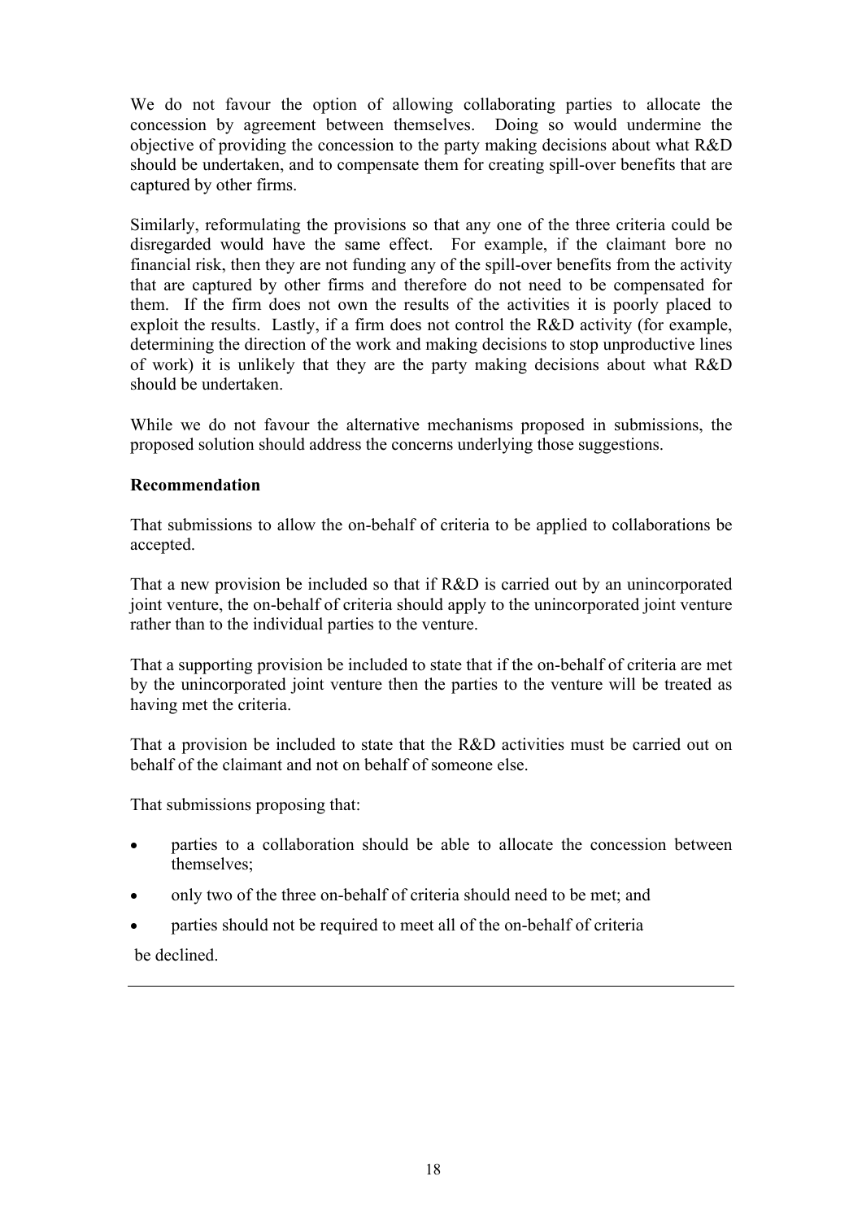We do not favour the option of allowing collaborating parties to allocate the concession by agreement between themselves. Doing so would undermine the objective of providing the concession to the party making decisions about what R&D should be undertaken, and to compensate them for creating spill-over benefits that are captured by other firms.

Similarly, reformulating the provisions so that any one of the three criteria could be disregarded would have the same effect. For example, if the claimant bore no financial risk, then they are not funding any of the spill-over benefits from the activity that are captured by other firms and therefore do not need to be compensated for them. If the firm does not own the results of the activities it is poorly placed to exploit the results. Lastly, if a firm does not control the R&D activity (for example, determining the direction of the work and making decisions to stop unproductive lines of work) it is unlikely that they are the party making decisions about what R&D should be undertaken.

While we do not favour the alternative mechanisms proposed in submissions, the proposed solution should address the concerns underlying those suggestions.

**Recommendation**

That submissions to allow the on-behalf of criteria to be applied to collaborations be accepted.

That a new provision be included so that if R&D is carried out by an unincorporated joint venture, the on-behalf of criteria should apply to the unincorporated joint venture rather than to the individual parties to the venture.

That a supporting provision be included to state that if the on-behalf of criteria are met by the unincorporated joint venture then the parties to the venture will be treated as having met the criteria.

That a provision be included to state that the R&D activities must be carried out on behalf of the claimant and not on behalf of someone else.

That submissions proposing that:

- parties to a collaboration should be able to allocate the concession between themselves;
- only two of the three on-behalf of criteria should need to be met; and
- parties should not be required to meet all of the on-behalf of criteria

be declined.

---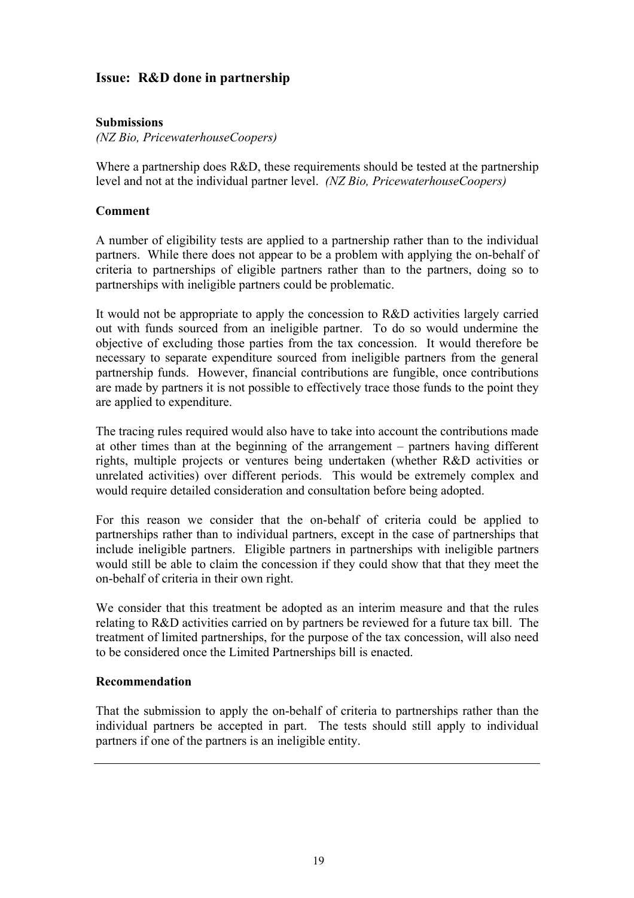## Issue: R&D done in partnership

**Submissions**

*(NZ Bio, PricewaterhouseCoopers)*

Where a partnership does R&D, these requirements should be tested at the partnership level and not at the individual partner level. *(NZ Bio, PricewaterhouseCoopers)*

**Comment**

A number of eligibility tests are applied to a partnership rather than to the individual partners. While there does not appear to be a problem with applying the on-behalf of criteria to partnerships of eligible partners rather than to the partners, doing so to partnerships with ineligible partners could be problematic.

It would not be appropriate to apply the concession to R&D activities largely carried out with funds sourced from an ineligible partner. To do so would undermine the objective of excluding those parties from the tax concession. It would therefore be necessary to separate expenditure sourced from ineligible partners from the general partnership funds. However, financial contributions are fungible, once contributions are made by partners it is not possible to effectively trace those funds to the point they are applied to expenditure.

The tracing rules required would also have to take into account the contributions made at other times than at the beginning of the arrangement – partners having different rights, multiple projects or ventures being undertaken (whether R&D activities or unrelated activities) over different periods. This would be extremely complex and would require detailed consideration and consultation before being adopted.

For this reason we consider that the on-behalf of criteria could be applied to partnerships rather than to individual partners, except in the case of partnerships that include ineligible partners. Eligible partners in partnerships with ineligible partners would still be able to claim the concession if they could show that that they meet the on-behalf of criteria in their own right.

We consider that this treatment be adopted as an interim measure and that the rules relating to R&D activities carried on by partners be reviewed for a future tax bill. The treatment of limited partnerships, for the purpose of the tax concession, will also need to be considered once the Limited Partnerships bill is enacted.

**Recommendation**

That the submission to apply the on-behalf of criteria to partnerships rather than the individual partners be accepted in part. The tests should still apply to individual partners if one of the partners is an ineligible entity.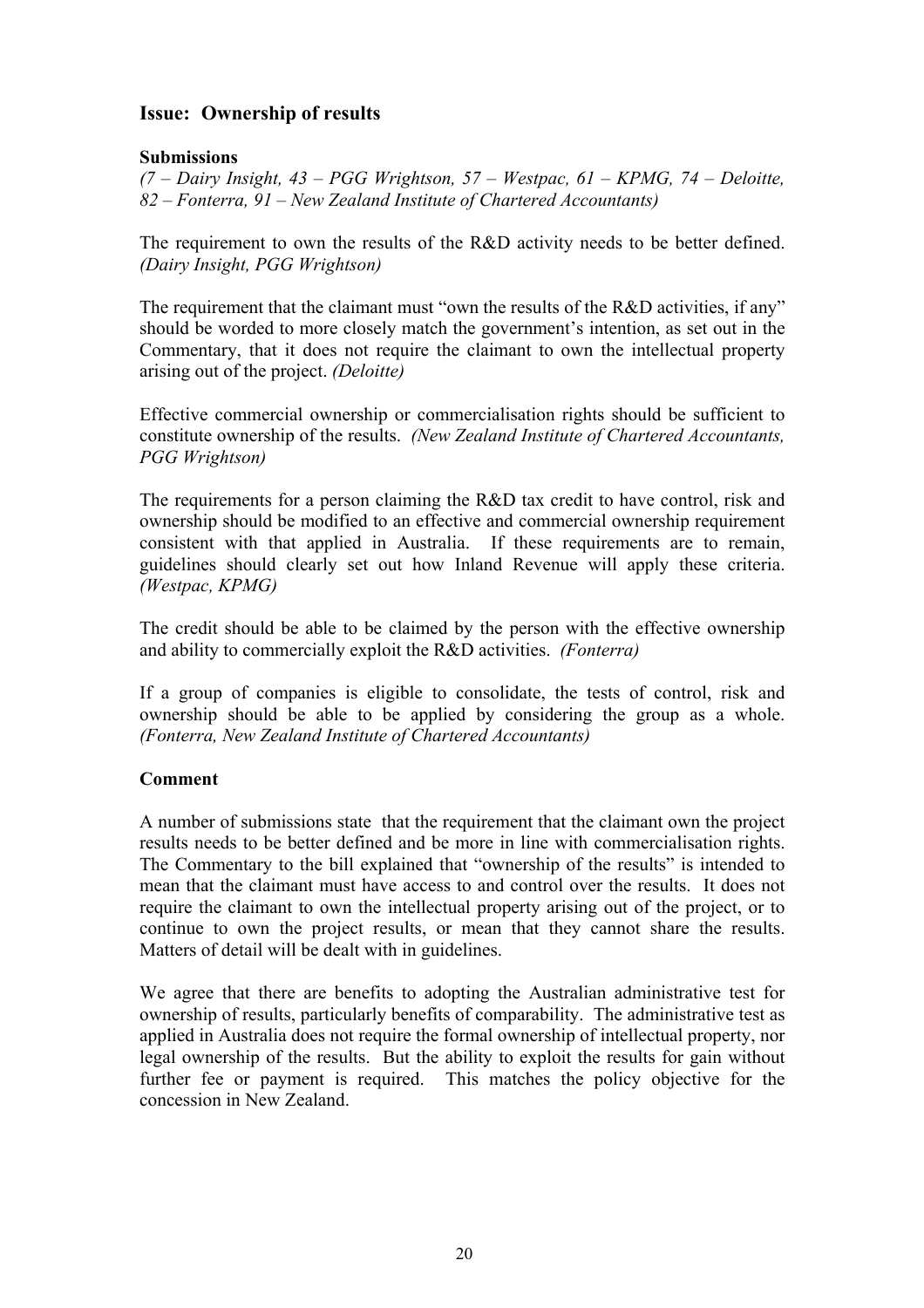## Issue: Ownership of results

### Submissions

*(7 – Dairy Insight, 43 – PGG Wrightson, 57 – Westpac, 61 – KPMG, 74 – Deloitte, 82 – Fonterra, 91 – New Zealand Institute of Chartered Accountants)*

The requirement to own the results of the R&D activity needs to be better defined. *(Dairy Insight, PGG Wrightson)*

The requirement that the claimant must "own the results of the R&D activities, if any" should be worded to more closely match the government's intention, as set out in the Commentary, that it does not require the claimant to own the intellectual property arising out of the project. *(Deloitte)*

Effective commercial ownership or commercialisation rights should be sufficient to constitute ownership of the results. *(New Zealand Institute of Chartered Accountants, PGG Wrightson)*

The requirements for a person claiming the R&D tax credit to have control, risk and ownership should be modified to an effective and commercial ownership requirement consistent with that applied in Australia. If these requirements are to remain, guidelines should clearly set out how Inland Revenue will apply these criteria. *(Westpac, KPMG)*

The credit should be able to be claimed by the person with the effective ownership and ability to commercially exploit the R&D activities. *(Fonterra)*

If a group of companies is eligible to consolidate, the tests of control, risk and ownership should be able to be applied by considering the group as a whole. *(Fonterra, New Zealand Institute of Chartered Accountants)*

### Comment

A number of submissions state that the requirement that the claimant own the project results needs to be better defined and be more in line with commercialisation rights. The Commentary to the bill explained that "ownership of the results" is intended to mean that the claimant must have access to and control over the results. It does not require the claimant to own the intellectual property arising out of the project, or to continue to own the project results, or mean that they cannot share the results. Matters of detail will be dealt with in guidelines.

We agree that there are benefits to adopting the Australian administrative test for ownership of results, particularly benefits of comparability. The administrative test as applied in Australia does not require the formal ownership of intellectual property, nor legal ownership of the results. But the ability to exploit the results for gain without further fee or payment is required. This matches the policy objective for the concession in New Zealand.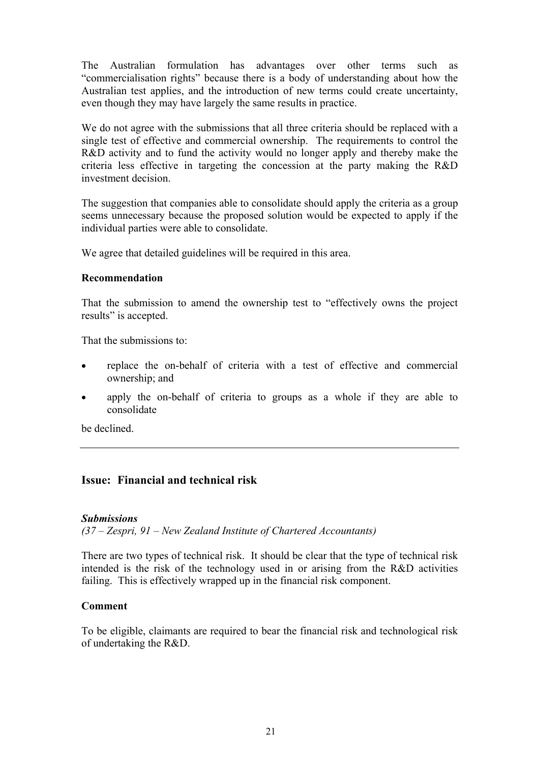The Australian formulation has advantages over other terms such as "commercialisation rights" because there is a body of understanding about how the Australian test applies, and the introduction of new terms could create uncertainty, even though they may have largely the same results in practice.

We do not agree with the submissions that all three criteria should be replaced with a single test of effective and commercial ownership. The requirements to control the R&D activity and to fund the activity would no longer apply and thereby make the criteria less effective in targeting the concession at the party making the R&D investment decision.

The suggestion that companies able to consolidate should apply the criteria as a group seems unnecessary because the proposed solution would be expected to apply if the individual parties were able to consolidate.

We agree that detailed guidelines will be required in this area.

**Recommendation**

That the submission to amend the ownership test to "effectively owns the project results" is accepted.

That the submissions to:

- replace the on-behalf of criteria with a test of effective and commercial ownership; and
- apply the on-behalf of criteria to groups as a whole if they are able to consolidate

be declined.

---

## Issue: Financial and technical risk

***Submissions***

*(37 – Zespri, 91 – New Zealand Institute of Chartered Accountants)*

There are two types of technical risk. It should be clear that the type of technical risk intended is the risk of the technology used in or arising from the R&D activities failing. This is effectively wrapped up in the financial risk component.

**Comment**

To be eligible, claimants are required to bear the financial risk and technological risk of undertaking the R&D.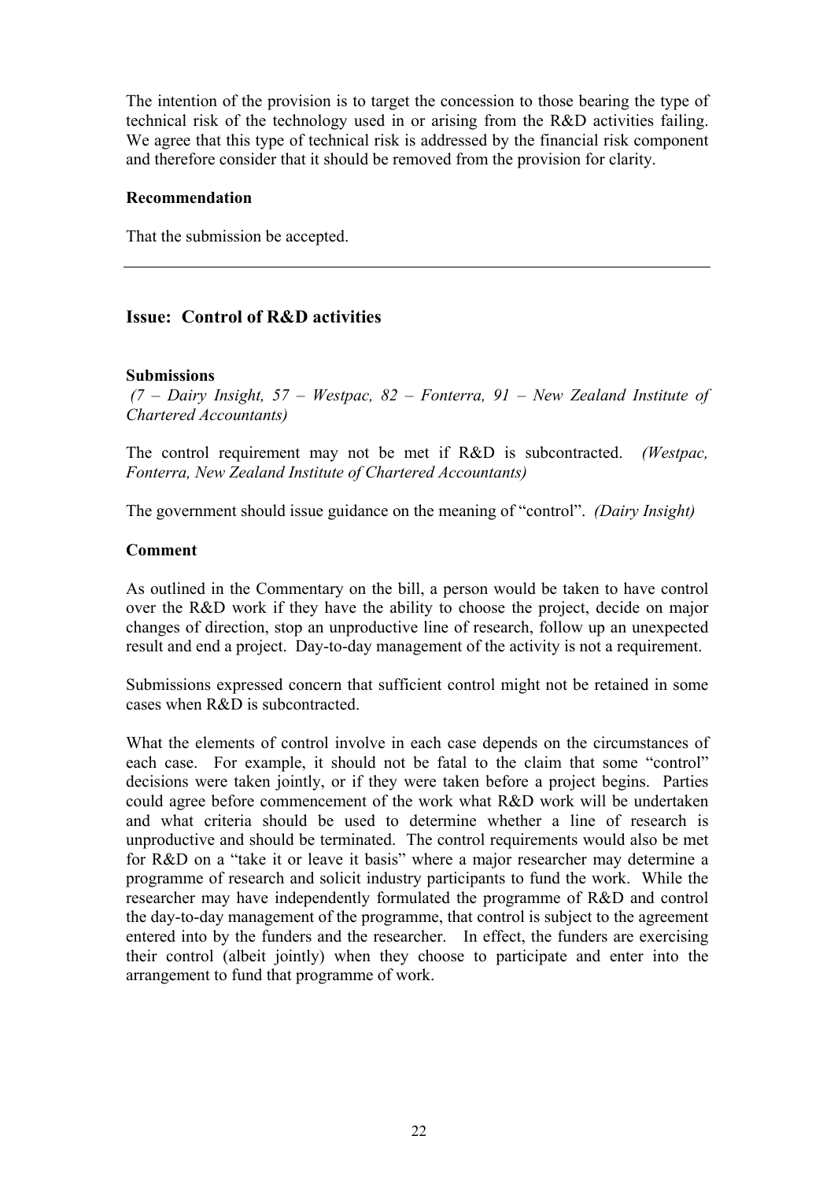The intention of the provision is to target the concession to those bearing the type of technical risk of the technology used in or arising from the R&D activities failing. We agree that this type of technical risk is addressed by the financial risk component and therefore consider that it should be removed from the provision for clarity.

**Recommendation**

That the submission be accepted.

---

## Issue: Control of R&D activities

**Submissions**

*(7 – Dairy Insight, 57 – Westpac, 82 – Fonterra, 91 – New Zealand Institute of Chartered Accountants)*

The control requirement may not be met if R&D is subcontracted. *(Westpac, Fonterra, New Zealand Institute of Chartered Accountants)*

The government should issue guidance on the meaning of "control". *(Dairy Insight)*

**Comment**

As outlined in the Commentary on the bill, a person would be taken to have control over the R&D work if they have the ability to choose the project, decide on major changes of direction, stop an unproductive line of research, follow up an unexpected result and end a project. Day-to-day management of the activity is not a requirement.

Submissions expressed concern that sufficient control might not be retained in some cases when R&D is subcontracted.

What the elements of control involve in each case depends on the circumstances of each case. For example, it should not be fatal to the claim that some "control" decisions were taken jointly, or if they were taken before a project begins. Parties could agree before commencement of the work what R&D work will be undertaken and what criteria should be used to determine whether a line of research is unproductive and should be terminated. The control requirements would also be met for R&D on a "take it or leave it basis" where a major researcher may determine a programme of research and solicit industry participants to fund the work. While the researcher may have independently formulated the programme of R&D and control the day-to-day management of the programme, that control is subject to the agreement entered into by the funders and the researcher. In effect, the funders are exercising their control (albeit jointly) when they choose to participate and enter into the arrangement to fund that programme of work.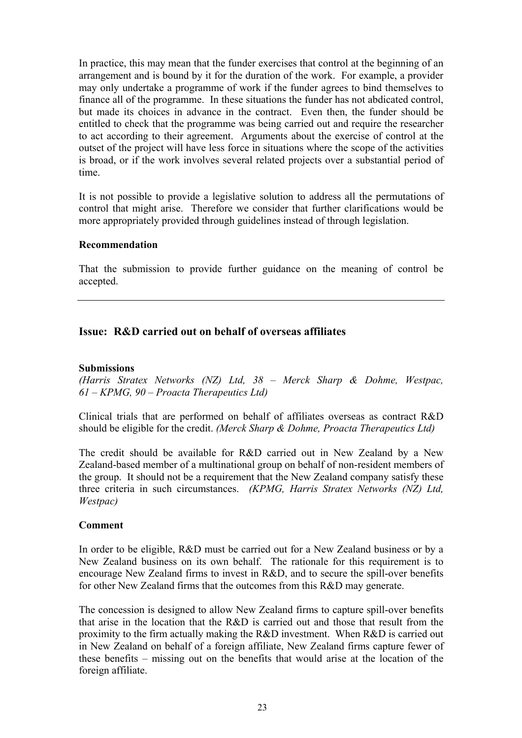In practice, this may mean that the funder exercises that control at the beginning of an arrangement and is bound by it for the duration of the work. For example, a provider may only undertake a programme of work if the funder agrees to bind themselves to finance all of the programme. In these situations the funder has not abdicated control, but made its choices in advance in the contract. Even then, the funder should be entitled to check that the programme was being carried out and require the researcher to act according to their agreement. Arguments about the exercise of control at the outset of the project will have less force in situations where the scope of the activities is broad, or if the work involves several related projects over a substantial period of time.

It is not possible to provide a legislative solution to address all the permutations of control that might arise. Therefore we consider that further clarifications would be more appropriately provided through guidelines instead of through legislation.

**Recommendation**

That the submission to provide further guidance on the meaning of control be accepted.

---

## Issue: R&D carried out on behalf of overseas affiliates

**Submissions**

*(Harris Stratex Networks (NZ) Ltd, 38 – Merck Sharp & Dohme, Westpac, 61 – KPMG, 90 – Proacta Therapeutics Ltd)*

Clinical trials that are performed on behalf of affiliates overseas as contract R&D should be eligible for the credit. *(Merck Sharp & Dohme, Proacta Therapeutics Ltd)*

The credit should be available for R&D carried out in New Zealand by a New Zealand-based member of a multinational group on behalf of non-resident members of the group. It should not be a requirement that the New Zealand company satisfy these three criteria in such circumstances. *(KPMG, Harris Stratex Networks (NZ) Ltd, Westpac)*

**Comment**

In order to be eligible, R&D must be carried out for a New Zealand business or by a New Zealand business on its own behalf. The rationale for this requirement is to encourage New Zealand firms to invest in R&D, and to secure the spill-over benefits for other New Zealand firms that the outcomes from this R&D may generate.

The concession is designed to allow New Zealand firms to capture spill-over benefits that arise in the location that the R&D is carried out and those that result from the proximity to the firm actually making the R&D investment. When R&D is carried out in New Zealand on behalf of a foreign affiliate, New Zealand firms capture fewer of these benefits – missing out on the benefits that would arise at the location of the foreign affiliate.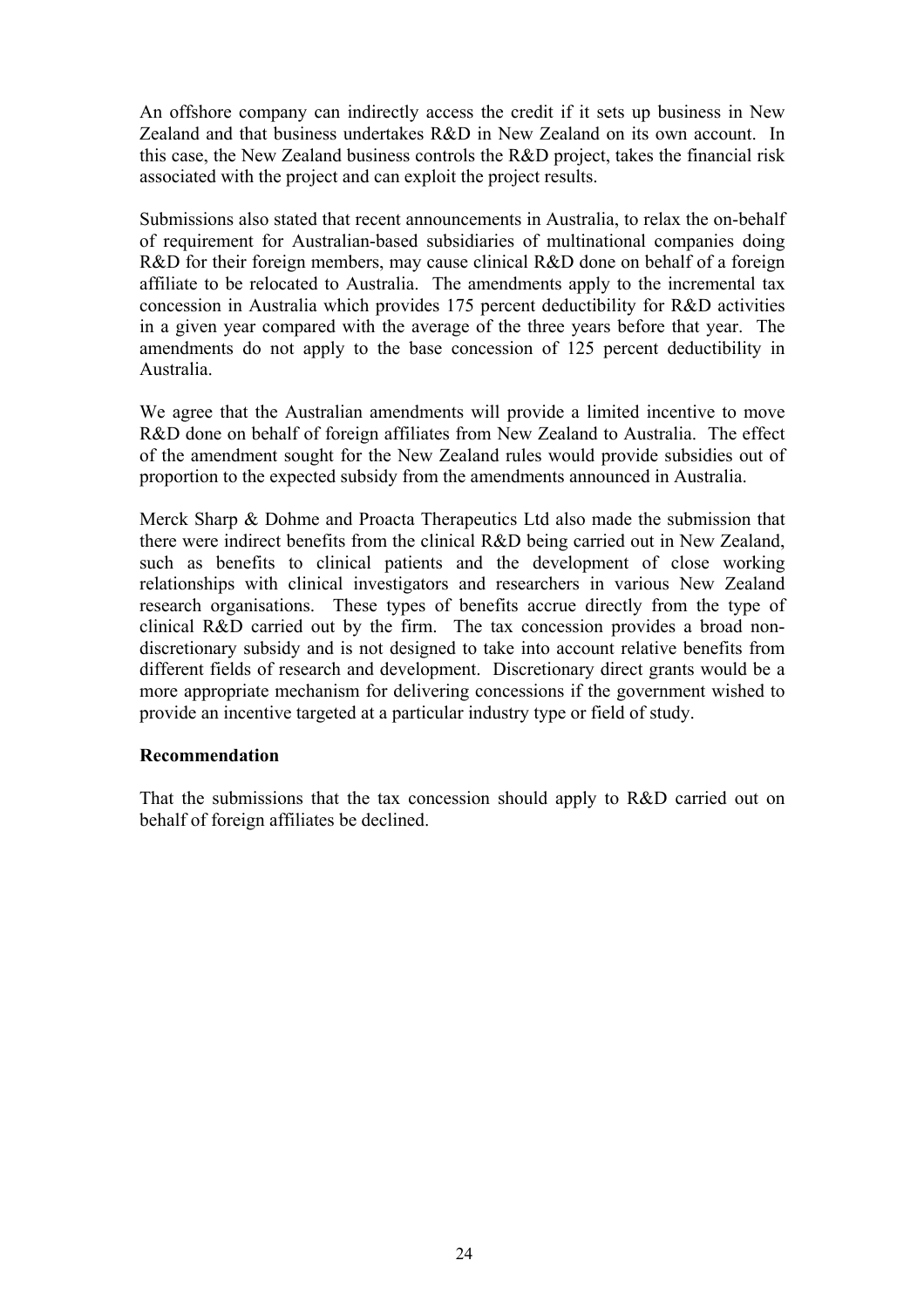An offshore company can indirectly access the credit if it sets up business in New Zealand and that business undertakes R&D in New Zealand on its own account. In this case, the New Zealand business controls the R&D project, takes the financial risk associated with the project and can exploit the project results.

Submissions also stated that recent announcements in Australia, to relax the on-behalf of requirement for Australian-based subsidiaries of multinational companies doing R&D for their foreign members, may cause clinical R&D done on behalf of a foreign affiliate to be relocated to Australia. The amendments apply to the incremental tax concession in Australia which provides 175 percent deductibility for R&D activities in a given year compared with the average of the three years before that year. The amendments do not apply to the base concession of 125 percent deductibility in Australia.

We agree that the Australian amendments will provide a limited incentive to move R&D done on behalf of foreign affiliates from New Zealand to Australia. The effect of the amendment sought for the New Zealand rules would provide subsidies out of proportion to the expected subsidy from the amendments announced in Australia.

Merck Sharp & Dohme and Proacta Therapeutics Ltd also made the submission that there were indirect benefits from the clinical R&D being carried out in New Zealand, such as benefits to clinical patients and the development of close working relationships with clinical investigators and researchers in various New Zealand research organisations. These types of benefits accrue directly from the type of clinical R&D carried out by the firm. The tax concession provides a broad non-discretionary subsidy and is not designed to take into account relative benefits from different fields of research and development. Discretionary direct grants would be a more appropriate mechanism for delivering concessions if the government wished to provide an incentive targeted at a particular industry type or field of study.

**Recommendation**

That the submissions that the tax concession should apply to R&D carried out on behalf of foreign affiliates be declined.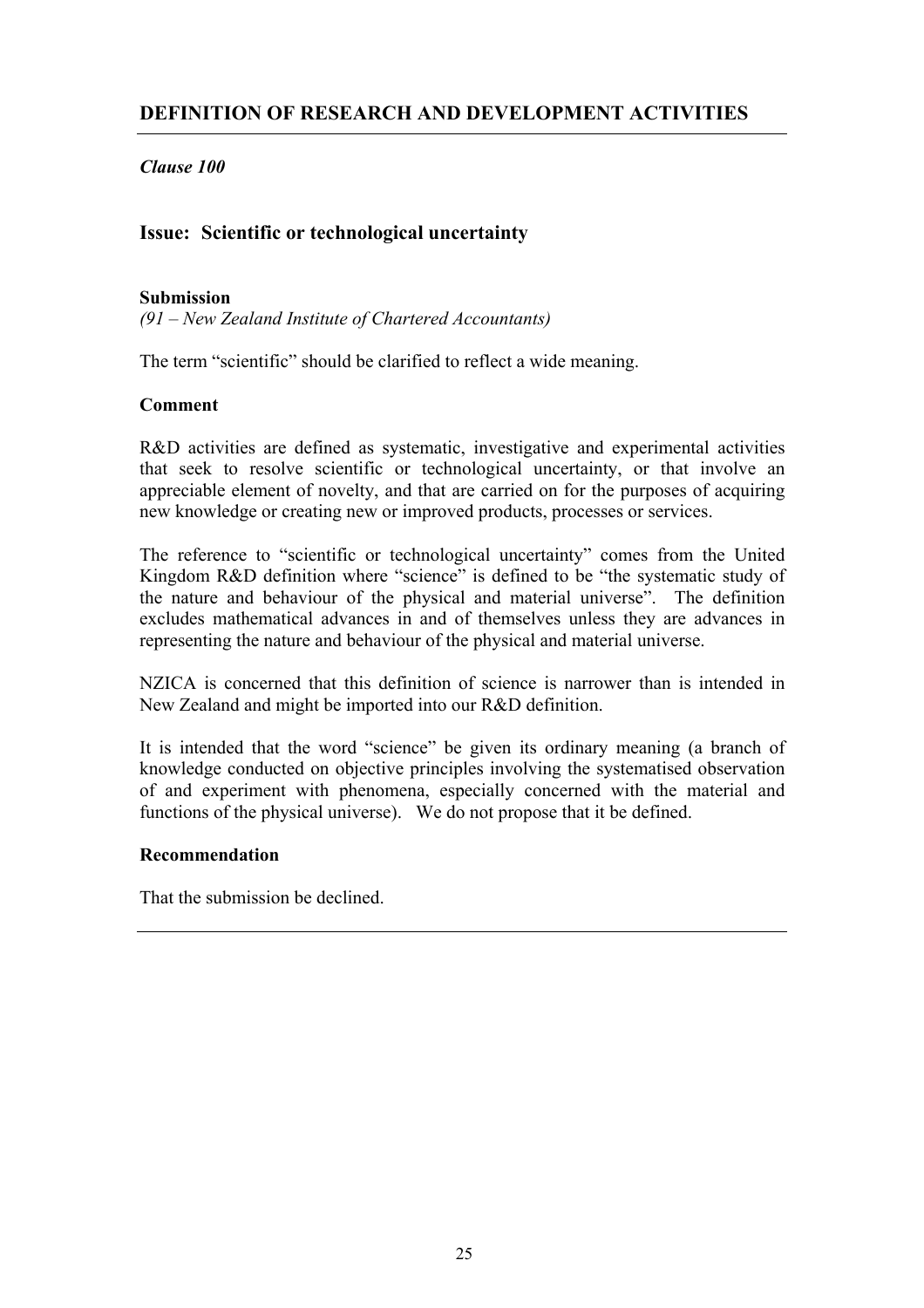## DEFINITION OF RESEARCH AND DEVELOPMENT ACTIVITIES

***Clause 100***

### Issue: Scientific or technological uncertainty

**Submission**
*(91 – New Zealand Institute of Chartered Accountants)*

The term "scientific" should be clarified to reflect a wide meaning.

**Comment**

R&D activities are defined as systematic, investigative and experimental activities that seek to resolve scientific or technological uncertainty, or that involve an appreciable element of novelty, and that are carried on for the purposes of acquiring new knowledge or creating new or improved products, processes or services.

The reference to "scientific or technological uncertainty" comes from the United Kingdom R&D definition where "science" is defined to be "the systematic study of the nature and behaviour of the physical and material universe". The definition excludes mathematical advances in and of themselves unless they are advances in representing the nature and behaviour of the physical and material universe.

NZICA is concerned that this definition of science is narrower than is intended in New Zealand and might be imported into our R&D definition.

It is intended that the word "science" be given its ordinary meaning (a branch of knowledge conducted on objective principles involving the systematised observation of and experiment with phenomena, especially concerned with the material and functions of the physical universe). We do not propose that it be defined.

**Recommendation**

That the submission be declined.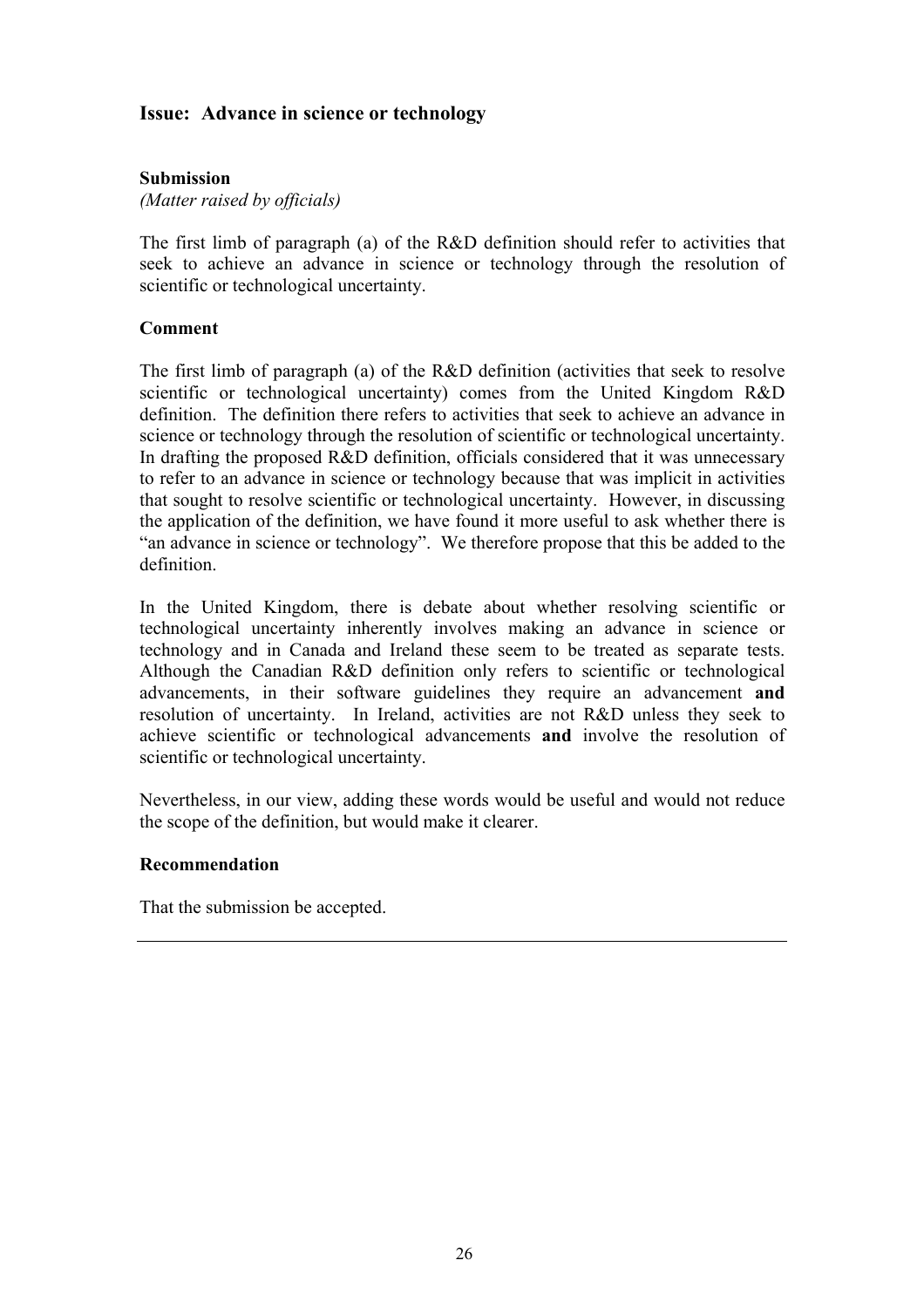## Issue: Advance in science or technology

### Submission

*(Matter raised by officials)*

The first limb of paragraph (a) of the R&D definition should refer to activities that seek to achieve an advance in science or technology through the resolution of scientific or technological uncertainty.

### Comment

The first limb of paragraph (a) of the R&D definition (activities that seek to resolve scientific or technological uncertainty) comes from the United Kingdom R&D definition. The definition there refers to activities that seek to achieve an advance in science or technology through the resolution of scientific or technological uncertainty. In drafting the proposed R&D definition, officials considered that it was unnecessary to refer to an advance in science or technology because that was implicit in activities that sought to resolve scientific or technological uncertainty. However, in discussing the application of the definition, we have found it more useful to ask whether there is "an advance in science or technology". We therefore propose that this be added to the definition.

In the United Kingdom, there is debate about whether resolving scientific or technological uncertainty inherently involves making an advance in science or technology and in Canada and Ireland these seem to be treated as separate tests. Although the Canadian R&D definition only refers to scientific or technological advancements, in their software guidelines they require an advancement **and** resolution of uncertainty. In Ireland, activities are not R&D unless they seek to achieve scientific or technological advancements **and** involve the resolution of scientific or technological uncertainty.

Nevertheless, in our view, adding these words would be useful and would not reduce the scope of the definition, but would make it clearer.

### Recommendation

That the submission be accepted.

---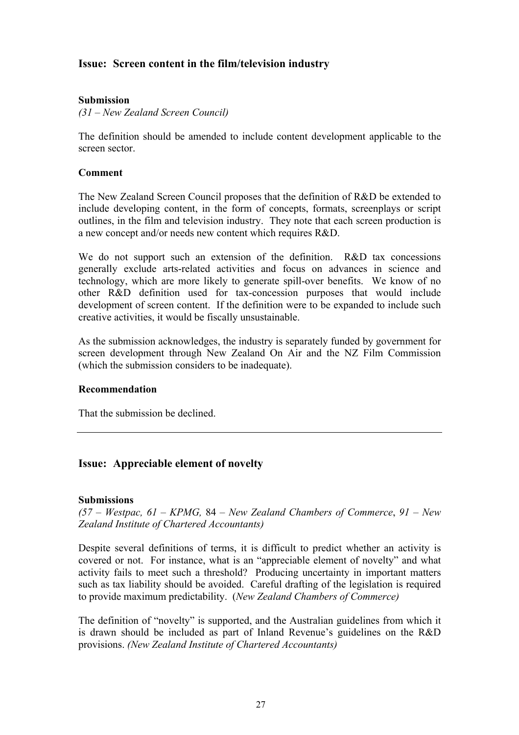## Issue: Screen content in the film/television industry

**Submission**

*(31 – New Zealand Screen Council)*

The definition should be amended to include content development applicable to the screen sector.

**Comment**

The New Zealand Screen Council proposes that the definition of R&D be extended to include developing content, in the form of concepts, formats, screenplays or script outlines, in the film and television industry. They note that each screen production is a new concept and/or needs new content which requires R&D.

We do not support such an extension of the definition. R&D tax concessions generally exclude arts-related activities and focus on advances in science and technology, which are more likely to generate spill-over benefits. We know of no other R&D definition used for tax-concession purposes that would include development of screen content. If the definition were to be expanded to include such creative activities, it would be fiscally unsustainable.

As the submission acknowledges, the industry is separately funded by government for screen development through New Zealand On Air and the NZ Film Commission (which the submission considers to be inadequate).

**Recommendation**

That the submission be declined.

---

## Issue: Appreciable element of novelty

**Submissions**

*(57 – Westpac, 61 – KPMG,* 84 *– New Zealand Chambers of Commerce*, *91 – New Zealand Institute of Chartered Accountants)*

Despite several definitions of terms, it is difficult to predict whether an activity is covered or not. For instance, what is an "appreciable element of novelty" and what activity fails to meet such a threshold? Producing uncertainty in important matters such as tax liability should be avoided. Careful drafting of the legislation is required to provide maximum predictability. (*New Zealand Chambers of Commerce)*

The definition of "novelty" is supported, and the Australian guidelines from which it is drawn should be included as part of Inland Revenue's guidelines on the R&D provisions. *(New Zealand Institute of Chartered Accountants)*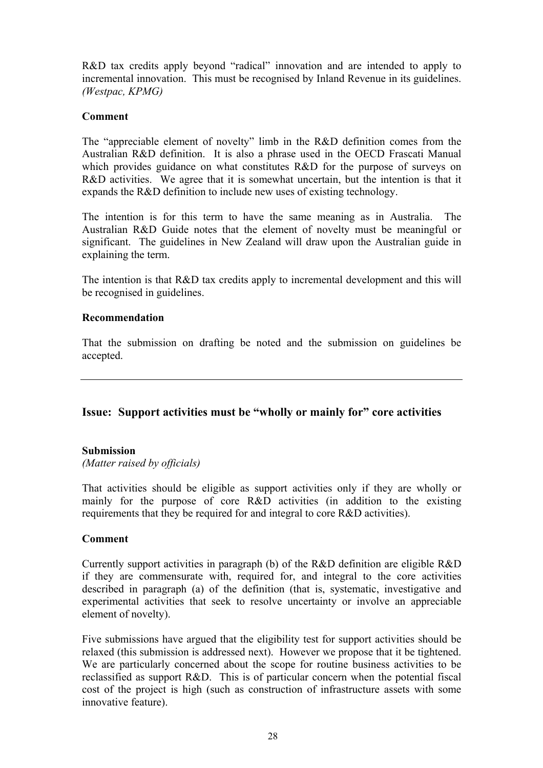R&D tax credits apply beyond "radical" innovation and are intended to apply to incremental innovation. This must be recognised by Inland Revenue in its guidelines. *(Westpac, KPMG)*

**Comment**

The "appreciable element of novelty" limb in the R&D definition comes from the Australian R&D definition. It is also a phrase used in the OECD Frascati Manual which provides guidance on what constitutes R&D for the purpose of surveys on R&D activities. We agree that it is somewhat uncertain, but the intention is that it expands the R&D definition to include new uses of existing technology.

The intention is for this term to have the same meaning as in Australia. The Australian R&D Guide notes that the element of novelty must be meaningful or significant. The guidelines in New Zealand will draw upon the Australian guide in explaining the term.

The intention is that R&D tax credits apply to incremental development and this will be recognised in guidelines.

**Recommendation**

That the submission on drafting be noted and the submission on guidelines be accepted.

---

## Issue: Support activities must be "wholly or mainly for" core activities

**Submission**

*(Matter raised by officials)*

That activities should be eligible as support activities only if they are wholly or mainly for the purpose of core R&D activities (in addition to the existing requirements that they be required for and integral to core R&D activities).

**Comment**

Currently support activities in paragraph (b) of the R&D definition are eligible R&D if they are commensurate with, required for, and integral to the core activities described in paragraph (a) of the definition (that is, systematic, investigative and experimental activities that seek to resolve uncertainty or involve an appreciable element of novelty).

Five submissions have argued that the eligibility test for support activities should be relaxed (this submission is addressed next). However we propose that it be tightened. We are particularly concerned about the scope for routine business activities to be reclassified as support R&D. This is of particular concern when the potential fiscal cost of the project is high (such as construction of infrastructure assets with some innovative feature).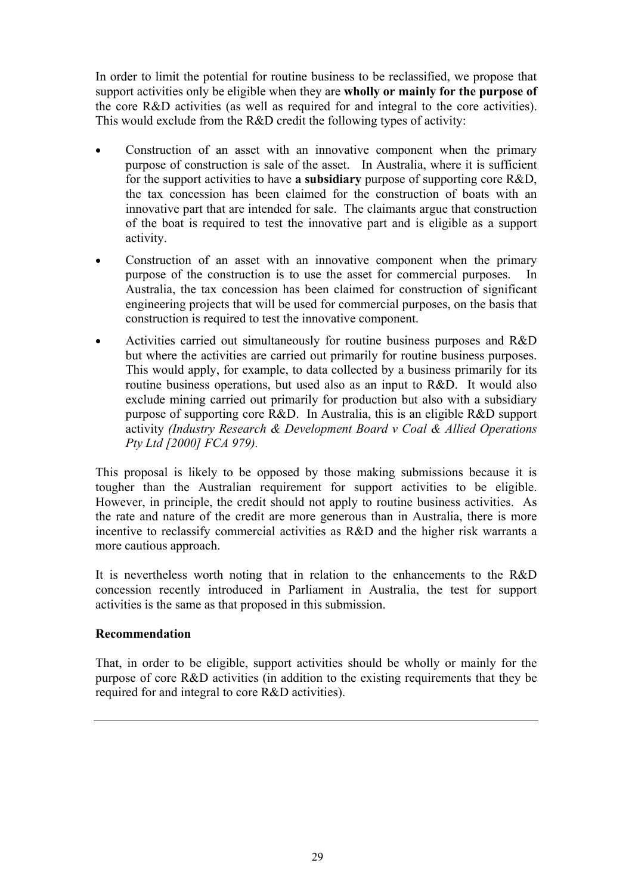In order to limit the potential for routine business to be reclassified, we propose that support activities only be eligible when they are **wholly or mainly for the purpose of** the core R&D activities (as well as required for and integral to the core activities). This would exclude from the R&D credit the following types of activity:

- Construction of an asset with an innovative component when the primary purpose of construction is sale of the asset. In Australia, where it is sufficient for the support activities to have **a subsidiary** purpose of supporting core R&D, the tax concession has been claimed for the construction of boats with an innovative part that are intended for sale. The claimants argue that construction of the boat is required to test the innovative part and is eligible as a support activity.
- Construction of an asset with an innovative component when the primary purpose of the construction is to use the asset for commercial purposes. In Australia, the tax concession has been claimed for construction of significant engineering projects that will be used for commercial purposes, on the basis that construction is required to test the innovative component.
- Activities carried out simultaneously for routine business purposes and R&D but where the activities are carried out primarily for routine business purposes. This would apply, for example, to data collected by a business primarily for its routine business operations, but used also as an input to R&D. It would also exclude mining carried out primarily for production but also with a subsidiary purpose of supporting core R&D. In Australia, this is an eligible R&D support activity *(Industry Research & Development Board v Coal & Allied Operations Pty Ltd [2000] FCA 979).*

This proposal is likely to be opposed by those making submissions because it is tougher than the Australian requirement for support activities to be eligible. However, in principle, the credit should not apply to routine business activities. As the rate and nature of the credit are more generous than in Australia, there is more incentive to reclassify commercial activities as R&D and the higher risk warrants a more cautious approach.

It is nevertheless worth noting that in relation to the enhancements to the R&D concession recently introduced in Parliament in Australia, the test for support activities is the same as that proposed in this submission.

**Recommendation**

That, in order to be eligible, support activities should be wholly or mainly for the purpose of core R&D activities (in addition to the existing requirements that they be required for and integral to core R&D activities).

---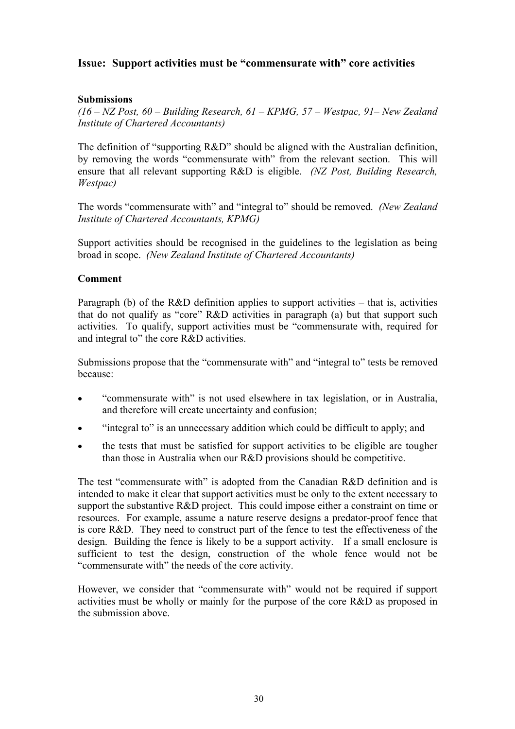### Issue: Support activities must be "commensurate with" core activities

**Submissions**

*(16 – NZ Post, 60 – Building Research, 61 – KPMG, 57 – Westpac, 91– New Zealand Institute of Chartered Accountants)*

The definition of "supporting R&D" should be aligned with the Australian definition, by removing the words "commensurate with" from the relevant section. This will ensure that all relevant supporting R&D is eligible. *(NZ Post, Building Research, Westpac)*

The words "commensurate with" and "integral to" should be removed. *(New Zealand Institute of Chartered Accountants, KPMG)*

Support activities should be recognised in the guidelines to the legislation as being broad in scope. *(New Zealand Institute of Chartered Accountants)*

**Comment**

Paragraph (b) of the R&D definition applies to support activities – that is, activities that do not qualify as "core" R&D activities in paragraph (a) but that support such activities. To qualify, support activities must be "commensurate with, required for and integral to" the core R&D activities.

Submissions propose that the "commensurate with" and "integral to" tests be removed because:

- "commensurate with" is not used elsewhere in tax legislation, or in Australia, and therefore will create uncertainty and confusion;
- "integral to" is an unnecessary addition which could be difficult to apply; and
- the tests that must be satisfied for support activities to be eligible are tougher than those in Australia when our R&D provisions should be competitive.

The test "commensurate with" is adopted from the Canadian R&D definition and is intended to make it clear that support activities must be only to the extent necessary to support the substantive R&D project. This could impose either a constraint on time or resources. For example, assume a nature reserve designs a predator-proof fence that is core R&D. They need to construct part of the fence to test the effectiveness of the design. Building the fence is likely to be a support activity. If a small enclosure is sufficient to test the design, construction of the whole fence would not be "commensurate with" the needs of the core activity.

However, we consider that "commensurate with" would not be required if support activities must be wholly or mainly for the purpose of the core R&D as proposed in the submission above.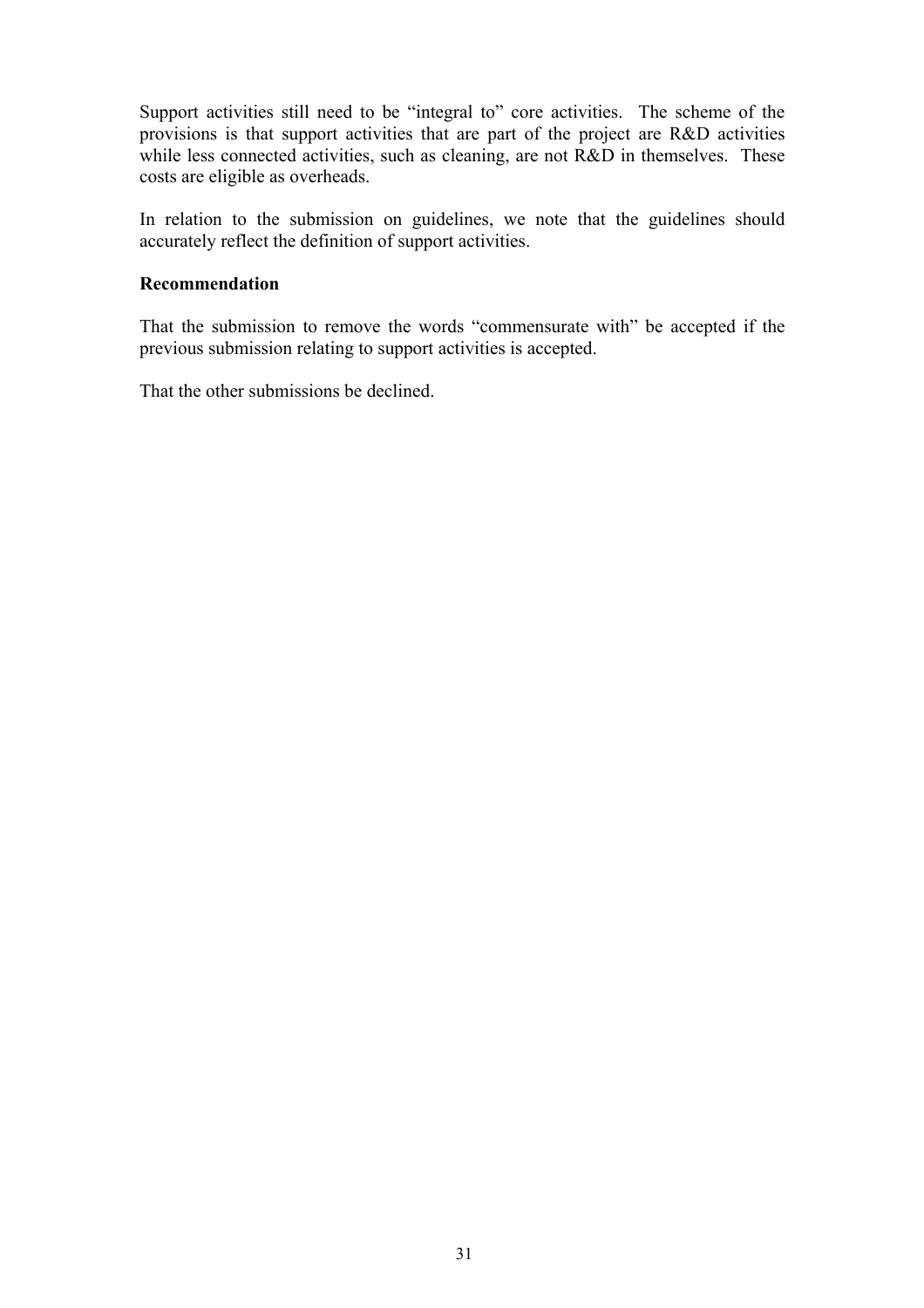Support activities still need to be "integral to" core activities. The scheme of the provisions is that support activities that are part of the project are R&D activities while less connected activities, such as cleaning, are not R&D in themselves. These costs are eligible as overheads.

In relation to the submission on guidelines, we note that the guidelines should accurately reflect the definition of support activities.

**Recommendation**

That the submission to remove the words "commensurate with" be accepted if the previous submission relating to support activities is accepted.

That the other submissions be declined.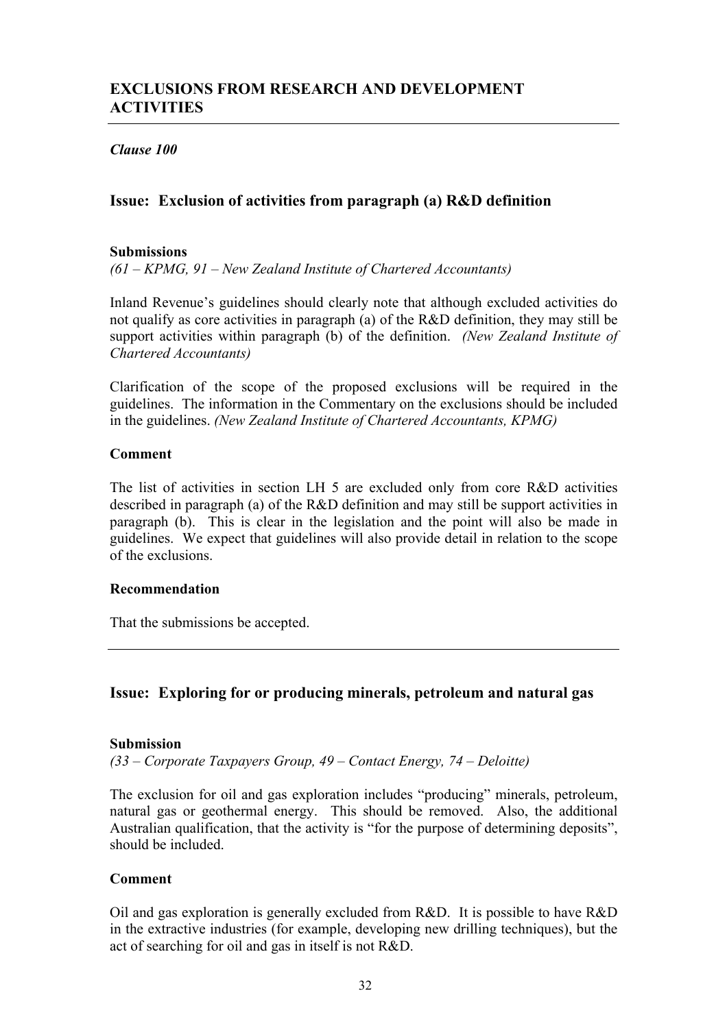## EXCLUSIONS FROM RESEARCH AND DEVELOPMENT ACTIVITIES

---

*Clause 100*

### Issue: Exclusion of activities from paragraph (a) R&D definition

**Submissions**

*(61 – KPMG, 91 – New Zealand Institute of Chartered Accountants)*

Inland Revenue's guidelines should clearly note that although excluded activities do not qualify as core activities in paragraph (a) of the R&D definition, they may still be support activities within paragraph (b) of the definition. *(New Zealand Institute of Chartered Accountants)*

Clarification of the scope of the proposed exclusions will be required in the guidelines. The information in the Commentary on the exclusions should be included in the guidelines. *(New Zealand Institute of Chartered Accountants, KPMG)*

**Comment**

The list of activities in section LH 5 are excluded only from core R&D activities described in paragraph (a) of the R&D definition and may still be support activities in paragraph (b). This is clear in the legislation and the point will also be made in guidelines. We expect that guidelines will also provide detail in relation to the scope of the exclusions.

**Recommendation**

That the submissions be accepted.

---

### Issue: Exploring for or producing minerals, petroleum and natural gas

**Submission**

*(33 – Corporate Taxpayers Group, 49 – Contact Energy, 74 – Deloitte)*

The exclusion for oil and gas exploration includes "producing" minerals, petroleum, natural gas or geothermal energy. This should be removed. Also, the additional Australian qualification, that the activity is "for the purpose of determining deposits", should be included.

**Comment**

Oil and gas exploration is generally excluded from R&D. It is possible to have R&D in the extractive industries (for example, developing new drilling techniques), but the act of searching for oil and gas in itself is not R&D.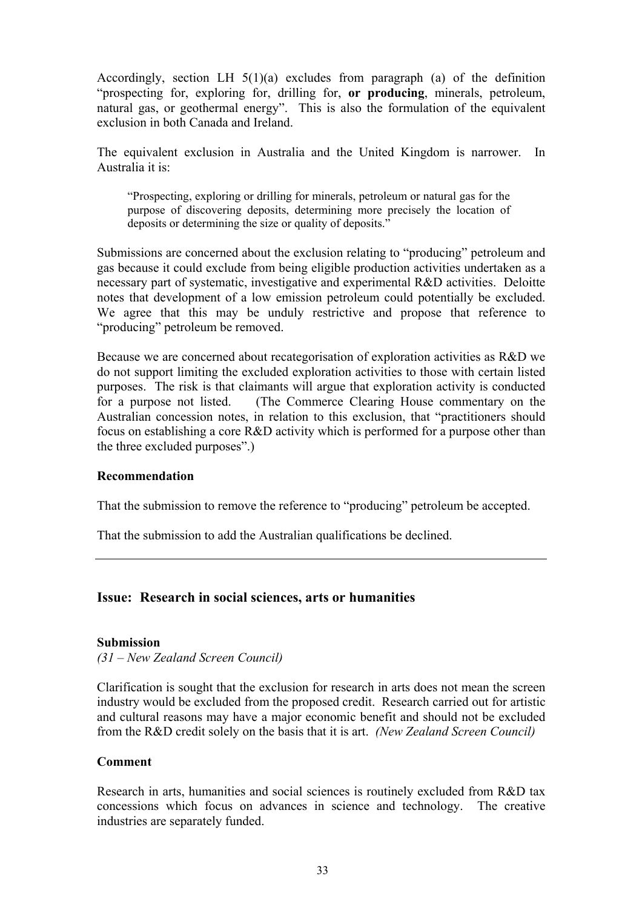Accordingly, section LH 5(1)(a) excludes from paragraph (a) of the definition "prospecting for, exploring for, drilling for, **or producing**, minerals, petroleum, natural gas, or geothermal energy". This is also the formulation of the equivalent exclusion in both Canada and Ireland.

The equivalent exclusion in Australia and the United Kingdom is narrower. In Australia it is:

> "Prospecting, exploring or drilling for minerals, petroleum or natural gas for the purpose of discovering deposits, determining more precisely the location of deposits or determining the size or quality of deposits."

Submissions are concerned about the exclusion relating to "producing" petroleum and gas because it could exclude from being eligible production activities undertaken as a necessary part of systematic, investigative and experimental R&D activities. Deloitte notes that development of a low emission petroleum could potentially be excluded. We agree that this may be unduly restrictive and propose that reference to "producing" petroleum be removed.

Because we are concerned about recategorisation of exploration activities as R&D we do not support limiting the excluded exploration activities to those with certain listed purposes. The risk is that claimants will argue that exploration activity is conducted for a purpose not listed. (The Commerce Clearing House commentary on the Australian concession notes, in relation to this exclusion, that "practitioners should focus on establishing a core R&D activity which is performed for a purpose other than the three excluded purposes".)

**Recommendation**

That the submission to remove the reference to "producing" petroleum be accepted.

That the submission to add the Australian qualifications be declined.

---

## Issue: Research in social sciences, arts or humanities

**Submission**

*(31 – New Zealand Screen Council)*

Clarification is sought that the exclusion for research in arts does not mean the screen industry would be excluded from the proposed credit. Research carried out for artistic and cultural reasons may have a major economic benefit and should not be excluded from the R&D credit solely on the basis that it is art. *(New Zealand Screen Council)*

**Comment**

Research in arts, humanities and social sciences is routinely excluded from R&D tax concessions which focus on advances in science and technology. The creative industries are separately funded.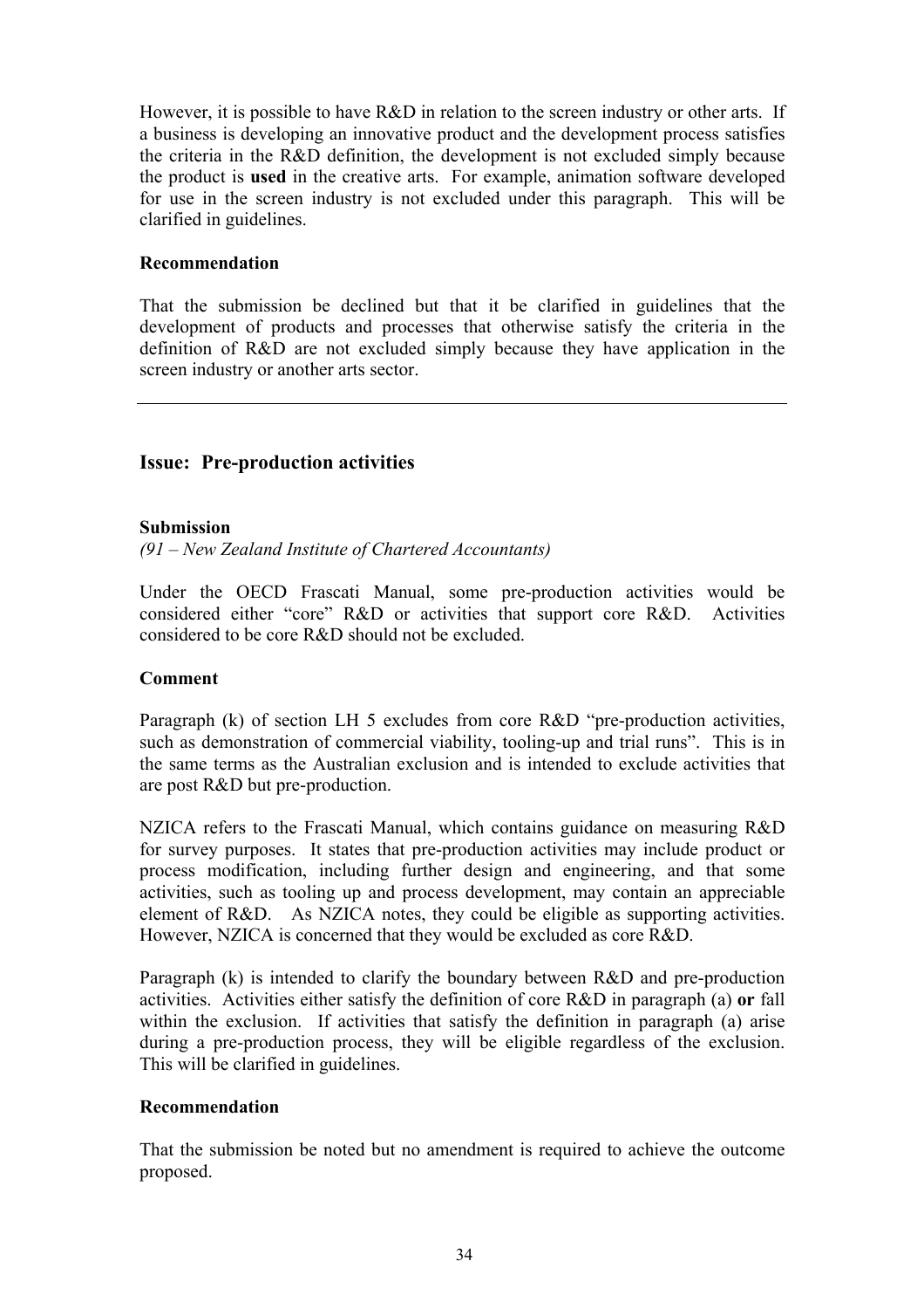However, it is possible to have R&D in relation to the screen industry or other arts. If a business is developing an innovative product and the development process satisfies the criteria in the R&D definition, the development is not excluded simply because the product is **used** in the creative arts. For example, animation software developed for use in the screen industry is not excluded under this paragraph. This will be clarified in guidelines.

**Recommendation**

That the submission be declined but that it be clarified in guidelines that the development of products and processes that otherwise satisfy the criteria in the definition of R&D are not excluded simply because they have application in the screen industry or another arts sector.

---

## Issue: Pre-production activities

**Submission**

*(91 – New Zealand Institute of Chartered Accountants)*

Under the OECD Frascati Manual, some pre-production activities would be considered either "core" R&D or activities that support core R&D. Activities considered to be core R&D should not be excluded.

**Comment**

Paragraph (k) of section LH 5 excludes from core R&D "pre-production activities, such as demonstration of commercial viability, tooling-up and trial runs". This is in the same terms as the Australian exclusion and is intended to exclude activities that are post R&D but pre-production.

NZICA refers to the Frascati Manual, which contains guidance on measuring R&D for survey purposes. It states that pre-production activities may include product or process modification, including further design and engineering, and that some activities, such as tooling up and process development, may contain an appreciable element of R&D. As NZICA notes, they could be eligible as supporting activities. However, NZICA is concerned that they would be excluded as core R&D.

Paragraph (k) is intended to clarify the boundary between R&D and pre-production activities. Activities either satisfy the definition of core R&D in paragraph (a) **or** fall within the exclusion. If activities that satisfy the definition in paragraph (a) arise during a pre-production process, they will be eligible regardless of the exclusion. This will be clarified in guidelines.

**Recommendation**

That the submission be noted but no amendment is required to achieve the outcome proposed.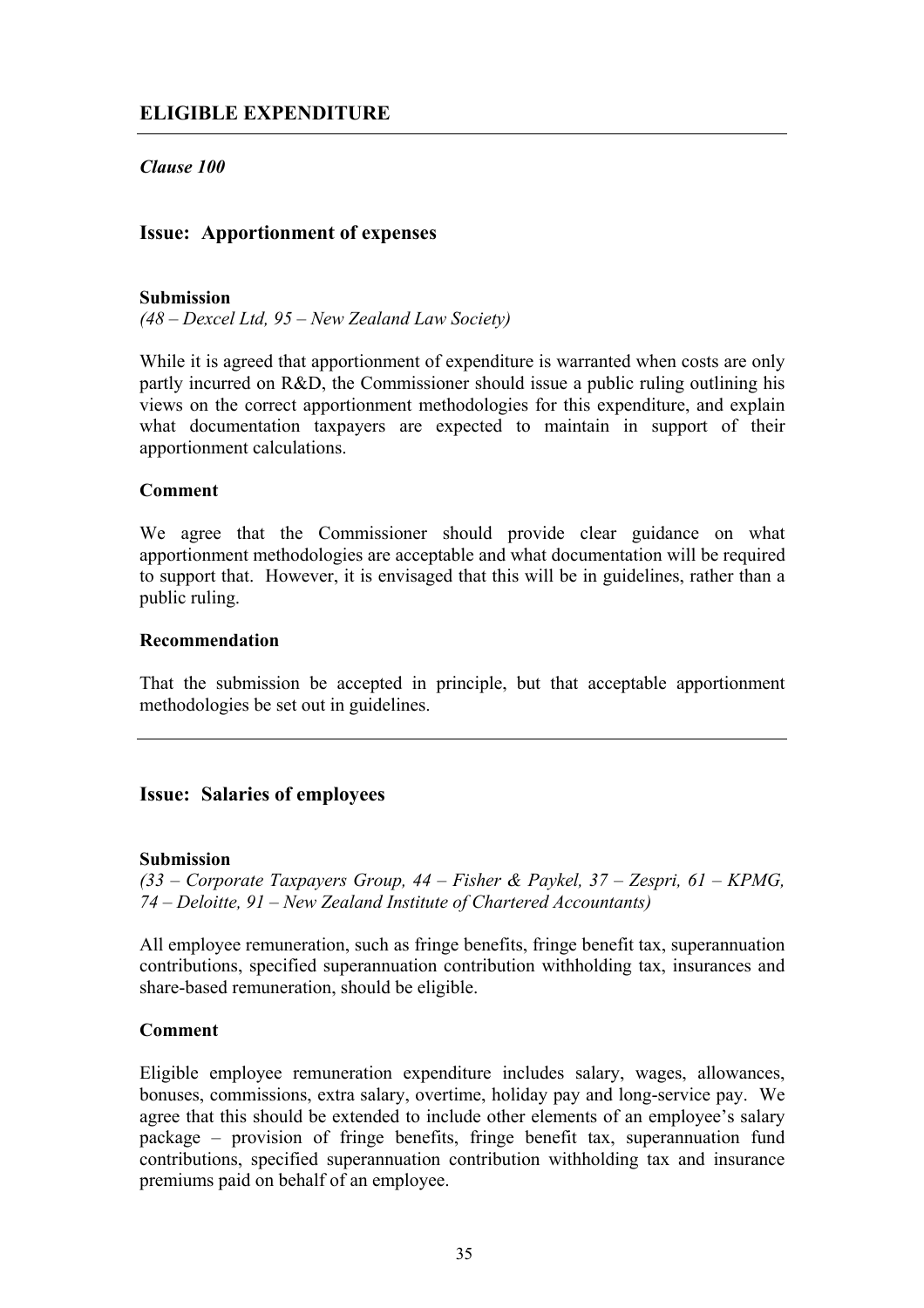## ELIGIBLE EXPENDITURE

*Clause 100*

### Issue: Apportionment of expenses

**Submission**

*(48 – Dexcel Ltd, 95 – New Zealand Law Society)*

While it is agreed that apportionment of expenditure is warranted when costs are only partly incurred on R&D, the Commissioner should issue a public ruling outlining his views on the correct apportionment methodologies for this expenditure, and explain what documentation taxpayers are expected to maintain in support of their apportionment calculations.

**Comment**

We agree that the Commissioner should provide clear guidance on what apportionment methodologies are acceptable and what documentation will be required to support that. However, it is envisaged that this will be in guidelines, rather than a public ruling.

**Recommendation**

That the submission be accepted in principle, but that acceptable apportionment methodologies be set out in guidelines.

---

### Issue: Salaries of employees

**Submission**

*(33 – Corporate Taxpayers Group, 44 – Fisher & Paykel, 37 – Zespri, 61 – KPMG, 74 – Deloitte, 91 – New Zealand Institute of Chartered Accountants)*

All employee remuneration, such as fringe benefits, fringe benefit tax, superannuation contributions, specified superannuation contribution withholding tax, insurances and share-based remuneration, should be eligible.

**Comment**

Eligible employee remuneration expenditure includes salary, wages, allowances, bonuses, commissions, extra salary, overtime, holiday pay and long-service pay. We agree that this should be extended to include other elements of an employee's salary package – provision of fringe benefits, fringe benefit tax, superannuation fund contributions, specified superannuation contribution withholding tax and insurance premiums paid on behalf of an employee.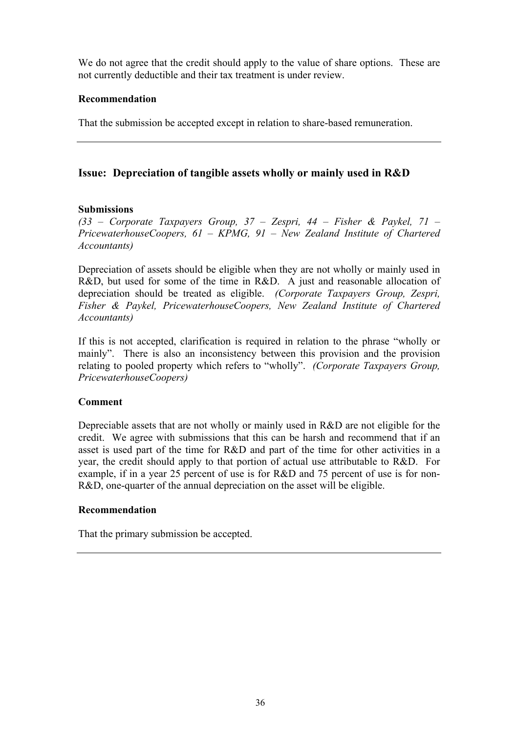We do not agree that the credit should apply to the value of share options. These are not currently deductible and their tax treatment is under review.

**Recommendation**

That the submission be accepted except in relation to share-based remuneration.

---

## Issue: Depreciation of tangible assets wholly or mainly used in R&D

**Submissions**

*(33 – Corporate Taxpayers Group, 37 – Zespri, 44 – Fisher & Paykel, 71 – PricewaterhouseCoopers, 61 – KPMG, 91 – New Zealand Institute of Chartered Accountants)*

Depreciation of assets should be eligible when they are not wholly or mainly used in R&D, but used for some of the time in R&D. A just and reasonable allocation of depreciation should be treated as eligible. *(Corporate Taxpayers Group, Zespri, Fisher & Paykel, PricewaterhouseCoopers, New Zealand Institute of Chartered Accountants)*

If this is not accepted, clarification is required in relation to the phrase "wholly or mainly". There is also an inconsistency between this provision and the provision relating to pooled property which refers to "wholly". *(Corporate Taxpayers Group, PricewaterhouseCoopers)*

**Comment**

Depreciable assets that are not wholly or mainly used in R&D are not eligible for the credit. We agree with submissions that this can be harsh and recommend that if an asset is used part of the time for R&D and part of the time for other activities in a year, the credit should apply to that portion of actual use attributable to R&D. For example, if in a year 25 percent of use is for R&D and 75 percent of use is for non-R&D, one-quarter of the annual depreciation on the asset will be eligible.

**Recommendation**

That the primary submission be accepted.

---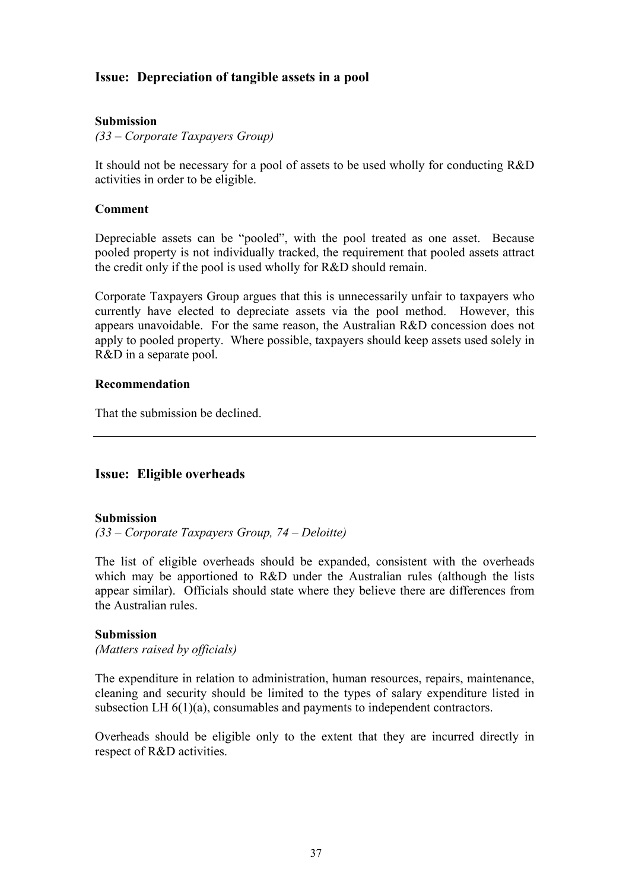## Issue: Depreciation of tangible assets in a pool

**Submission**

*(33 – Corporate Taxpayers Group)*

It should not be necessary for a pool of assets to be used wholly for conducting R&D activities in order to be eligible.

**Comment**

Depreciable assets can be "pooled", with the pool treated as one asset. Because pooled property is not individually tracked, the requirement that pooled assets attract the credit only if the pool is used wholly for R&D should remain.

Corporate Taxpayers Group argues that this is unnecessarily unfair to taxpayers who currently have elected to depreciate assets via the pool method. However, this appears unavoidable. For the same reason, the Australian R&D concession does not apply to pooled property. Where possible, taxpayers should keep assets used solely in R&D in a separate pool.

**Recommendation**

That the submission be declined.

---

## Issue: Eligible overheads

**Submission**

*(33 – Corporate Taxpayers Group, 74 – Deloitte)*

The list of eligible overheads should be expanded, consistent with the overheads which may be apportioned to R&D under the Australian rules (although the lists appear similar). Officials should state where they believe there are differences from the Australian rules.

**Submission**

*(Matters raised by officials)*

The expenditure in relation to administration, human resources, repairs, maintenance, cleaning and security should be limited to the types of salary expenditure listed in subsection LH 6(1)(a), consumables and payments to independent contractors.

Overheads should be eligible only to the extent that they are incurred directly in respect of R&D activities.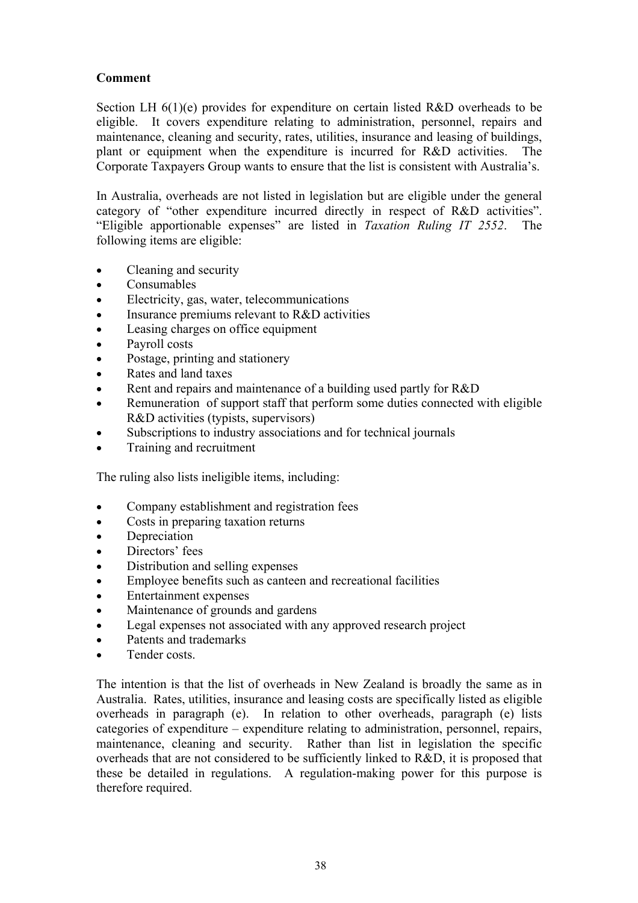**Comment**

Section LH 6(1)(e) provides for expenditure on certain listed R&D overheads to be eligible. It covers expenditure relating to administration, personnel, repairs and maintenance, cleaning and security, rates, utilities, insurance and leasing of buildings, plant or equipment when the expenditure is incurred for R&D activities. The Corporate Taxpayers Group wants to ensure that the list is consistent with Australia's.

In Australia, overheads are not listed in legislation but are eligible under the general category of "other expenditure incurred directly in respect of R&D activities". "Eligible apportionable expenses" are listed in *Taxation Ruling IT 2552*. The following items are eligible:

- Cleaning and security
- Consumables
- Electricity, gas, water, telecommunications
- Insurance premiums relevant to R&D activities
- Leasing charges on office equipment
- Payroll costs
- Postage, printing and stationery
- Rates and land taxes
- Rent and repairs and maintenance of a building used partly for R&D
- Remuneration of support staff that perform some duties connected with eligible R&D activities (typists, supervisors)
- Subscriptions to industry associations and for technical journals
- Training and recruitment

The ruling also lists ineligible items, including:

- Company establishment and registration fees
- Costs in preparing taxation returns
- Depreciation
- Directors' fees
- Distribution and selling expenses
- Employee benefits such as canteen and recreational facilities
- Entertainment expenses
- Maintenance of grounds and gardens
- Legal expenses not associated with any approved research project
- Patents and trademarks
- Tender costs.

The intention is that the list of overheads in New Zealand is broadly the same as in Australia. Rates, utilities, insurance and leasing costs are specifically listed as eligible overheads in paragraph (e). In relation to other overheads, paragraph (e) lists categories of expenditure – expenditure relating to administration, personnel, repairs, maintenance, cleaning and security. Rather than list in legislation the specific overheads that are not considered to be sufficiently linked to R&D, it is proposed that these be detailed in regulations. A regulation-making power for this purpose is therefore required.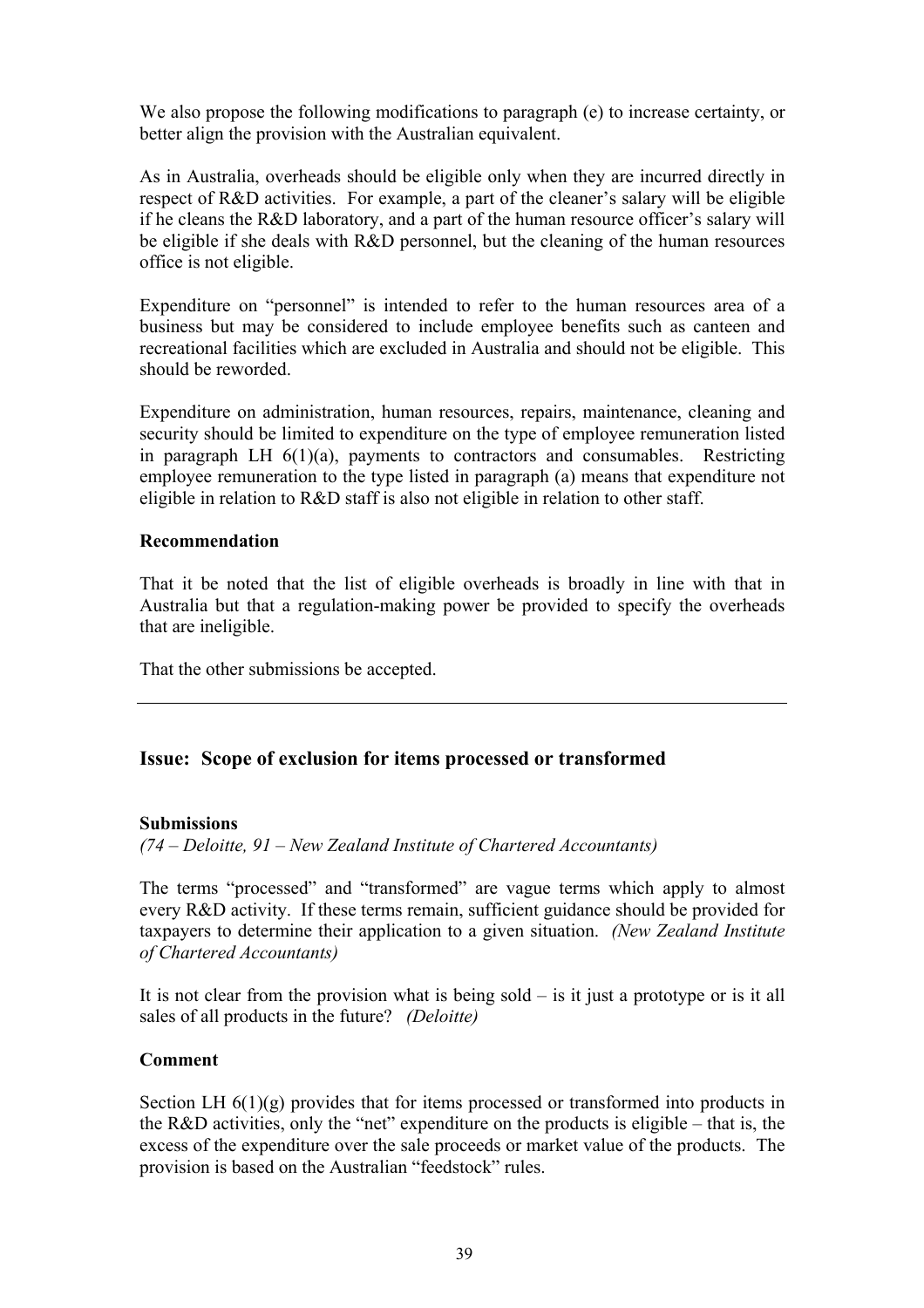We also propose the following modifications to paragraph (e) to increase certainty, or better align the provision with the Australian equivalent.

As in Australia, overheads should be eligible only when they are incurred directly in respect of R&D activities. For example, a part of the cleaner's salary will be eligible if he cleans the R&D laboratory, and a part of the human resource officer's salary will be eligible if she deals with R&D personnel, but the cleaning of the human resources office is not eligible.

Expenditure on "personnel" is intended to refer to the human resources area of a business but may be considered to include employee benefits such as canteen and recreational facilities which are excluded in Australia and should not be eligible. This should be reworded.

Expenditure on administration, human resources, repairs, maintenance, cleaning and security should be limited to expenditure on the type of employee remuneration listed in paragraph LH 6(1)(a), payments to contractors and consumables. Restricting employee remuneration to the type listed in paragraph (a) means that expenditure not eligible in relation to R&D staff is also not eligible in relation to other staff.

**Recommendation**

That it be noted that the list of eligible overheads is broadly in line with that in Australia but that a regulation-making power be provided to specify the overheads that are ineligible.

That the other submissions be accepted.

---

## Issue: Scope of exclusion for items processed or transformed

**Submissions**

*(74 – Deloitte, 91 – New Zealand Institute of Chartered Accountants)*

The terms "processed" and "transformed" are vague terms which apply to almost every R&D activity. If these terms remain, sufficient guidance should be provided for taxpayers to determine their application to a given situation. *(New Zealand Institute of Chartered Accountants)*

It is not clear from the provision what is being sold – is it just a prototype or is it all sales of all products in the future? *(Deloitte)*

**Comment**

Section LH 6(1)(g) provides that for items processed or transformed into products in the R&D activities, only the "net" expenditure on the products is eligible – that is, the excess of the expenditure over the sale proceeds or market value of the products. The provision is based on the Australian "feedstock" rules.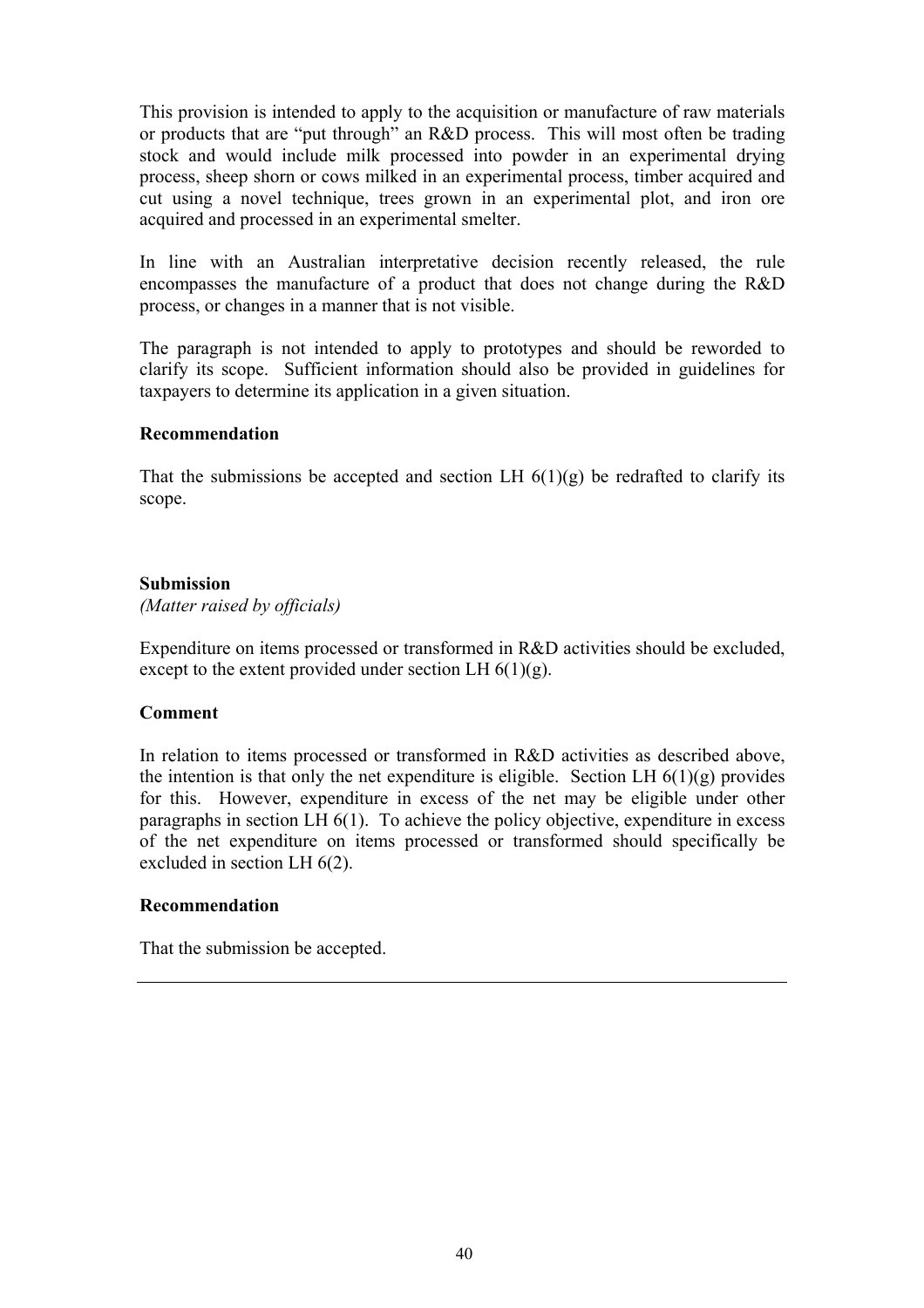This provision is intended to apply to the acquisition or manufacture of raw materials or products that are "put through" an R&D process. This will most often be trading stock and would include milk processed into powder in an experimental drying process, sheep shorn or cows milked in an experimental process, timber acquired and cut using a novel technique, trees grown in an experimental plot, and iron ore acquired and processed in an experimental smelter.

In line with an Australian interpretative decision recently released, the rule encompasses the manufacture of a product that does not change during the R&D process, or changes in a manner that is not visible.

The paragraph is not intended to apply to prototypes and should be reworded to clarify its scope. Sufficient information should also be provided in guidelines for taxpayers to determine its application in a given situation.

**Recommendation**

That the submissions be accepted and section LH 6(1)(g) be redrafted to clarify its scope.

**Submission**
*(Matter raised by officials)*

Expenditure on items processed or transformed in R&D activities should be excluded, except to the extent provided under section LH 6(1)(g).

**Comment**

In relation to items processed or transformed in R&D activities as described above, the intention is that only the net expenditure is eligible. Section LH 6(1)(g) provides for this. However, expenditure in excess of the net may be eligible under other paragraphs in section LH 6(1). To achieve the policy objective, expenditure in excess of the net expenditure on items processed or transformed should specifically be excluded in section LH 6(2).

**Recommendation**

That the submission be accepted.

---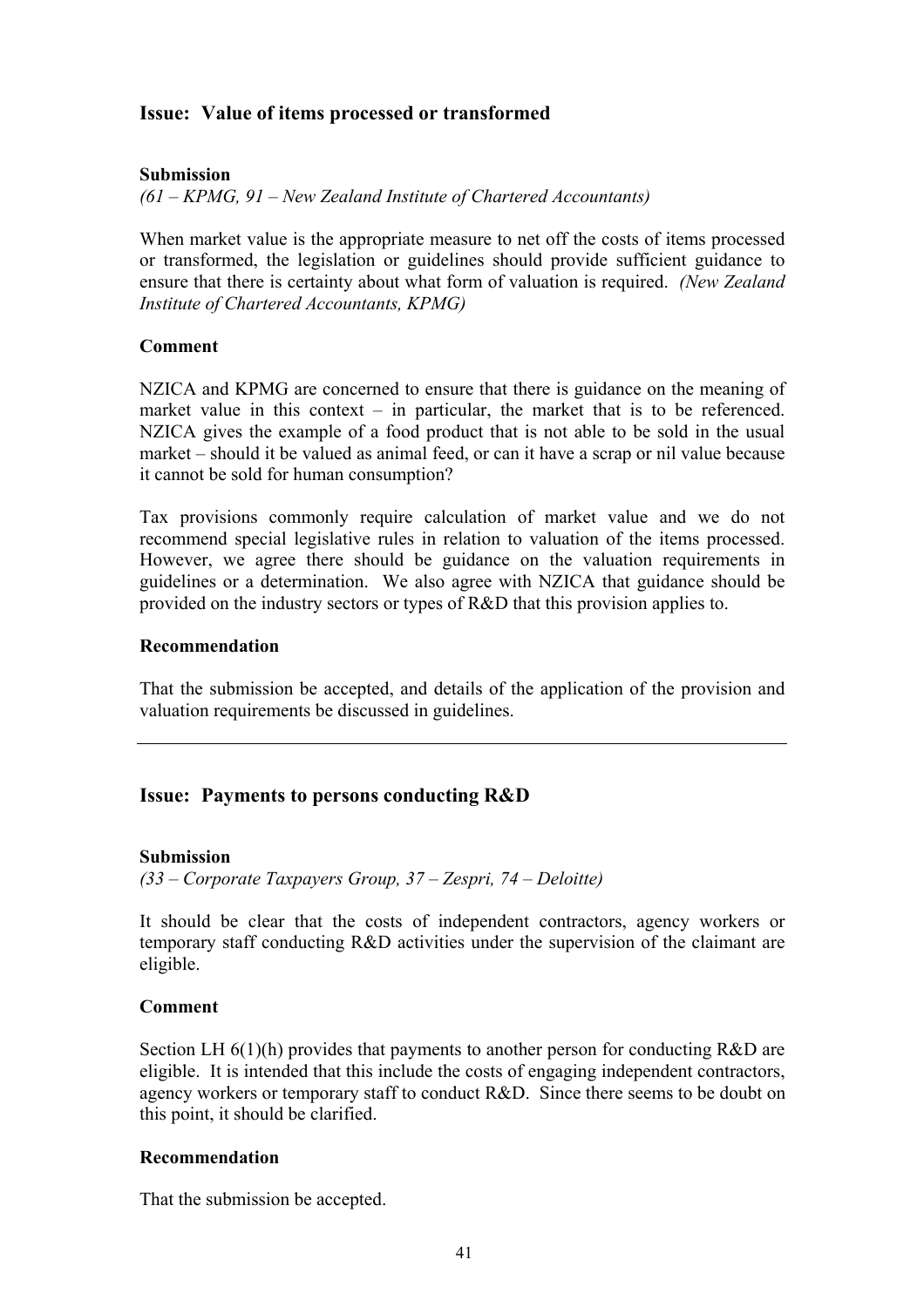## Issue: Value of items processed or transformed

**Submission**

*(61 – KPMG, 91 – New Zealand Institute of Chartered Accountants)*

When market value is the appropriate measure to net off the costs of items processed or transformed, the legislation or guidelines should provide sufficient guidance to ensure that there is certainty about what form of valuation is required. *(New Zealand Institute of Chartered Accountants, KPMG)*

**Comment**

NZICA and KPMG are concerned to ensure that there is guidance on the meaning of market value in this context – in particular, the market that is to be referenced. NZICA gives the example of a food product that is not able to be sold in the usual market – should it be valued as animal feed, or can it have a scrap or nil value because it cannot be sold for human consumption?

Tax provisions commonly require calculation of market value and we do not recommend special legislative rules in relation to valuation of the items processed. However, we agree there should be guidance on the valuation requirements in guidelines or a determination. We also agree with NZICA that guidance should be provided on the industry sectors or types of R&D that this provision applies to.

**Recommendation**

That the submission be accepted, and details of the application of the provision and valuation requirements be discussed in guidelines.

---

## Issue: Payments to persons conducting R&D

**Submission**

*(33 – Corporate Taxpayers Group, 37 – Zespri, 74 – Deloitte)*

It should be clear that the costs of independent contractors, agency workers or temporary staff conducting R&D activities under the supervision of the claimant are eligible.

**Comment**

Section LH 6(1)(h) provides that payments to another person for conducting R&D are eligible. It is intended that this include the costs of engaging independent contractors, agency workers or temporary staff to conduct R&D. Since there seems to be doubt on this point, it should be clarified.

**Recommendation**

That the submission be accepted.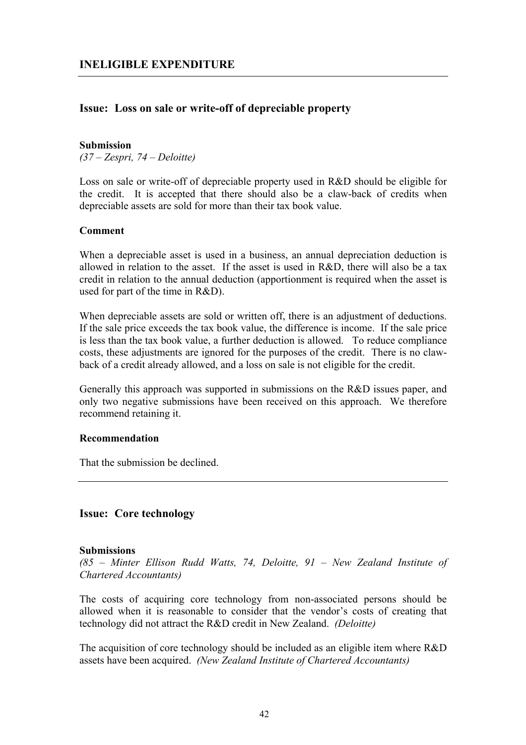## INELIGIBLE EXPENDITURE

### Issue: Loss on sale or write-off of depreciable property

**Submission**

*(37 – Zespri, 74 – Deloitte)*

Loss on sale or write-off of depreciable property used in R&D should be eligible for the credit. It is accepted that there should also be a claw-back of credits when depreciable assets are sold for more than their tax book value.

**Comment**

When a depreciable asset is used in a business, an annual depreciation deduction is allowed in relation to the asset. If the asset is used in R&D, there will also be a tax credit in relation to the annual deduction (apportionment is required when the asset is used for part of the time in R&D).

When depreciable assets are sold or written off, there is an adjustment of deductions. If the sale price exceeds the tax book value, the difference is income. If the sale price is less than the tax book value, a further deduction is allowed. To reduce compliance costs, these adjustments are ignored for the purposes of the credit. There is no claw-back of a credit already allowed, and a loss on sale is not eligible for the credit.

Generally this approach was supported in submissions on the R&D issues paper, and only two negative submissions have been received on this approach. We therefore recommend retaining it.

**Recommendation**

That the submission be declined.

---

### Issue: Core technology

**Submissions**

*(85 – Minter Ellison Rudd Watts, 74, Deloitte, 91 – New Zealand Institute of Chartered Accountants)*

The costs of acquiring core technology from non-associated persons should be allowed when it is reasonable to consider that the vendor's costs of creating that technology did not attract the R&D credit in New Zealand. *(Deloitte)*

The acquisition of core technology should be included as an eligible item where R&D assets have been acquired. *(New Zealand Institute of Chartered Accountants)*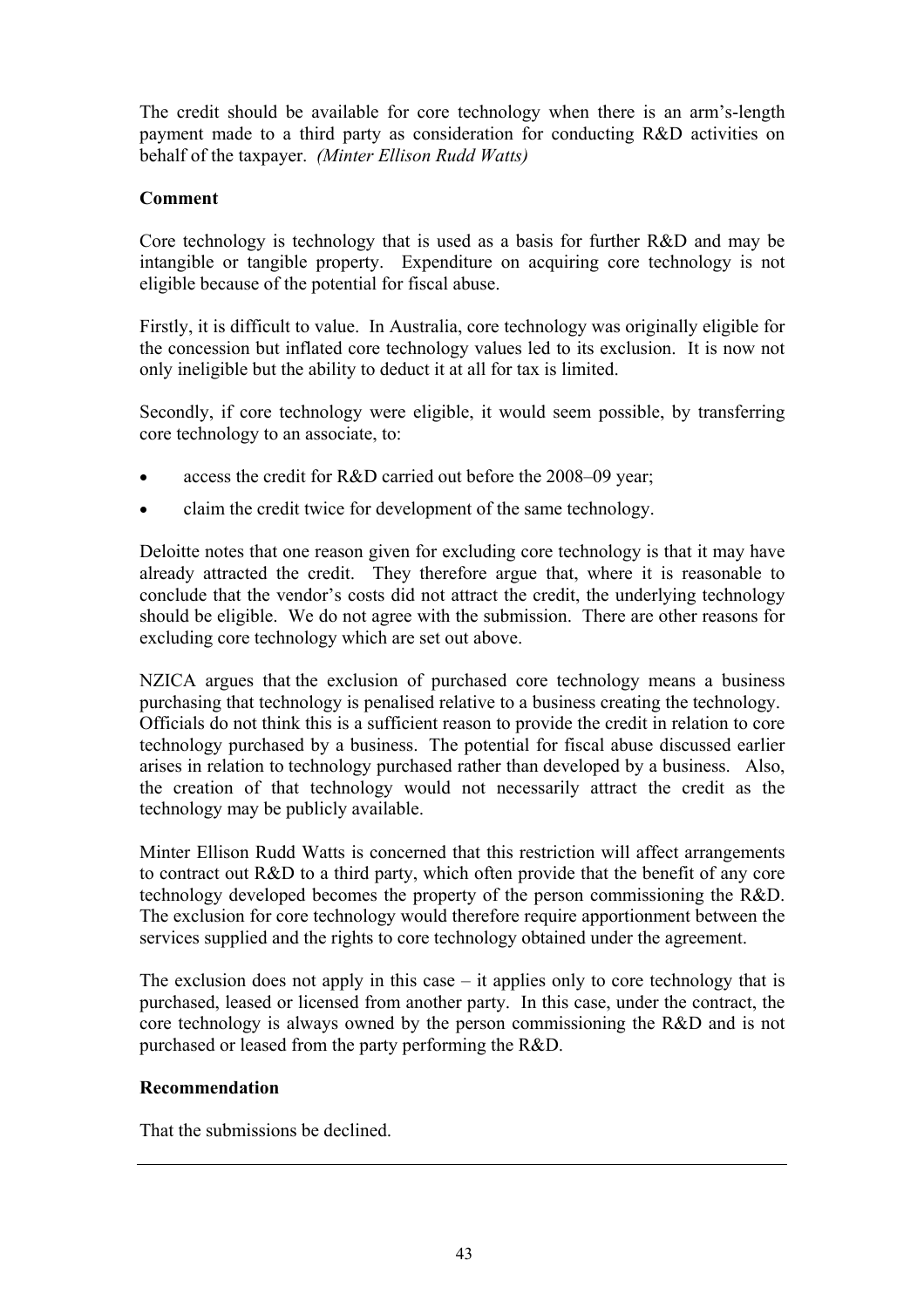The credit should be available for core technology when there is an arm's-length payment made to a third party as consideration for conducting R&D activities on behalf of the taxpayer. *(Minter Ellison Rudd Watts)*

**Comment**

Core technology is technology that is used as a basis for further R&D and may be intangible or tangible property. Expenditure on acquiring core technology is not eligible because of the potential for fiscal abuse.

Firstly, it is difficult to value. In Australia, core technology was originally eligible for the concession but inflated core technology values led to its exclusion. It is now not only ineligible but the ability to deduct it at all for tax is limited.

Secondly, if core technology were eligible, it would seem possible, by transferring core technology to an associate, to:

- access the credit for R&D carried out before the 2008–09 year;
- claim the credit twice for development of the same technology.

Deloitte notes that one reason given for excluding core technology is that it may have already attracted the credit. They therefore argue that, where it is reasonable to conclude that the vendor's costs did not attract the credit, the underlying technology should be eligible. We do not agree with the submission. There are other reasons for excluding core technology which are set out above.

NZICA argues that the exclusion of purchased core technology means a business purchasing that technology is penalised relative to a business creating the technology. Officials do not think this is a sufficient reason to provide the credit in relation to core technology purchased by a business. The potential for fiscal abuse discussed earlier arises in relation to technology purchased rather than developed by a business. Also, the creation of that technology would not necessarily attract the credit as the technology may be publicly available.

Minter Ellison Rudd Watts is concerned that this restriction will affect arrangements to contract out R&D to a third party, which often provide that the benefit of any core technology developed becomes the property of the person commissioning the R&D. The exclusion for core technology would therefore require apportionment between the services supplied and the rights to core technology obtained under the agreement.

The exclusion does not apply in this case – it applies only to core technology that is purchased, leased or licensed from another party. In this case, under the contract, the core technology is always owned by the person commissioning the R&D and is not purchased or leased from the party performing the R&D.

**Recommendation**

That the submissions be declined.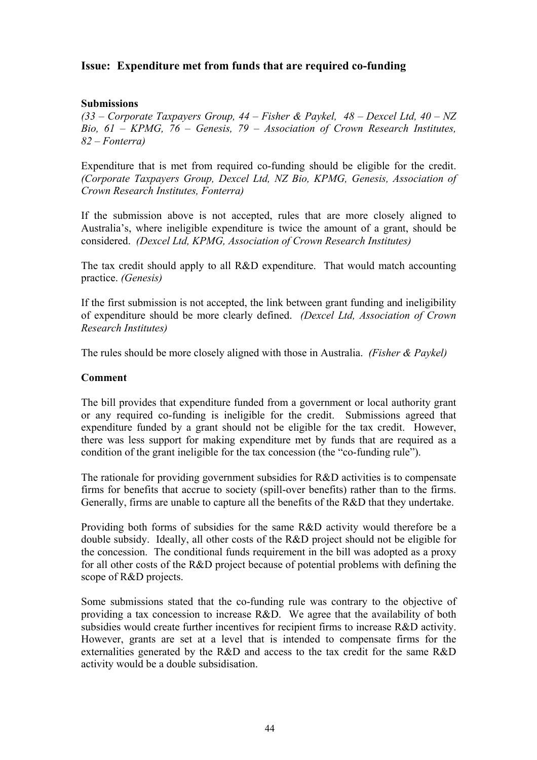## Issue: Expenditure met from funds that are required co-funding

### Submissions

*(33 – Corporate Taxpayers Group, 44 – Fisher & Paykel, 48 – Dexcel Ltd, 40 – NZ Bio, 61 – KPMG, 76 – Genesis, 79 – Association of Crown Research Institutes, 82 – Fonterra)*

Expenditure that is met from required co-funding should be eligible for the credit. *(Corporate Taxpayers Group, Dexcel Ltd, NZ Bio, KPMG, Genesis, Association of Crown Research Institutes, Fonterra)*

If the submission above is not accepted, rules that are more closely aligned to Australia's, where ineligible expenditure is twice the amount of a grant, should be considered. *(Dexcel Ltd, KPMG, Association of Crown Research Institutes)*

The tax credit should apply to all R&D expenditure. That would match accounting practice. *(Genesis)*

If the first submission is not accepted, the link between grant funding and ineligibility of expenditure should be more clearly defined. *(Dexcel Ltd, Association of Crown Research Institutes)*

The rules should be more closely aligned with those in Australia. *(Fisher & Paykel)*

### Comment

The bill provides that expenditure funded from a government or local authority grant or any required co-funding is ineligible for the credit. Submissions agreed that expenditure funded by a grant should not be eligible for the tax credit. However, there was less support for making expenditure met by funds that are required as a condition of the grant ineligible for the tax concession (the "co-funding rule").

The rationale for providing government subsidies for R&D activities is to compensate firms for benefits that accrue to society (spill-over benefits) rather than to the firms. Generally, firms are unable to capture all the benefits of the R&D that they undertake.

Providing both forms of subsidies for the same R&D activity would therefore be a double subsidy. Ideally, all other costs of the R&D project should not be eligible for the concession. The conditional funds requirement in the bill was adopted as a proxy for all other costs of the R&D project because of potential problems with defining the scope of R&D projects.

Some submissions stated that the co-funding rule was contrary to the objective of providing a tax concession to increase R&D. We agree that the availability of both subsidies would create further incentives for recipient firms to increase R&D activity. However, grants are set at a level that is intended to compensate firms for the externalities generated by the R&D and access to the tax credit for the same R&D activity would be a double subsidisation.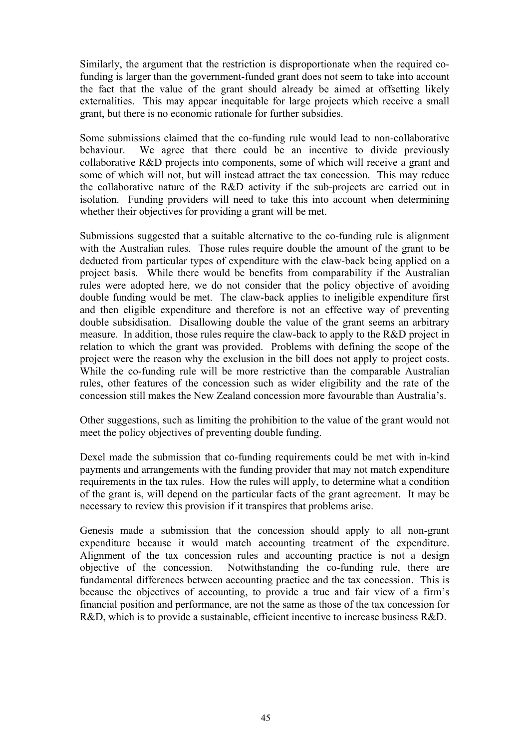Similarly, the argument that the restriction is disproportionate when the required co-funding is larger than the government-funded grant does not seem to take into account the fact that the value of the grant should already be aimed at offsetting likely externalities. This may appear inequitable for large projects which receive a small grant, but there is no economic rationale for further subsidies.

Some submissions claimed that the co-funding rule would lead to non-collaborative behaviour. We agree that there could be an incentive to divide previously collaborative R&D projects into components, some of which will receive a grant and some of which will not, but will instead attract the tax concession. This may reduce the collaborative nature of the R&D activity if the sub-projects are carried out in isolation. Funding providers will need to take this into account when determining whether their objectives for providing a grant will be met.

Submissions suggested that a suitable alternative to the co-funding rule is alignment with the Australian rules. Those rules require double the amount of the grant to be deducted from particular types of expenditure with the claw-back being applied on a project basis. While there would be benefits from comparability if the Australian rules were adopted here, we do not consider that the policy objective of avoiding double funding would be met. The claw-back applies to ineligible expenditure first and then eligible expenditure and therefore is not an effective way of preventing double subsidisation. Disallowing double the value of the grant seems an arbitrary measure. In addition, those rules require the claw-back to apply to the R&D project in relation to which the grant was provided. Problems with defining the scope of the project were the reason why the exclusion in the bill does not apply to project costs. While the co-funding rule will be more restrictive than the comparable Australian rules, other features of the concession such as wider eligibility and the rate of the concession still makes the New Zealand concession more favourable than Australia's.

Other suggestions, such as limiting the prohibition to the value of the grant would not meet the policy objectives of preventing double funding.

Dexel made the submission that co-funding requirements could be met with in-kind payments and arrangements with the funding provider that may not match expenditure requirements in the tax rules. How the rules will apply, to determine what a condition of the grant is, will depend on the particular facts of the grant agreement. It may be necessary to review this provision if it transpires that problems arise.

Genesis made a submission that the concession should apply to all non-grant expenditure because it would match accounting treatment of the expenditure. Alignment of the tax concession rules and accounting practice is not a design objective of the concession. Notwithstanding the co-funding rule, there are fundamental differences between accounting practice and the tax concession. This is because the objectives of accounting, to provide a true and fair view of a firm's financial position and performance, are not the same as those of the tax concession for R&D, which is to provide a sustainable, efficient incentive to increase business R&D.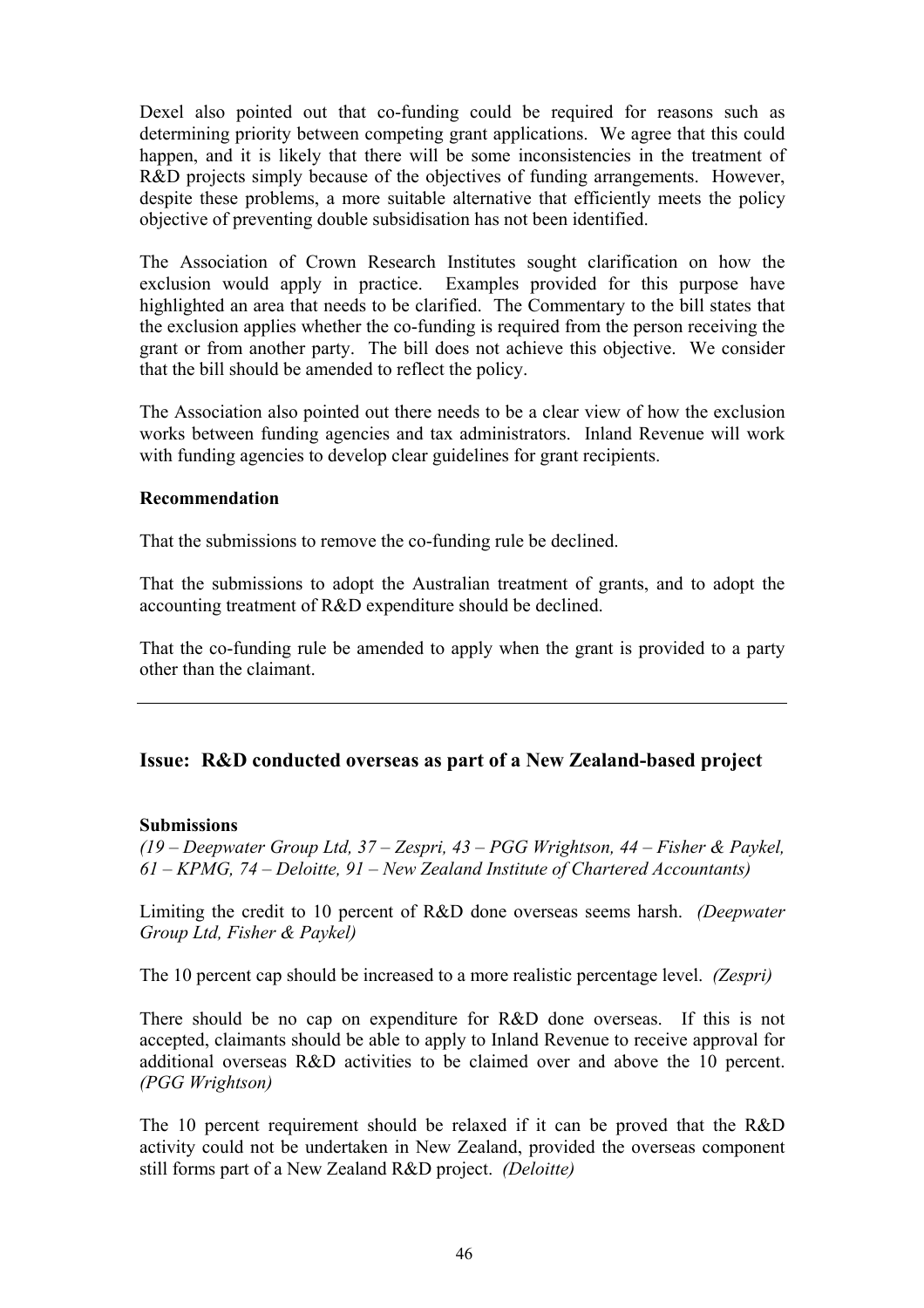Dexel also pointed out that co-funding could be required for reasons such as determining priority between competing grant applications. We agree that this could happen, and it is likely that there will be some inconsistencies in the treatment of R&D projects simply because of the objectives of funding arrangements. However, despite these problems, a more suitable alternative that efficiently meets the policy objective of preventing double subsidisation has not been identified.

The Association of Crown Research Institutes sought clarification on how the exclusion would apply in practice. Examples provided for this purpose have highlighted an area that needs to be clarified. The Commentary to the bill states that the exclusion applies whether the co-funding is required from the person receiving the grant or from another party. The bill does not achieve this objective. We consider that the bill should be amended to reflect the policy.

The Association also pointed out there needs to be a clear view of how the exclusion works between funding agencies and tax administrators. Inland Revenue will work with funding agencies to develop clear guidelines for grant recipients.

**Recommendation**

That the submissions to remove the co-funding rule be declined.

That the submissions to adopt the Australian treatment of grants, and to adopt the accounting treatment of R&D expenditure should be declined.

That the co-funding rule be amended to apply when the grant is provided to a party other than the claimant.

---

## Issue: R&D conducted overseas as part of a New Zealand-based project

**Submissions**

*(19 – Deepwater Group Ltd, 37 – Zespri, 43 – PGG Wrightson, 44 – Fisher & Paykel, 61 – KPMG, 74 – Deloitte, 91 – New Zealand Institute of Chartered Accountants)*

Limiting the credit to 10 percent of R&D done overseas seems harsh. *(Deepwater Group Ltd, Fisher & Paykel)*

The 10 percent cap should be increased to a more realistic percentage level. *(Zespri)*

There should be no cap on expenditure for R&D done overseas. If this is not accepted, claimants should be able to apply to Inland Revenue to receive approval for additional overseas R&D activities to be claimed over and above the 10 percent. *(PGG Wrightson)*

The 10 percent requirement should be relaxed if it can be proved that the R&D activity could not be undertaken in New Zealand, provided the overseas component still forms part of a New Zealand R&D project. *(Deloitte)*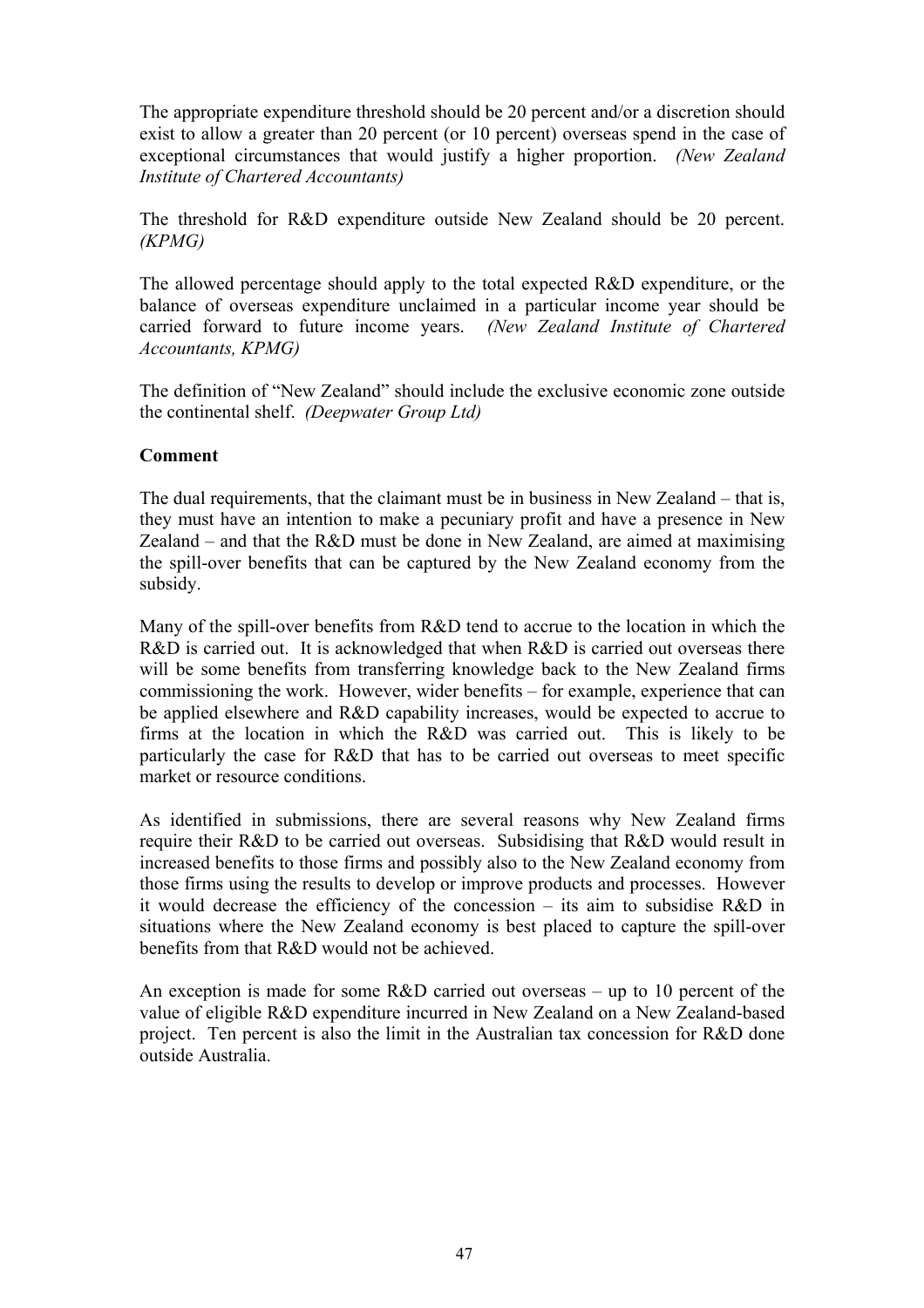The appropriate expenditure threshold should be 20 percent and/or a discretion should exist to allow a greater than 20 percent (or 10 percent) overseas spend in the case of exceptional circumstances that would justify a higher proportion. *(New Zealand Institute of Chartered Accountants)*

The threshold for R&D expenditure outside New Zealand should be 20 percent. *(KPMG)*

The allowed percentage should apply to the total expected R&D expenditure, or the balance of overseas expenditure unclaimed in a particular income year should be carried forward to future income years. *(New Zealand Institute of Chartered Accountants, KPMG)*

The definition of "New Zealand" should include the exclusive economic zone outside the continental shelf. *(Deepwater Group Ltd)*

**Comment**

The dual requirements, that the claimant must be in business in New Zealand – that is, they must have an intention to make a pecuniary profit and have a presence in New Zealand – and that the R&D must be done in New Zealand, are aimed at maximising the spill-over benefits that can be captured by the New Zealand economy from the subsidy.

Many of the spill-over benefits from R&D tend to accrue to the location in which the R&D is carried out. It is acknowledged that when R&D is carried out overseas there will be some benefits from transferring knowledge back to the New Zealand firms commissioning the work. However, wider benefits – for example, experience that can be applied elsewhere and R&D capability increases, would be expected to accrue to firms at the location in which the R&D was carried out. This is likely to be particularly the case for R&D that has to be carried out overseas to meet specific market or resource conditions.

As identified in submissions, there are several reasons why New Zealand firms require their R&D to be carried out overseas. Subsidising that R&D would result in increased benefits to those firms and possibly also to the New Zealand economy from those firms using the results to develop or improve products and processes. However it would decrease the efficiency of the concession – its aim to subsidise R&D in situations where the New Zealand economy is best placed to capture the spill-over benefits from that R&D would not be achieved.

An exception is made for some R&D carried out overseas – up to 10 percent of the value of eligible R&D expenditure incurred in New Zealand on a New Zealand-based project. Ten percent is also the limit in the Australian tax concession for R&D done outside Australia.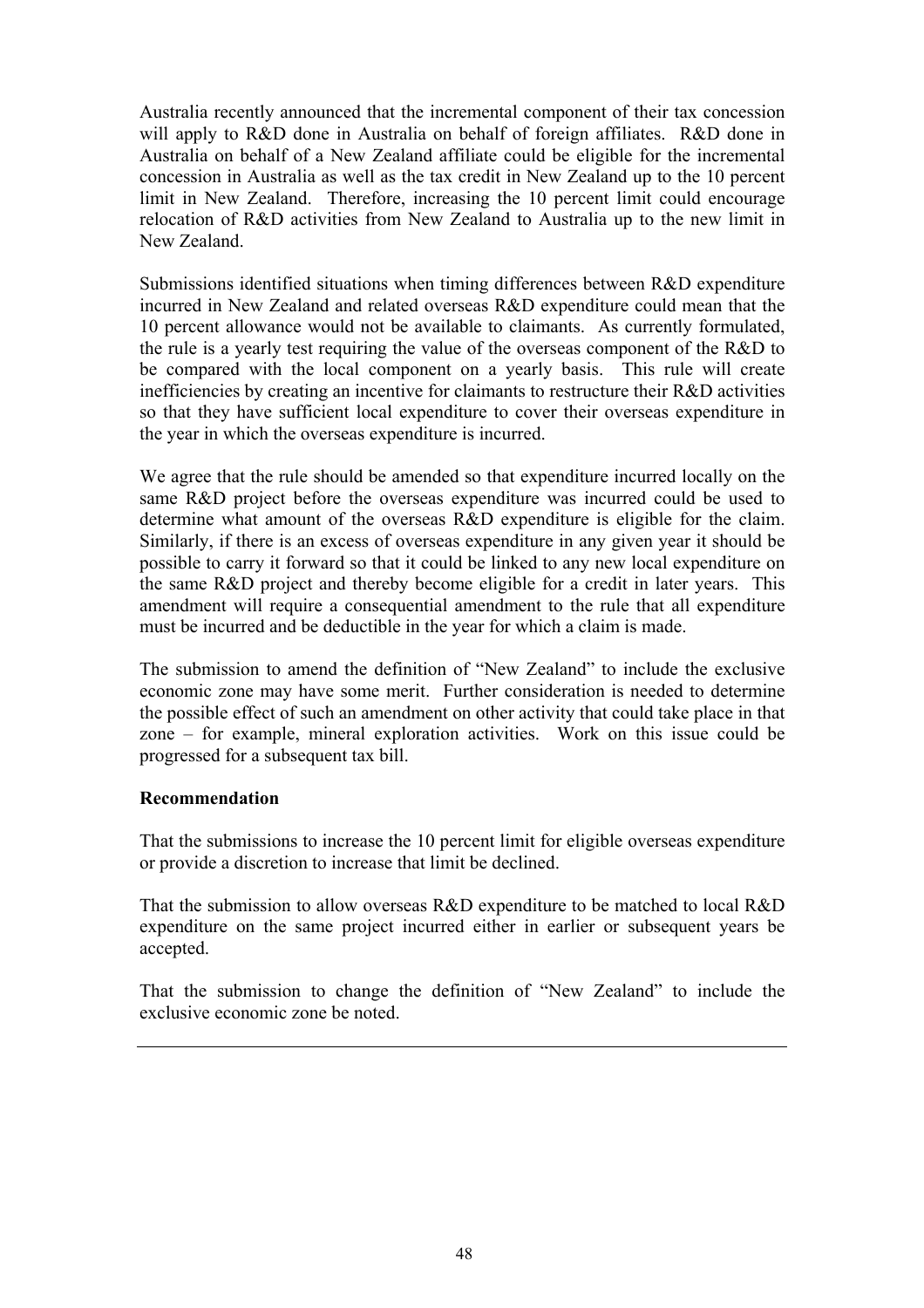Australia recently announced that the incremental component of their tax concession will apply to R&D done in Australia on behalf of foreign affiliates. R&D done in Australia on behalf of a New Zealand affiliate could be eligible for the incremental concession in Australia as well as the tax credit in New Zealand up to the 10 percent limit in New Zealand. Therefore, increasing the 10 percent limit could encourage relocation of R&D activities from New Zealand to Australia up to the new limit in New Zealand.

Submissions identified situations when timing differences between R&D expenditure incurred in New Zealand and related overseas R&D expenditure could mean that the 10 percent allowance would not be available to claimants. As currently formulated, the rule is a yearly test requiring the value of the overseas component of the R&D to be compared with the local component on a yearly basis. This rule will create inefficiencies by creating an incentive for claimants to restructure their R&D activities so that they have sufficient local expenditure to cover their overseas expenditure in the year in which the overseas expenditure is incurred.

We agree that the rule should be amended so that expenditure incurred locally on the same R&D project before the overseas expenditure was incurred could be used to determine what amount of the overseas R&D expenditure is eligible for the claim. Similarly, if there is an excess of overseas expenditure in any given year it should be possible to carry it forward so that it could be linked to any new local expenditure on the same R&D project and thereby become eligible for a credit in later years. This amendment will require a consequential amendment to the rule that all expenditure must be incurred and be deductible in the year for which a claim is made.

The submission to amend the definition of "New Zealand" to include the exclusive economic zone may have some merit. Further consideration is needed to determine the possible effect of such an amendment on other activity that could take place in that zone – for example, mineral exploration activities. Work on this issue could be progressed for a subsequent tax bill.

**Recommendation**

That the submissions to increase the 10 percent limit for eligible overseas expenditure or provide a discretion to increase that limit be declined.

That the submission to allow overseas R&D expenditure to be matched to local R&D expenditure on the same project incurred either in earlier or subsequent years be accepted.

That the submission to change the definition of "New Zealand" to include the exclusive economic zone be noted.

---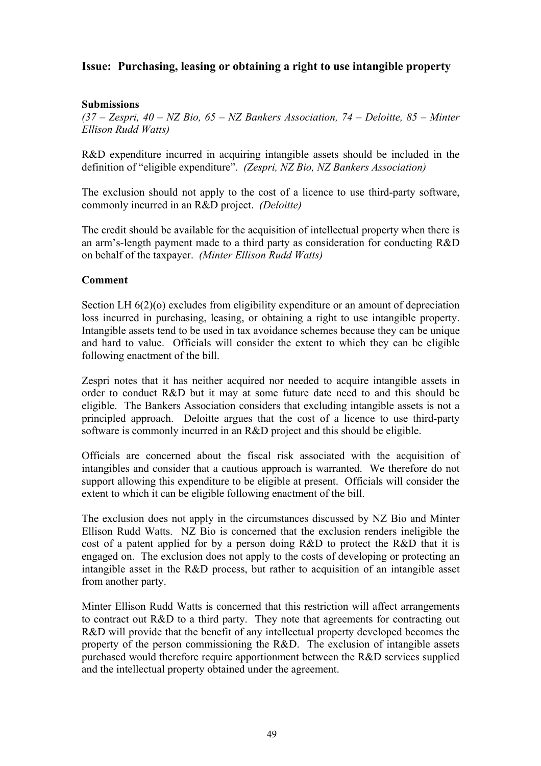## Issue: Purchasing, leasing or obtaining a right to use intangible property

### Submissions

*(37 – Zespri, 40 – NZ Bio, 65 – NZ Bankers Association, 74 – Deloitte, 85 – Minter Ellison Rudd Watts)*

R&D expenditure incurred in acquiring intangible assets should be included in the definition of "eligible expenditure". *(Zespri, NZ Bio, NZ Bankers Association)*

The exclusion should not apply to the cost of a licence to use third-party software, commonly incurred in an R&D project. *(Deloitte)*

The credit should be available for the acquisition of intellectual property when there is an arm's-length payment made to a third party as consideration for conducting R&D on behalf of the taxpayer. *(Minter Ellison Rudd Watts)*

### Comment

Section LH 6(2)(o) excludes from eligibility expenditure or an amount of depreciation loss incurred in purchasing, leasing, or obtaining a right to use intangible property. Intangible assets tend to be used in tax avoidance schemes because they can be unique and hard to value. Officials will consider the extent to which they can be eligible following enactment of the bill.

Zespri notes that it has neither acquired nor needed to acquire intangible assets in order to conduct R&D but it may at some future date need to and this should be eligible. The Bankers Association considers that excluding intangible assets is not a principled approach. Deloitte argues that the cost of a licence to use third-party software is commonly incurred in an R&D project and this should be eligible.

Officials are concerned about the fiscal risk associated with the acquisition of intangibles and consider that a cautious approach is warranted. We therefore do not support allowing this expenditure to be eligible at present. Officials will consider the extent to which it can be eligible following enactment of the bill.

The exclusion does not apply in the circumstances discussed by NZ Bio and Minter Ellison Rudd Watts. NZ Bio is concerned that the exclusion renders ineligible the cost of a patent applied for by a person doing R&D to protect the R&D that it is engaged on. The exclusion does not apply to the costs of developing or protecting an intangible asset in the R&D process, but rather to acquisition of an intangible asset from another party.

Minter Ellison Rudd Watts is concerned that this restriction will affect arrangements to contract out R&D to a third party. They note that agreements for contracting out R&D will provide that the benefit of any intellectual property developed becomes the property of the person commissioning the R&D. The exclusion of intangible assets purchased would therefore require apportionment between the R&D services supplied and the intellectual property obtained under the agreement.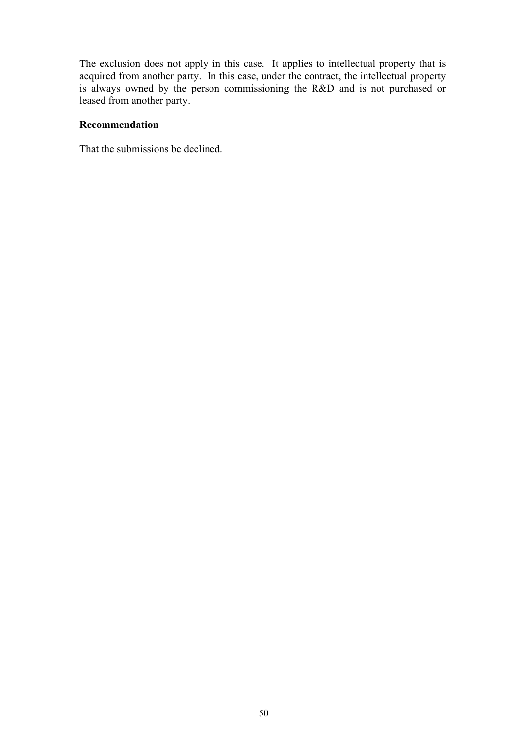The exclusion does not apply in this case. It applies to intellectual property that is acquired from another party. In this case, under the contract, the intellectual property is always owned by the person commissioning the R&D and is not purchased or leased from another party.

**Recommendation**

That the submissions be declined.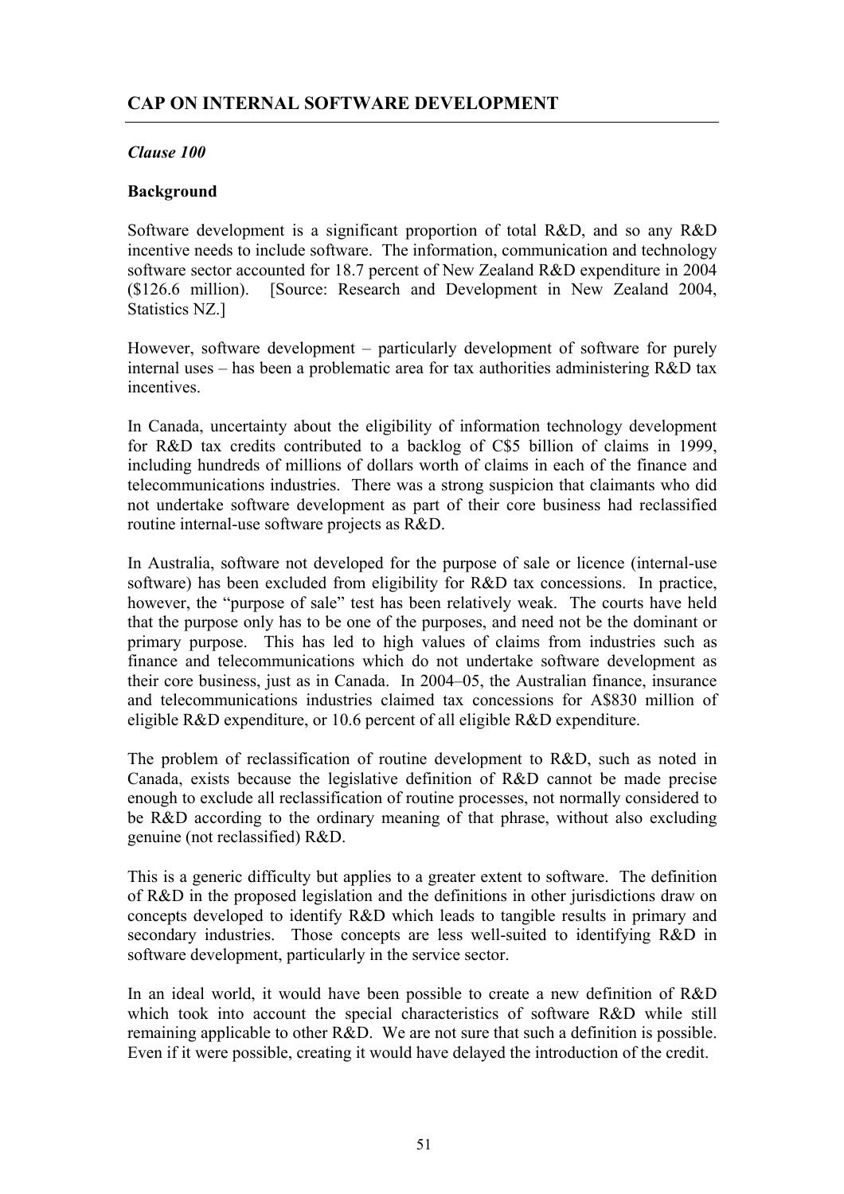## CAP ON INTERNAL SOFTWARE DEVELOPMENT

*Clause 100*

**Background**

Software development is a significant proportion of total R&D, and so any R&D incentive needs to include software. The information, communication and technology software sector accounted for 18.7 percent of New Zealand R&D expenditure in 2004 ($126.6 million). [Source: Research and Development in New Zealand 2004, Statistics NZ.]

However, software development – particularly development of software for purely internal uses – has been a problematic area for tax authorities administering R&D tax incentives.

In Canada, uncertainty about the eligibility of information technology development for R&D tax credits contributed to a backlog of C$5 billion of claims in 1999, including hundreds of millions of dollars worth of claims in each of the finance and telecommunications industries. There was a strong suspicion that claimants who did not undertake software development as part of their core business had reclassified routine internal-use software projects as R&D.

In Australia, software not developed for the purpose of sale or licence (internal-use software) has been excluded from eligibility for R&D tax concessions. In practice, however, the "purpose of sale" test has been relatively weak. The courts have held that the purpose only has to be one of the purposes, and need not be the dominant or primary purpose. This has led to high values of claims from industries such as finance and telecommunications which do not undertake software development as their core business, just as in Canada. In 2004–05, the Australian finance, insurance and telecommunications industries claimed tax concessions for A$830 million of eligible R&D expenditure, or 10.6 percent of all eligible R&D expenditure.

The problem of reclassification of routine development to R&D, such as noted in Canada, exists because the legislative definition of R&D cannot be made precise enough to exclude all reclassification of routine processes, not normally considered to be R&D according to the ordinary meaning of that phrase, without also excluding genuine (not reclassified) R&D.

This is a generic difficulty but applies to a greater extent to software. The definition of R&D in the proposed legislation and the definitions in other jurisdictions draw on concepts developed to identify R&D which leads to tangible results in primary and secondary industries. Those concepts are less well-suited to identifying R&D in software development, particularly in the service sector.

In an ideal world, it would have been possible to create a new definition of R&D which took into account the special characteristics of software R&D while still remaining applicable to other R&D. We are not sure that such a definition is possible. Even if it were possible, creating it would have delayed the introduction of the credit.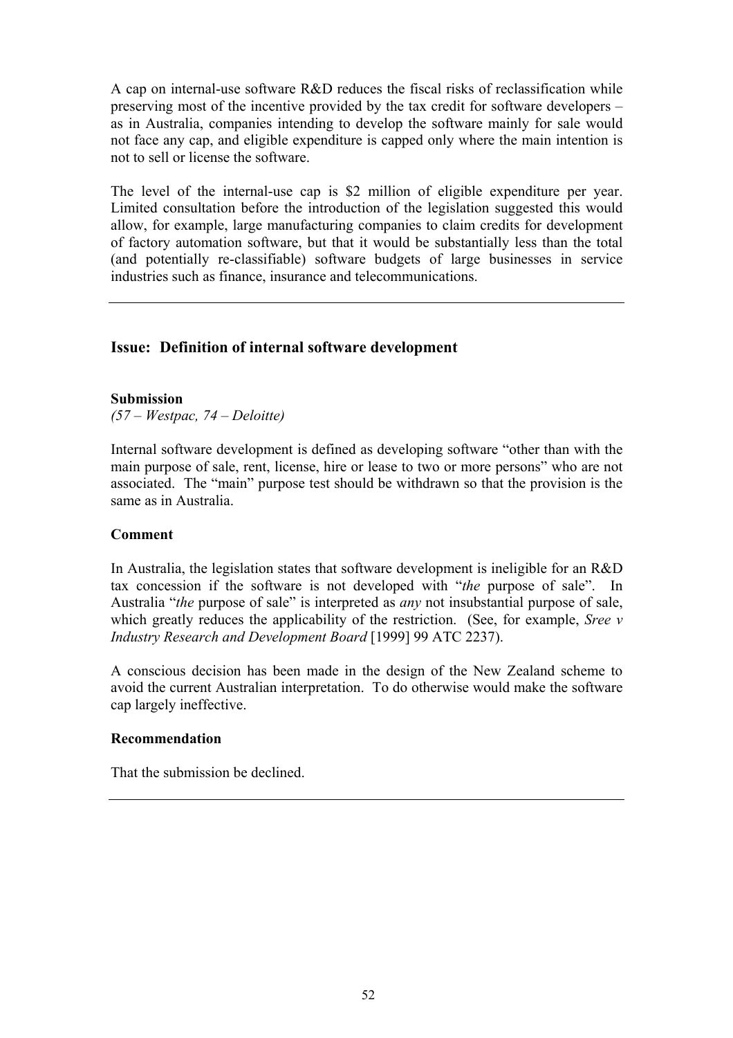A cap on internal-use software R&D reduces the fiscal risks of reclassification while preserving most of the incentive provided by the tax credit for software developers – as in Australia, companies intending to develop the software mainly for sale would not face any cap, and eligible expenditure is capped only where the main intention is not to sell or license the software.

The level of the internal-use cap is $2 million of eligible expenditure per year. Limited consultation before the introduction of the legislation suggested this would allow, for example, large manufacturing companies to claim credits for development of factory automation software, but that it would be substantially less than the total (and potentially re-classifiable) software budgets of large businesses in service industries such as finance, insurance and telecommunications.

---

## Issue: Definition of internal software development

**Submission**

*(57 – Westpac, 74 – Deloitte)*

Internal software development is defined as developing software "other than with the main purpose of sale, rent, license, hire or lease to two or more persons" who are not associated. The "main" purpose test should be withdrawn so that the provision is the same as in Australia.

**Comment**

In Australia, the legislation states that software development is ineligible for an R&D tax concession if the software is not developed with "*the* purpose of sale". In Australia "*the* purpose of sale" is interpreted as *any* not insubstantial purpose of sale, which greatly reduces the applicability of the restriction. (See, for example, *Sree v Industry Research and Development Board* [1999] 99 ATC 2237).

A conscious decision has been made in the design of the New Zealand scheme to avoid the current Australian interpretation. To do otherwise would make the software cap largely ineffective.

**Recommendation**

That the submission be declined.

---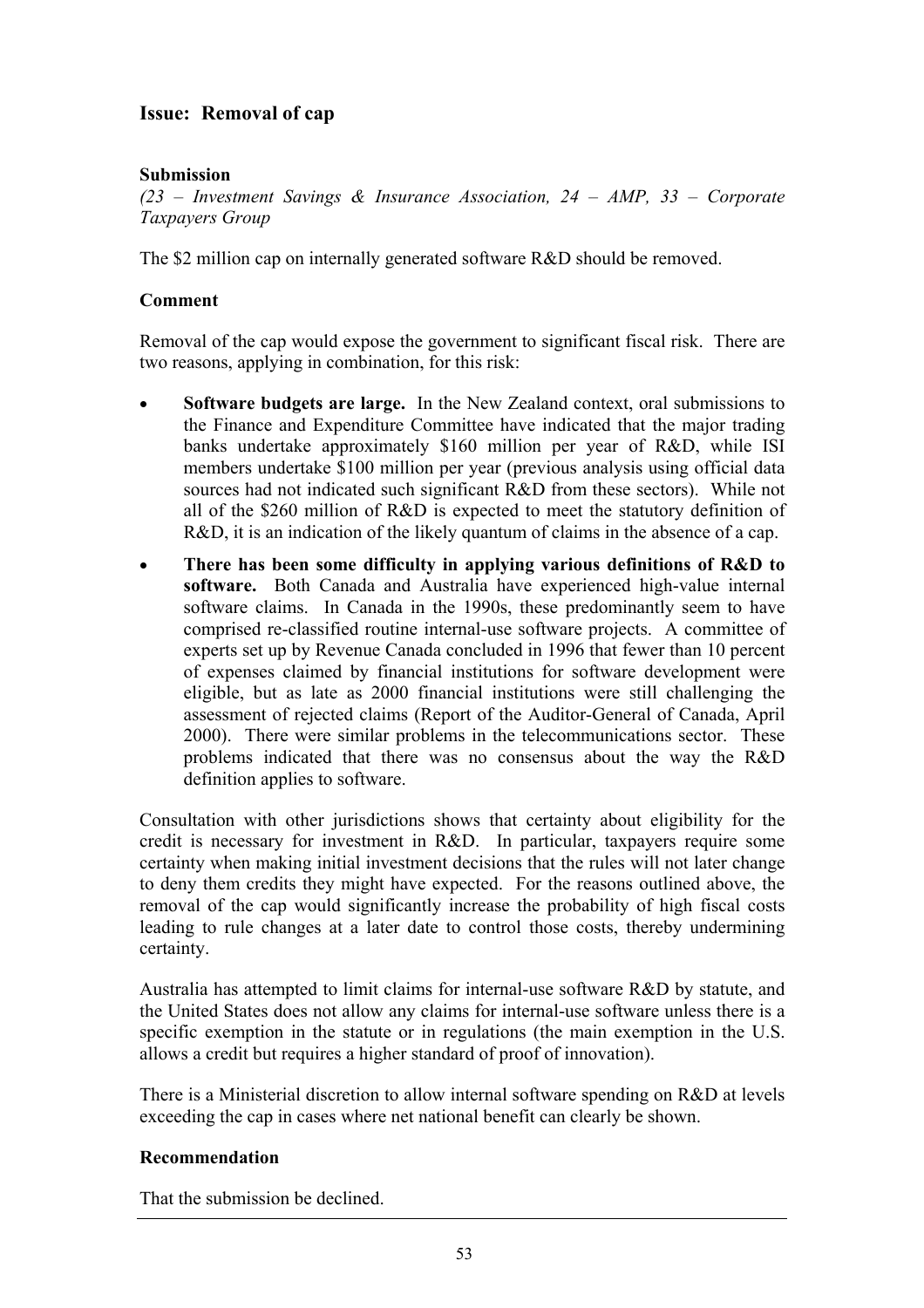## Issue: Removal of cap

**Submission**

*(23 – Investment Savings & Insurance Association, 24 – AMP, 33 – Corporate Taxpayers Group*

The $2 million cap on internally generated software R&D should be removed.

**Comment**

Removal of the cap would expose the government to significant fiscal risk. There are two reasons, applying in combination, for this risk:

- **Software budgets are large.** In the New Zealand context, oral submissions to the Finance and Expenditure Committee have indicated that the major trading banks undertake approximately $160 million per year of R&D, while ISI members undertake $100 million per year (previous analysis using official data sources had not indicated such significant R&D from these sectors). While not all of the $260 million of R&D is expected to meet the statutory definition of R&D, it is an indication of the likely quantum of claims in the absence of a cap.
- **There has been some difficulty in applying various definitions of R&D to software.** Both Canada and Australia have experienced high-value internal software claims. In Canada in the 1990s, these predominantly seem to have comprised re-classified routine internal-use software projects. A committee of experts set up by Revenue Canada concluded in 1996 that fewer than 10 percent of expenses claimed by financial institutions for software development were eligible, but as late as 2000 financial institutions were still challenging the assessment of rejected claims (Report of the Auditor-General of Canada, April 2000). There were similar problems in the telecommunications sector. These problems indicated that there was no consensus about the way the R&D definition applies to software.

Consultation with other jurisdictions shows that certainty about eligibility for the credit is necessary for investment in R&D. In particular, taxpayers require some certainty when making initial investment decisions that the rules will not later change to deny them credits they might have expected. For the reasons outlined above, the removal of the cap would significantly increase the probability of high fiscal costs leading to rule changes at a later date to control those costs, thereby undermining certainty.

Australia has attempted to limit claims for internal-use software R&D by statute, and the United States does not allow any claims for internal-use software unless there is a specific exemption in the statute or in regulations (the main exemption in the U.S. allows a credit but requires a higher standard of proof of innovation).

There is a Ministerial discretion to allow internal software spending on R&D at levels exceeding the cap in cases where net national benefit can clearly be shown.

**Recommendation**

That the submission be declined.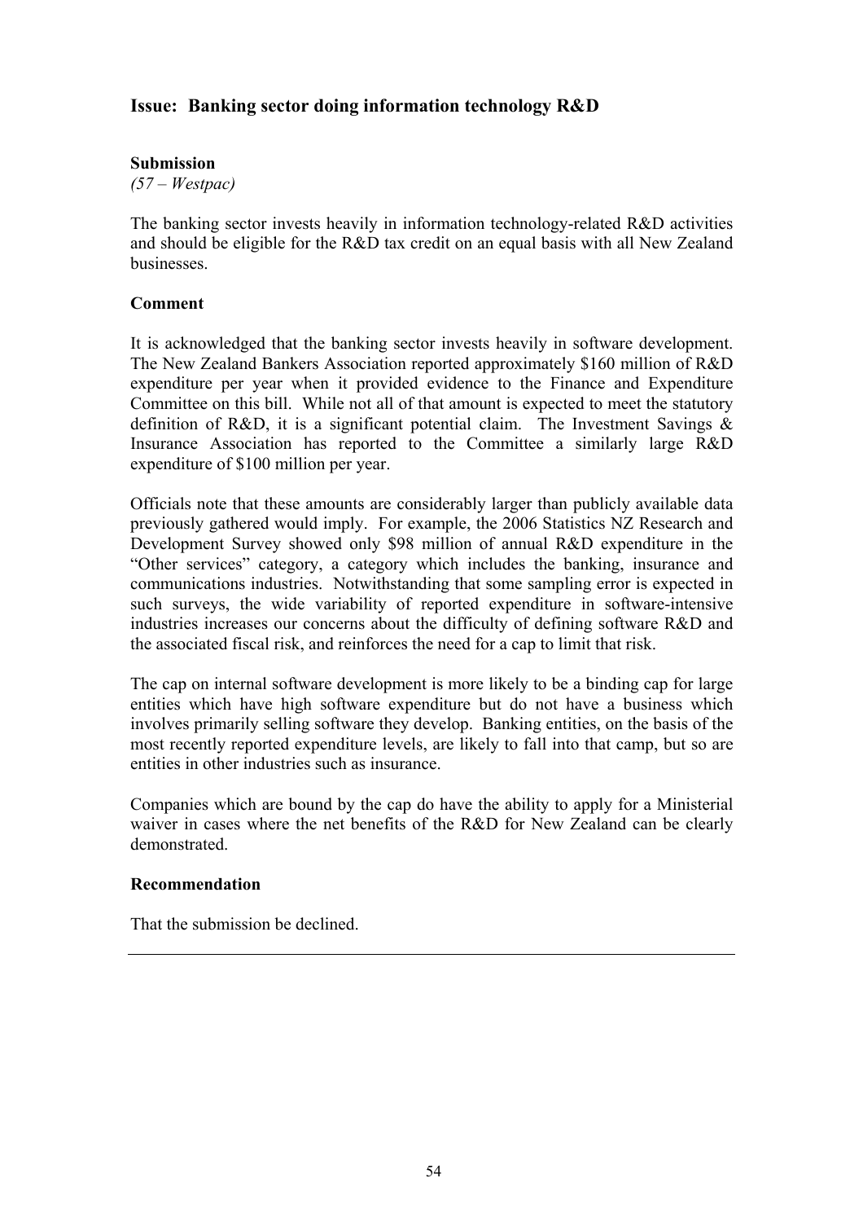## Issue: Banking sector doing information technology R&D

**Submission**

*(57 – Westpac)*

The banking sector invests heavily in information technology-related R&D activities and should be eligible for the R&D tax credit on an equal basis with all New Zealand businesses.

**Comment**

It is acknowledged that the banking sector invests heavily in software development. The New Zealand Bankers Association reported approximately $160 million of R&D expenditure per year when it provided evidence to the Finance and Expenditure Committee on this bill. While not all of that amount is expected to meet the statutory definition of R&D, it is a significant potential claim. The Investment Savings & Insurance Association has reported to the Committee a similarly large R&D expenditure of $100 million per year.

Officials note that these amounts are considerably larger than publicly available data previously gathered would imply. For example, the 2006 Statistics NZ Research and Development Survey showed only $98 million of annual R&D expenditure in the "Other services" category, a category which includes the banking, insurance and communications industries. Notwithstanding that some sampling error is expected in such surveys, the wide variability of reported expenditure in software-intensive industries increases our concerns about the difficulty of defining software R&D and the associated fiscal risk, and reinforces the need for a cap to limit that risk.

The cap on internal software development is more likely to be a binding cap for large entities which have high software expenditure but do not have a business which involves primarily selling software they develop. Banking entities, on the basis of the most recently reported expenditure levels, are likely to fall into that camp, but so are entities in other industries such as insurance.

Companies which are bound by the cap do have the ability to apply for a Ministerial waiver in cases where the net benefits of the R&D for New Zealand can be clearly demonstrated.

**Recommendation**

That the submission be declined.

---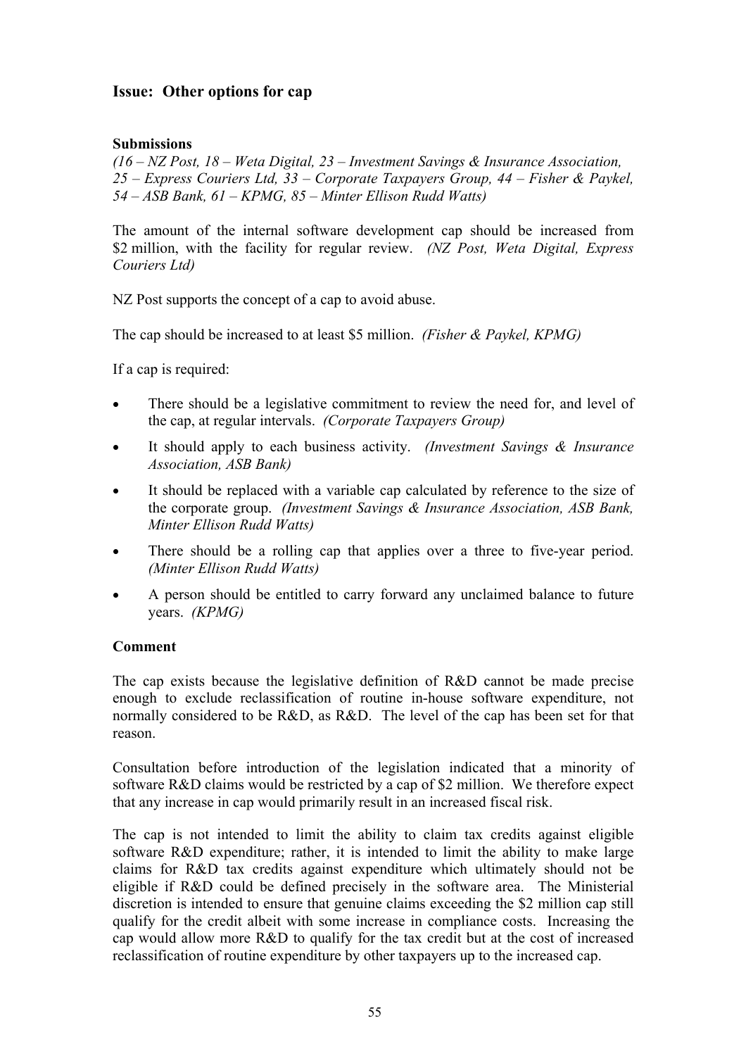## Issue: Other options for cap

**Submissions**

*(16 – NZ Post, 18 – Weta Digital, 23 – Investment Savings & Insurance Association, 25 – Express Couriers Ltd, 33 – Corporate Taxpayers Group, 44 – Fisher & Paykel, 54 – ASB Bank, 61 – KPMG, 85 – Minter Ellison Rudd Watts)*

The amount of the internal software development cap should be increased from $2 million, with the facility for regular review. *(NZ Post, Weta Digital, Express Couriers Ltd)*

NZ Post supports the concept of a cap to avoid abuse.

The cap should be increased to at least $5 million. *(Fisher & Paykel, KPMG)*

If a cap is required:

- There should be a legislative commitment to review the need for, and level of the cap, at regular intervals. *(Corporate Taxpayers Group)*
- It should apply to each business activity. *(Investment Savings & Insurance Association, ASB Bank)*
- It should be replaced with a variable cap calculated by reference to the size of the corporate group. *(Investment Savings & Insurance Association, ASB Bank, Minter Ellison Rudd Watts)*
- There should be a rolling cap that applies over a three to five-year period. *(Minter Ellison Rudd Watts)*
- A person should be entitled to carry forward any unclaimed balance to future years. *(KPMG)*

**Comment**

The cap exists because the legislative definition of R&D cannot be made precise enough to exclude reclassification of routine in-house software expenditure, not normally considered to be R&D, as R&D. The level of the cap has been set for that reason.

Consultation before introduction of the legislation indicated that a minority of software R&D claims would be restricted by a cap of $2 million. We therefore expect that any increase in cap would primarily result in an increased fiscal risk.

The cap is not intended to limit the ability to claim tax credits against eligible software R&D expenditure; rather, it is intended to limit the ability to make large claims for R&D tax credits against expenditure which ultimately should not be eligible if R&D could be defined precisely in the software area. The Ministerial discretion is intended to ensure that genuine claims exceeding the $2 million cap still qualify for the credit albeit with some increase in compliance costs. Increasing the cap would allow more R&D to qualify for the tax credit but at the cost of increased reclassification of routine expenditure by other taxpayers up to the increased cap.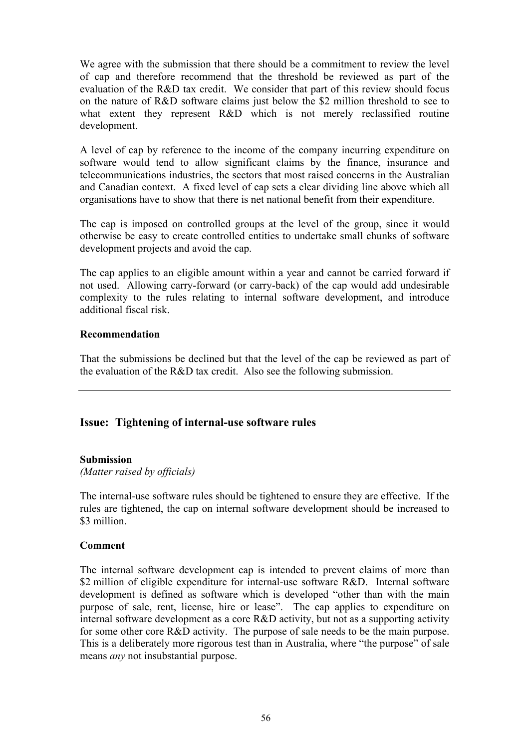We agree with the submission that there should be a commitment to review the level of cap and therefore recommend that the threshold be reviewed as part of the evaluation of the R&D tax credit. We consider that part of this review should focus on the nature of R&D software claims just below the $2 million threshold to see to what extent they represent R&D which is not merely reclassified routine development.

A level of cap by reference to the income of the company incurring expenditure on software would tend to allow significant claims by the finance, insurance and telecommunications industries, the sectors that most raised concerns in the Australian and Canadian context. A fixed level of cap sets a clear dividing line above which all organisations have to show that there is net national benefit from their expenditure.

The cap is imposed on controlled groups at the level of the group, since it would otherwise be easy to create controlled entities to undertake small chunks of software development projects and avoid the cap.

The cap applies to an eligible amount within a year and cannot be carried forward if not used. Allowing carry-forward (or carry-back) of the cap would add undesirable complexity to the rules relating to internal software development, and introduce additional fiscal risk.

**Recommendation**

That the submissions be declined but that the level of the cap be reviewed as part of the evaluation of the R&D tax credit. Also see the following submission.

---

## Issue: Tightening of internal-use software rules

**Submission**

*(Matter raised by officials)*

The internal-use software rules should be tightened to ensure they are effective. If the rules are tightened, the cap on internal software development should be increased to $3 million.

**Comment**

The internal software development cap is intended to prevent claims of more than $2 million of eligible expenditure for internal-use software R&D. Internal software development is defined as software which is developed "other than with the main purpose of sale, rent, license, hire or lease". The cap applies to expenditure on internal software development as a core R&D activity, but not as a supporting activity for some other core R&D activity. The purpose of sale needs to be the main purpose. This is a deliberately more rigorous test than in Australia, where "the purpose" of sale means *any* not insubstantial purpose.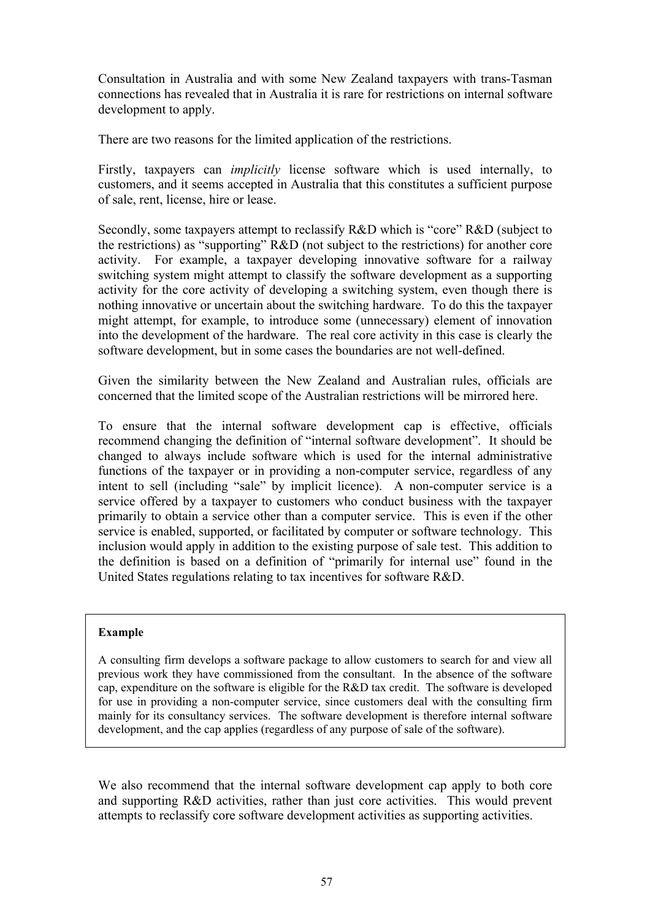Consultation in Australia and with some New Zealand taxpayers with trans-Tasman connections has revealed that in Australia it is rare for restrictions on internal software development to apply.

There are two reasons for the limited application of the restrictions.

Firstly, taxpayers can *implicitly* license software which is used internally, to customers, and it seems accepted in Australia that this constitutes a sufficient purpose of sale, rent, license, hire or lease.

Secondly, some taxpayers attempt to reclassify R&D which is "core" R&D (subject to the restrictions) as "supporting" R&D (not subject to the restrictions) for another core activity. For example, a taxpayer developing innovative software for a railway switching system might attempt to classify the software development as a supporting activity for the core activity of developing a switching system, even though there is nothing innovative or uncertain about the switching hardware. To do this the taxpayer might attempt, for example, to introduce some (unnecessary) element of innovation into the development of the hardware. The real core activity in this case is clearly the software development, but in some cases the boundaries are not well-defined.

Given the similarity between the New Zealand and Australian rules, officials are concerned that the limited scope of the Australian restrictions will be mirrored here.

To ensure that the internal software development cap is effective, officials recommend changing the definition of "internal software development". It should be changed to always include software which is used for the internal administrative functions of the taxpayer or in providing a non-computer service, regardless of any intent to sell (including "sale" by implicit licence). A non-computer service is a service offered by a taxpayer to customers who conduct business with the taxpayer primarily to obtain a service other than a computer service. This is even if the other service is enabled, supported, or facilitated by computer or software technology. This inclusion would apply in addition to the existing purpose of sale test. This addition to the definition is based on a definition of "primarily for internal use" found in the United States regulations relating to tax incentives for software R&D.

**Example**

A consulting firm develops a software package to allow customers to search for and view all previous work they have commissioned from the consultant. In the absence of the software cap, expenditure on the software is eligible for the R&D tax credit. The software is developed for use in providing a non-computer service, since customers deal with the consulting firm mainly for its consultancy services. The software development is therefore internal software development, and the cap applies (regardless of any purpose of sale of the software).

We also recommend that the internal software development cap apply to both core and supporting R&D activities, rather than just core activities. This would prevent attempts to reclassify core software development activities as supporting activities.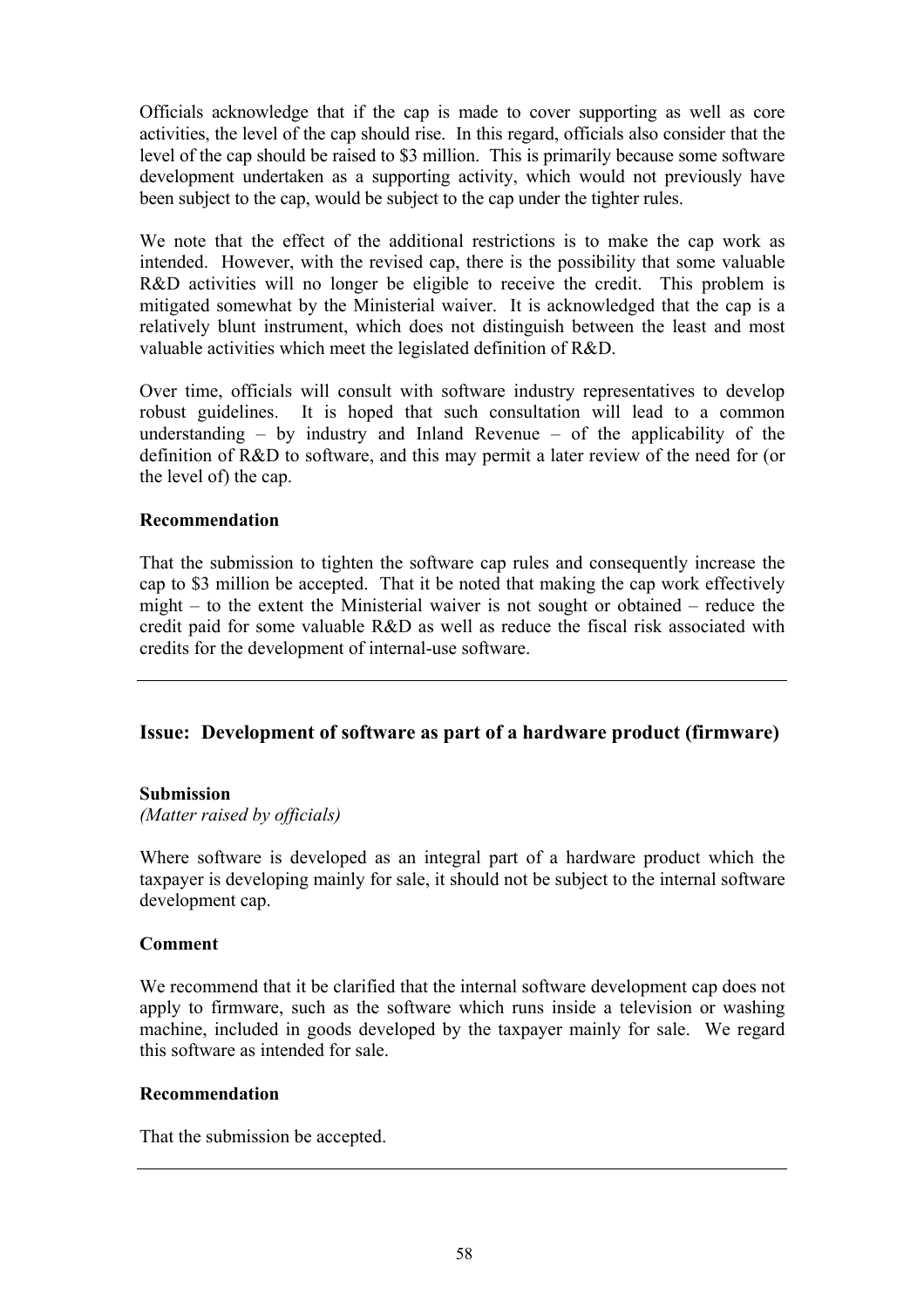Officials acknowledge that if the cap is made to cover supporting as well as core activities, the level of the cap should rise. In this regard, officials also consider that the level of the cap should be raised to $3 million. This is primarily because some software development undertaken as a supporting activity, which would not previously have been subject to the cap, would be subject to the cap under the tighter rules.

We note that the effect of the additional restrictions is to make the cap work as intended. However, with the revised cap, there is the possibility that some valuable R&D activities will no longer be eligible to receive the credit. This problem is mitigated somewhat by the Ministerial waiver. It is acknowledged that the cap is a relatively blunt instrument, which does not distinguish between the least and most valuable activities which meet the legislated definition of R&D.

Over time, officials will consult with software industry representatives to develop robust guidelines. It is hoped that such consultation will lead to a common understanding – by industry and Inland Revenue – of the applicability of the definition of R&D to software, and this may permit a later review of the need for (or the level of) the cap.

**Recommendation**

That the submission to tighten the software cap rules and consequently increase the cap to $3 million be accepted. That it be noted that making the cap work effectively might – to the extent the Ministerial waiver is not sought or obtained – reduce the credit paid for some valuable R&D as well as reduce the fiscal risk associated with credits for the development of internal-use software.

---

## Issue: Development of software as part of a hardware product (firmware)

**Submission**

*(Matter raised by officials)*

Where software is developed as an integral part of a hardware product which the taxpayer is developing mainly for sale, it should not be subject to the internal software development cap.

**Comment**

We recommend that it be clarified that the internal software development cap does not apply to firmware, such as the software which runs inside a television or washing machine, included in goods developed by the taxpayer mainly for sale. We regard this software as intended for sale.

**Recommendation**

That the submission be accepted.

---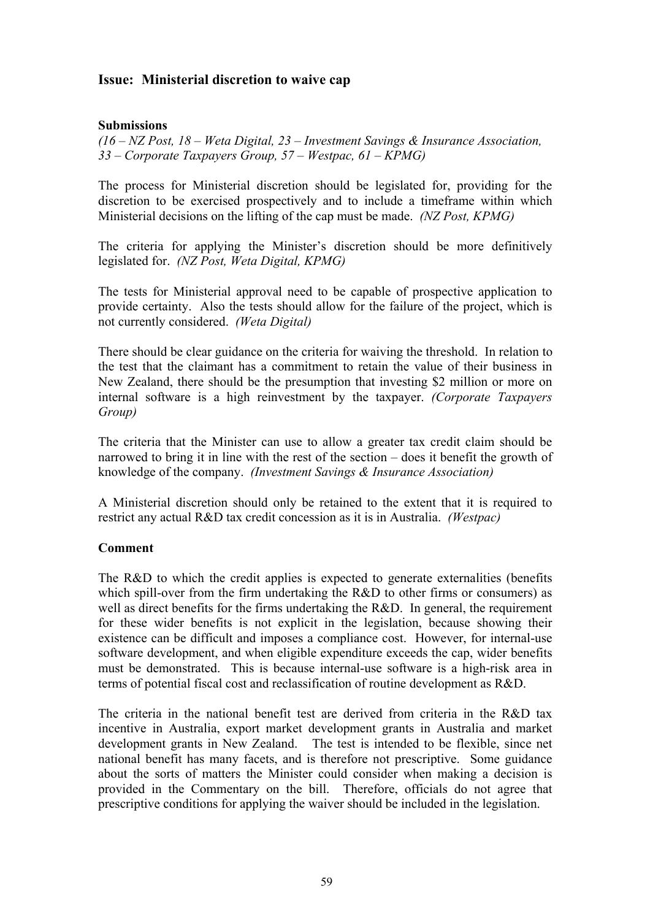## Issue: Ministerial discretion to waive cap

### Submissions

*(16 – NZ Post, 18 – Weta Digital, 23 – Investment Savings & Insurance Association, 33 – Corporate Taxpayers Group, 57 – Westpac, 61 – KPMG)*

The process for Ministerial discretion should be legislated for, providing for the discretion to be exercised prospectively and to include a timeframe within which Ministerial decisions on the lifting of the cap must be made. *(NZ Post, KPMG)*

The criteria for applying the Minister's discretion should be more definitively legislated for. *(NZ Post, Weta Digital, KPMG)*

The tests for Ministerial approval need to be capable of prospective application to provide certainty. Also the tests should allow for the failure of the project, which is not currently considered. *(Weta Digital)*

There should be clear guidance on the criteria for waiving the threshold. In relation to the test that the claimant has a commitment to retain the value of their business in New Zealand, there should be the presumption that investing $2 million or more on internal software is a high reinvestment by the taxpayer. *(Corporate Taxpayers Group)*

The criteria that the Minister can use to allow a greater tax credit claim should be narrowed to bring it in line with the rest of the section – does it benefit the growth of knowledge of the company. *(Investment Savings & Insurance Association)*

A Ministerial discretion should only be retained to the extent that it is required to restrict any actual R&D tax credit concession as it is in Australia. *(Westpac)*

### Comment

The R&D to which the credit applies is expected to generate externalities (benefits which spill-over from the firm undertaking the R&D to other firms or consumers) as well as direct benefits for the firms undertaking the R&D. In general, the requirement for these wider benefits is not explicit in the legislation, because showing their existence can be difficult and imposes a compliance cost. However, for internal-use software development, and when eligible expenditure exceeds the cap, wider benefits must be demonstrated. This is because internal-use software is a high-risk area in terms of potential fiscal cost and reclassification of routine development as R&D.

The criteria in the national benefit test are derived from criteria in the R&D tax incentive in Australia, export market development grants in Australia and market development grants in New Zealand. The test is intended to be flexible, since net national benefit has many facets, and is therefore not prescriptive. Some guidance about the sorts of matters the Minister could consider when making a decision is provided in the Commentary on the bill. Therefore, officials do not agree that prescriptive conditions for applying the waiver should be included in the legislation.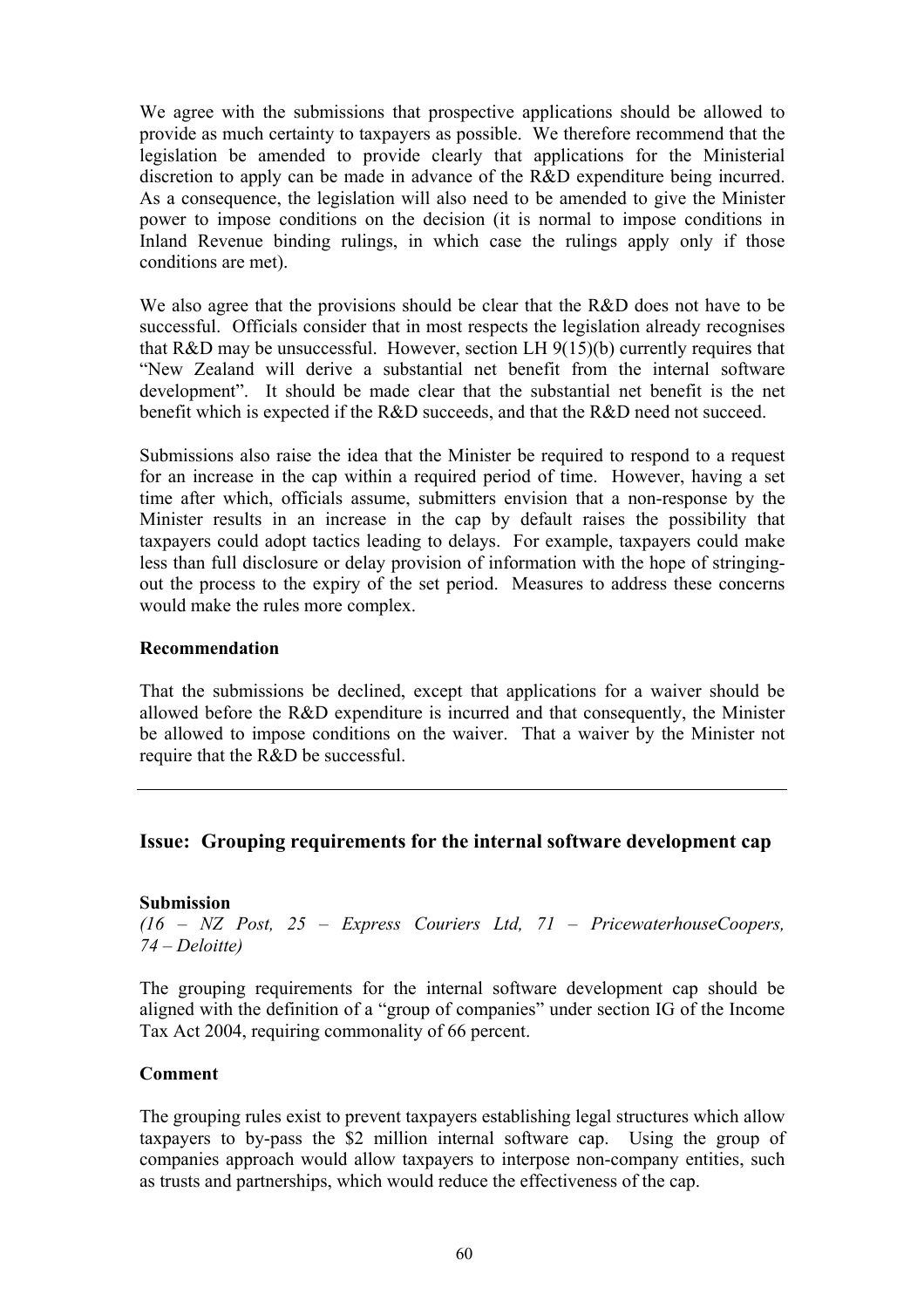We agree with the submissions that prospective applications should be allowed to provide as much certainty to taxpayers as possible. We therefore recommend that the legislation be amended to provide clearly that applications for the Ministerial discretion to apply can be made in advance of the R&D expenditure being incurred. As a consequence, the legislation will also need to be amended to give the Minister power to impose conditions on the decision (it is normal to impose conditions in Inland Revenue binding rulings, in which case the rulings apply only if those conditions are met).

We also agree that the provisions should be clear that the R&D does not have to be successful. Officials consider that in most respects the legislation already recognises that R&D may be unsuccessful. However, section LH 9(15)(b) currently requires that "New Zealand will derive a substantial net benefit from the internal software development". It should be made clear that the substantial net benefit is the net benefit which is expected if the R&D succeeds, and that the R&D need not succeed.

Submissions also raise the idea that the Minister be required to respond to a request for an increase in the cap within a required period of time. However, having a set time after which, officials assume, submitters envision that a non-response by the Minister results in an increase in the cap by default raises the possibility that taxpayers could adopt tactics leading to delays. For example, taxpayers could make less than full disclosure or delay provision of information with the hope of stringing-out the process to the expiry of the set period. Measures to address these concerns would make the rules more complex.

**Recommendation**

That the submissions be declined, except that applications for a waiver should be allowed before the R&D expenditure is incurred and that consequently, the Minister be allowed to impose conditions on the waiver. That a waiver by the Minister not require that the R&D be successful.

---

## Issue: Grouping requirements for the internal software development cap

**Submission**

*(16 – NZ Post, 25 – Express Couriers Ltd, 71 – PricewaterhouseCoopers, 74 – Deloitte)*

The grouping requirements for the internal software development cap should be aligned with the definition of a "group of companies" under section IG of the Income Tax Act 2004, requiring commonality of 66 percent.

**Comment**

The grouping rules exist to prevent taxpayers establishing legal structures which allow taxpayers to by-pass the \$2 million internal software cap. Using the group of companies approach would allow taxpayers to interpose non-company entities, such as trusts and partnerships, which would reduce the effectiveness of the cap.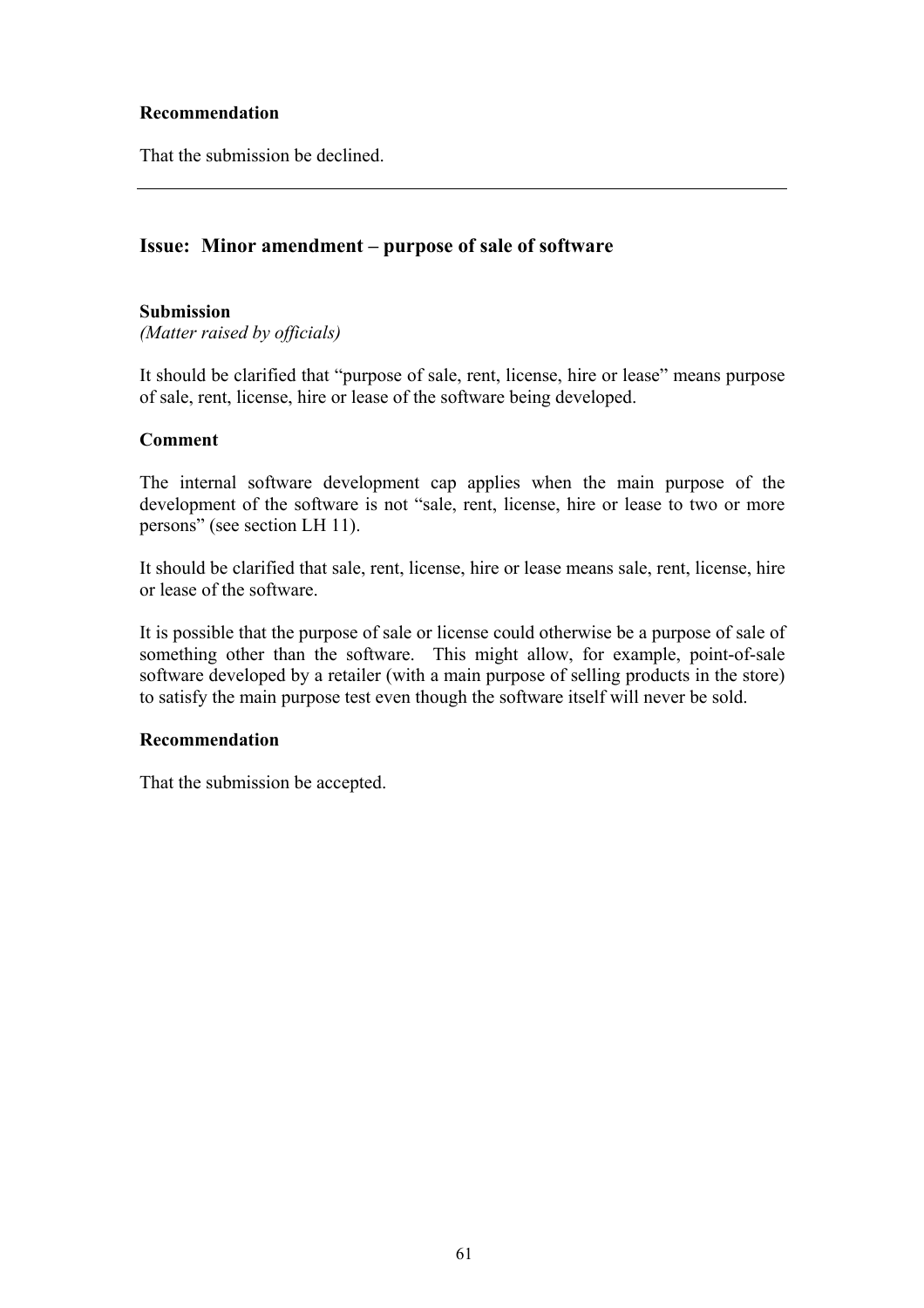**Recommendation**

That the submission be declined.

---

## Issue: Minor amendment – purpose of sale of software

**Submission**

*(Matter raised by officials)*

It should be clarified that "purpose of sale, rent, license, hire or lease" means purpose of sale, rent, license, hire or lease of the software being developed.

**Comment**

The internal software development cap applies when the main purpose of the development of the software is not "sale, rent, license, hire or lease to two or more persons" (see section LH 11).

It should be clarified that sale, rent, license, hire or lease means sale, rent, license, hire or lease of the software.

It is possible that the purpose of sale or license could otherwise be a purpose of sale of something other than the software. This might allow, for example, point-of-sale software developed by a retailer (with a main purpose of selling products in the store) to satisfy the main purpose test even though the software itself will never be sold.

**Recommendation**

That the submission be accepted.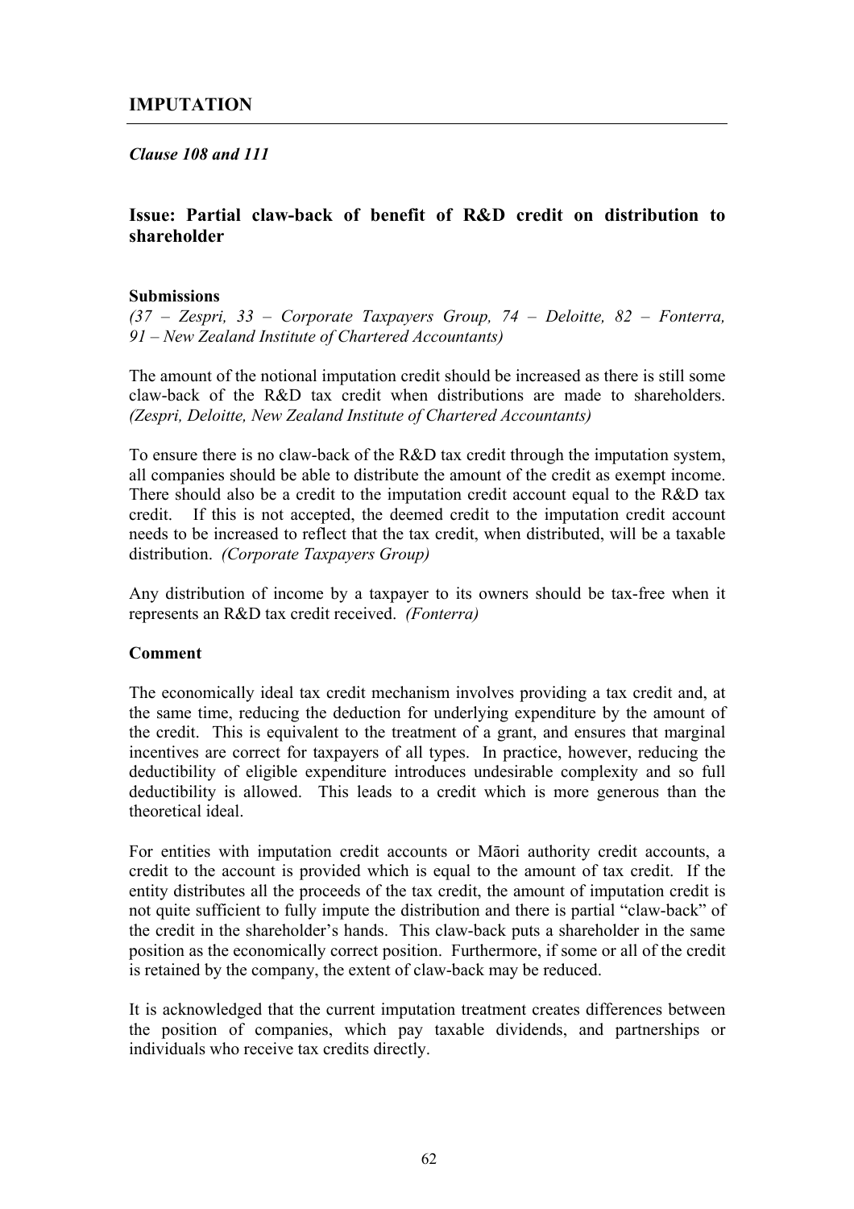## IMPUTATION

***Clause 108 and 111***

### Issue: Partial claw-back of benefit of R&D credit on distribution to shareholder

**Submissions**

*(37 – Zespri, 33 – Corporate Taxpayers Group, 74 – Deloitte, 82 – Fonterra, 91 – New Zealand Institute of Chartered Accountants)*

The amount of the notional imputation credit should be increased as there is still some claw-back of the R&D tax credit when distributions are made to shareholders. *(Zespri, Deloitte, New Zealand Institute of Chartered Accountants)*

To ensure there is no claw-back of the R&D tax credit through the imputation system, all companies should be able to distribute the amount of the credit as exempt income. There should also be a credit to the imputation credit account equal to the R&D tax credit. If this is not accepted, the deemed credit to the imputation credit account needs to be increased to reflect that the tax credit, when distributed, will be a taxable distribution. *(Corporate Taxpayers Group)*

Any distribution of income by a taxpayer to its owners should be tax-free when it represents an R&D tax credit received. *(Fonterra)*

**Comment**

The economically ideal tax credit mechanism involves providing a tax credit and, at the same time, reducing the deduction for underlying expenditure by the amount of the credit. This is equivalent to the treatment of a grant, and ensures that marginal incentives are correct for taxpayers of all types. In practice, however, reducing the deductibility of eligible expenditure introduces undesirable complexity and so full deductibility is allowed. This leads to a credit which is more generous than the theoretical ideal.

For entities with imputation credit accounts or Māori authority credit accounts, a credit to the account is provided which is equal to the amount of tax credit. If the entity distributes all the proceeds of the tax credit, the amount of imputation credit is not quite sufficient to fully impute the distribution and there is partial "claw-back" of the credit in the shareholder's hands. This claw-back puts a shareholder in the same position as the economically correct position. Furthermore, if some or all of the credit is retained by the company, the extent of claw-back may be reduced.

It is acknowledged that the current imputation treatment creates differences between the position of companies, which pay taxable dividends, and partnerships or individuals who receive tax credits directly.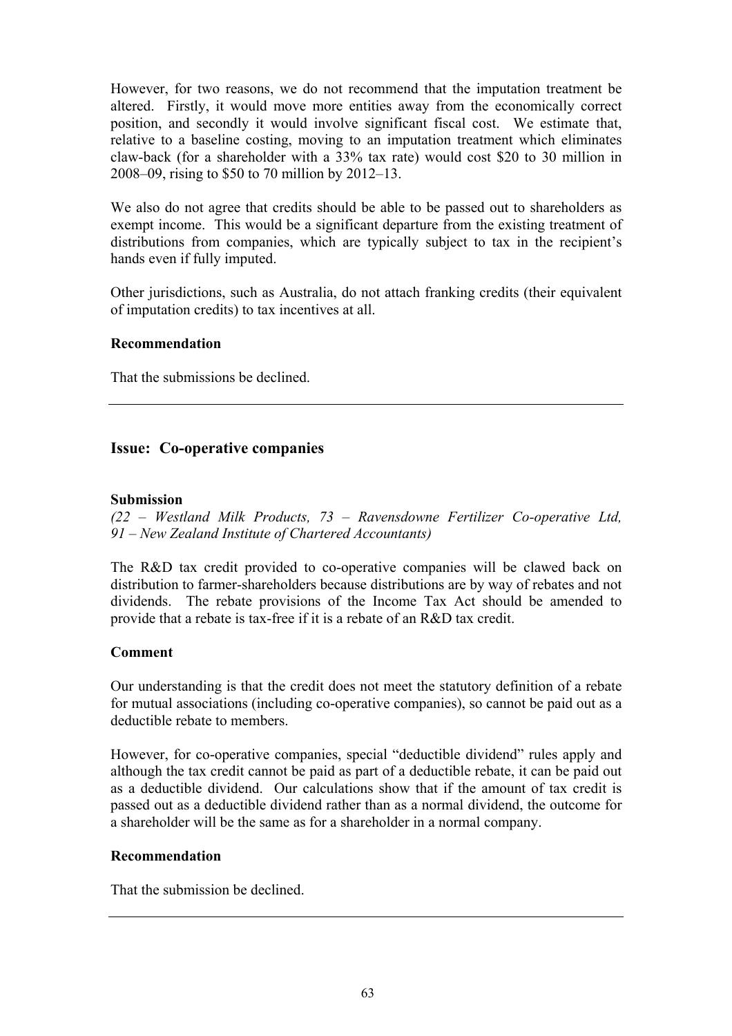However, for two reasons, we do not recommend that the imputation treatment be altered. Firstly, it would move more entities away from the economically correct position, and secondly it would involve significant fiscal cost. We estimate that, relative to a baseline costing, moving to an imputation treatment which eliminates claw-back (for a shareholder with a 33% tax rate) would cost $20 to 30 million in 2008–09, rising to $50 to 70 million by 2012–13.

We also do not agree that credits should be able to be passed out to shareholders as exempt income. This would be a significant departure from the existing treatment of distributions from companies, which are typically subject to tax in the recipient's hands even if fully imputed.

Other jurisdictions, such as Australia, do not attach franking credits (their equivalent of imputation credits) to tax incentives at all.

**Recommendation**

That the submissions be declined.

---

### Issue: Co-operative companies

**Submission**

*(22 – Westland Milk Products, 73 – Ravensdowne Fertilizer Co-operative Ltd, 91 – New Zealand Institute of Chartered Accountants)*

The R&D tax credit provided to co-operative companies will be clawed back on distribution to farmer-shareholders because distributions are by way of rebates and not dividends. The rebate provisions of the Income Tax Act should be amended to provide that a rebate is tax-free if it is a rebate of an R&D tax credit.

**Comment**

Our understanding is that the credit does not meet the statutory definition of a rebate for mutual associations (including co-operative companies), so cannot be paid out as a deductible rebate to members.

However, for co-operative companies, special "deductible dividend" rules apply and although the tax credit cannot be paid as part of a deductible rebate, it can be paid out as a deductible dividend. Our calculations show that if the amount of tax credit is passed out as a deductible dividend rather than as a normal dividend, the outcome for a shareholder will be the same as for a shareholder in a normal company.

**Recommendation**

That the submission be declined.

---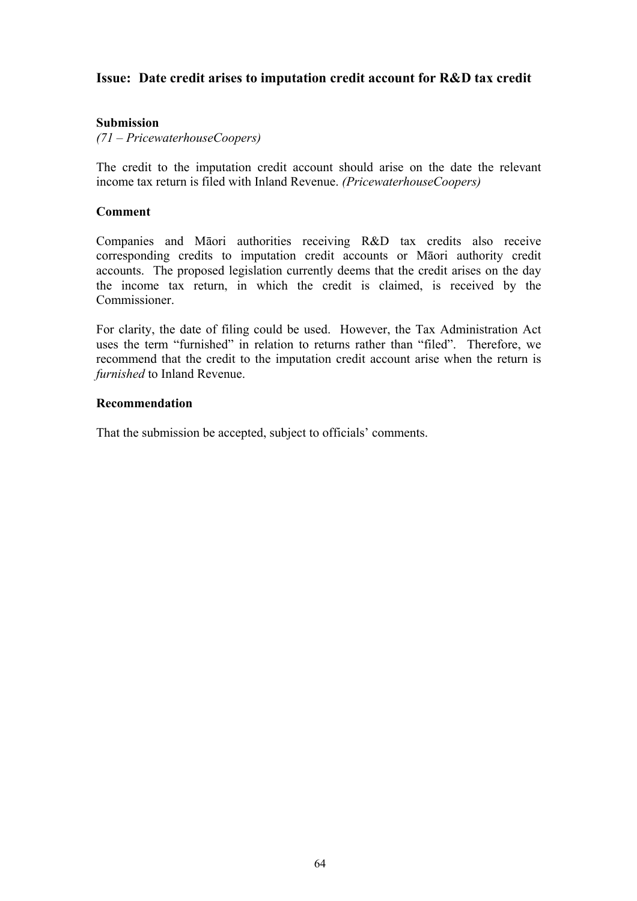### Issue: Date credit arises to imputation credit account for R&D tax credit

**Submission**

*(71 – PricewaterhouseCoopers)*

The credit to the imputation credit account should arise on the date the relevant income tax return is filed with Inland Revenue. *(PricewaterhouseCoopers)*

**Comment**

Companies and Māori authorities receiving R&D tax credits also receive corresponding credits to imputation credit accounts or Māori authority credit accounts. The proposed legislation currently deems that the credit arises on the day the income tax return, in which the credit is claimed, is received by the Commissioner.

For clarity, the date of filing could be used. However, the Tax Administration Act uses the term "furnished" in relation to returns rather than "filed". Therefore, we recommend that the credit to the imputation credit account arise when the return is *furnished* to Inland Revenue.

**Recommendation**

That the submission be accepted, subject to officials' comments.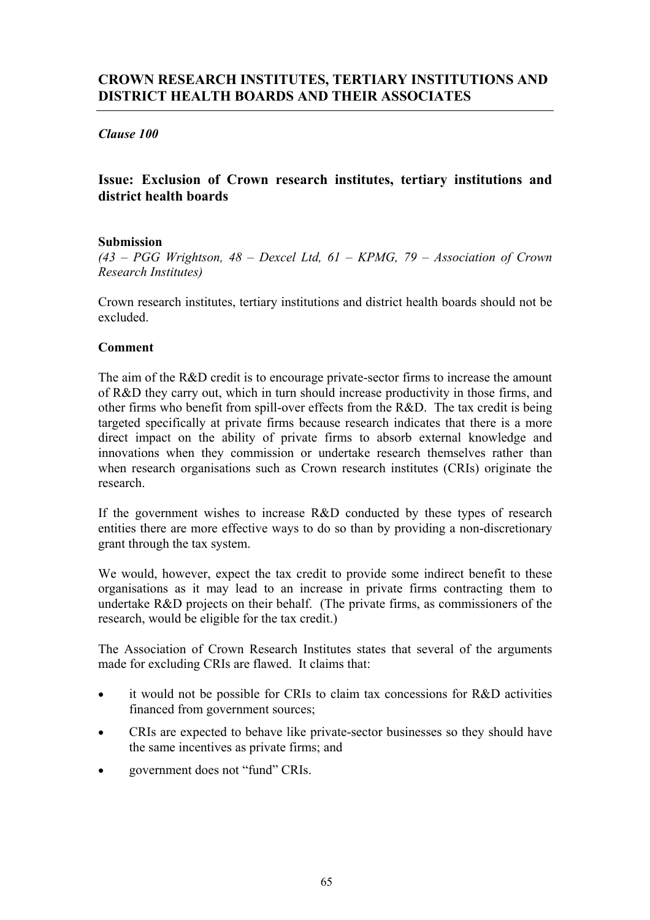## CROWN RESEARCH INSTITUTES, TERTIARY INSTITUTIONS AND DISTRICT HEALTH BOARDS AND THEIR ASSOCIATES

*Clause 100*

### Issue: Exclusion of Crown research institutes, tertiary institutions and district health boards

**Submission**
*(43 – PGG Wrightson, 48 – Dexcel Ltd, 61 – KPMG, 79 – Association of Crown Research Institutes)*

Crown research institutes, tertiary institutions and district health boards should not be excluded.

**Comment**

The aim of the R&D credit is to encourage private-sector firms to increase the amount of R&D they carry out, which in turn should increase productivity in those firms, and other firms who benefit from spill-over effects from the R&D. The tax credit is being targeted specifically at private firms because research indicates that there is a more direct impact on the ability of private firms to absorb external knowledge and innovations when they commission or undertake research themselves rather than when research organisations such as Crown research institutes (CRIs) originate the research.

If the government wishes to increase R&D conducted by these types of research entities there are more effective ways to do so than by providing a non-discretionary grant through the tax system.

We would, however, expect the tax credit to provide some indirect benefit to these organisations as it may lead to an increase in private firms contracting them to undertake R&D projects on their behalf. (The private firms, as commissioners of the research, would be eligible for the tax credit.)

The Association of Crown Research Institutes states that several of the arguments made for excluding CRIs are flawed. It claims that:

- it would not be possible for CRIs to claim tax concessions for R&D activities financed from government sources;
- CRIs are expected to behave like private-sector businesses so they should have the same incentives as private firms; and
- government does not "fund" CRIs.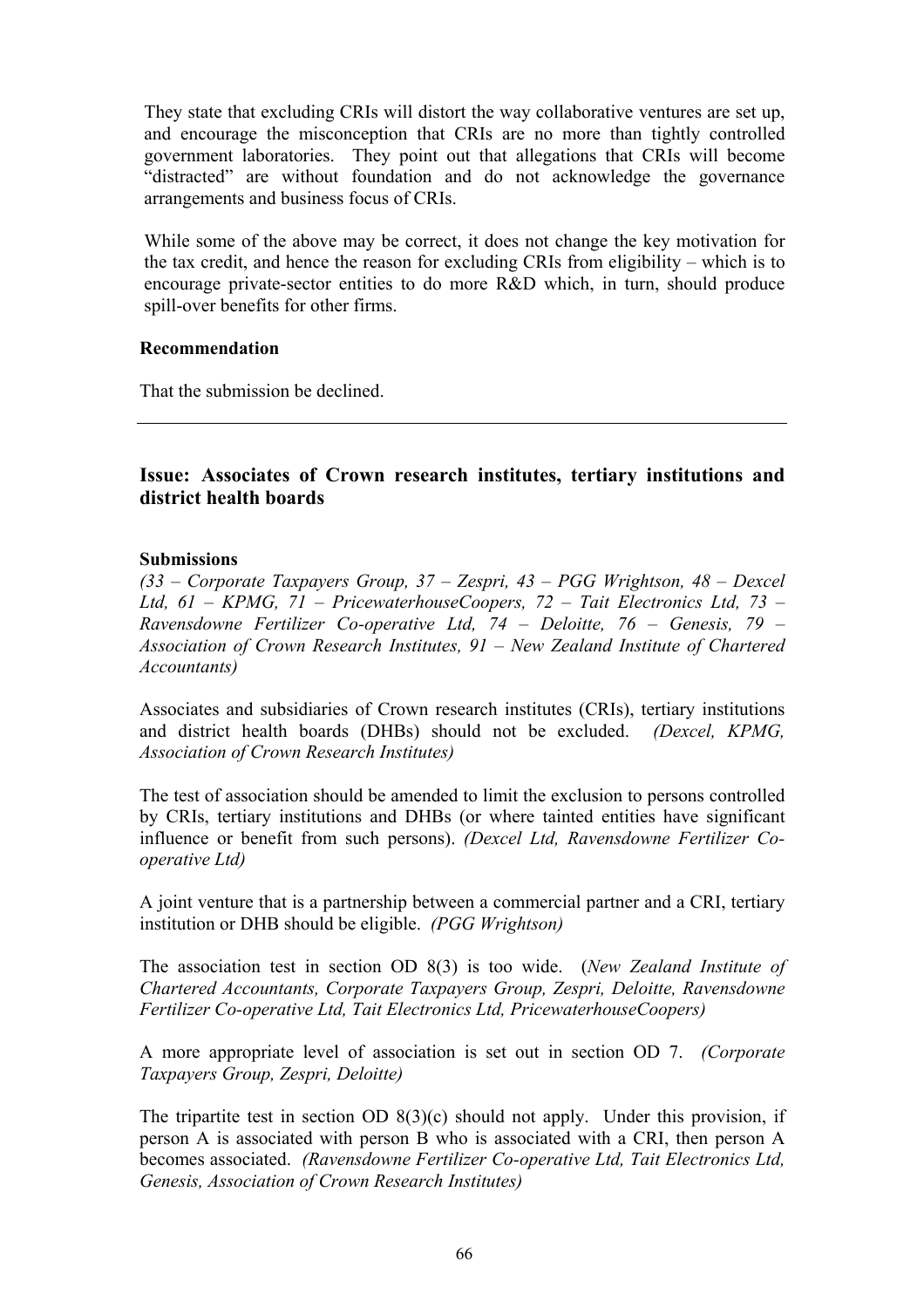They state that excluding CRIs will distort the way collaborative ventures are set up, and encourage the misconception that CRIs are no more than tightly controlled government laboratories. They point out that allegations that CRIs will become "distracted" are without foundation and do not acknowledge the governance arrangements and business focus of CRIs.

While some of the above may be correct, it does not change the key motivation for the tax credit, and hence the reason for excluding CRIs from eligibility – which is to encourage private-sector entities to do more R&D which, in turn, should produce spill-over benefits for other firms.

**Recommendation**

That the submission be declined.

---

## Issue: Associates of Crown research institutes, tertiary institutions and district health boards

**Submissions**

*(33 – Corporate Taxpayers Group, 37 – Zespri, 43 – PGG Wrightson, 48 – Dexcel Ltd, 61 – KPMG, 71 – PricewaterhouseCoopers, 72 – Tait Electronics Ltd, 73 – Ravensdowne Fertilizer Co-operative Ltd, 74 – Deloitte, 76 – Genesis, 79 – Association of Crown Research Institutes, 91 – New Zealand Institute of Chartered Accountants)*

Associates and subsidiaries of Crown research institutes (CRIs), tertiary institutions and district health boards (DHBs) should not be excluded. *(Dexcel, KPMG, Association of Crown Research Institutes)*

The test of association should be amended to limit the exclusion to persons controlled by CRIs, tertiary institutions and DHBs (or where tainted entities have significant influence or benefit from such persons). *(Dexcel Ltd, Ravensdowne Fertilizer Co-operative Ltd)*

A joint venture that is a partnership between a commercial partner and a CRI, tertiary institution or DHB should be eligible. *(PGG Wrightson)*

The association test in section OD 8(3) is too wide. (*New Zealand Institute of Chartered Accountants, Corporate Taxpayers Group, Zespri, Deloitte, Ravensdowne Fertilizer Co-operative Ltd, Tait Electronics Ltd, PricewaterhouseCoopers)*

A more appropriate level of association is set out in section OD 7. *(Corporate Taxpayers Group, Zespri, Deloitte)*

The tripartite test in section OD 8(3)(c) should not apply. Under this provision, if person A is associated with person B who is associated with a CRI, then person A becomes associated. *(Ravensdowne Fertilizer Co-operative Ltd, Tait Electronics Ltd, Genesis, Association of Crown Research Institutes)*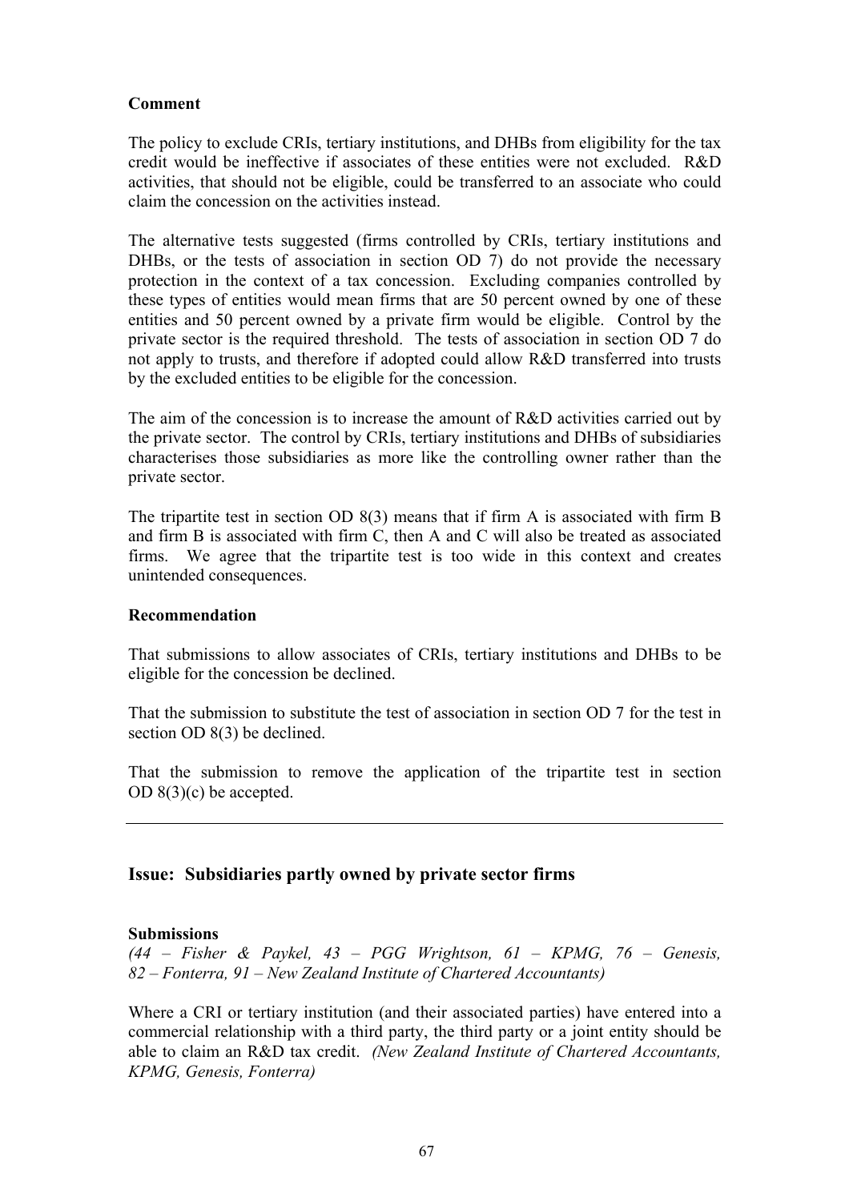**Comment**

The policy to exclude CRIs, tertiary institutions, and DHBs from eligibility for the tax credit would be ineffective if associates of these entities were not excluded. R&D activities, that should not be eligible, could be transferred to an associate who could claim the concession on the activities instead.

The alternative tests suggested (firms controlled by CRIs, tertiary institutions and DHBs, or the tests of association in section OD 7) do not provide the necessary protection in the context of a tax concession. Excluding companies controlled by these types of entities would mean firms that are 50 percent owned by one of these entities and 50 percent owned by a private firm would be eligible. Control by the private sector is the required threshold. The tests of association in section OD 7 do not apply to trusts, and therefore if adopted could allow R&D transferred into trusts by the excluded entities to be eligible for the concession.

The aim of the concession is to increase the amount of R&D activities carried out by the private sector. The control by CRIs, tertiary institutions and DHBs of subsidiaries characterises those subsidiaries as more like the controlling owner rather than the private sector.

The tripartite test in section OD 8(3) means that if firm A is associated with firm B and firm B is associated with firm C, then A and C will also be treated as associated firms. We agree that the tripartite test is too wide in this context and creates unintended consequences.

**Recommendation**

That submissions to allow associates of CRIs, tertiary institutions and DHBs to be eligible for the concession be declined.

That the submission to substitute the test of association in section OD 7 for the test in section OD 8(3) be declined.

That the submission to remove the application of the tripartite test in section OD 8(3)(c) be accepted.

---

## Issue: Subsidiaries partly owned by private sector firms

**Submissions**

*(44 – Fisher & Paykel, 43 – PGG Wrightson, 61 – KPMG, 76 – Genesis, 82 – Fonterra, 91 – New Zealand Institute of Chartered Accountants)*

Where a CRI or tertiary institution (and their associated parties) have entered into a commercial relationship with a third party, the third party or a joint entity should be able to claim an R&D tax credit. *(New Zealand Institute of Chartered Accountants, KPMG, Genesis, Fonterra)*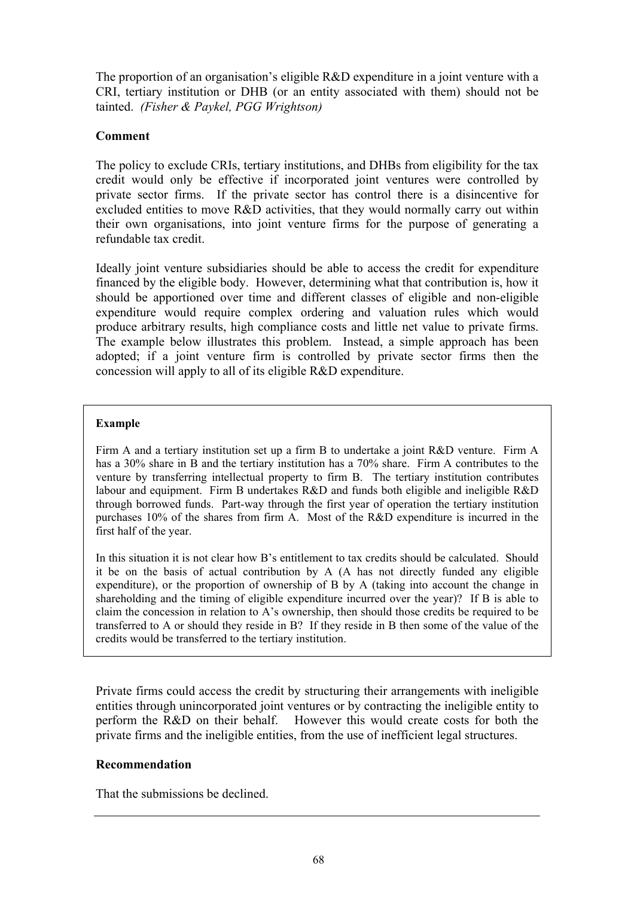The proportion of an organisation's eligible R&D expenditure in a joint venture with a CRI, tertiary institution or DHB (or an entity associated with them) should not be tainted. *(Fisher & Paykel, PGG Wrightson)*

**Comment**

The policy to exclude CRIs, tertiary institutions, and DHBs from eligibility for the tax credit would only be effective if incorporated joint ventures were controlled by private sector firms. If the private sector has control there is a disincentive for excluded entities to move R&D activities, that they would normally carry out within their own organisations, into joint venture firms for the purpose of generating a refundable tax credit.

Ideally joint venture subsidiaries should be able to access the credit for expenditure financed by the eligible body. However, determining what that contribution is, how it should be apportioned over time and different classes of eligible and non-eligible expenditure would require complex ordering and valuation rules which would produce arbitrary results, high compliance costs and little net value to private firms. The example below illustrates this problem. Instead, a simple approach has been adopted; if a joint venture firm is controlled by private sector firms then the concession will apply to all of its eligible R&D expenditure.

> **Example**
>
> Firm A and a tertiary institution set up a firm B to undertake a joint R&D venture. Firm A has a 30% share in B and the tertiary institution has a 70% share. Firm A contributes to the venture by transferring intellectual property to firm B. The tertiary institution contributes labour and equipment. Firm B undertakes R&D and funds both eligible and ineligible R&D through borrowed funds. Part-way through the first year of operation the tertiary institution purchases 10% of the shares from firm A. Most of the R&D expenditure is incurred in the first half of the year.
>
> In this situation it is not clear how B's entitlement to tax credits should be calculated. Should it be on the basis of actual contribution by A (A has not directly funded any eligible expenditure), or the proportion of ownership of B by A (taking into account the change in shareholding and the timing of eligible expenditure incurred over the year)? If B is able to claim the concession in relation to A's ownership, then should those credits be required to be transferred to A or should they reside in B? If they reside in B then some of the value of the credits would be transferred to the tertiary institution.

Private firms could access the credit by structuring their arrangements with ineligible entities through unincorporated joint ventures or by contracting the ineligible entity to perform the R&D on their behalf. However this would create costs for both the private firms and the ineligible entities, from the use of inefficient legal structures.

**Recommendation**

That the submissions be declined.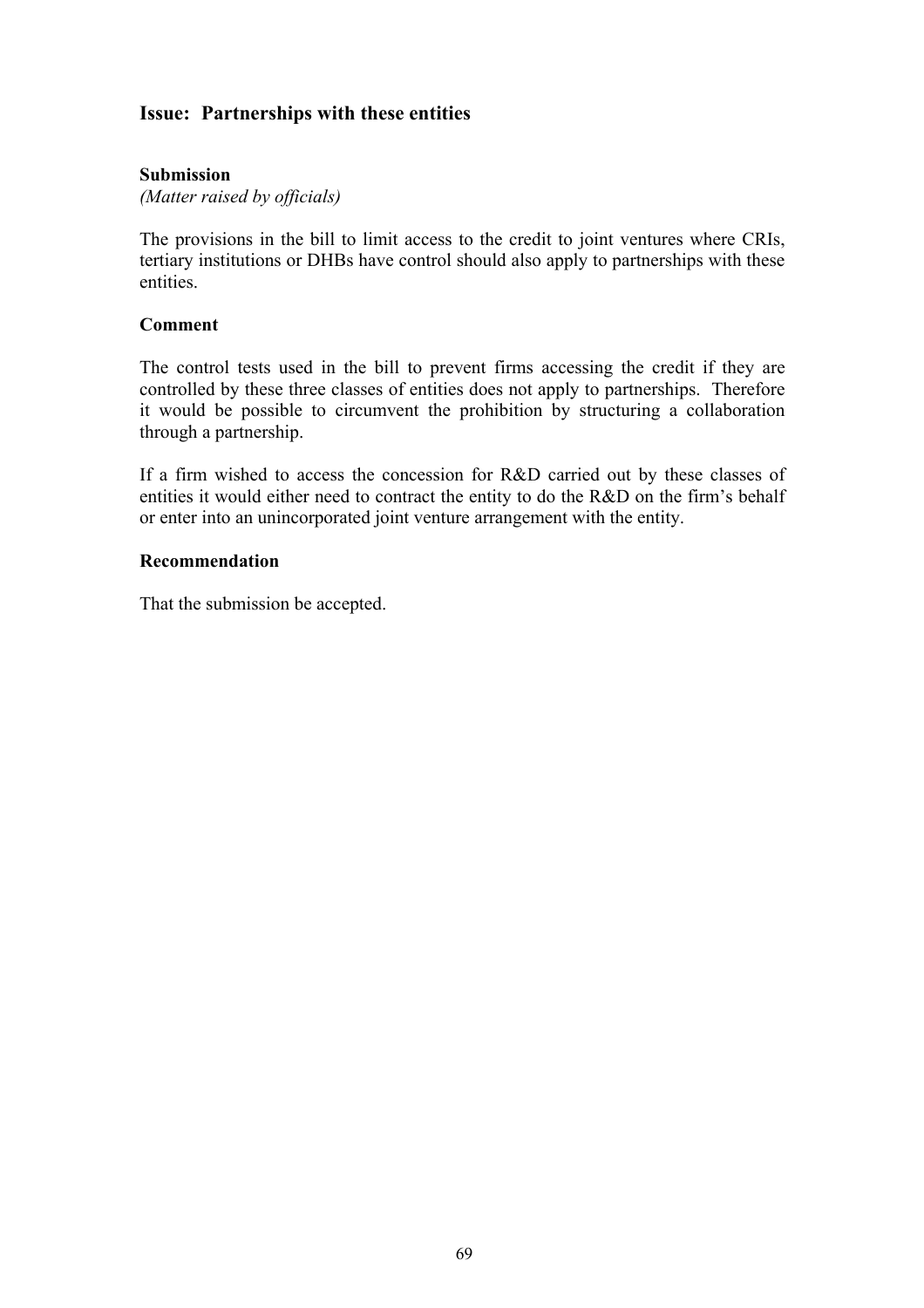## Issue: Partnerships with these entities

**Submission**

*(Matter raised by officials)*

The provisions in the bill to limit access to the credit to joint ventures where CRIs, tertiary institutions or DHBs have control should also apply to partnerships with these entities.

**Comment**

The control tests used in the bill to prevent firms accessing the credit if they are controlled by these three classes of entities does not apply to partnerships. Therefore it would be possible to circumvent the prohibition by structuring a collaboration through a partnership.

If a firm wished to access the concession for R&D carried out by these classes of entities it would either need to contract the entity to do the R&D on the firm's behalf or enter into an unincorporated joint venture arrangement with the entity.

**Recommendation**

That the submission be accepted.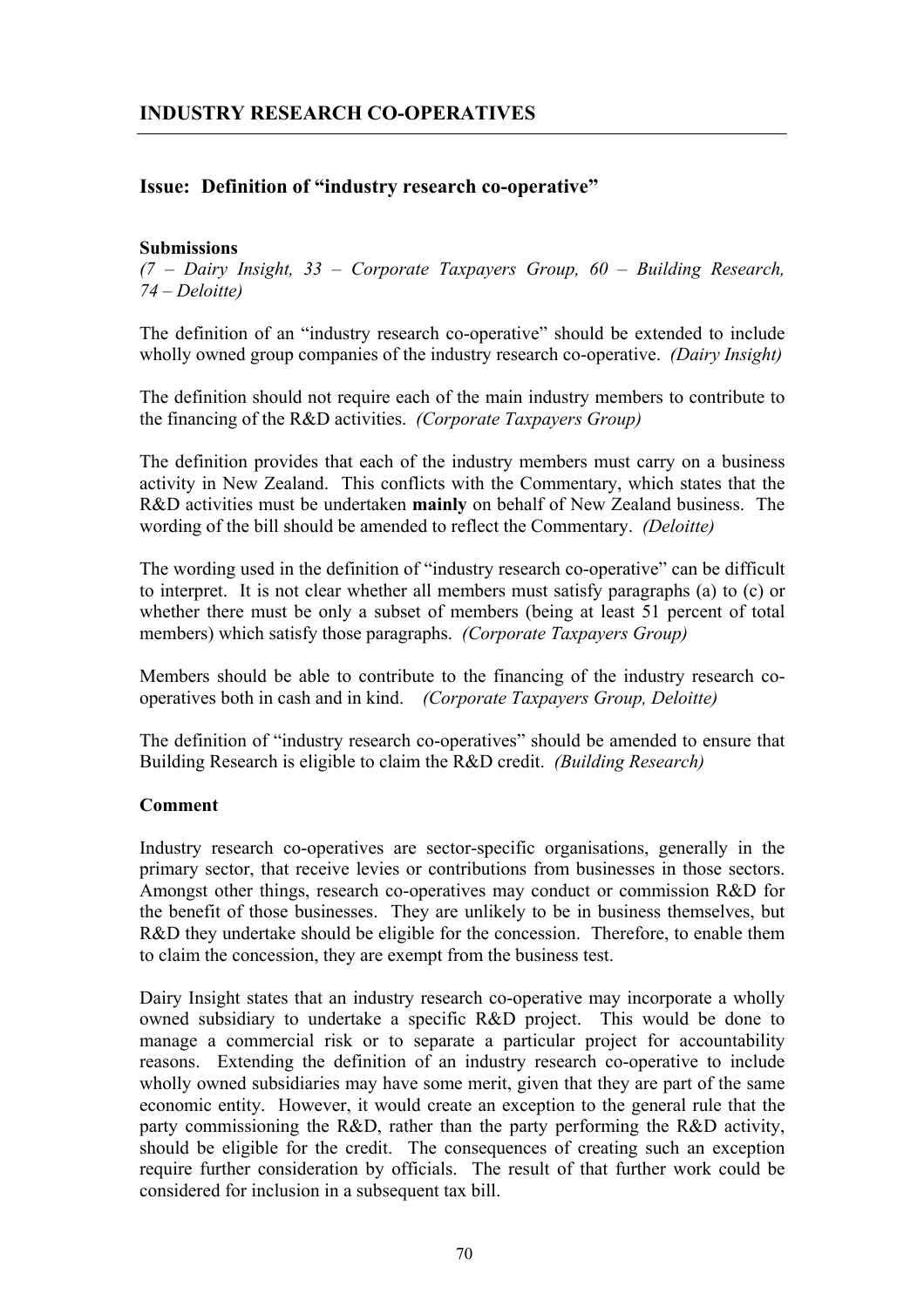## INDUSTRY RESEARCH CO-OPERATIVES

### Issue: Definition of "industry research co-operative"

**Submissions**

*(7 – Dairy Insight, 33 – Corporate Taxpayers Group, 60 – Building Research, 74 – Deloitte)*

The definition of an "industry research co-operative" should be extended to include wholly owned group companies of the industry research co-operative. *(Dairy Insight)*

The definition should not require each of the main industry members to contribute to the financing of the R&D activities. *(Corporate Taxpayers Group)*

The definition provides that each of the industry members must carry on a business activity in New Zealand. This conflicts with the Commentary, which states that the R&D activities must be undertaken **mainly** on behalf of New Zealand business. The wording of the bill should be amended to reflect the Commentary. *(Deloitte)*

The wording used in the definition of "industry research co-operative" can be difficult to interpret. It is not clear whether all members must satisfy paragraphs (a) to (c) or whether there must be only a subset of members (being at least 51 percent of total members) which satisfy those paragraphs. *(Corporate Taxpayers Group)*

Members should be able to contribute to the financing of the industry research co-operatives both in cash and in kind. *(Corporate Taxpayers Group, Deloitte)*

The definition of "industry research co-operatives" should be amended to ensure that Building Research is eligible to claim the R&D credit. *(Building Research)*

**Comment**

Industry research co-operatives are sector-specific organisations, generally in the primary sector, that receive levies or contributions from businesses in those sectors. Amongst other things, research co-operatives may conduct or commission R&D for the benefit of those businesses. They are unlikely to be in business themselves, but R&D they undertake should be eligible for the concession. Therefore, to enable them to claim the concession, they are exempt from the business test.

Dairy Insight states that an industry research co-operative may incorporate a wholly owned subsidiary to undertake a specific R&D project. This would be done to manage a commercial risk or to separate a particular project for accountability reasons. Extending the definition of an industry research co-operative to include wholly owned subsidiaries may have some merit, given that they are part of the same economic entity. However, it would create an exception to the general rule that the party commissioning the R&D, rather than the party performing the R&D activity, should be eligible for the credit. The consequences of creating such an exception require further consideration by officials. The result of that further work could be considered for inclusion in a subsequent tax bill.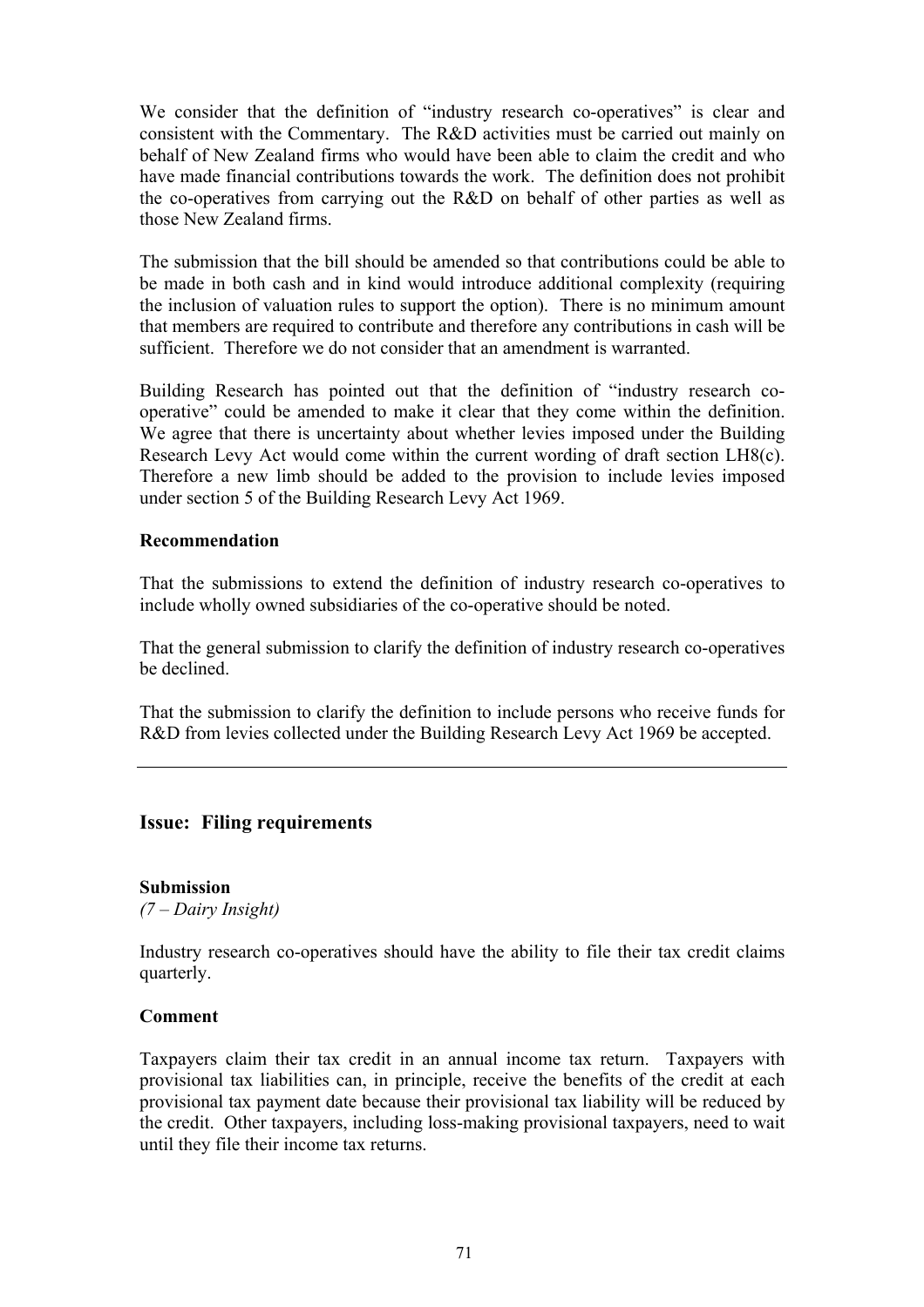We consider that the definition of "industry research co-operatives" is clear and consistent with the Commentary. The R&D activities must be carried out mainly on behalf of New Zealand firms who would have been able to claim the credit and who have made financial contributions towards the work. The definition does not prohibit the co-operatives from carrying out the R&D on behalf of other parties as well as those New Zealand firms.

The submission that the bill should be amended so that contributions could be able to be made in both cash and in kind would introduce additional complexity (requiring the inclusion of valuation rules to support the option). There is no minimum amount that members are required to contribute and therefore any contributions in cash will be sufficient. Therefore we do not consider that an amendment is warranted.

Building Research has pointed out that the definition of "industry research co-operative" could be amended to make it clear that they come within the definition. We agree that there is uncertainty about whether levies imposed under the Building Research Levy Act would come within the current wording of draft section LH8(c). Therefore a new limb should be added to the provision to include levies imposed under section 5 of the Building Research Levy Act 1969.

**Recommendation**

That the submissions to extend the definition of industry research co-operatives to include wholly owned subsidiaries of the co-operative should be noted.

That the general submission to clarify the definition of industry research co-operatives be declined.

That the submission to clarify the definition to include persons who receive funds for R&D from levies collected under the Building Research Levy Act 1969 be accepted.

---

## Issue: Filing requirements

**Submission**

*(7 – Dairy Insight)*

Industry research co-operatives should have the ability to file their tax credit claims quarterly.

**Comment**

Taxpayers claim their tax credit in an annual income tax return. Taxpayers with provisional tax liabilities can, in principle, receive the benefits of the credit at each provisional tax payment date because their provisional tax liability will be reduced by the credit. Other taxpayers, including loss-making provisional taxpayers, need to wait until they file their income tax returns.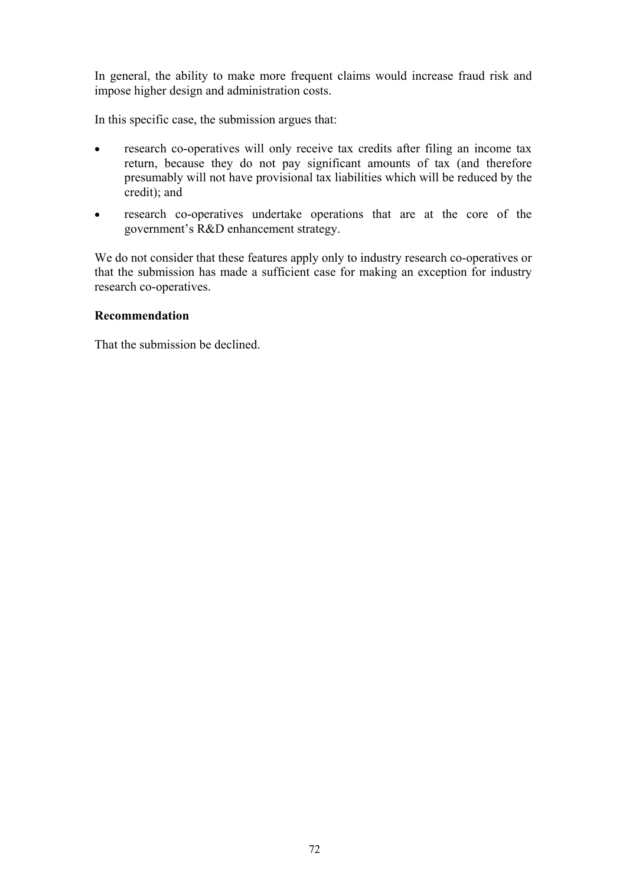In general, the ability to make more frequent claims would increase fraud risk and impose higher design and administration costs.

In this specific case, the submission argues that:

- research co-operatives will only receive tax credits after filing an income tax return, because they do not pay significant amounts of tax (and therefore presumably will not have provisional tax liabilities which will be reduced by the credit); and
- research co-operatives undertake operations that are at the core of the government's R&D enhancement strategy.

We do not consider that these features apply only to industry research co-operatives or that the submission has made a sufficient case for making an exception for industry research co-operatives.

**Recommendation**

That the submission be declined.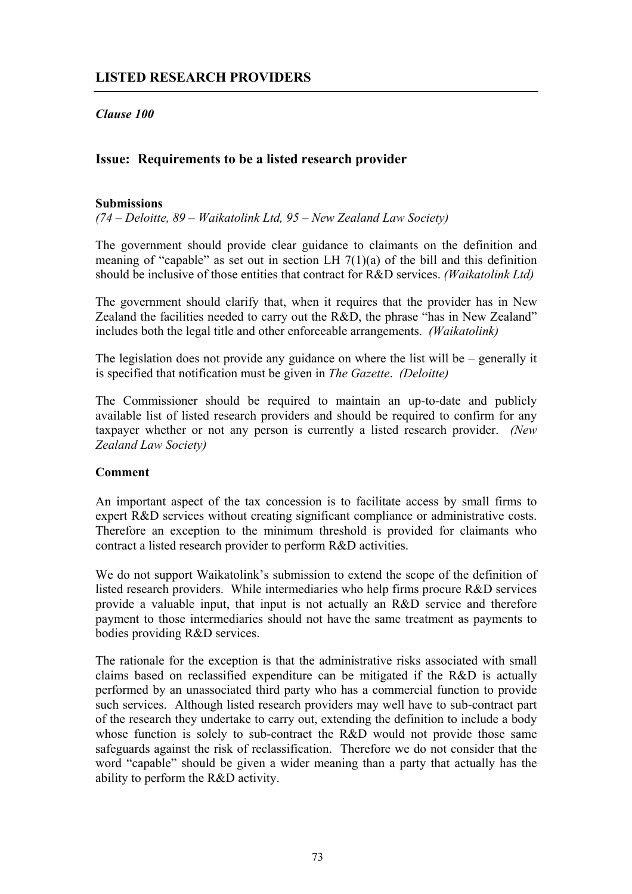## LISTED RESEARCH PROVIDERS

*Clause 100*

### Issue: Requirements to be a listed research provider

**Submissions**

*(74 – Deloitte, 89 – Waikatolink Ltd, 95 – New Zealand Law Society)*

The government should provide clear guidance to claimants on the definition and meaning of "capable" as set out in section LH 7(1)(a) of the bill and this definition should be inclusive of those entities that contract for R&D services. *(Waikatolink Ltd)*

The government should clarify that, when it requires that the provider has in New Zealand the facilities needed to carry out the R&D, the phrase "has in New Zealand" includes both the legal title and other enforceable arrangements. *(Waikatolink)*

The legislation does not provide any guidance on where the list will be – generally it is specified that notification must be given in *The Gazette*. *(Deloitte)*

The Commissioner should be required to maintain an up-to-date and publicly available list of listed research providers and should be required to confirm for any taxpayer whether or not any person is currently a listed research provider. *(New Zealand Law Society)*

**Comment**

An important aspect of the tax concession is to facilitate access by small firms to expert R&D services without creating significant compliance or administrative costs. Therefore an exception to the minimum threshold is provided for claimants who contract a listed research provider to perform R&D activities.

We do not support Waikatolink's submission to extend the scope of the definition of listed research providers. While intermediaries who help firms procure R&D services provide a valuable input, that input is not actually an R&D service and therefore payment to those intermediaries should not have the same treatment as payments to bodies providing R&D services.

The rationale for the exception is that the administrative risks associated with small claims based on reclassified expenditure can be mitigated if the R&D is actually performed by an unassociated third party who has a commercial function to provide such services. Although listed research providers may well have to sub-contract part of the research they undertake to carry out, extending the definition to include a body whose function is solely to sub-contract the R&D would not provide those same safeguards against the risk of reclassification. Therefore we do not consider that the word "capable" should be given a wider meaning than a party that actually has the ability to perform the R&D activity.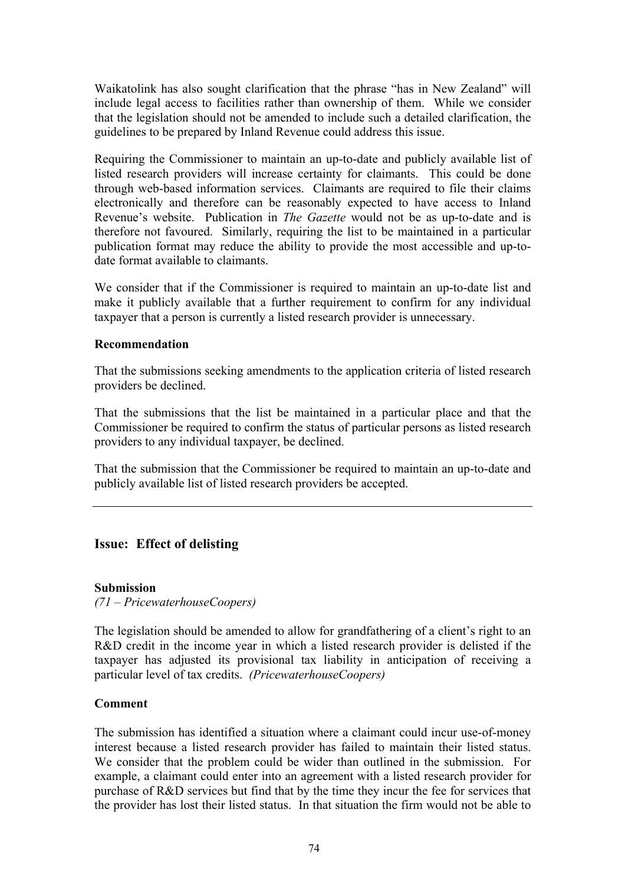Waikatolink has also sought clarification that the phrase "has in New Zealand" will include legal access to facilities rather than ownership of them. While we consider that the legislation should not be amended to include such a detailed clarification, the guidelines to be prepared by Inland Revenue could address this issue.

Requiring the Commissioner to maintain an up-to-date and publicly available list of listed research providers will increase certainty for claimants. This could be done through web-based information services. Claimants are required to file their claims electronically and therefore can be reasonably expected to have access to Inland Revenue's website. Publication in *The Gazette* would not be as up-to-date and is therefore not favoured. Similarly, requiring the list to be maintained in a particular publication format may reduce the ability to provide the most accessible and up-to-date format available to claimants.

We consider that if the Commissioner is required to maintain an up-to-date list and make it publicly available that a further requirement to confirm for any individual taxpayer that a person is currently a listed research provider is unnecessary.

**Recommendation**

That the submissions seeking amendments to the application criteria of listed research providers be declined.

That the submissions that the list be maintained in a particular place and that the Commissioner be required to confirm the status of particular persons as listed research providers to any individual taxpayer, be declined.

That the submission that the Commissioner be required to maintain an up-to-date and publicly available list of listed research providers be accepted.

---

## Issue: Effect of delisting

**Submission**

*(71 – PricewaterhouseCoopers)*

The legislation should be amended to allow for grandfathering of a client's right to an R&D credit in the income year in which a listed research provider is delisted if the taxpayer has adjusted its provisional tax liability in anticipation of receiving a particular level of tax credits. *(PricewaterhouseCoopers)*

**Comment**

The submission has identified a situation where a claimant could incur use-of-money interest because a listed research provider has failed to maintain their listed status. We consider that the problem could be wider than outlined in the submission. For example, a claimant could enter into an agreement with a listed research provider for purchase of R&D services but find that by the time they incur the fee for services that the provider has lost their listed status. In that situation the firm would not be able to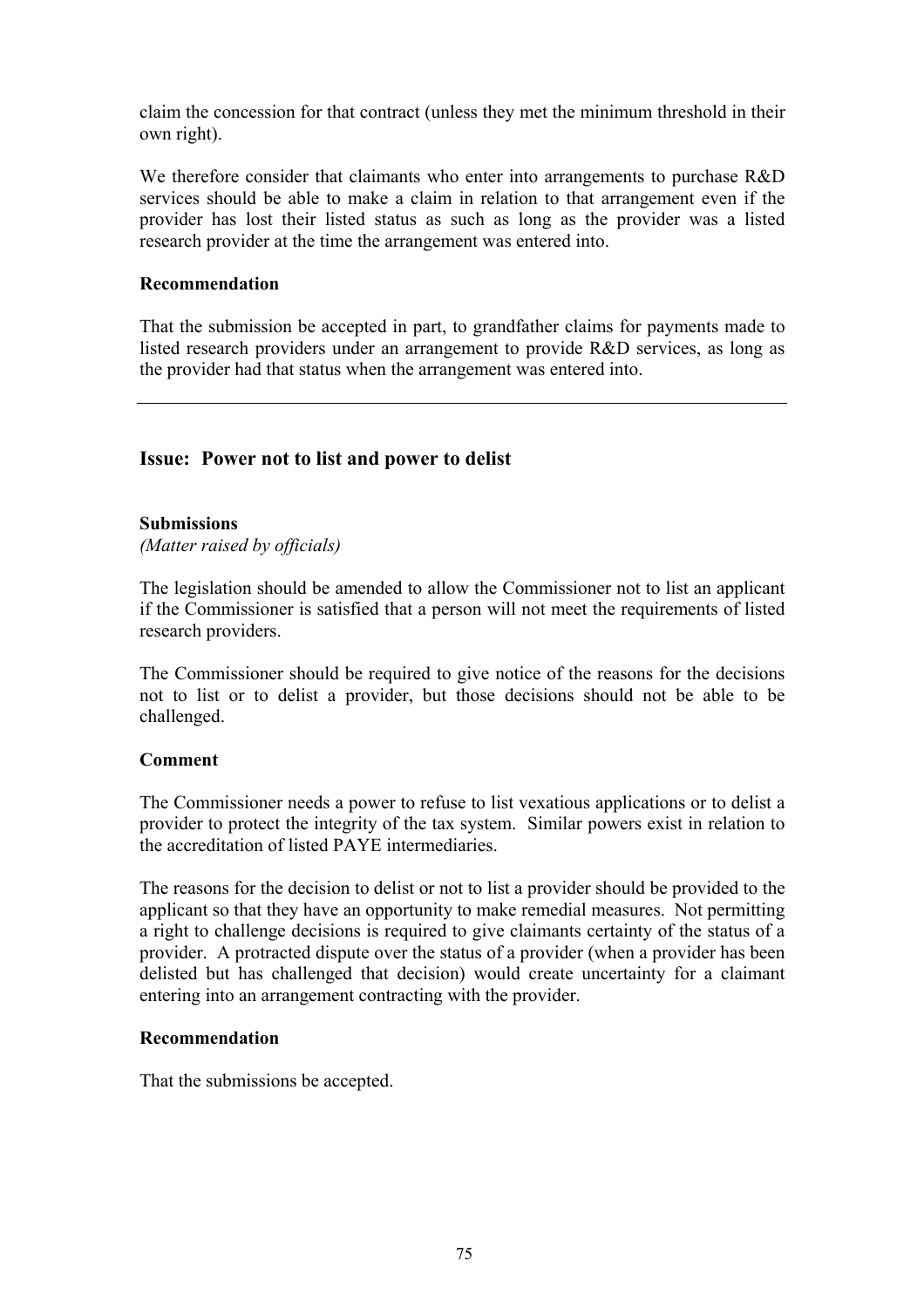claim the concession for that contract (unless they met the minimum threshold in their own right).

We therefore consider that claimants who enter into arrangements to purchase R&D services should be able to make a claim in relation to that arrangement even if the provider has lost their listed status as such as long as the provider was a listed research provider at the time the arrangement was entered into.

**Recommendation**

That the submission be accepted in part, to grandfather claims for payments made to listed research providers under an arrangement to provide R&D services, as long as the provider had that status when the arrangement was entered into.

---

## Issue: Power not to list and power to delist

**Submissions**

*(Matter raised by officials)*

The legislation should be amended to allow the Commissioner not to list an applicant if the Commissioner is satisfied that a person will not meet the requirements of listed research providers.

The Commissioner should be required to give notice of the reasons for the decisions not to list or to delist a provider, but those decisions should not be able to be challenged.

**Comment**

The Commissioner needs a power to refuse to list vexatious applications or to delist a provider to protect the integrity of the tax system. Similar powers exist in relation to the accreditation of listed PAYE intermediaries.

The reasons for the decision to delist or not to list a provider should be provided to the applicant so that they have an opportunity to make remedial measures. Not permitting a right to challenge decisions is required to give claimants certainty of the status of a provider. A protracted dispute over the status of a provider (when a provider has been delisted but has challenged that decision) would create uncertainty for a claimant entering into an arrangement contracting with the provider.

**Recommendation**

That the submissions be accepted.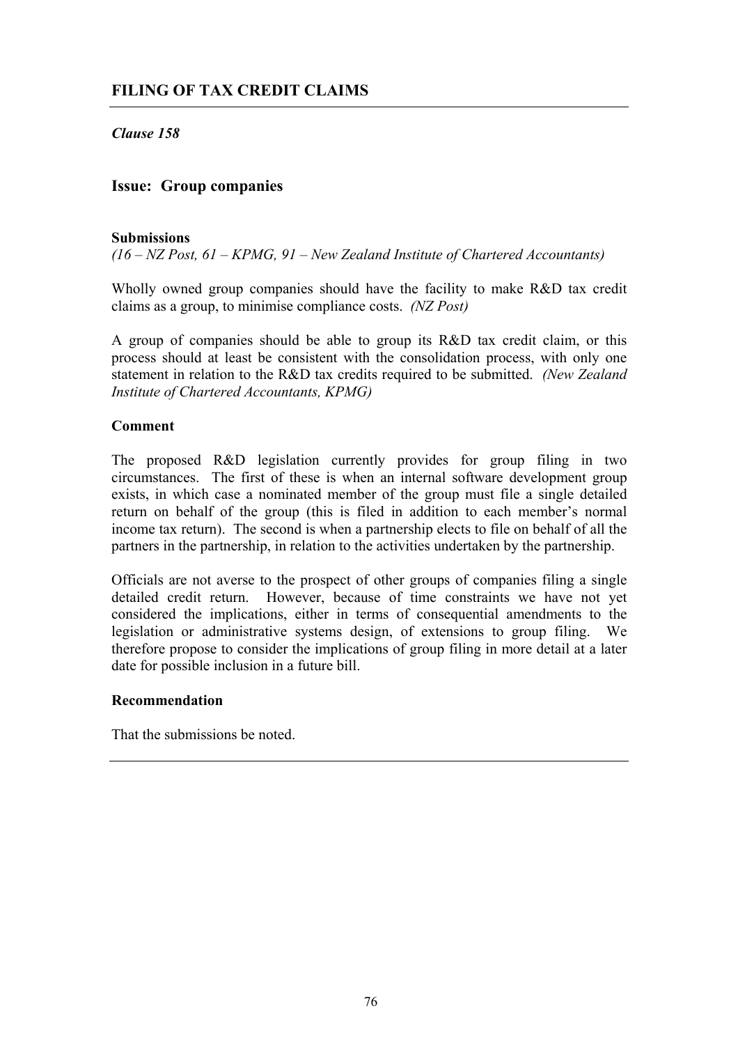## FILING OF TAX CREDIT CLAIMS

*Clause 158*

### Issue: Group companies

**Submissions**

*(16 – NZ Post, 61 – KPMG, 91 – New Zealand Institute of Chartered Accountants)*

Wholly owned group companies should have the facility to make R&D tax credit claims as a group, to minimise compliance costs. *(NZ Post)*

A group of companies should be able to group its R&D tax credit claim, or this process should at least be consistent with the consolidation process, with only one statement in relation to the R&D tax credits required to be submitted. *(New Zealand Institute of Chartered Accountants, KPMG)*

**Comment**

The proposed R&D legislation currently provides for group filing in two circumstances. The first of these is when an internal software development group exists, in which case a nominated member of the group must file a single detailed return on behalf of the group (this is filed in addition to each member's normal income tax return). The second is when a partnership elects to file on behalf of all the partners in the partnership, in relation to the activities undertaken by the partnership.

Officials are not averse to the prospect of other groups of companies filing a single detailed credit return. However, because of time constraints we have not yet considered the implications, either in terms of consequential amendments to the legislation or administrative systems design, of extensions to group filing. We therefore propose to consider the implications of group filing in more detail at a later date for possible inclusion in a future bill.

**Recommendation**

That the submissions be noted.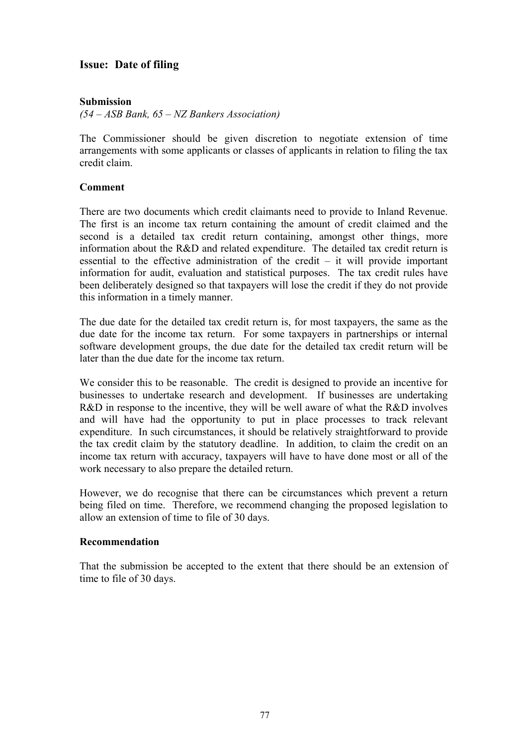## Issue: Date of filing

**Submission**

*(54 – ASB Bank, 65 – NZ Bankers Association)*

The Commissioner should be given discretion to negotiate extension of time arrangements with some applicants or classes of applicants in relation to filing the tax credit claim.

**Comment**

There are two documents which credit claimants need to provide to Inland Revenue. The first is an income tax return containing the amount of credit claimed and the second is a detailed tax credit return containing, amongst other things, more information about the R&D and related expenditure. The detailed tax credit return is essential to the effective administration of the credit – it will provide important information for audit, evaluation and statistical purposes. The tax credit rules have been deliberately designed so that taxpayers will lose the credit if they do not provide this information in a timely manner.

The due date for the detailed tax credit return is, for most taxpayers, the same as the due date for the income tax return. For some taxpayers in partnerships or internal software development groups, the due date for the detailed tax credit return will be later than the due date for the income tax return.

We consider this to be reasonable. The credit is designed to provide an incentive for businesses to undertake research and development. If businesses are undertaking R&D in response to the incentive, they will be well aware of what the R&D involves and will have had the opportunity to put in place processes to track relevant expenditure. In such circumstances, it should be relatively straightforward to provide the tax credit claim by the statutory deadline. In addition, to claim the credit on an income tax return with accuracy, taxpayers will have to have done most or all of the work necessary to also prepare the detailed return.

However, we do recognise that there can be circumstances which prevent a return being filed on time. Therefore, we recommend changing the proposed legislation to allow an extension of time to file of 30 days.

**Recommendation**

That the submission be accepted to the extent that there should be an extension of time to file of 30 days.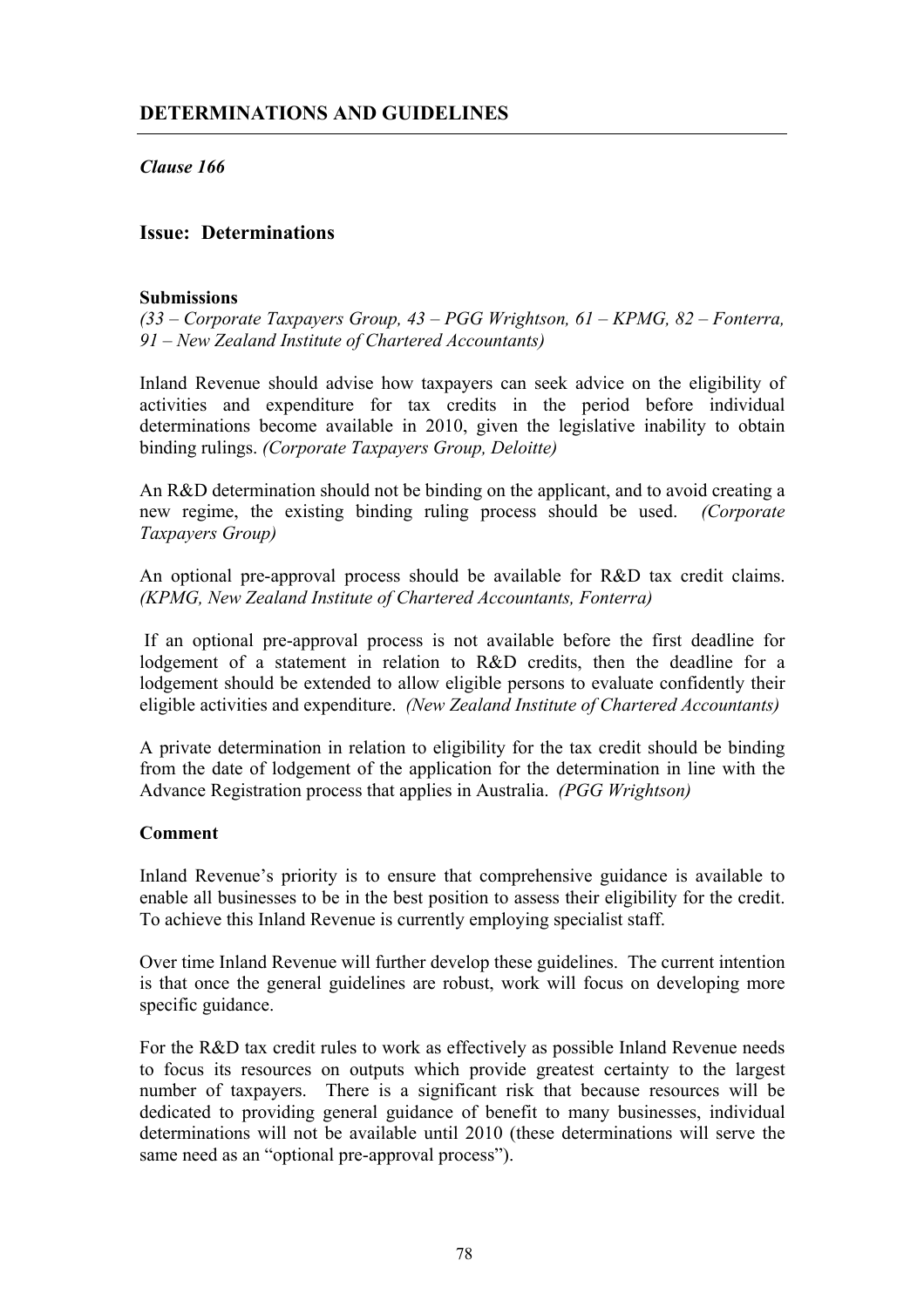## DETERMINATIONS AND GUIDELINES

*Clause 166*

### Issue: Determinations

**Submissions**

*(33 – Corporate Taxpayers Group, 43 – PGG Wrightson, 61 – KPMG, 82 – Fonterra, 91 – New Zealand Institute of Chartered Accountants)*

Inland Revenue should advise how taxpayers can seek advice on the eligibility of activities and expenditure for tax credits in the period before individual determinations become available in 2010, given the legislative inability to obtain binding rulings. *(Corporate Taxpayers Group, Deloitte)*

An R&D determination should not be binding on the applicant, and to avoid creating a new regime, the existing binding ruling process should be used. *(Corporate Taxpayers Group)*

An optional pre-approval process should be available for R&D tax credit claims. *(KPMG, New Zealand Institute of Chartered Accountants, Fonterra)*

If an optional pre-approval process is not available before the first deadline for lodgement of a statement in relation to R&D credits, then the deadline for a lodgement should be extended to allow eligible persons to evaluate confidently their eligible activities and expenditure. *(New Zealand Institute of Chartered Accountants)*

A private determination in relation to eligibility for the tax credit should be binding from the date of lodgement of the application for the determination in line with the Advance Registration process that applies in Australia. *(PGG Wrightson)*

**Comment**

Inland Revenue's priority is to ensure that comprehensive guidance is available to enable all businesses to be in the best position to assess their eligibility for the credit. To achieve this Inland Revenue is currently employing specialist staff.

Over time Inland Revenue will further develop these guidelines. The current intention is that once the general guidelines are robust, work will focus on developing more specific guidance.

For the R&D tax credit rules to work as effectively as possible Inland Revenue needs to focus its resources on outputs which provide greatest certainty to the largest number of taxpayers. There is a significant risk that because resources will be dedicated to providing general guidance of benefit to many businesses, individual determinations will not be available until 2010 (these determinations will serve the same need as an "optional pre-approval process").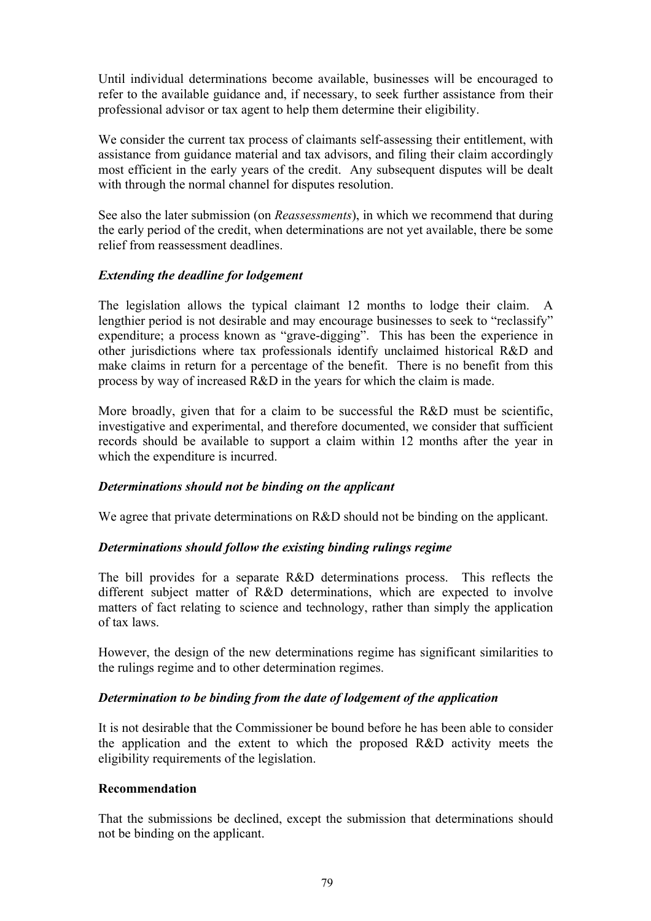Until individual determinations become available, businesses will be encouraged to refer to the available guidance and, if necessary, to seek further assistance from their professional advisor or tax agent to help them determine their eligibility.

We consider the current tax process of claimants self-assessing their entitlement, with assistance from guidance material and tax advisors, and filing their claim accordingly most efficient in the early years of the credit. Any subsequent disputes will be dealt with through the normal channel for disputes resolution.

See also the later submission (on *Reassessments*), in which we recommend that during the early period of the credit, when determinations are not yet available, there be some relief from reassessment deadlines.

***Extending the deadline for lodgement***

The legislation allows the typical claimant 12 months to lodge their claim. A lengthier period is not desirable and may encourage businesses to seek to "reclassify" expenditure; a process known as "grave-digging". This has been the experience in other jurisdictions where tax professionals identify unclaimed historical R&D and make claims in return for a percentage of the benefit. There is no benefit from this process by way of increased R&D in the years for which the claim is made.

More broadly, given that for a claim to be successful the R&D must be scientific, investigative and experimental, and therefore documented, we consider that sufficient records should be available to support a claim within 12 months after the year in which the expenditure is incurred.

***Determinations should not be binding on the applicant***

We agree that private determinations on R&D should not be binding on the applicant.

***Determinations should follow the existing binding rulings regime***

The bill provides for a separate R&D determinations process. This reflects the different subject matter of R&D determinations, which are expected to involve matters of fact relating to science and technology, rather than simply the application of tax laws.

However, the design of the new determinations regime has significant similarities to the rulings regime and to other determination regimes.

***Determination to be binding from the date of lodgement of the application***

It is not desirable that the Commissioner be bound before he has been able to consider the application and the extent to which the proposed R&D activity meets the eligibility requirements of the legislation.

**Recommendation**

That the submissions be declined, except the submission that determinations should not be binding on the applicant.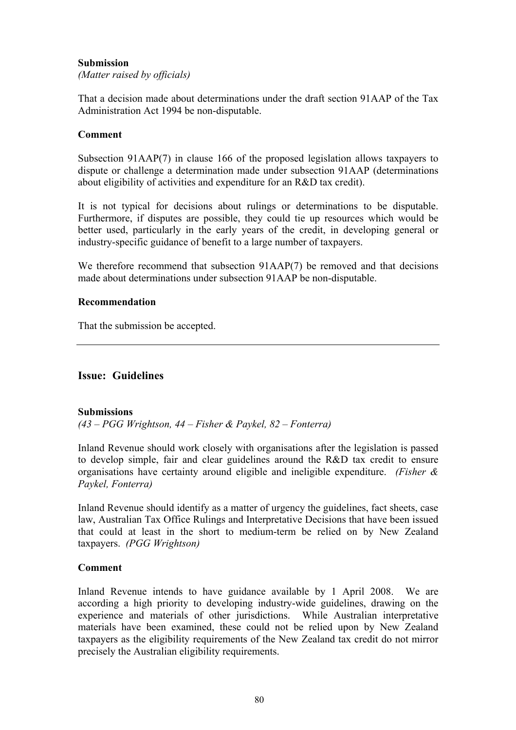**Submission**

*(Matter raised by officials)*

That a decision made about determinations under the draft section 91AAP of the Tax Administration Act 1994 be non-disputable.

**Comment**

Subsection 91AAP(7) in clause 166 of the proposed legislation allows taxpayers to dispute or challenge a determination made under subsection 91AAP (determinations about eligibility of activities and expenditure for an R&D tax credit).

It is not typical for decisions about rulings or determinations to be disputable. Furthermore, if disputes are possible, they could tie up resources which would be better used, particularly in the early years of the credit, in developing general or industry-specific guidance of benefit to a large number of taxpayers.

We therefore recommend that subsection 91AAP(7) be removed and that decisions made about determinations under subsection 91AAP be non-disputable.

**Recommendation**

That the submission be accepted.

---

## Issue: Guidelines

**Submissions**

*(43 – PGG Wrightson, 44 – Fisher & Paykel, 82 – Fonterra)*

Inland Revenue should work closely with organisations after the legislation is passed to develop simple, fair and clear guidelines around the R&D tax credit to ensure organisations have certainty around eligible and ineligible expenditure. *(Fisher & Paykel, Fonterra)*

Inland Revenue should identify as a matter of urgency the guidelines, fact sheets, case law, Australian Tax Office Rulings and Interpretative Decisions that have been issued that could at least in the short to medium-term be relied on by New Zealand taxpayers. *(PGG Wrightson)*

**Comment**

Inland Revenue intends to have guidance available by 1 April 2008. We are according a high priority to developing industry-wide guidelines, drawing on the experience and materials of other jurisdictions. While Australian interpretative materials have been examined, these could not be relied upon by New Zealand taxpayers as the eligibility requirements of the New Zealand tax credit do not mirror precisely the Australian eligibility requirements.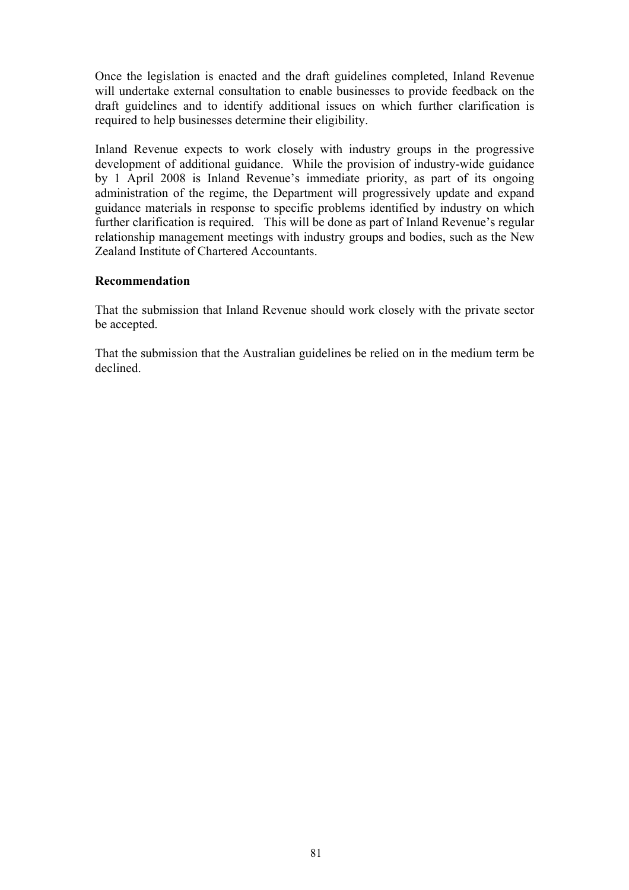Once the legislation is enacted and the draft guidelines completed, Inland Revenue will undertake external consultation to enable businesses to provide feedback on the draft guidelines and to identify additional issues on which further clarification is required to help businesses determine their eligibility.

Inland Revenue expects to work closely with industry groups in the progressive development of additional guidance. While the provision of industry-wide guidance by 1 April 2008 is Inland Revenue's immediate priority, as part of its ongoing administration of the regime, the Department will progressively update and expand guidance materials in response to specific problems identified by industry on which further clarification is required. This will be done as part of Inland Revenue's regular relationship management meetings with industry groups and bodies, such as the New Zealand Institute of Chartered Accountants.

**Recommendation**

That the submission that Inland Revenue should work closely with the private sector be accepted.

That the submission that the Australian guidelines be relied on in the medium term be declined.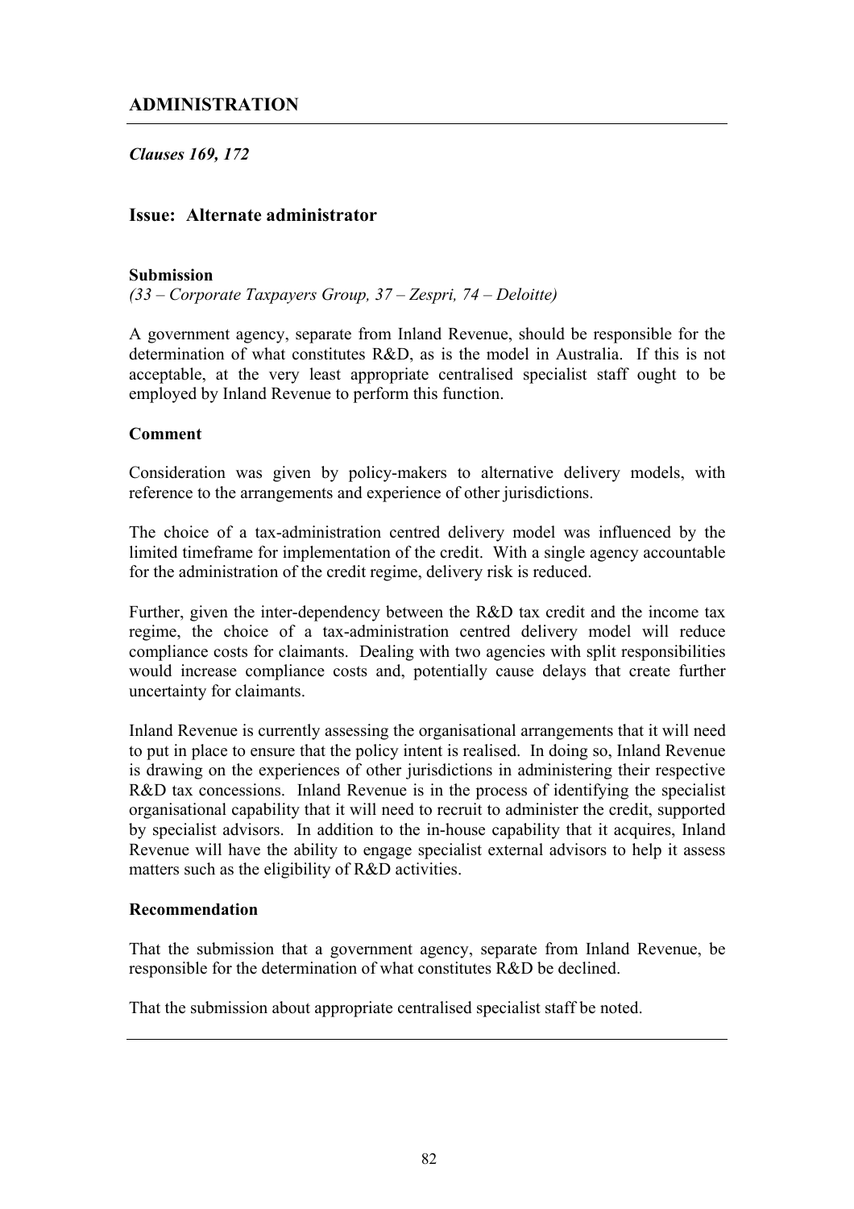## ADMINISTRATION

***Clauses 169, 172***

### Issue: Alternate administrator

**Submission**

*(33 – Corporate Taxpayers Group, 37 – Zespri, 74 – Deloitte)*

A government agency, separate from Inland Revenue, should be responsible for the determination of what constitutes R&D, as is the model in Australia. If this is not acceptable, at the very least appropriate centralised specialist staff ought to be employed by Inland Revenue to perform this function.

**Comment**

Consideration was given by policy-makers to alternative delivery models, with reference to the arrangements and experience of other jurisdictions.

The choice of a tax-administration centred delivery model was influenced by the limited timeframe for implementation of the credit. With a single agency accountable for the administration of the credit regime, delivery risk is reduced.

Further, given the inter-dependency between the R&D tax credit and the income tax regime, the choice of a tax-administration centred delivery model will reduce compliance costs for claimants. Dealing with two agencies with split responsibilities would increase compliance costs and, potentially cause delays that create further uncertainty for claimants.

Inland Revenue is currently assessing the organisational arrangements that it will need to put in place to ensure that the policy intent is realised. In doing so, Inland Revenue is drawing on the experiences of other jurisdictions in administering their respective R&D tax concessions. Inland Revenue is in the process of identifying the specialist organisational capability that it will need to recruit to administer the credit, supported by specialist advisors. In addition to the in-house capability that it acquires, Inland Revenue will have the ability to engage specialist external advisors to help it assess matters such as the eligibility of R&D activities.

**Recommendation**

That the submission that a government agency, separate from Inland Revenue, be responsible for the determination of what constitutes R&D be declined.

That the submission about appropriate centralised specialist staff be noted.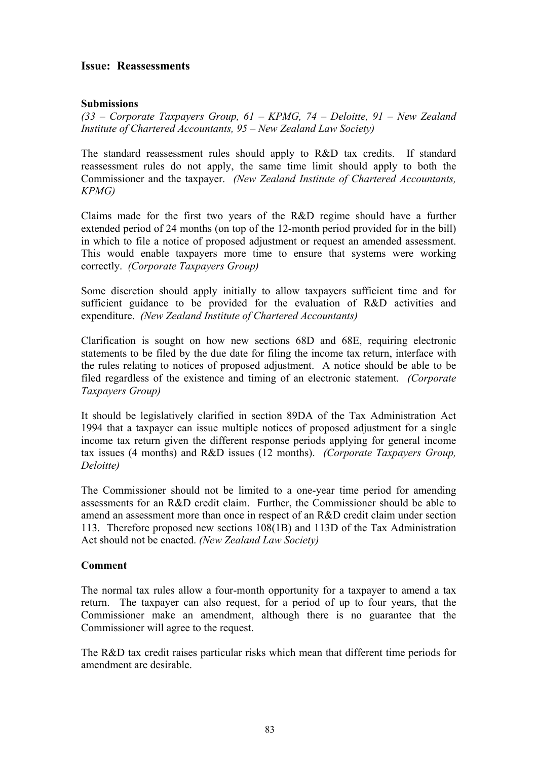## Issue: Reassessments

### Submissions

*(33 – Corporate Taxpayers Group, 61 – KPMG, 74 – Deloitte, 91 – New Zealand Institute of Chartered Accountants, 95 – New Zealand Law Society)*

The standard reassessment rules should apply to R&D tax credits. If standard reassessment rules do not apply, the same time limit should apply to both the Commissioner and the taxpayer. *(New Zealand Institute of Chartered Accountants, KPMG)*

Claims made for the first two years of the R&D regime should have a further extended period of 24 months (on top of the 12-month period provided for in the bill) in which to file a notice of proposed adjustment or request an amended assessment. This would enable taxpayers more time to ensure that systems were working correctly. *(Corporate Taxpayers Group)*

Some discretion should apply initially to allow taxpayers sufficient time and for sufficient guidance to be provided for the evaluation of R&D activities and expenditure. *(New Zealand Institute of Chartered Accountants)*

Clarification is sought on how new sections 68D and 68E, requiring electronic statements to be filed by the due date for filing the income tax return, interface with the rules relating to notices of proposed adjustment. A notice should be able to be filed regardless of the existence and timing of an electronic statement. *(Corporate Taxpayers Group)*

It should be legislatively clarified in section 89DA of the Tax Administration Act 1994 that a taxpayer can issue multiple notices of proposed adjustment for a single income tax return given the different response periods applying for general income tax issues (4 months) and R&D issues (12 months). *(Corporate Taxpayers Group, Deloitte)*

The Commissioner should not be limited to a one-year time period for amending assessments for an R&D credit claim. Further, the Commissioner should be able to amend an assessment more than once in respect of an R&D credit claim under section 113. Therefore proposed new sections 108(1B) and 113D of the Tax Administration Act should not be enacted. *(New Zealand Law Society)*

### Comment

The normal tax rules allow a four-month opportunity for a taxpayer to amend a tax return. The taxpayer can also request, for a period of up to four years, that the Commissioner make an amendment, although there is no guarantee that the Commissioner will agree to the request.

The R&D tax credit raises particular risks which mean that different time periods for amendment are desirable.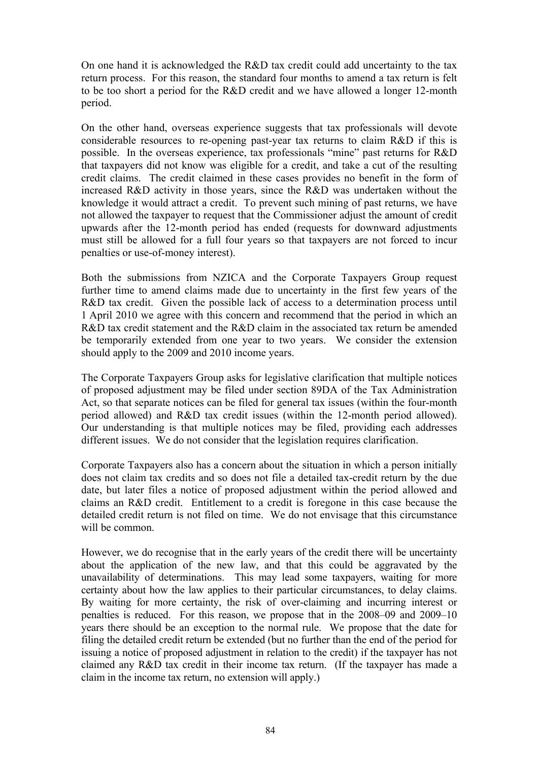On one hand it is acknowledged the R&D tax credit could add uncertainty to the tax return process. For this reason, the standard four months to amend a tax return is felt to be too short a period for the R&D credit and we have allowed a longer 12-month period.

On the other hand, overseas experience suggests that tax professionals will devote considerable resources to re-opening past-year tax returns to claim R&D if this is possible. In the overseas experience, tax professionals "mine" past returns for R&D that taxpayers did not know was eligible for a credit, and take a cut of the resulting credit claims. The credit claimed in these cases provides no benefit in the form of increased R&D activity in those years, since the R&D was undertaken without the knowledge it would attract a credit. To prevent such mining of past returns, we have not allowed the taxpayer to request that the Commissioner adjust the amount of credit upwards after the 12-month period has ended (requests for downward adjustments must still be allowed for a full four years so that taxpayers are not forced to incur penalties or use-of-money interest).

Both the submissions from NZICA and the Corporate Taxpayers Group request further time to amend claims made due to uncertainty in the first few years of the R&D tax credit. Given the possible lack of access to a determination process until 1 April 2010 we agree with this concern and recommend that the period in which an R&D tax credit statement and the R&D claim in the associated tax return be amended be temporarily extended from one year to two years. We consider the extension should apply to the 2009 and 2010 income years.

The Corporate Taxpayers Group asks for legislative clarification that multiple notices of proposed adjustment may be filed under section 89DA of the Tax Administration Act, so that separate notices can be filed for general tax issues (within the four-month period allowed) and R&D tax credit issues (within the 12-month period allowed). Our understanding is that multiple notices may be filed, providing each addresses different issues. We do not consider that the legislation requires clarification.

Corporate Taxpayers also has a concern about the situation in which a person initially does not claim tax credits and so does not file a detailed tax-credit return by the due date, but later files a notice of proposed adjustment within the period allowed and claims an R&D credit. Entitlement to a credit is foregone in this case because the detailed credit return is not filed on time. We do not envisage that this circumstance will be common.

However, we do recognise that in the early years of the credit there will be uncertainty about the application of the new law, and that this could be aggravated by the unavailability of determinations. This may lead some taxpayers, waiting for more certainty about how the law applies to their particular circumstances, to delay claims. By waiting for more certainty, the risk of over-claiming and incurring interest or penalties is reduced. For this reason, we propose that in the 2008–09 and 2009–10 years there should be an exception to the normal rule. We propose that the date for filing the detailed credit return be extended (but no further than the end of the period for issuing a notice of proposed adjustment in relation to the credit) if the taxpayer has not claimed any R&D tax credit in their income tax return. (If the taxpayer has made a claim in the income tax return, no extension will apply.)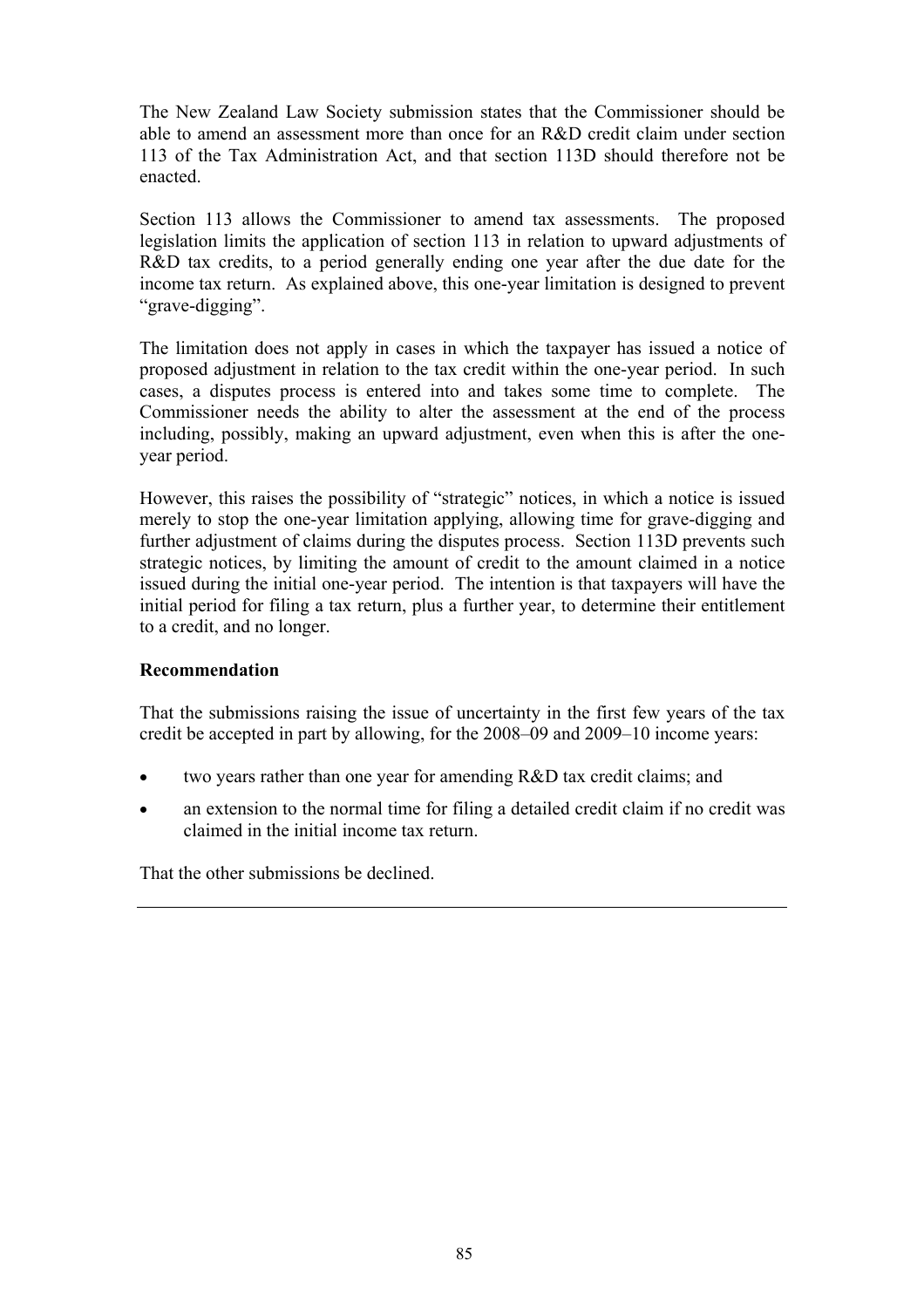The New Zealand Law Society submission states that the Commissioner should be able to amend an assessment more than once for an R&D credit claim under section 113 of the Tax Administration Act, and that section 113D should therefore not be enacted.

Section 113 allows the Commissioner to amend tax assessments. The proposed legislation limits the application of section 113 in relation to upward adjustments of R&D tax credits, to a period generally ending one year after the due date for the income tax return. As explained above, this one-year limitation is designed to prevent "grave-digging".

The limitation does not apply in cases in which the taxpayer has issued a notice of proposed adjustment in relation to the tax credit within the one-year period. In such cases, a disputes process is entered into and takes some time to complete. The Commissioner needs the ability to alter the assessment at the end of the process including, possibly, making an upward adjustment, even when this is after the one-year period.

However, this raises the possibility of "strategic" notices, in which a notice is issued merely to stop the one-year limitation applying, allowing time for grave-digging and further adjustment of claims during the disputes process. Section 113D prevents such strategic notices, by limiting the amount of credit to the amount claimed in a notice issued during the initial one-year period. The intention is that taxpayers will have the initial period for filing a tax return, plus a further year, to determine their entitlement to a credit, and no longer.

**Recommendation**

That the submissions raising the issue of uncertainty in the first few years of the tax credit be accepted in part by allowing, for the 2008–09 and 2009–10 income years:

- two years rather than one year for amending R&D tax credit claims; and
- an extension to the normal time for filing a detailed credit claim if no credit was claimed in the initial income tax return.

That the other submissions be declined.

---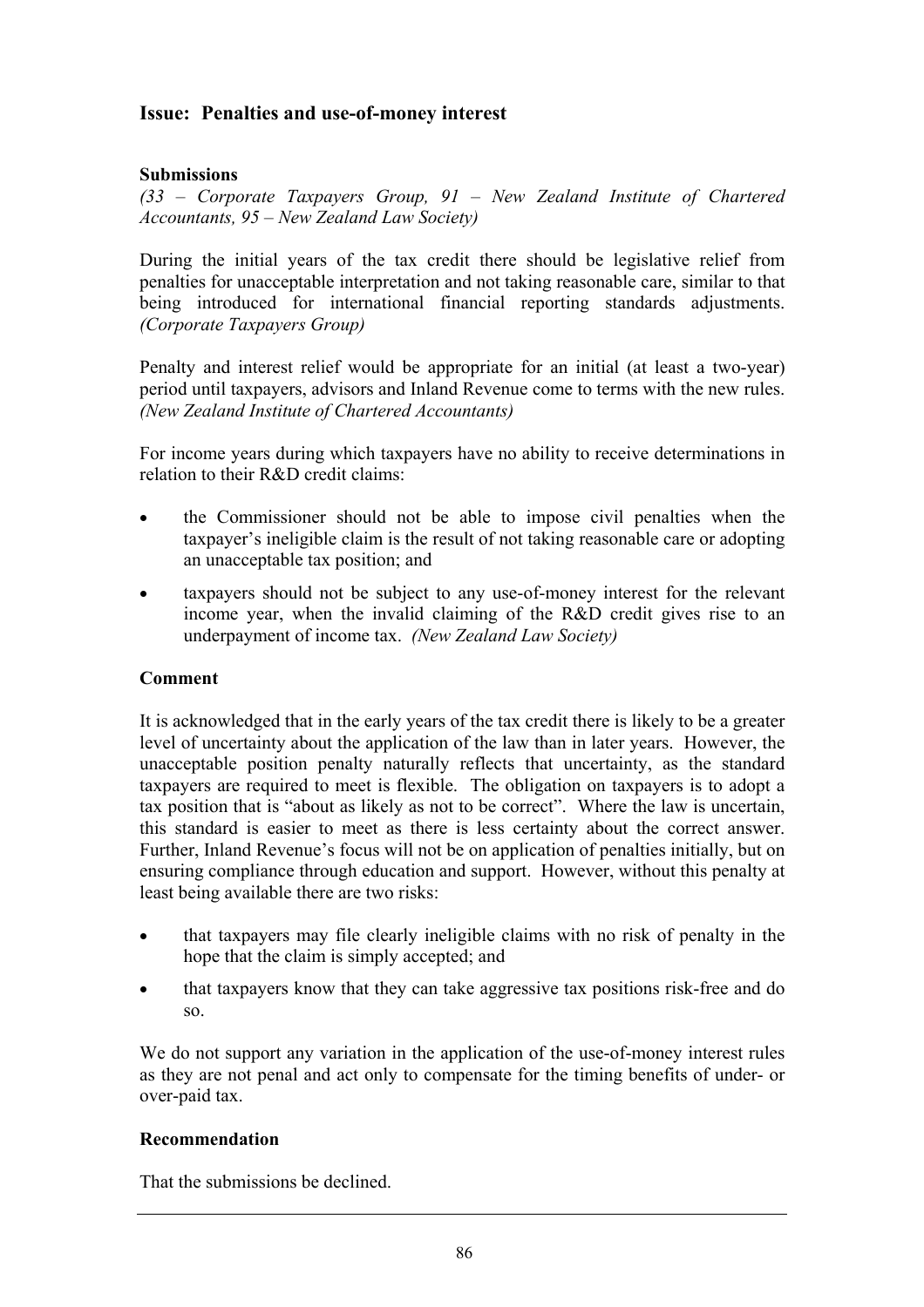## Issue: Penalties and use-of-money interest

### Submissions

*(33 – Corporate Taxpayers Group, 91 – New Zealand Institute of Chartered Accountants, 95 – New Zealand Law Society)*

During the initial years of the tax credit there should be legislative relief from penalties for unacceptable interpretation and not taking reasonable care, similar to that being introduced for international financial reporting standards adjustments. *(Corporate Taxpayers Group)*

Penalty and interest relief would be appropriate for an initial (at least a two-year) period until taxpayers, advisors and Inland Revenue come to terms with the new rules. *(New Zealand Institute of Chartered Accountants)*

For income years during which taxpayers have no ability to receive determinations in relation to their R&D credit claims:

- the Commissioner should not be able to impose civil penalties when the taxpayer's ineligible claim is the result of not taking reasonable care or adopting an unacceptable tax position; and
- taxpayers should not be subject to any use-of-money interest for the relevant income year, when the invalid claiming of the R&D credit gives rise to an underpayment of income tax. *(New Zealand Law Society)*

### Comment

It is acknowledged that in the early years of the tax credit there is likely to be a greater level of uncertainty about the application of the law than in later years. However, the unacceptable position penalty naturally reflects that uncertainty, as the standard taxpayers are required to meet is flexible. The obligation on taxpayers is to adopt a tax position that is "about as likely as not to be correct". Where the law is uncertain, this standard is easier to meet as there is less certainty about the correct answer. Further, Inland Revenue's focus will not be on application of penalties initially, but on ensuring compliance through education and support. However, without this penalty at least being available there are two risks:

- that taxpayers may file clearly ineligible claims with no risk of penalty in the hope that the claim is simply accepted; and
- that taxpayers know that they can take aggressive tax positions risk-free and do so.

We do not support any variation in the application of the use-of-money interest rules as they are not penal and act only to compensate for the timing benefits of under- or over-paid tax.

### Recommendation

That the submissions be declined.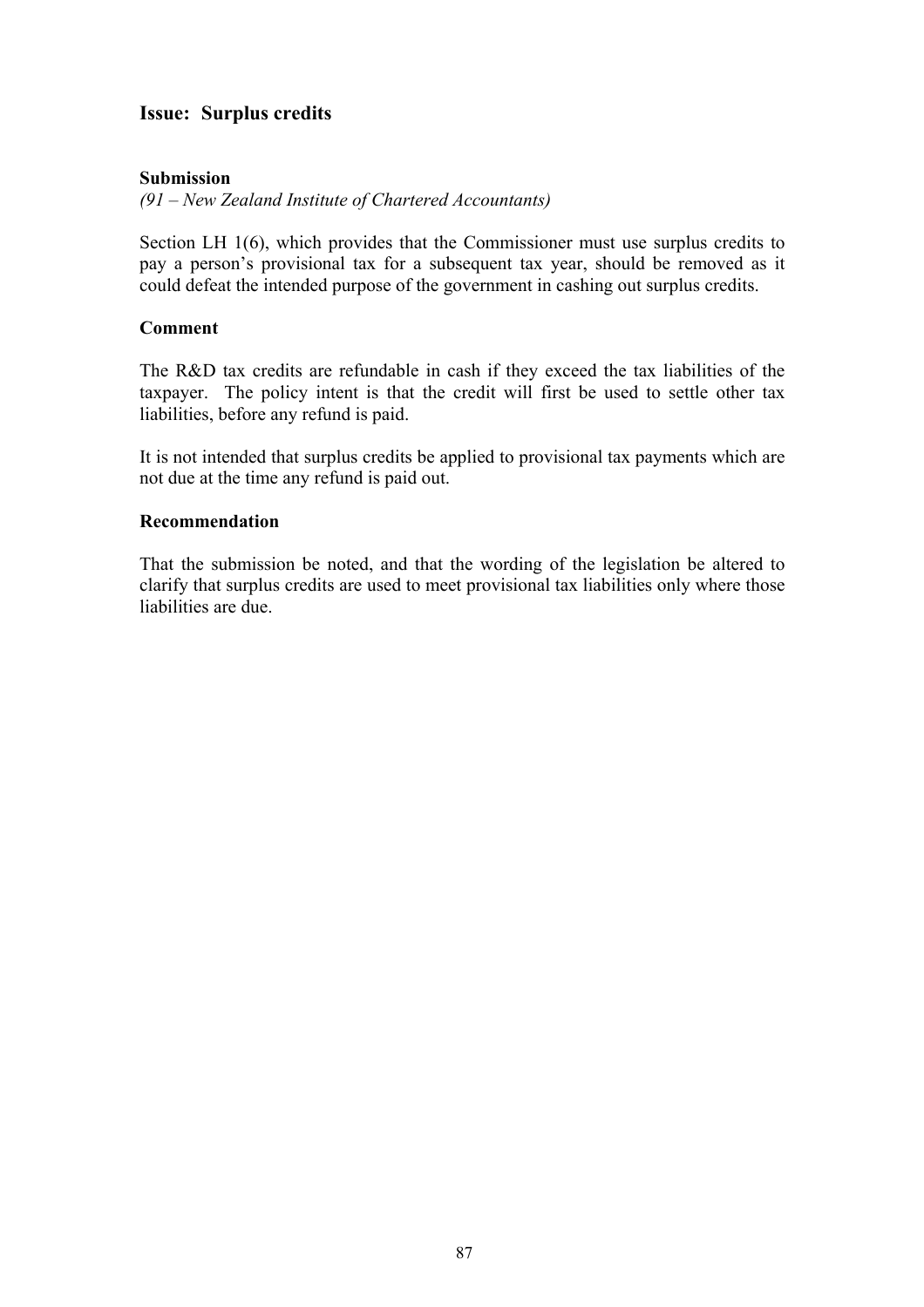## Issue: Surplus credits

### Submission

*(91 – New Zealand Institute of Chartered Accountants)*

Section LH 1(6), which provides that the Commissioner must use surplus credits to pay a person's provisional tax for a subsequent tax year, should be removed as it could defeat the intended purpose of the government in cashing out surplus credits.

### Comment

The R&D tax credits are refundable in cash if they exceed the tax liabilities of the taxpayer. The policy intent is that the credit will first be used to settle other tax liabilities, before any refund is paid.

It is not intended that surplus credits be applied to provisional tax payments which are not due at the time any refund is paid out.

### Recommendation

That the submission be noted, and that the wording of the legislation be altered to clarify that surplus credits are used to meet provisional tax liabilities only where those liabilities are due.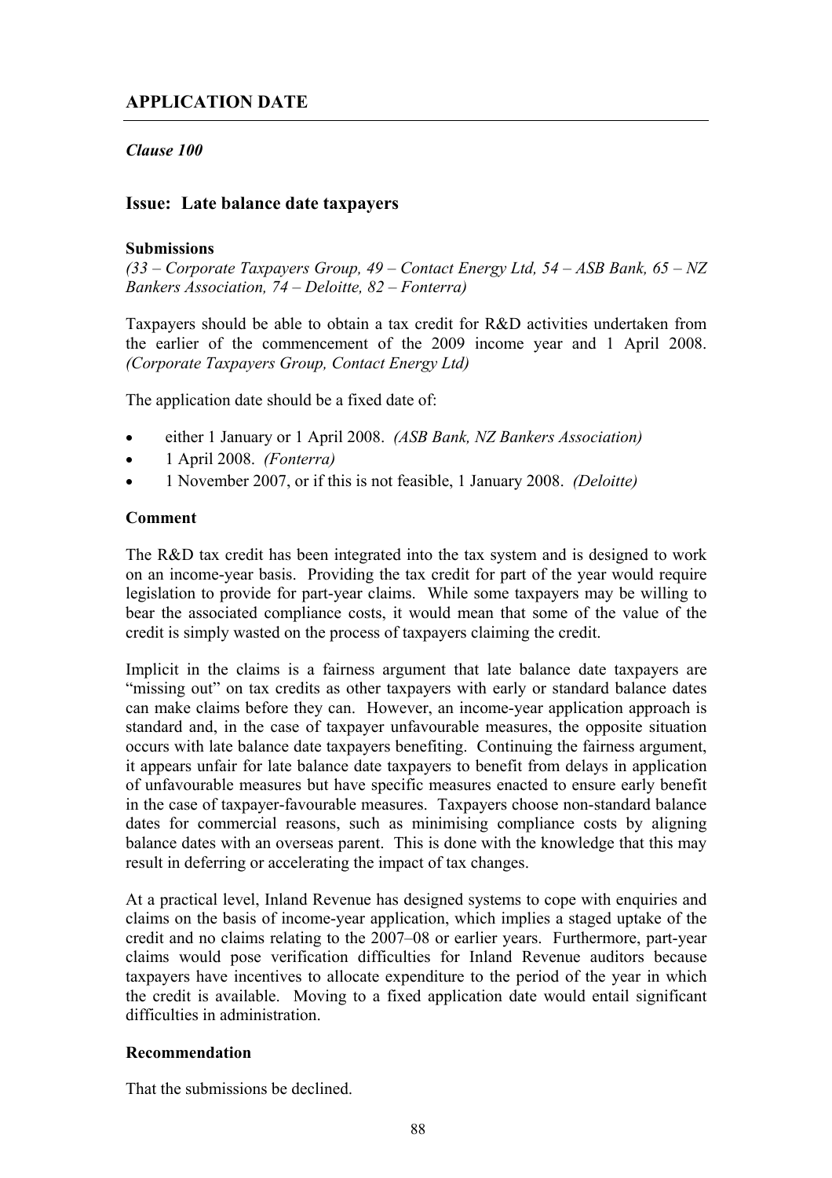## APPLICATION DATE

*Clause 100*

### Issue: Late balance date taxpayers

**Submissions**

*(33 – Corporate Taxpayers Group, 49 – Contact Energy Ltd, 54 – ASB Bank, 65 – NZ Bankers Association, 74 – Deloitte, 82 – Fonterra)*

Taxpayers should be able to obtain a tax credit for R&D activities undertaken from the earlier of the commencement of the 2009 income year and 1 April 2008. *(Corporate Taxpayers Group, Contact Energy Ltd)*

The application date should be a fixed date of:

- either 1 January or 1 April 2008. *(ASB Bank, NZ Bankers Association)*
- 1 April 2008. *(Fonterra)*
- 1 November 2007, or if this is not feasible, 1 January 2008. *(Deloitte)*

**Comment**

The R&D tax credit has been integrated into the tax system and is designed to work on an income-year basis. Providing the tax credit for part of the year would require legislation to provide for part-year claims. While some taxpayers may be willing to bear the associated compliance costs, it would mean that some of the value of the credit is simply wasted on the process of taxpayers claiming the credit.

Implicit in the claims is a fairness argument that late balance date taxpayers are "missing out" on tax credits as other taxpayers with early or standard balance dates can make claims before they can. However, an income-year application approach is standard and, in the case of taxpayer unfavourable measures, the opposite situation occurs with late balance date taxpayers benefiting. Continuing the fairness argument, it appears unfair for late balance date taxpayers to benefit from delays in application of unfavourable measures but have specific measures enacted to ensure early benefit in the case of taxpayer-favourable measures. Taxpayers choose non-standard balance dates for commercial reasons, such as minimising compliance costs by aligning balance dates with an overseas parent. This is done with the knowledge that this may result in deferring or accelerating the impact of tax changes.

At a practical level, Inland Revenue has designed systems to cope with enquiries and claims on the basis of income-year application, which implies a staged uptake of the credit and no claims relating to the 2007–08 or earlier years. Furthermore, part-year claims would pose verification difficulties for Inland Revenue auditors because taxpayers have incentives to allocate expenditure to the period of the year in which the credit is available. Moving to a fixed application date would entail significant difficulties in administration.

**Recommendation**

That the submissions be declined.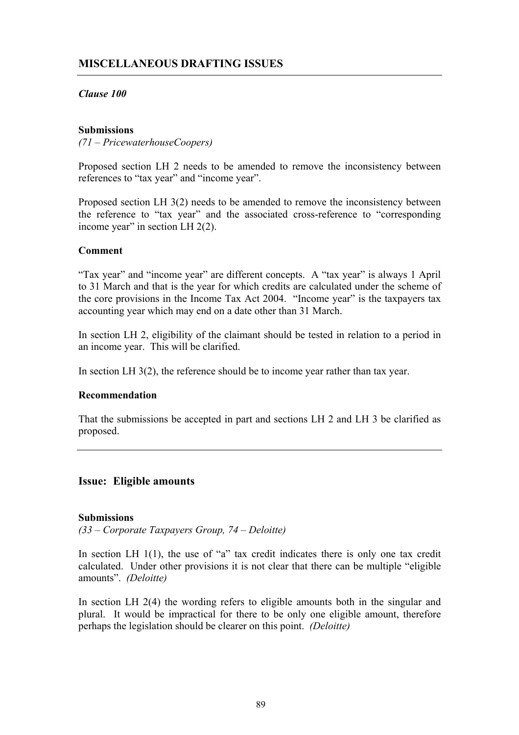## MISCELLANEOUS DRAFTING ISSUES

### *Clause 100*

**Submissions**

*(71 – PricewaterhouseCoopers)*

Proposed section LH 2 needs to be amended to remove the inconsistency between references to "tax year" and "income year".

Proposed section LH 3(2) needs to be amended to remove the inconsistency between the reference to "tax year" and the associated cross-reference to "corresponding income year" in section LH 2(2).

**Comment**

"Tax year" and "income year" are different concepts. A "tax year" is always 1 April to 31 March and that is the year for which credits are calculated under the scheme of the core provisions in the Income Tax Act 2004. "Income year" is the taxpayers tax accounting year which may end on a date other than 31 March.

In section LH 2, eligibility of the claimant should be tested in relation to a period in an income year. This will be clarified.

In section LH 3(2), the reference should be to income year rather than tax year.

**Recommendation**

That the submissions be accepted in part and sections LH 2 and LH 3 be clarified as proposed.

---

### Issue: Eligible amounts

**Submissions**

*(33 – Corporate Taxpayers Group, 74 – Deloitte)*

In section LH 1(1), the use of "a" tax credit indicates there is only one tax credit calculated. Under other provisions it is not clear that there can be multiple "eligible amounts". *(Deloitte)*

In section LH 2(4) the wording refers to eligible amounts both in the singular and plural. It would be impractical for there to be only one eligible amount, therefore perhaps the legislation should be clearer on this point. *(Deloitte)*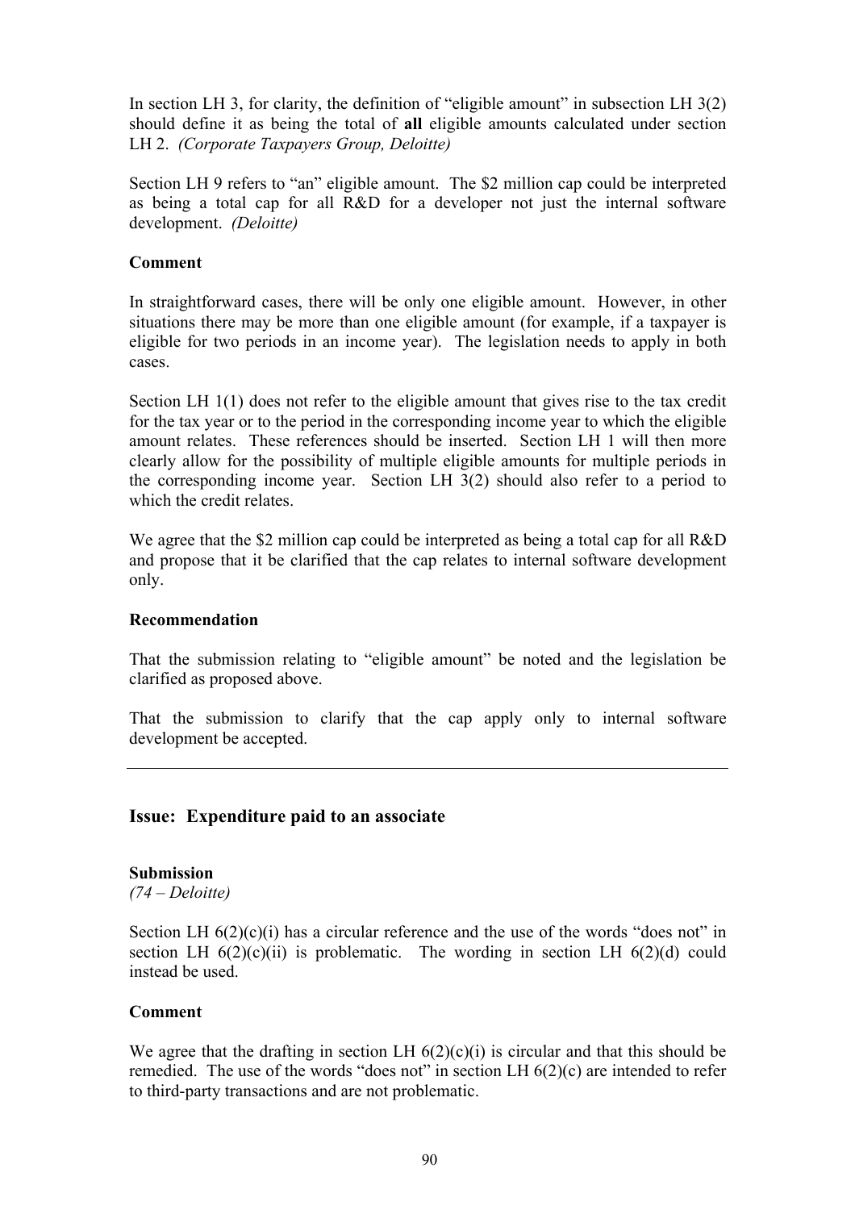In section LH 3, for clarity, the definition of "eligible amount" in subsection LH 3(2) should define it as being the total of **all** eligible amounts calculated under section LH 2. *(Corporate Taxpayers Group, Deloitte)*

Section LH 9 refers to "an" eligible amount. The $2 million cap could be interpreted as being a total cap for all R&D for a developer not just the internal software development. *(Deloitte)*

**Comment**

In straightforward cases, there will be only one eligible amount. However, in other situations there may be more than one eligible amount (for example, if a taxpayer is eligible for two periods in an income year). The legislation needs to apply in both cases.

Section LH 1(1) does not refer to the eligible amount that gives rise to the tax credit for the tax year or to the period in the corresponding income year to which the eligible amount relates. These references should be inserted. Section LH 1 will then more clearly allow for the possibility of multiple eligible amounts for multiple periods in the corresponding income year. Section LH 3(2) should also refer to a period to which the credit relates.

We agree that the $2 million cap could be interpreted as being a total cap for all R&D and propose that it be clarified that the cap relates to internal software development only.

**Recommendation**

That the submission relating to "eligible amount" be noted and the legislation be clarified as proposed above.

That the submission to clarify that the cap apply only to internal software development be accepted.

---

## Issue: Expenditure paid to an associate

**Submission**
*(74 – Deloitte)*

Section LH 6(2)(c)(i) has a circular reference and the use of the words "does not" in section LH 6(2)(c)(ii) is problematic. The wording in section LH 6(2)(d) could instead be used.

**Comment**

We agree that the drafting in section LH 6(2)(c)(i) is circular and that this should be remedied. The use of the words "does not" in section LH 6(2)(c) are intended to refer to third-party transactions and are not problematic.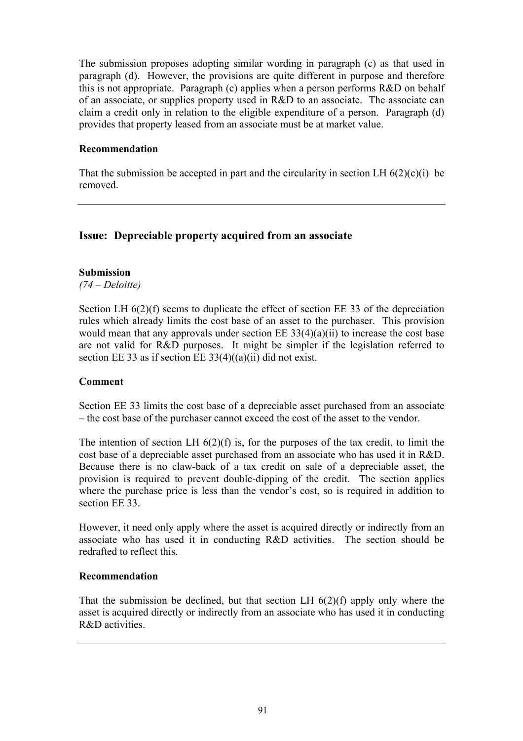The submission proposes adopting similar wording in paragraph (c) as that used in paragraph (d). However, the provisions are quite different in purpose and therefore this is not appropriate. Paragraph (c) applies when a person performs R&D on behalf of an associate, or supplies property used in R&D to an associate. The associate can claim a credit only in relation to the eligible expenditure of a person. Paragraph (d) provides that property leased from an associate must be at market value.

**Recommendation**

That the submission be accepted in part and the circularity in section LH 6(2)(c)(i) be removed.

---

## Issue: Depreciable property acquired from an associate

**Submission**
*(74 – Deloitte)*

Section LH 6(2)(f) seems to duplicate the effect of section EE 33 of the depreciation rules which already limits the cost base of an asset to the purchaser. This provision would mean that any approvals under section EE 33(4)(a)(ii) to increase the cost base are not valid for R&D purposes. It might be simpler if the legislation referred to section EE 33 as if section EE 33(4)((a)(ii) did not exist.

**Comment**

Section EE 33 limits the cost base of a depreciable asset purchased from an associate – the cost base of the purchaser cannot exceed the cost of the asset to the vendor.

The intention of section LH 6(2)(f) is, for the purposes of the tax credit, to limit the cost base of a depreciable asset purchased from an associate who has used it in R&D. Because there is no claw-back of a tax credit on sale of a depreciable asset, the provision is required to prevent double-dipping of the credit. The section applies where the purchase price is less than the vendor's cost, so is required in addition to section EE 33.

However, it need only apply where the asset is acquired directly or indirectly from an associate who has used it in conducting R&D activities. The section should be redrafted to reflect this.

**Recommendation**

That the submission be declined, but that section LH 6(2)(f) apply only where the asset is acquired directly or indirectly from an associate who has used it in conducting R&D activities.

---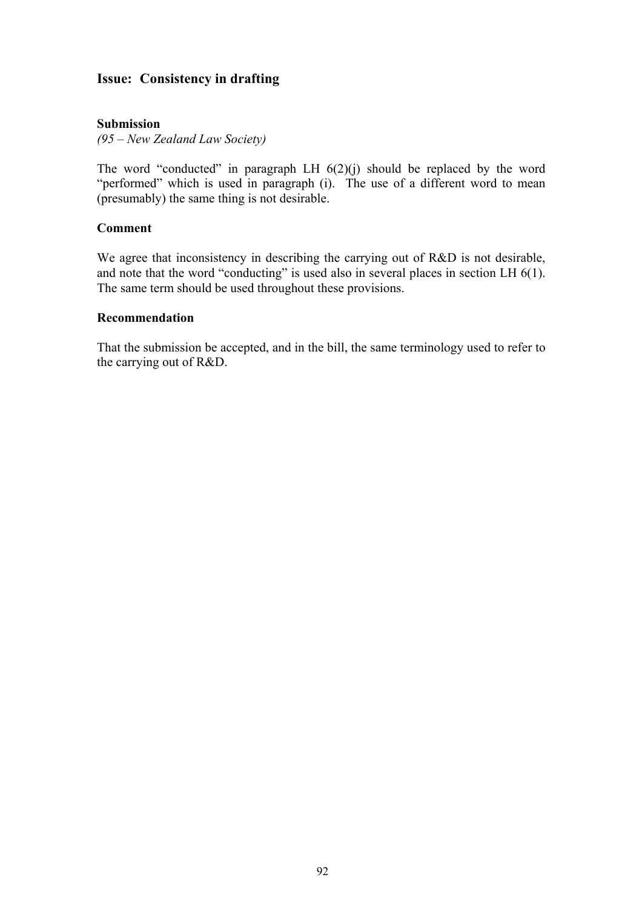## Issue: Consistency in drafting

### Submission

*(95 – New Zealand Law Society)*

The word "conducted" in paragraph LH 6(2)(j) should be replaced by the word "performed" which is used in paragraph (i). The use of a different word to mean (presumably) the same thing is not desirable.

### Comment

We agree that inconsistency in describing the carrying out of R&D is not desirable, and note that the word "conducting" is used also in several places in section LH 6(1). The same term should be used throughout these provisions.

### Recommendation

That the submission be accepted, and in the bill, the same terminology used to refer to the carrying out of R&D.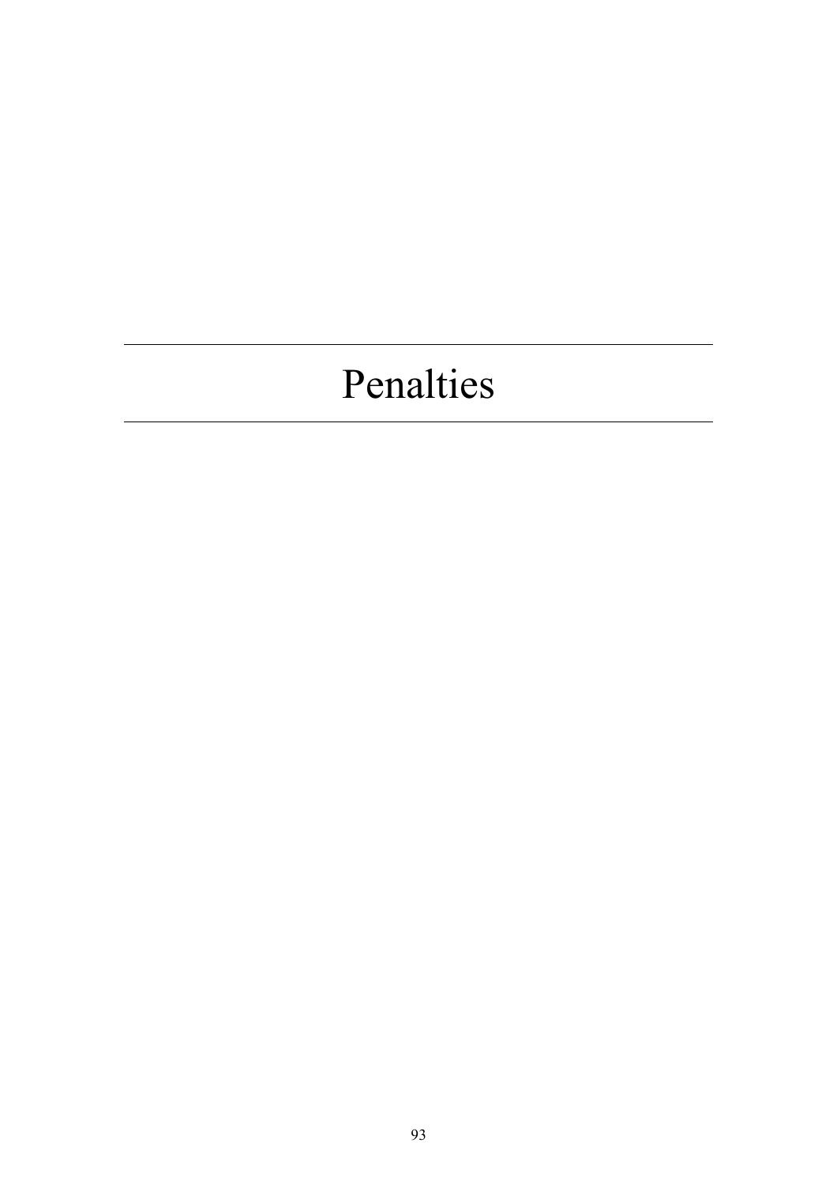# Penalties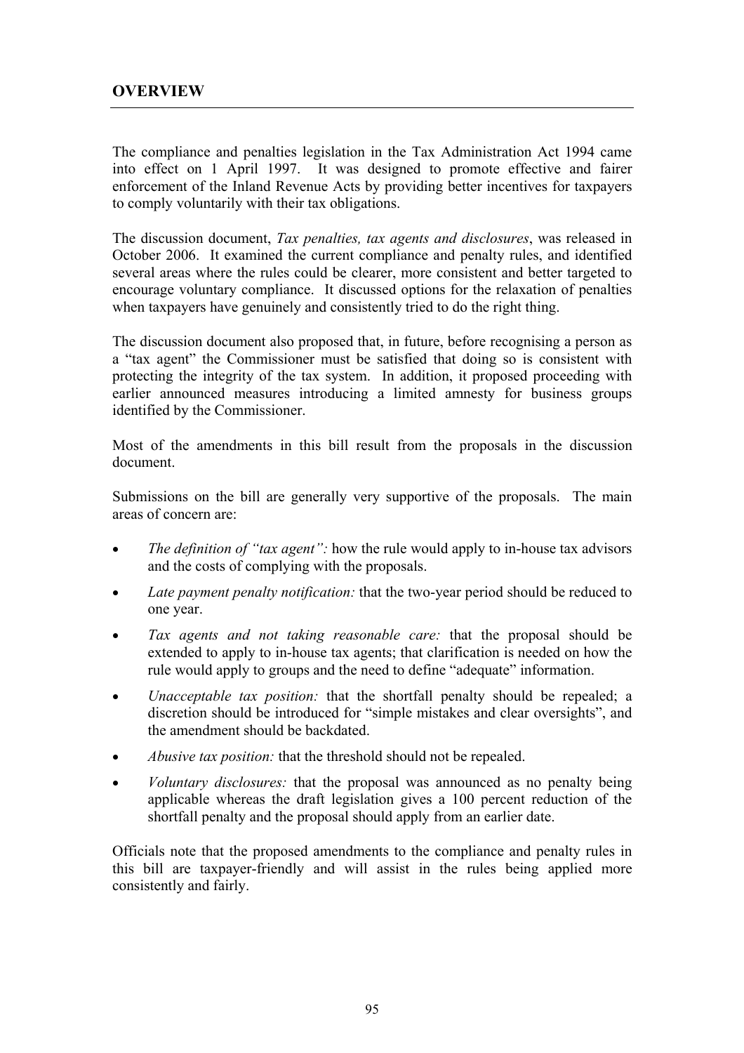## OVERVIEW

The compliance and penalties legislation in the Tax Administration Act 1994 came into effect on 1 April 1997. It was designed to promote effective and fairer enforcement of the Inland Revenue Acts by providing better incentives for taxpayers to comply voluntarily with their tax obligations.

The discussion document, *Tax penalties, tax agents and disclosures*, was released in October 2006. It examined the current compliance and penalty rules, and identified several areas where the rules could be clearer, more consistent and better targeted to encourage voluntary compliance. It discussed options for the relaxation of penalties when taxpayers have genuinely and consistently tried to do the right thing.

The discussion document also proposed that, in future, before recognising a person as a "tax agent" the Commissioner must be satisfied that doing so is consistent with protecting the integrity of the tax system. In addition, it proposed proceeding with earlier announced measures introducing a limited amnesty for business groups identified by the Commissioner.

Most of the amendments in this bill result from the proposals in the discussion document.

Submissions on the bill are generally very supportive of the proposals. The main areas of concern are:

- *The definition of "tax agent":* how the rule would apply to in-house tax advisors and the costs of complying with the proposals.
- *Late payment penalty notification:* that the two-year period should be reduced to one year.
- *Tax agents and not taking reasonable care:* that the proposal should be extended to apply to in-house tax agents; that clarification is needed on how the rule would apply to groups and the need to define "adequate" information.
- *Unacceptable tax position:* that the shortfall penalty should be repealed; a discretion should be introduced for "simple mistakes and clear oversights", and the amendment should be backdated.
- *Abusive tax position:* that the threshold should not be repealed.
- *Voluntary disclosures:* that the proposal was announced as no penalty being applicable whereas the draft legislation gives a 100 percent reduction of the shortfall penalty and the proposal should apply from an earlier date.

Officials note that the proposed amendments to the compliance and penalty rules in this bill are taxpayer-friendly and will assist in the rules being applied more consistently and fairly.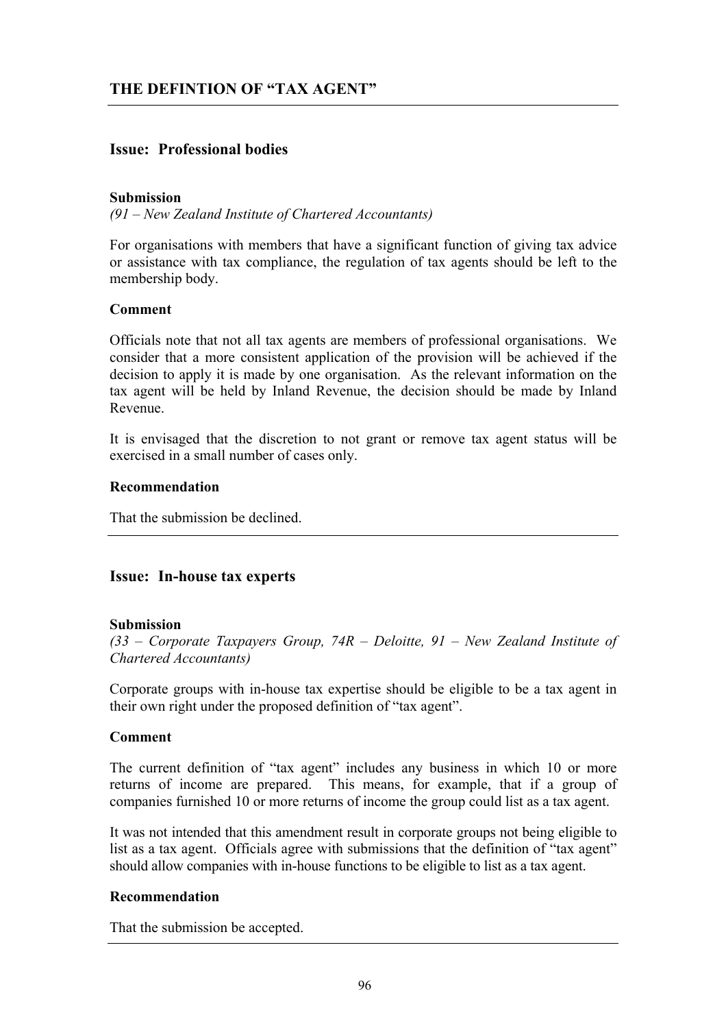## THE DEFINTION OF "TAX AGENT"

### Issue: Professional bodies

**Submission**
*(91 – New Zealand Institute of Chartered Accountants)*

For organisations with members that have a significant function of giving tax advice or assistance with tax compliance, the regulation of tax agents should be left to the membership body.

**Comment**

Officials note that not all tax agents are members of professional organisations. We consider that a more consistent application of the provision will be achieved if the decision to apply it is made by one organisation. As the relevant information on the tax agent will be held by Inland Revenue, the decision should be made by Inland Revenue.

It is envisaged that the discretion to not grant or remove tax agent status will be exercised in a small number of cases only.

**Recommendation**

That the submission be declined.

### Issue: In-house tax experts

**Submission**
*(33 – Corporate Taxpayers Group, 74R – Deloitte, 91 – New Zealand Institute of Chartered Accountants)*

Corporate groups with in-house tax expertise should be eligible to be a tax agent in their own right under the proposed definition of "tax agent".

**Comment**

The current definition of "tax agent" includes any business in which 10 or more returns of income are prepared. This means, for example, that if a group of companies furnished 10 or more returns of income the group could list as a tax agent.

It was not intended that this amendment result in corporate groups not being eligible to list as a tax agent. Officials agree with submissions that the definition of "tax agent" should allow companies with in-house functions to be eligible to list as a tax agent.

**Recommendation**

That the submission be accepted.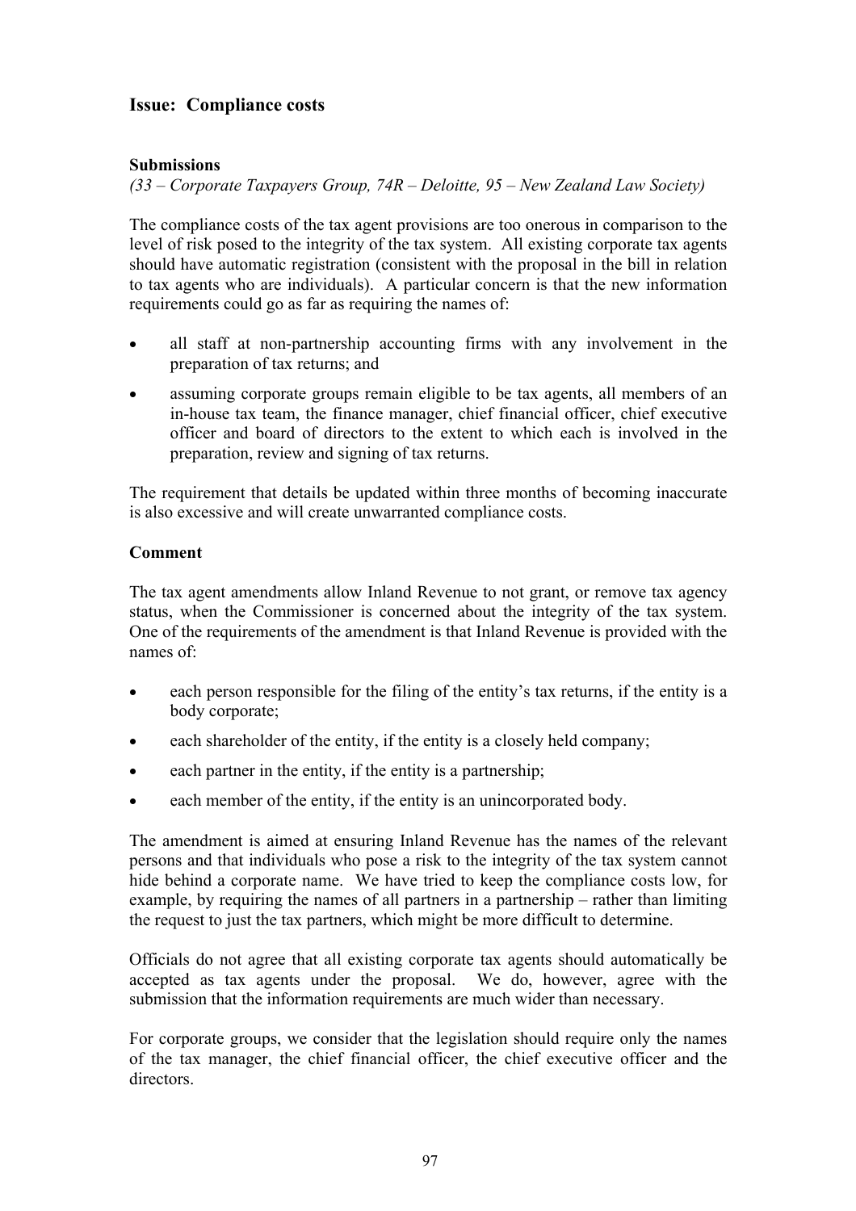## Issue: Compliance costs

### Submissions

*(33 – Corporate Taxpayers Group, 74R – Deloitte, 95 – New Zealand Law Society)*

The compliance costs of the tax agent provisions are too onerous in comparison to the level of risk posed to the integrity of the tax system. All existing corporate tax agents should have automatic registration (consistent with the proposal in the bill in relation to tax agents who are individuals). A particular concern is that the new information requirements could go as far as requiring the names of:

- all staff at non-partnership accounting firms with any involvement in the preparation of tax returns; and
- assuming corporate groups remain eligible to be tax agents, all members of an in-house tax team, the finance manager, chief financial officer, chief executive officer and board of directors to the extent to which each is involved in the preparation, review and signing of tax returns.

The requirement that details be updated within three months of becoming inaccurate is also excessive and will create unwarranted compliance costs.

### Comment

The tax agent amendments allow Inland Revenue to not grant, or remove tax agency status, when the Commissioner is concerned about the integrity of the tax system. One of the requirements of the amendment is that Inland Revenue is provided with the names of:

- each person responsible for the filing of the entity's tax returns, if the entity is a body corporate;
- each shareholder of the entity, if the entity is a closely held company;
- each partner in the entity, if the entity is a partnership;
- each member of the entity, if the entity is an unincorporated body.

The amendment is aimed at ensuring Inland Revenue has the names of the relevant persons and that individuals who pose a risk to the integrity of the tax system cannot hide behind a corporate name. We have tried to keep the compliance costs low, for example, by requiring the names of all partners in a partnership – rather than limiting the request to just the tax partners, which might be more difficult to determine.

Officials do not agree that all existing corporate tax agents should automatically be accepted as tax agents under the proposal. We do, however, agree with the submission that the information requirements are much wider than necessary.

For corporate groups, we consider that the legislation should require only the names of the tax manager, the chief financial officer, the chief executive officer and the directors.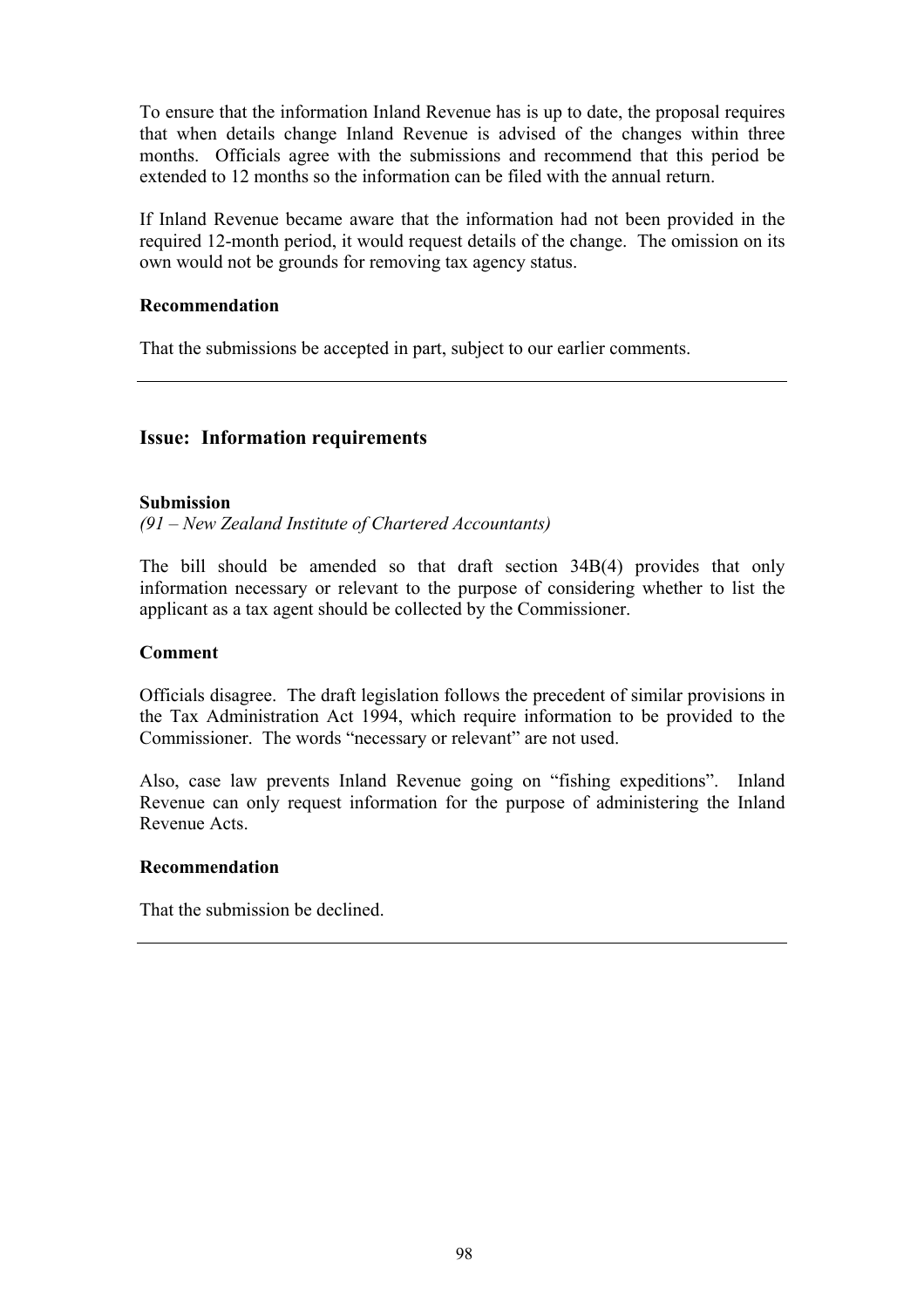To ensure that the information Inland Revenue has is up to date, the proposal requires that when details change Inland Revenue is advised of the changes within three months. Officials agree with the submissions and recommend that this period be extended to 12 months so the information can be filed with the annual return.

If Inland Revenue became aware that the information had not been provided in the required 12-month period, it would request details of the change. The omission on its own would not be grounds for removing tax agency status.

**Recommendation**

That the submissions be accepted in part, subject to our earlier comments.

---

## Issue: Information requirements

**Submission**

*(91 – New Zealand Institute of Chartered Accountants)*

The bill should be amended so that draft section 34B(4) provides that only information necessary or relevant to the purpose of considering whether to list the applicant as a tax agent should be collected by the Commissioner.

**Comment**

Officials disagree. The draft legislation follows the precedent of similar provisions in the Tax Administration Act 1994, which require information to be provided to the Commissioner. The words "necessary or relevant" are not used.

Also, case law prevents Inland Revenue going on "fishing expeditions". Inland Revenue can only request information for the purpose of administering the Inland Revenue Acts.

**Recommendation**

That the submission be declined.

---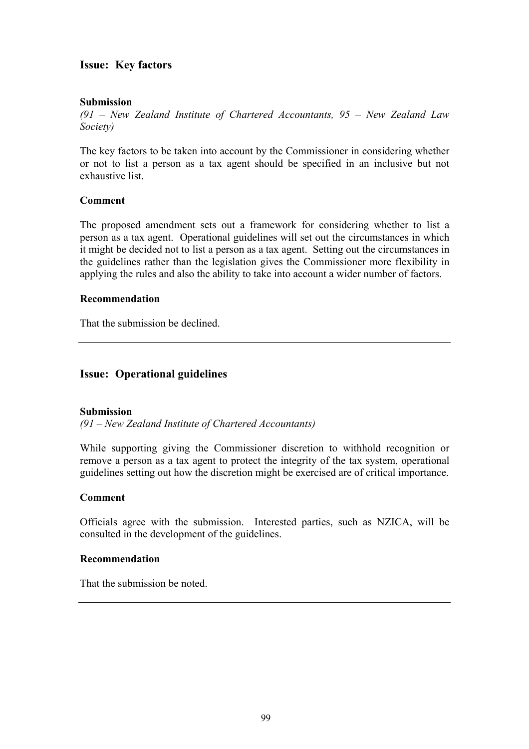## Issue: Key factors

**Submission**

*(91 – New Zealand Institute of Chartered Accountants, 95 – New Zealand Law Society)*

The key factors to be taken into account by the Commissioner in considering whether or not to list a person as a tax agent should be specified in an inclusive but not exhaustive list.

**Comment**

The proposed amendment sets out a framework for considering whether to list a person as a tax agent. Operational guidelines will set out the circumstances in which it might be decided not to list a person as a tax agent. Setting out the circumstances in the guidelines rather than the legislation gives the Commissioner more flexibility in applying the rules and also the ability to take into account a wider number of factors.

**Recommendation**

That the submission be declined.

---

## Issue: Operational guidelines

**Submission**

*(91 – New Zealand Institute of Chartered Accountants)*

While supporting giving the Commissioner discretion to withhold recognition or remove a person as a tax agent to protect the integrity of the tax system, operational guidelines setting out how the discretion might be exercised are of critical importance.

**Comment**

Officials agree with the submission. Interested parties, such as NZICA, will be consulted in the development of the guidelines.

**Recommendation**

That the submission be noted.

---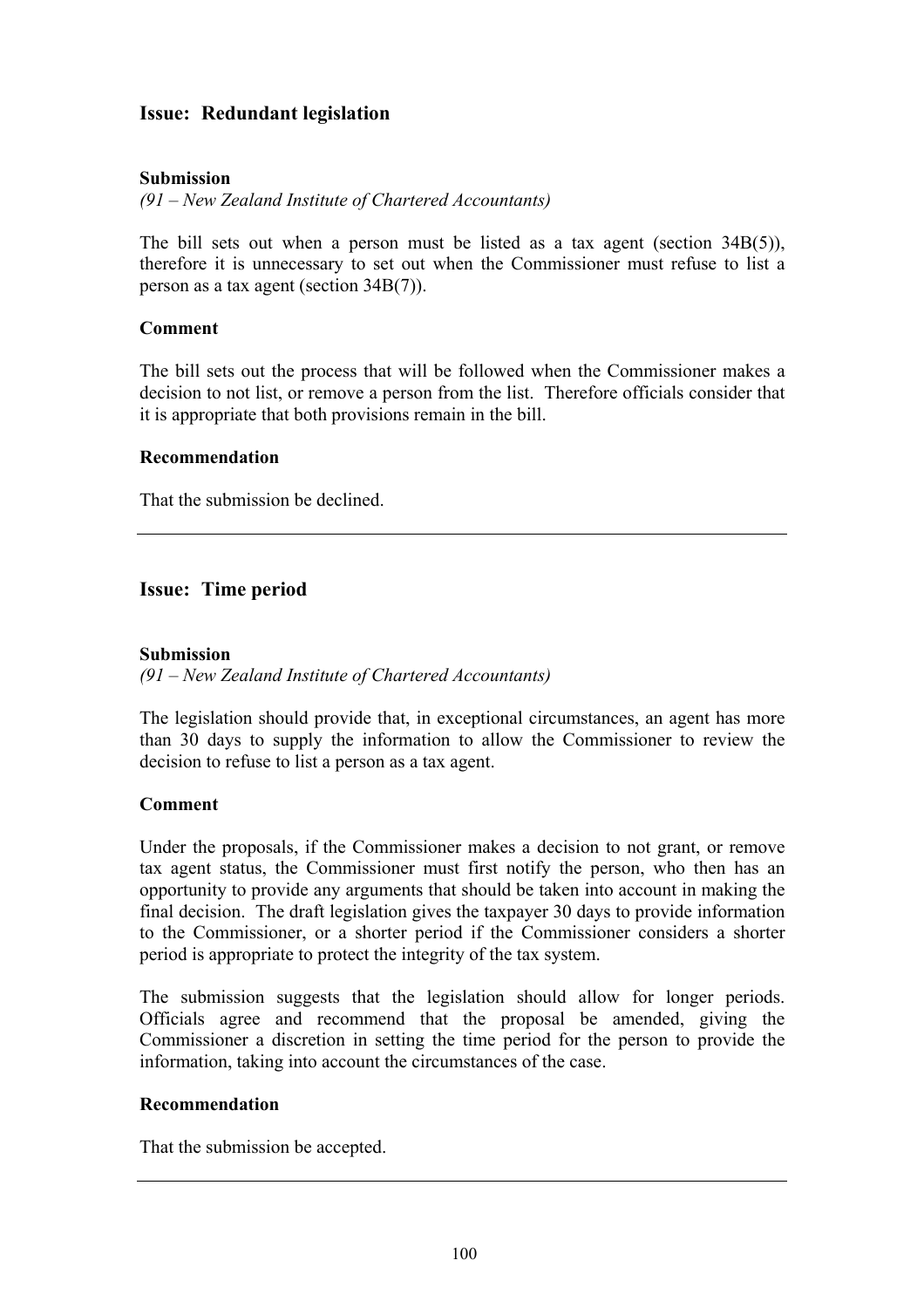## Issue: Redundant legislation

### Submission

*(91 – New Zealand Institute of Chartered Accountants)*

The bill sets out when a person must be listed as a tax agent (section 34B(5)), therefore it is unnecessary to set out when the Commissioner must refuse to list a person as a tax agent (section 34B(7)).

### Comment

The bill sets out the process that will be followed when the Commissioner makes a decision to not list, or remove a person from the list. Therefore officials consider that it is appropriate that both provisions remain in the bill.

### Recommendation

That the submission be declined.

---

## Issue: Time period

### Submission

*(91 – New Zealand Institute of Chartered Accountants)*

The legislation should provide that, in exceptional circumstances, an agent has more than 30 days to supply the information to allow the Commissioner to review the decision to refuse to list a person as a tax agent.

### Comment

Under the proposals, if the Commissioner makes a decision to not grant, or remove tax agent status, the Commissioner must first notify the person, who then has an opportunity to provide any arguments that should be taken into account in making the final decision. The draft legislation gives the taxpayer 30 days to provide information to the Commissioner, or a shorter period if the Commissioner considers a shorter period is appropriate to protect the integrity of the tax system.

The submission suggests that the legislation should allow for longer periods. Officials agree and recommend that the proposal be amended, giving the Commissioner a discretion in setting the time period for the person to provide the information, taking into account the circumstances of the case.

### Recommendation

That the submission be accepted.

---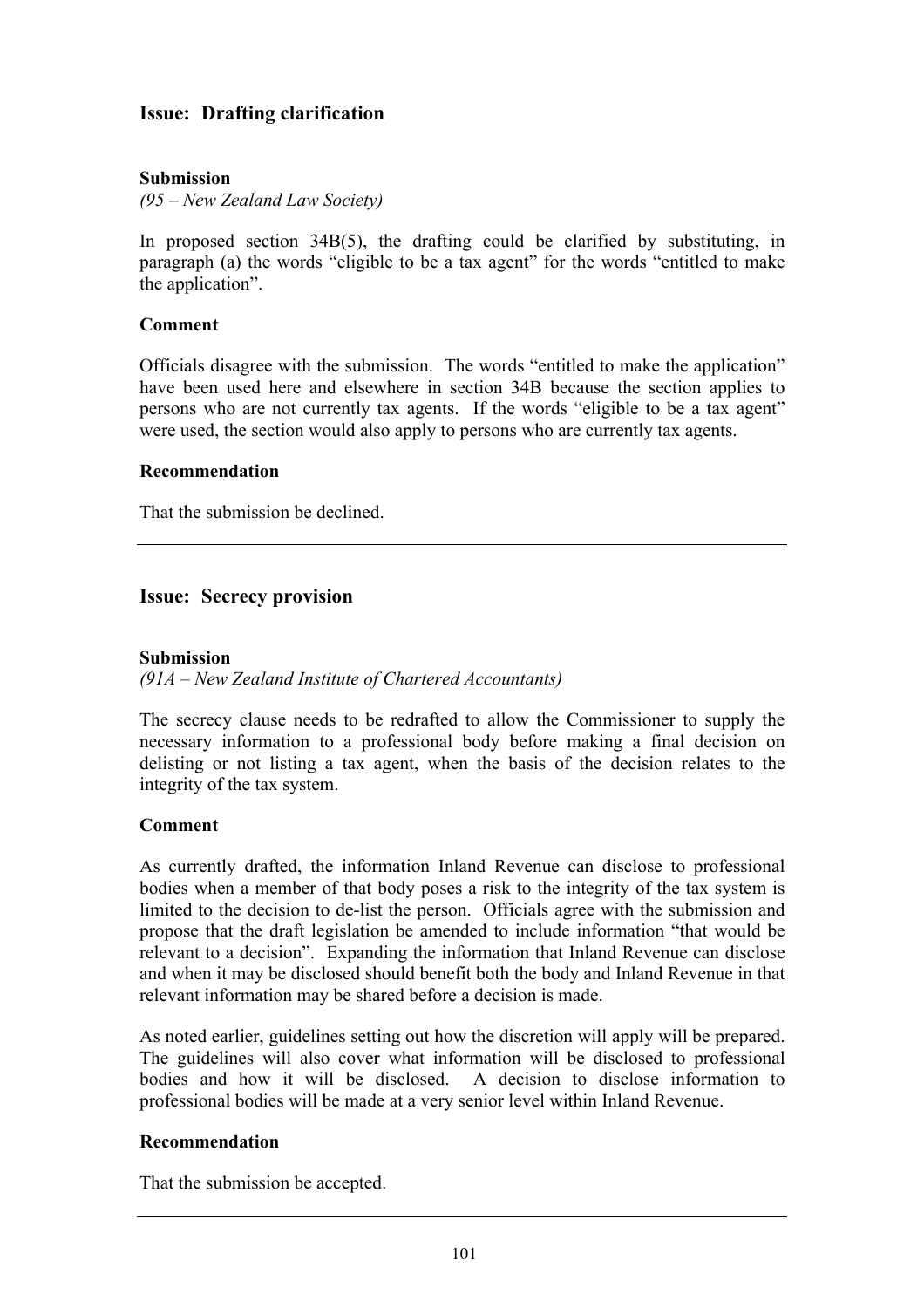## Issue: Drafting clarification

**Submission**

*(95 – New Zealand Law Society)*

In proposed section 34B(5), the drafting could be clarified by substituting, in paragraph (a) the words "eligible to be a tax agent" for the words "entitled to make the application".

**Comment**

Officials disagree with the submission. The words "entitled to make the application" have been used here and elsewhere in section 34B because the section applies to persons who are not currently tax agents. If the words "eligible to be a tax agent" were used, the section would also apply to persons who are currently tax agents.

**Recommendation**

That the submission be declined.

---

## Issue: Secrecy provision

**Submission**

*(91A – New Zealand Institute of Chartered Accountants)*

The secrecy clause needs to be redrafted to allow the Commissioner to supply the necessary information to a professional body before making a final decision on delisting or not listing a tax agent, when the basis of the decision relates to the integrity of the tax system.

**Comment**

As currently drafted, the information Inland Revenue can disclose to professional bodies when a member of that body poses a risk to the integrity of the tax system is limited to the decision to de-list the person. Officials agree with the submission and propose that the draft legislation be amended to include information "that would be relevant to a decision". Expanding the information that Inland Revenue can disclose and when it may be disclosed should benefit both the body and Inland Revenue in that relevant information may be shared before a decision is made.

As noted earlier, guidelines setting out how the discretion will apply will be prepared. The guidelines will also cover what information will be disclosed to professional bodies and how it will be disclosed. A decision to disclose information to professional bodies will be made at a very senior level within Inland Revenue.

**Recommendation**

That the submission be accepted.

---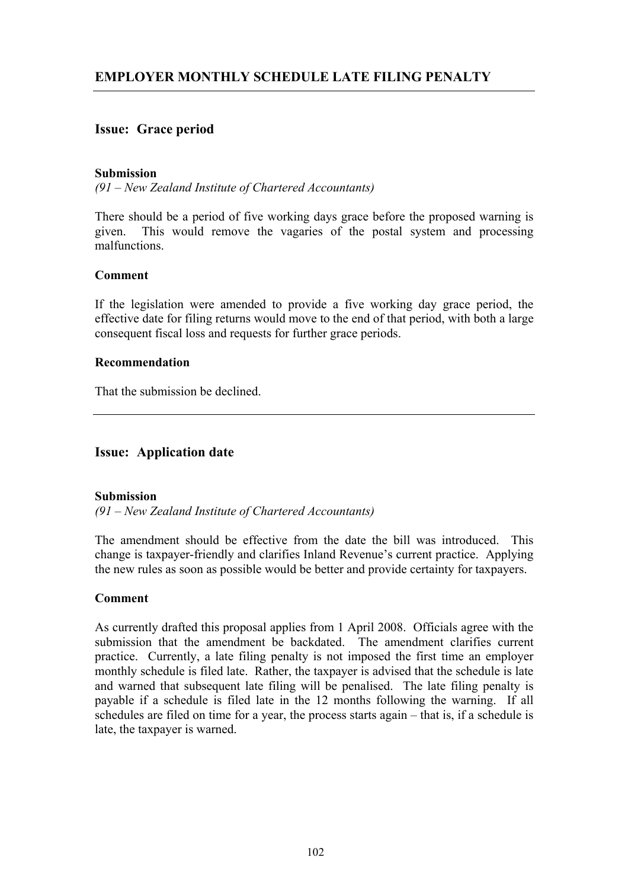## EMPLOYER MONTHLY SCHEDULE LATE FILING PENALTY

---

### Issue: Grace period

**Submission**

*(91 – New Zealand Institute of Chartered Accountants)*

There should be a period of five working days grace before the proposed warning is given. This would remove the vagaries of the postal system and processing malfunctions.

**Comment**

If the legislation were amended to provide a five working day grace period, the effective date for filing returns would move to the end of that period, with both a large consequent fiscal loss and requests for further grace periods.

**Recommendation**

That the submission be declined.

---

### Issue: Application date

**Submission**

*(91 – New Zealand Institute of Chartered Accountants)*

The amendment should be effective from the date the bill was introduced. This change is taxpayer-friendly and clarifies Inland Revenue's current practice. Applying the new rules as soon as possible would be better and provide certainty for taxpayers.

**Comment**

As currently drafted this proposal applies from 1 April 2008. Officials agree with the submission that the amendment be backdated. The amendment clarifies current practice. Currently, a late filing penalty is not imposed the first time an employer monthly schedule is filed late. Rather, the taxpayer is advised that the schedule is late and warned that subsequent late filing will be penalised. The late filing penalty is payable if a schedule is filed late in the 12 months following the warning. If all schedules are filed on time for a year, the process starts again – that is, if a schedule is late, the taxpayer is warned.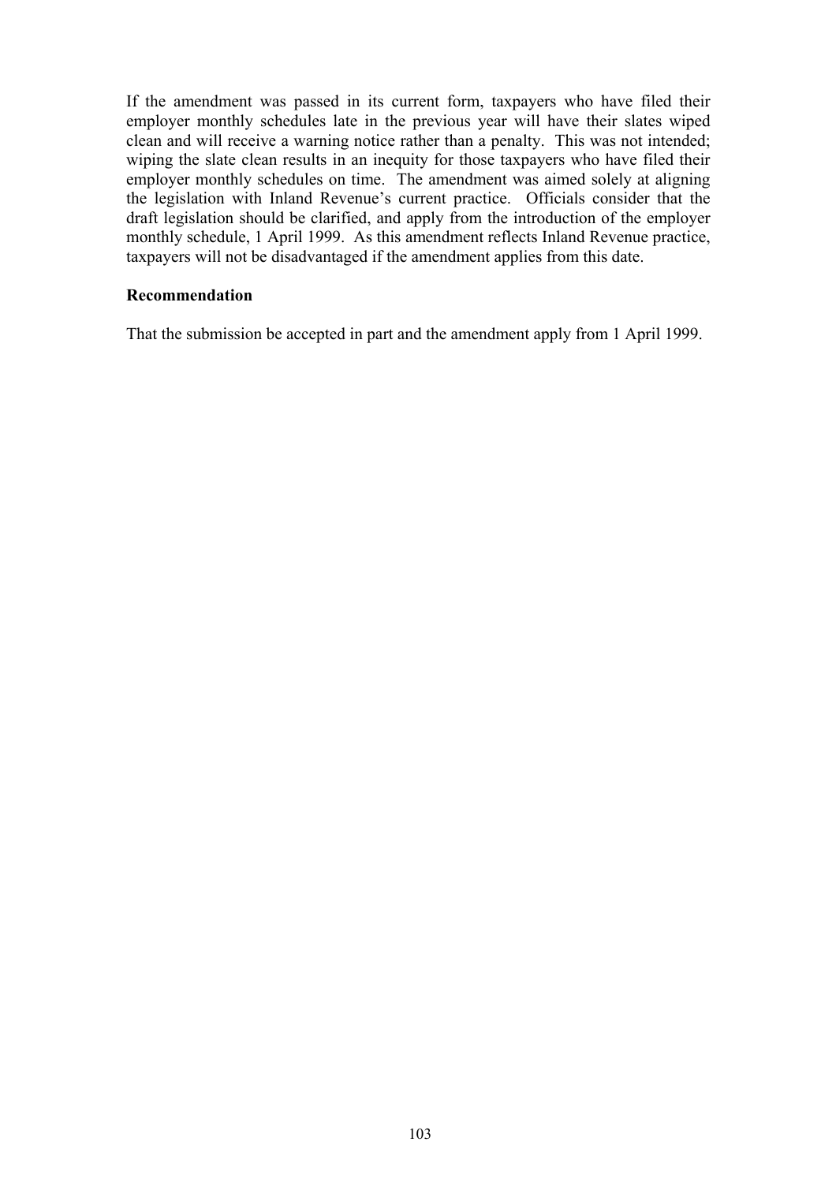If the amendment was passed in its current form, taxpayers who have filed their employer monthly schedules late in the previous year will have their slates wiped clean and will receive a warning notice rather than a penalty. This was not intended; wiping the slate clean results in an inequity for those taxpayers who have filed their employer monthly schedules on time. The amendment was aimed solely at aligning the legislation with Inland Revenue's current practice. Officials consider that the draft legislation should be clarified, and apply from the introduction of the employer monthly schedule, 1 April 1999. As this amendment reflects Inland Revenue practice, taxpayers will not be disadvantaged if the amendment applies from this date.

**Recommendation**

That the submission be accepted in part and the amendment apply from 1 April 1999.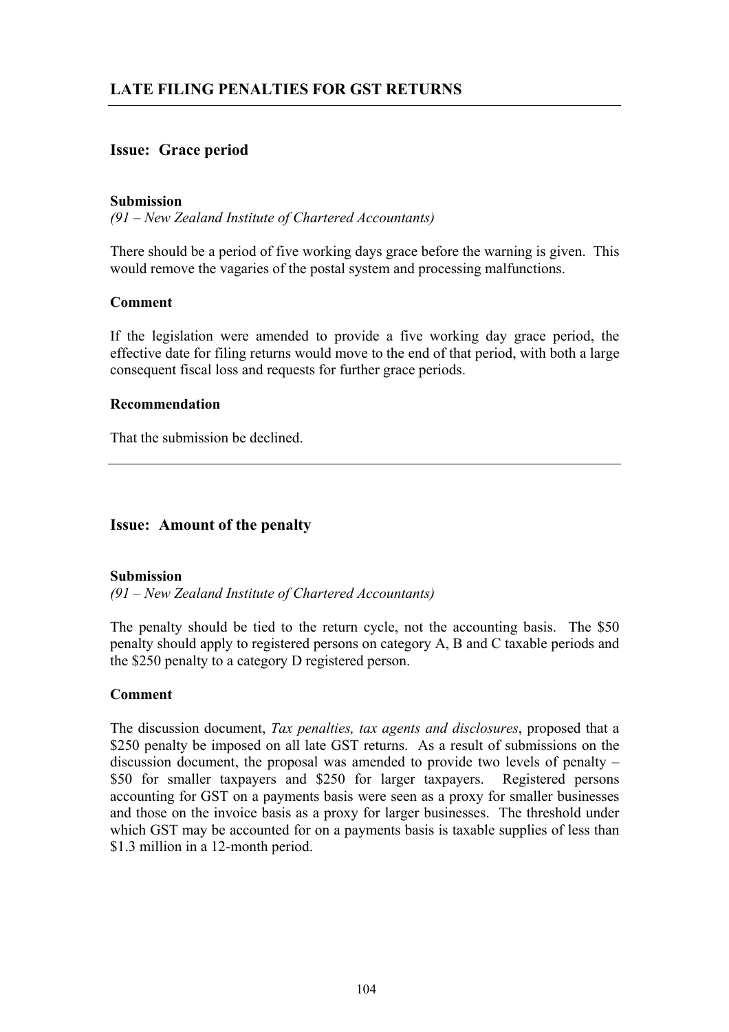## LATE FILING PENALTIES FOR GST RETURNS

---

### Issue: Grace period

**Submission**

*(91 – New Zealand Institute of Chartered Accountants)*

There should be a period of five working days grace before the warning is given. This would remove the vagaries of the postal system and processing malfunctions.

**Comment**

If the legislation were amended to provide a five working day grace period, the effective date for filing returns would move to the end of that period, with both a large consequent fiscal loss and requests for further grace periods.

**Recommendation**

That the submission be declined.

---

### Issue: Amount of the penalty

**Submission**

*(91 – New Zealand Institute of Chartered Accountants)*

The penalty should be tied to the return cycle, not the accounting basis. The $50 penalty should apply to registered persons on category A, B and C taxable periods and the $250 penalty to a category D registered person.

**Comment**

The discussion document, *Tax penalties, tax agents and disclosures*, proposed that a $250 penalty be imposed on all late GST returns. As a result of submissions on the discussion document, the proposal was amended to provide two levels of penalty – $50 for smaller taxpayers and $250 for larger taxpayers. Registered persons accounting for GST on a payments basis were seen as a proxy for smaller businesses and those on the invoice basis as a proxy for larger businesses. The threshold under which GST may be accounted for on a payments basis is taxable supplies of less than $1.3 million in a 12-month period.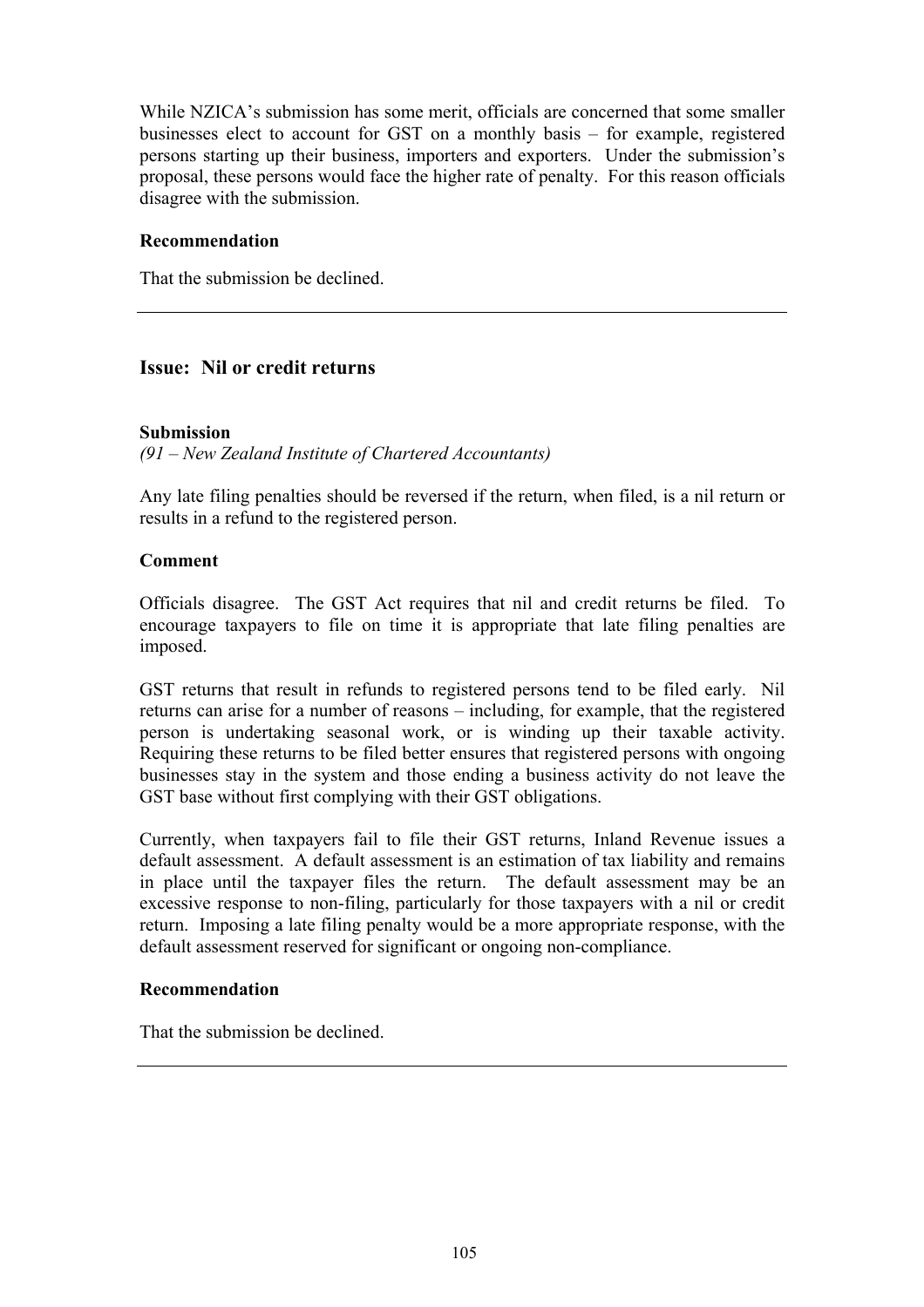While NZICA's submission has some merit, officials are concerned that some smaller businesses elect to account for GST on a monthly basis – for example, registered persons starting up their business, importers and exporters. Under the submission's proposal, these persons would face the higher rate of penalty. For this reason officials disagree with the submission.

**Recommendation**

That the submission be declined.

---

## Issue: Nil or credit returns

**Submission**

*(91 – New Zealand Institute of Chartered Accountants)*

Any late filing penalties should be reversed if the return, when filed, is a nil return or results in a refund to the registered person.

**Comment**

Officials disagree. The GST Act requires that nil and credit returns be filed. To encourage taxpayers to file on time it is appropriate that late filing penalties are imposed.

GST returns that result in refunds to registered persons tend to be filed early. Nil returns can arise for a number of reasons – including, for example, that the registered person is undertaking seasonal work, or is winding up their taxable activity. Requiring these returns to be filed better ensures that registered persons with ongoing businesses stay in the system and those ending a business activity do not leave the GST base without first complying with their GST obligations.

Currently, when taxpayers fail to file their GST returns, Inland Revenue issues a default assessment. A default assessment is an estimation of tax liability and remains in place until the taxpayer files the return. The default assessment may be an excessive response to non-filing, particularly for those taxpayers with a nil or credit return. Imposing a late filing penalty would be a more appropriate response, with the default assessment reserved for significant or ongoing non-compliance.

**Recommendation**

That the submission be declined.

---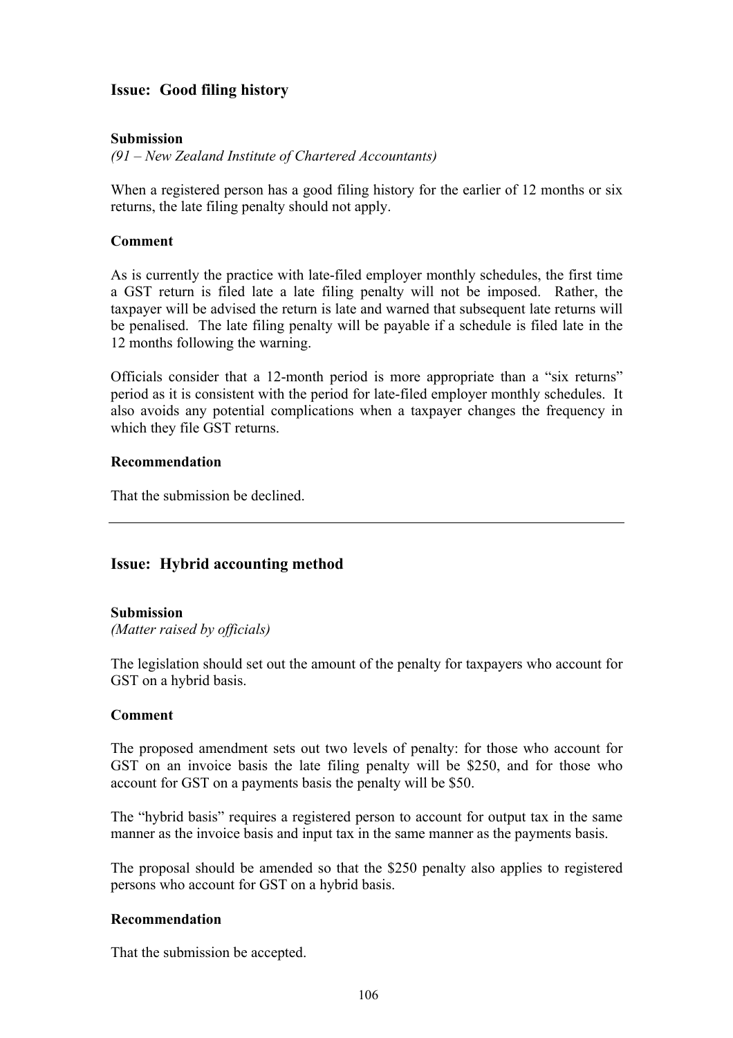### Issue: Good filing history

**Submission**

*(91 – New Zealand Institute of Chartered Accountants)*

When a registered person has a good filing history for the earlier of 12 months or six returns, the late filing penalty should not apply.

**Comment**

As is currently the practice with late-filed employer monthly schedules, the first time a GST return is filed late a late filing penalty will not be imposed. Rather, the taxpayer will be advised the return is late and warned that subsequent late returns will be penalised. The late filing penalty will be payable if a schedule is filed late in the 12 months following the warning.

Officials consider that a 12-month period is more appropriate than a "six returns" period as it is consistent with the period for late-filed employer monthly schedules. It also avoids any potential complications when a taxpayer changes the frequency in which they file GST returns.

**Recommendation**

That the submission be declined.

---

### Issue: Hybrid accounting method

**Submission**

*(Matter raised by officials)*

The legislation should set out the amount of the penalty for taxpayers who account for GST on a hybrid basis.

**Comment**

The proposed amendment sets out two levels of penalty: for those who account for GST on an invoice basis the late filing penalty will be $250, and for those who account for GST on a payments basis the penalty will be $50.

The "hybrid basis" requires a registered person to account for output tax in the same manner as the invoice basis and input tax in the same manner as the payments basis.

The proposal should be amended so that the $250 penalty also applies to registered persons who account for GST on a hybrid basis.

**Recommendation**

That the submission be accepted.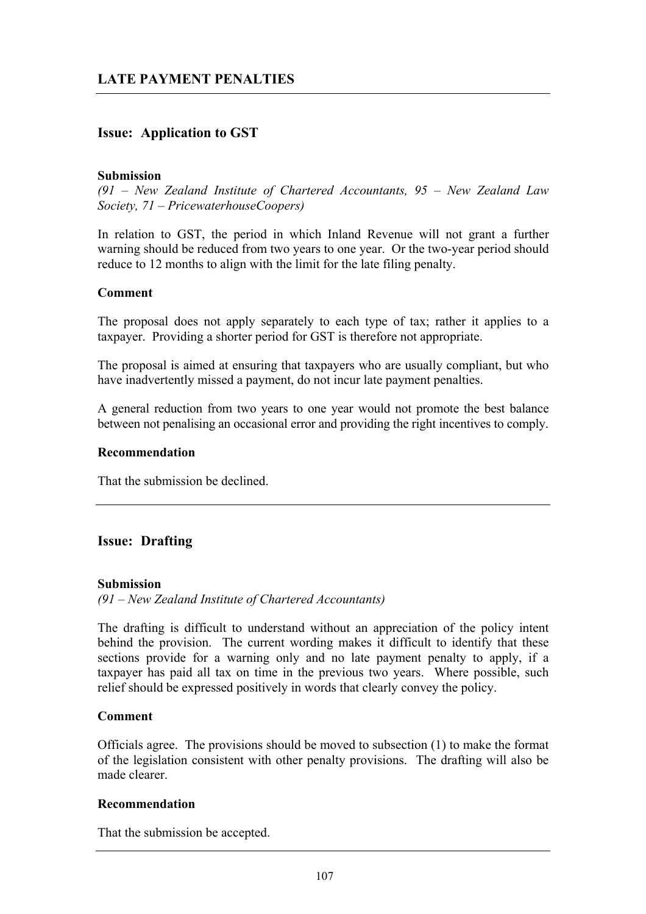## LATE PAYMENT PENALTIES

### Issue: Application to GST

**Submission**

*(91 – New Zealand Institute of Chartered Accountants, 95 – New Zealand Law Society, 71 – PricewaterhouseCoopers)*

In relation to GST, the period in which Inland Revenue will not grant a further warning should be reduced from two years to one year. Or the two-year period should reduce to 12 months to align with the limit for the late filing penalty.

**Comment**

The proposal does not apply separately to each type of tax; rather it applies to a taxpayer. Providing a shorter period for GST is therefore not appropriate.

The proposal is aimed at ensuring that taxpayers who are usually compliant, but who have inadvertently missed a payment, do not incur late payment penalties.

A general reduction from two years to one year would not promote the best balance between not penalising an occasional error and providing the right incentives to comply.

**Recommendation**

That the submission be declined.

---

### Issue: Drafting

**Submission**

*(91 – New Zealand Institute of Chartered Accountants)*

The drafting is difficult to understand without an appreciation of the policy intent behind the provision. The current wording makes it difficult to identify that these sections provide for a warning only and no late payment penalty to apply, if a taxpayer has paid all tax on time in the previous two years. Where possible, such relief should be expressed positively in words that clearly convey the policy.

**Comment**

Officials agree. The provisions should be moved to subsection (1) to make the format of the legislation consistent with other penalty provisions. The drafting will also be made clearer.

**Recommendation**

That the submission be accepted.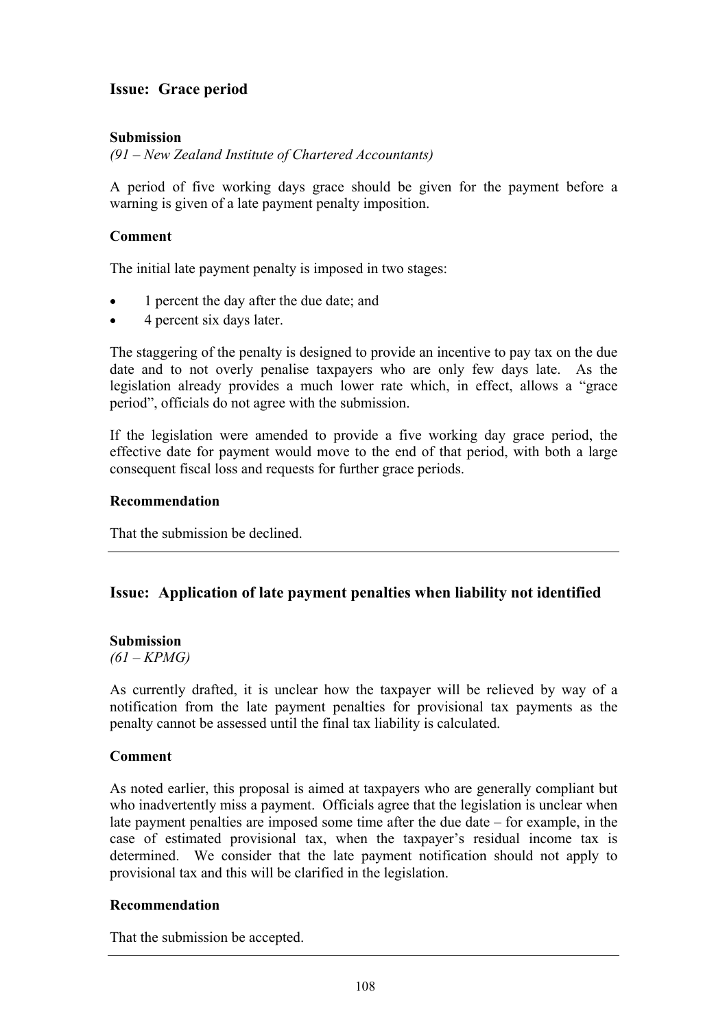## Issue: Grace period

**Submission**

*(91 – New Zealand Institute of Chartered Accountants)*

A period of five working days grace should be given for the payment before a warning is given of a late payment penalty imposition.

**Comment**

The initial late payment penalty is imposed in two stages:

- 1 percent the day after the due date; and
- 4 percent six days later.

The staggering of the penalty is designed to provide an incentive to pay tax on the due date and to not overly penalise taxpayers who are only few days late. As the legislation already provides a much lower rate which, in effect, allows a "grace period", officials do not agree with the submission.

If the legislation were amended to provide a five working day grace period, the effective date for payment would move to the end of that period, with both a large consequent fiscal loss and requests for further grace periods.

**Recommendation**

That the submission be declined.

---

## Issue: Application of late payment penalties when liability not identified

**Submission**

*(61 – KPMG)*

As currently drafted, it is unclear how the taxpayer will be relieved by way of a notification from the late payment penalties for provisional tax payments as the penalty cannot be assessed until the final tax liability is calculated.

**Comment**

As noted earlier, this proposal is aimed at taxpayers who are generally compliant but who inadvertently miss a payment. Officials agree that the legislation is unclear when late payment penalties are imposed some time after the due date – for example, in the case of estimated provisional tax, when the taxpayer's residual income tax is determined. We consider that the late payment notification should not apply to provisional tax and this will be clarified in the legislation.

**Recommendation**

That the submission be accepted.

---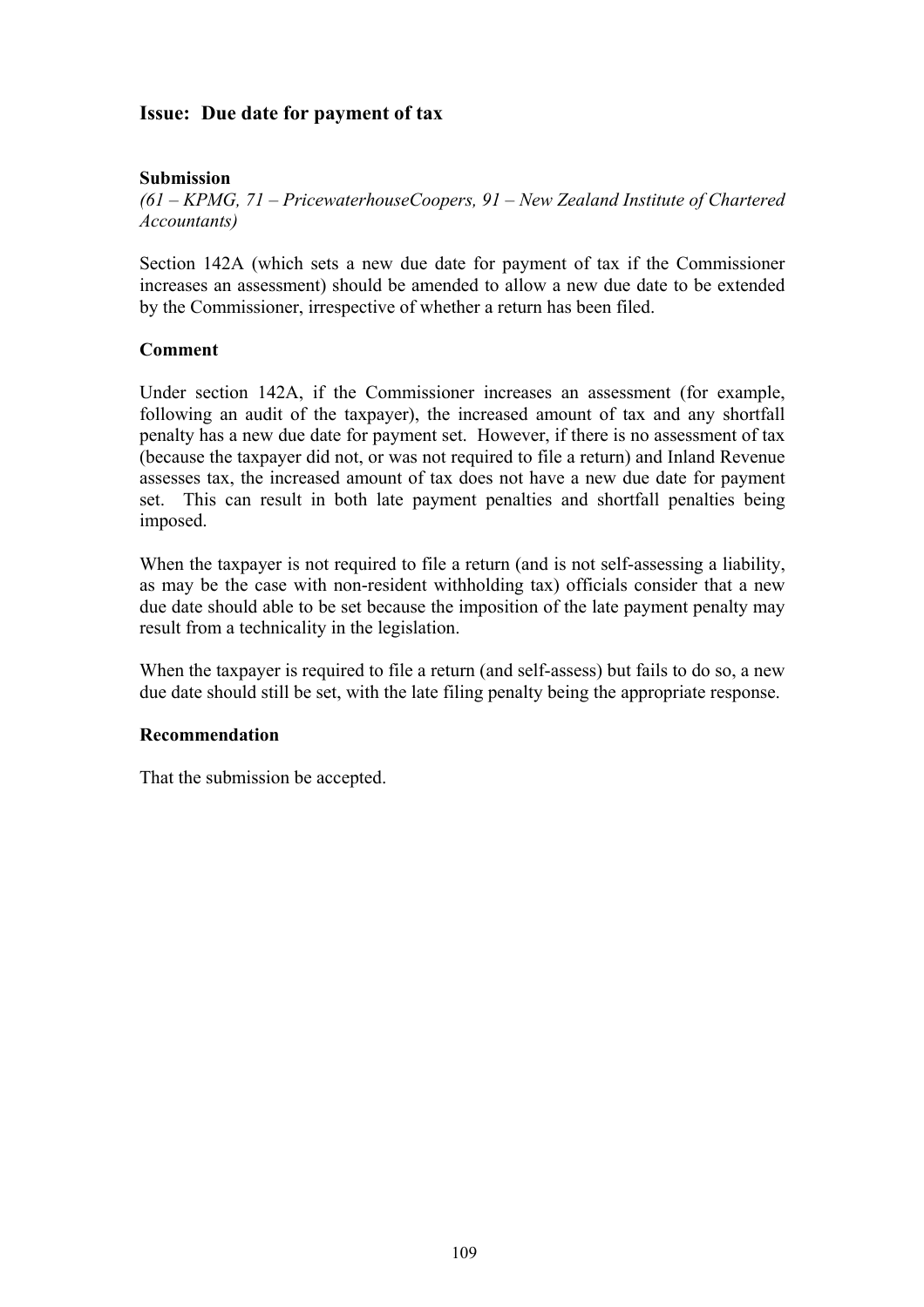## Issue: Due date for payment of tax

**Submission**

*(61 – KPMG, 71 – PricewaterhouseCoopers, 91 – New Zealand Institute of Chartered Accountants)*

Section 142A (which sets a new due date for payment of tax if the Commissioner increases an assessment) should be amended to allow a new due date to be extended by the Commissioner, irrespective of whether a return has been filed.

**Comment**

Under section 142A, if the Commissioner increases an assessment (for example, following an audit of the taxpayer), the increased amount of tax and any shortfall penalty has a new due date for payment set. However, if there is no assessment of tax (because the taxpayer did not, or was not required to file a return) and Inland Revenue assesses tax, the increased amount of tax does not have a new due date for payment set. This can result in both late payment penalties and shortfall penalties being imposed.

When the taxpayer is not required to file a return (and is not self-assessing a liability, as may be the case with non-resident withholding tax) officials consider that a new due date should able to be set because the imposition of the late payment penalty may result from a technicality in the legislation.

When the taxpayer is required to file a return (and self-assess) but fails to do so, a new due date should still be set, with the late filing penalty being the appropriate response.

**Recommendation**

That the submission be accepted.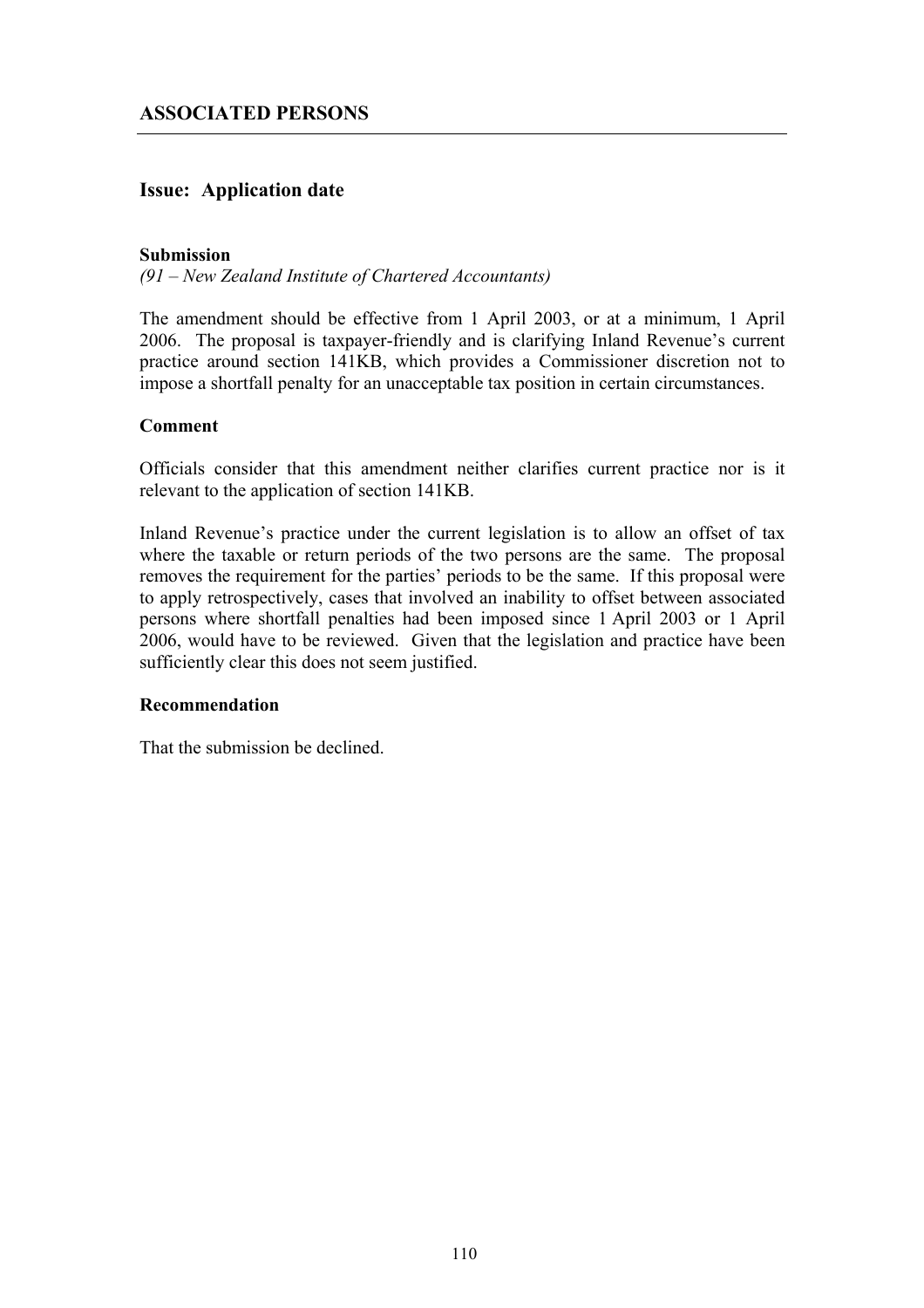## ASSOCIATED PERSONS

### Issue: Application date

**Submission**

*(91 – New Zealand Institute of Chartered Accountants)*

The amendment should be effective from 1 April 2003, or at a minimum, 1 April 2006. The proposal is taxpayer-friendly and is clarifying Inland Revenue's current practice around section 141KB, which provides a Commissioner discretion not to impose a shortfall penalty for an unacceptable tax position in certain circumstances.

**Comment**

Officials consider that this amendment neither clarifies current practice nor is it relevant to the application of section 141KB.

Inland Revenue's practice under the current legislation is to allow an offset of tax where the taxable or return periods of the two persons are the same. The proposal removes the requirement for the parties' periods to be the same. If this proposal were to apply retrospectively, cases that involved an inability to offset between associated persons where shortfall penalties had been imposed since 1 April 2003 or 1 April 2006, would have to be reviewed. Given that the legislation and practice have been sufficiently clear this does not seem justified.

**Recommendation**

That the submission be declined.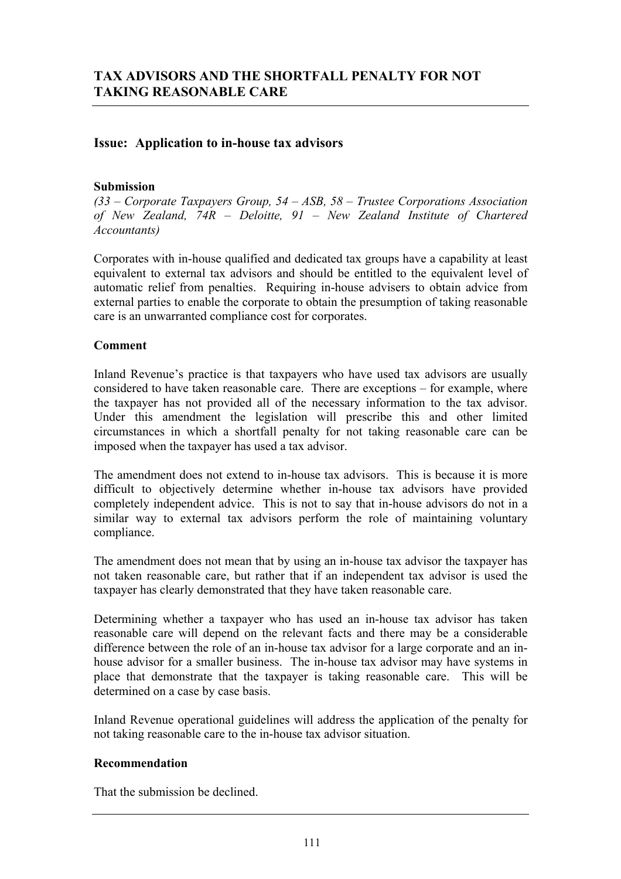## TAX ADVISORS AND THE SHORTFALL PENALTY FOR NOT TAKING REASONABLE CARE

### Issue: Application to in-house tax advisors

**Submission**

*(33 – Corporate Taxpayers Group, 54 – ASB, 58 – Trustee Corporations Association of New Zealand, 74R – Deloitte, 91 – New Zealand Institute of Chartered Accountants)*

Corporates with in-house qualified and dedicated tax groups have a capability at least equivalent to external tax advisors and should be entitled to the equivalent level of automatic relief from penalties. Requiring in-house advisers to obtain advice from external parties to enable the corporate to obtain the presumption of taking reasonable care is an unwarranted compliance cost for corporates.

**Comment**

Inland Revenue's practice is that taxpayers who have used tax advisors are usually considered to have taken reasonable care. There are exceptions – for example, where the taxpayer has not provided all of the necessary information to the tax advisor. Under this amendment the legislation will prescribe this and other limited circumstances in which a shortfall penalty for not taking reasonable care can be imposed when the taxpayer has used a tax advisor.

The amendment does not extend to in-house tax advisors. This is because it is more difficult to objectively determine whether in-house tax advisors have provided completely independent advice. This is not to say that in-house advisors do not in a similar way to external tax advisors perform the role of maintaining voluntary compliance.

The amendment does not mean that by using an in-house tax advisor the taxpayer has not taken reasonable care, but rather that if an independent tax advisor is used the taxpayer has clearly demonstrated that they have taken reasonable care.

Determining whether a taxpayer who has used an in-house tax advisor has taken reasonable care will depend on the relevant facts and there may be a considerable difference between the role of an in-house tax advisor for a large corporate and an in-house advisor for a smaller business. The in-house tax advisor may have systems in place that demonstrate that the taxpayer is taking reasonable care. This will be determined on a case by case basis.

Inland Revenue operational guidelines will address the application of the penalty for not taking reasonable care to the in-house tax advisor situation.

**Recommendation**

That the submission be declined.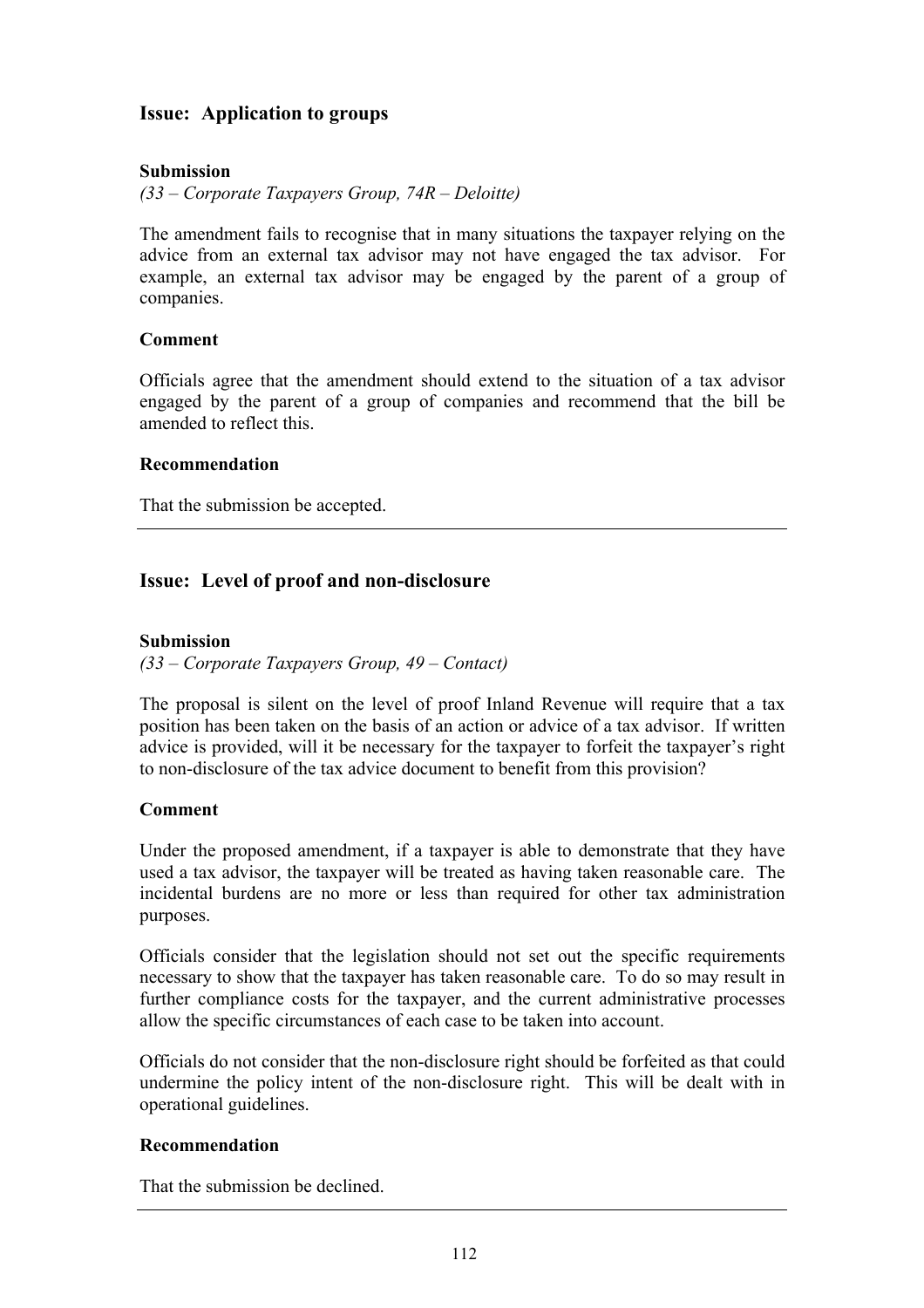## Issue: Application to groups

**Submission**

*(33 – Corporate Taxpayers Group, 74R – Deloitte)*

The amendment fails to recognise that in many situations the taxpayer relying on the advice from an external tax advisor may not have engaged the tax advisor. For example, an external tax advisor may be engaged by the parent of a group of companies.

**Comment**

Officials agree that the amendment should extend to the situation of a tax advisor engaged by the parent of a group of companies and recommend that the bill be amended to reflect this.

**Recommendation**

That the submission be accepted.

---

## Issue: Level of proof and non-disclosure

**Submission**

*(33 – Corporate Taxpayers Group, 49 – Contact)*

The proposal is silent on the level of proof Inland Revenue will require that a tax position has been taken on the basis of an action or advice of a tax advisor. If written advice is provided, will it be necessary for the taxpayer to forfeit the taxpayer's right to non-disclosure of the tax advice document to benefit from this provision?

**Comment**

Under the proposed amendment, if a taxpayer is able to demonstrate that they have used a tax advisor, the taxpayer will be treated as having taken reasonable care. The incidental burdens are no more or less than required for other tax administration purposes.

Officials consider that the legislation should not set out the specific requirements necessary to show that the taxpayer has taken reasonable care. To do so may result in further compliance costs for the taxpayer, and the current administrative processes allow the specific circumstances of each case to be taken into account.

Officials do not consider that the non-disclosure right should be forfeited as that could undermine the policy intent of the non-disclosure right. This will be dealt with in operational guidelines.

**Recommendation**

That the submission be declined.

---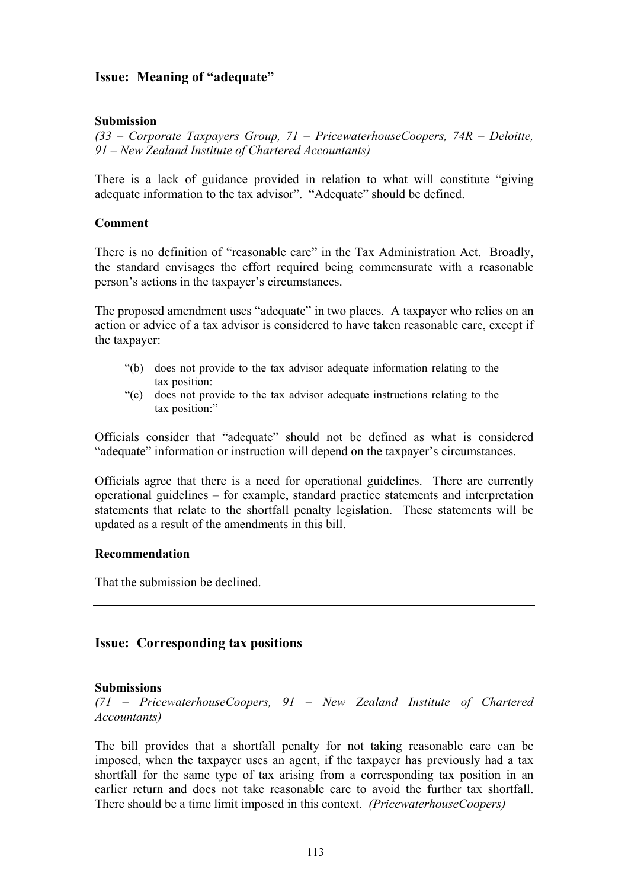## Issue: Meaning of "adequate"

### Submission

*(33 – Corporate Taxpayers Group, 71 – PricewaterhouseCoopers, 74R – Deloitte, 91 – New Zealand Institute of Chartered Accountants)*

There is a lack of guidance provided in relation to what will constitute "giving adequate information to the tax advisor". "Adequate" should be defined.

### Comment

There is no definition of "reasonable care" in the Tax Administration Act. Broadly, the standard envisages the effort required being commensurate with a reasonable person's actions in the taxpayer's circumstances.

The proposed amendment uses "adequate" in two places. A taxpayer who relies on an action or advice of a tax advisor is considered to have taken reasonable care, except if the taxpayer:

> "(b) does not provide to the tax advisor adequate information relating to the tax position:
>
> "(c) does not provide to the tax advisor adequate instructions relating to the tax position:"

Officials consider that "adequate" should not be defined as what is considered "adequate" information or instruction will depend on the taxpayer's circumstances.

Officials agree that there is a need for operational guidelines. There are currently operational guidelines – for example, standard practice statements and interpretation statements that relate to the shortfall penalty legislation. These statements will be updated as a result of the amendments in this bill.

### Recommendation

That the submission be declined.

---

## Issue: Corresponding tax positions

### Submissions

*(71 – PricewaterhouseCoopers, 91 – New Zealand Institute of Chartered Accountants)*

The bill provides that a shortfall penalty for not taking reasonable care can be imposed, when the taxpayer uses an agent, if the taxpayer has previously had a tax shortfall for the same type of tax arising from a corresponding tax position in an earlier return and does not take reasonable care to avoid the further tax shortfall. There should be a time limit imposed in this context. *(PricewaterhouseCoopers)*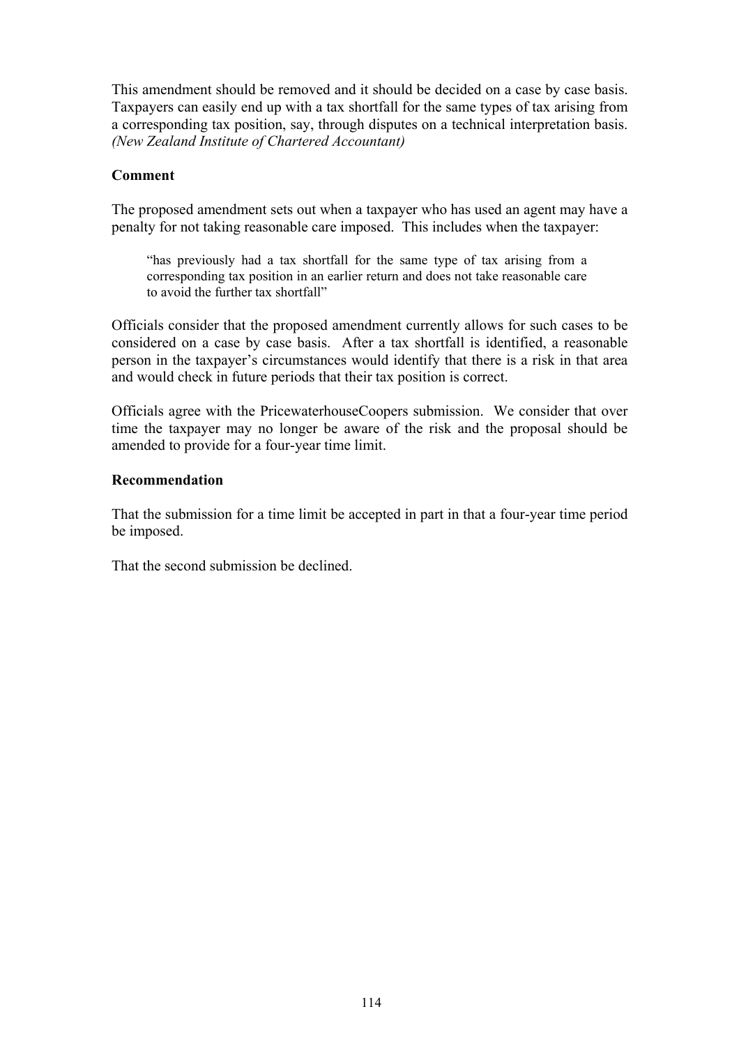This amendment should be removed and it should be decided on a case by case basis. Taxpayers can easily end up with a tax shortfall for the same types of tax arising from a corresponding tax position, say, through disputes on a technical interpretation basis. *(New Zealand Institute of Chartered Accountant)*

**Comment**

The proposed amendment sets out when a taxpayer who has used an agent may have a penalty for not taking reasonable care imposed. This includes when the taxpayer:

> "has previously had a tax shortfall for the same type of tax arising from a corresponding tax position in an earlier return and does not take reasonable care to avoid the further tax shortfall"

Officials consider that the proposed amendment currently allows for such cases to be considered on a case by case basis. After a tax shortfall is identified, a reasonable person in the taxpayer's circumstances would identify that there is a risk in that area and would check in future periods that their tax position is correct.

Officials agree with the PricewaterhouseCoopers submission. We consider that over time the taxpayer may no longer be aware of the risk and the proposal should be amended to provide for a four-year time limit.

**Recommendation**

That the submission for a time limit be accepted in part in that a four-year time period be imposed.

That the second submission be declined.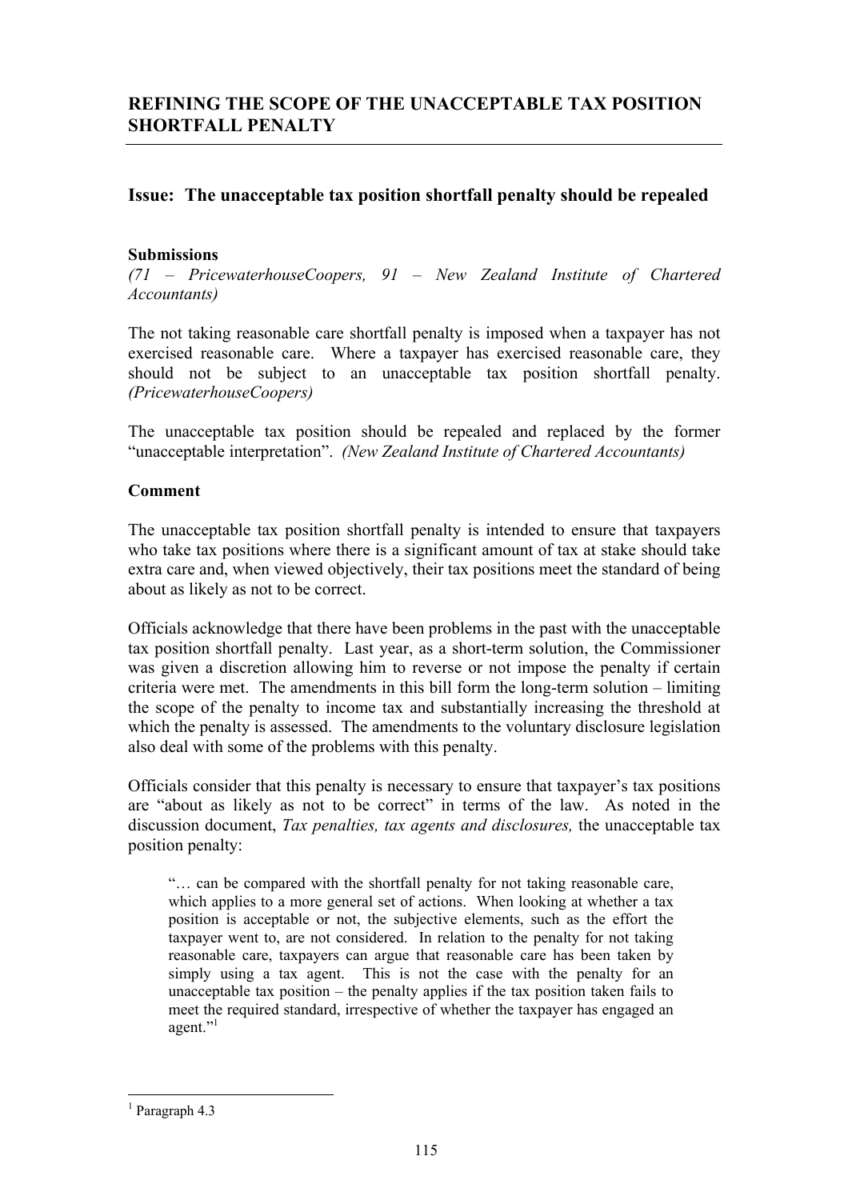## REFINING THE SCOPE OF THE UNACCEPTABLE TAX POSITION SHORTFALL PENALTY

### Issue: The unacceptable tax position shortfall penalty should be repealed

**Submissions**

*(71 – PricewaterhouseCoopers, 91 – New Zealand Institute of Chartered Accountants)*

The not taking reasonable care shortfall penalty is imposed when a taxpayer has not exercised reasonable care. Where a taxpayer has exercised reasonable care, they should not be subject to an unacceptable tax position shortfall penalty. *(PricewaterhouseCoopers)*

The unacceptable tax position should be repealed and replaced by the former "unacceptable interpretation". *(New Zealand Institute of Chartered Accountants)*

**Comment**

The unacceptable tax position shortfall penalty is intended to ensure that taxpayers who take tax positions where there is a significant amount of tax at stake should take extra care and, when viewed objectively, their tax positions meet the standard of being about as likely as not to be correct.

Officials acknowledge that there have been problems in the past with the unacceptable tax position shortfall penalty. Last year, as a short-term solution, the Commissioner was given a discretion allowing him to reverse or not impose the penalty if certain criteria were met. The amendments in this bill form the long-term solution – limiting the scope of the penalty to income tax and substantially increasing the threshold at which the penalty is assessed. The amendments to the voluntary disclosure legislation also deal with some of the problems with this penalty.

Officials consider that this penalty is necessary to ensure that taxpayer's tax positions are "about as likely as not to be correct" in terms of the law. As noted in the discussion document, *Tax penalties, tax agents and disclosures,* the unacceptable tax position penalty:

> "… can be compared with the shortfall penalty for not taking reasonable care, which applies to a more general set of actions. When looking at whether a tax position is acceptable or not, the subjective elements, such as the effort the taxpayer went to, are not considered. In relation to the penalty for not taking reasonable care, taxpayers can argue that reasonable care has been taken by simply using a tax agent. This is not the case with the penalty for an unacceptable tax position – the penalty applies if the tax position taken fails to meet the required standard, irrespective of whether the taxpayer has engaged an agent."[1]

[1] Paragraph 4.3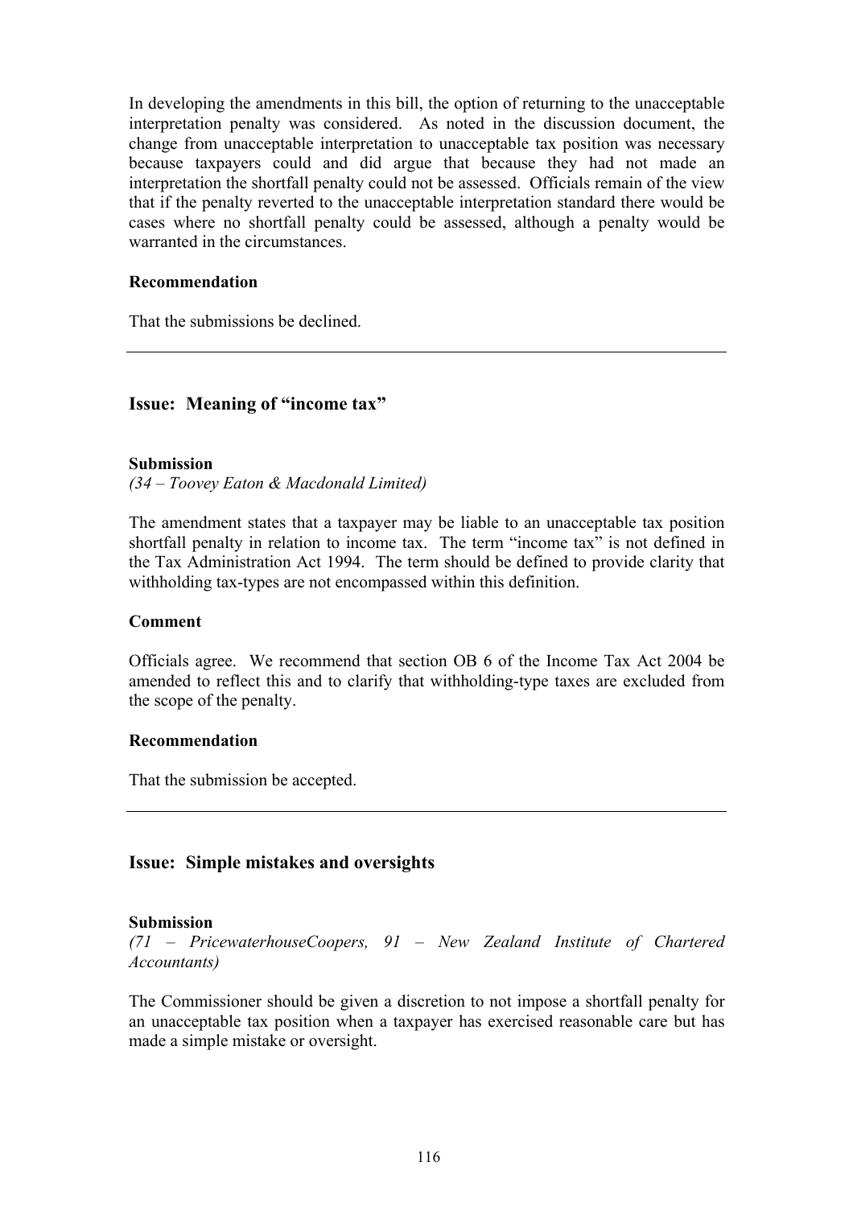In developing the amendments in this bill, the option of returning to the unacceptable interpretation penalty was considered. As noted in the discussion document, the change from unacceptable interpretation to unacceptable tax position was necessary because taxpayers could and did argue that because they had not made an interpretation the shortfall penalty could not be assessed. Officials remain of the view that if the penalty reverted to the unacceptable interpretation standard there would be cases where no shortfall penalty could be assessed, although a penalty would be warranted in the circumstances.

**Recommendation**

That the submissions be declined.

---

## Issue: Meaning of "income tax"

**Submission**

*(34 – Toovey Eaton & Macdonald Limited)*

The amendment states that a taxpayer may be liable to an unacceptable tax position shortfall penalty in relation to income tax. The term "income tax" is not defined in the Tax Administration Act 1994. The term should be defined to provide clarity that withholding tax-types are not encompassed within this definition.

**Comment**

Officials agree. We recommend that section OB 6 of the Income Tax Act 2004 be amended to reflect this and to clarify that withholding-type taxes are excluded from the scope of the penalty.

**Recommendation**

That the submission be accepted.

---

## Issue: Simple mistakes and oversights

**Submission**

*(71 – PricewaterhouseCoopers, 91 – New Zealand Institute of Chartered Accountants)*

The Commissioner should be given a discretion to not impose a shortfall penalty for an unacceptable tax position when a taxpayer has exercised reasonable care but has made a simple mistake or oversight.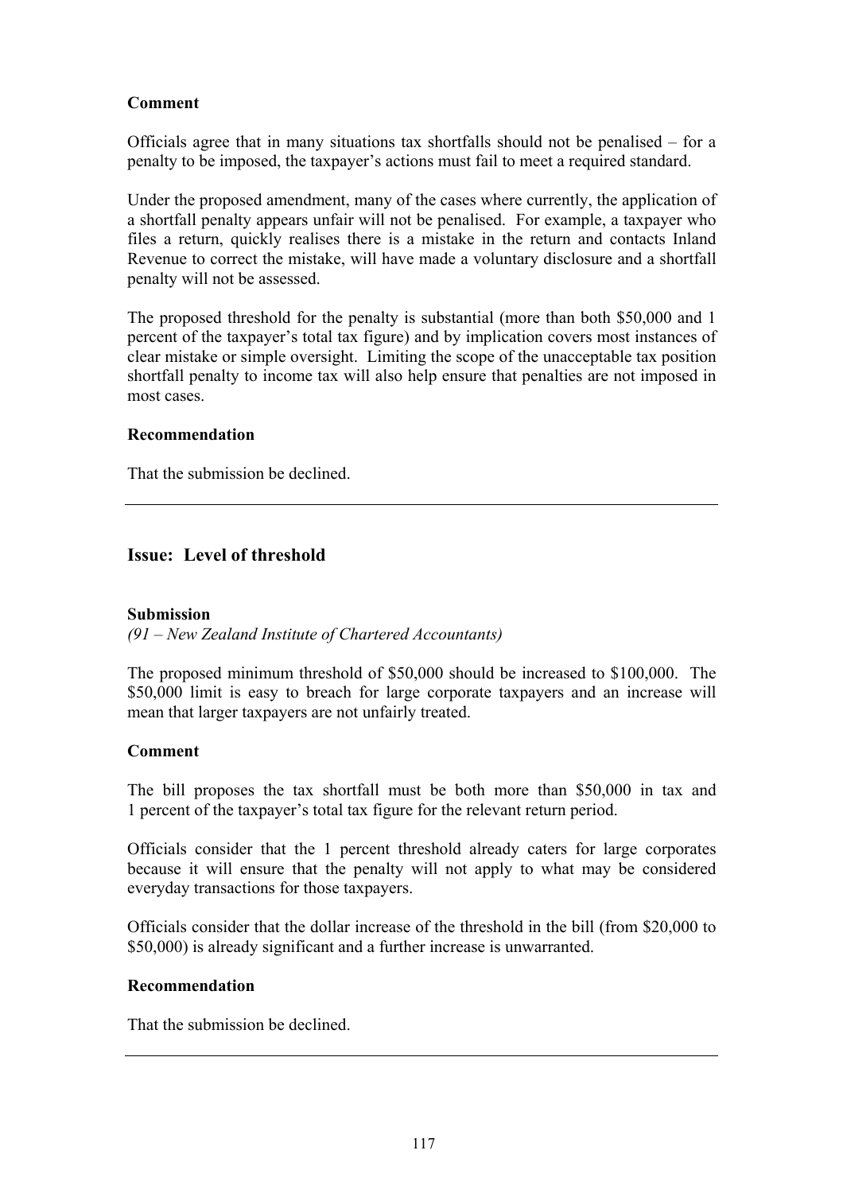**Comment**

Officials agree that in many situations tax shortfalls should not be penalised – for a penalty to be imposed, the taxpayer's actions must fail to meet a required standard.

Under the proposed amendment, many of the cases where currently, the application of a shortfall penalty appears unfair will not be penalised. For example, a taxpayer who files a return, quickly realises there is a mistake in the return and contacts Inland Revenue to correct the mistake, will have made a voluntary disclosure and a shortfall penalty will not be assessed.

The proposed threshold for the penalty is substantial (more than both $50,000 and 1 percent of the taxpayer's total tax figure) and by implication covers most instances of clear mistake or simple oversight. Limiting the scope of the unacceptable tax position shortfall penalty to income tax will also help ensure that penalties are not imposed in most cases.

**Recommendation**

That the submission be declined.

---

## Issue: Level of threshold

**Submission**

*(91 – New Zealand Institute of Chartered Accountants)*

The proposed minimum threshold of $50,000 should be increased to $100,000. The $50,000 limit is easy to breach for large corporate taxpayers and an increase will mean that larger taxpayers are not unfairly treated.

**Comment**

The bill proposes the tax shortfall must be both more than $50,000 in tax and 1 percent of the taxpayer's total tax figure for the relevant return period.

Officials consider that the 1 percent threshold already caters for large corporates because it will ensure that the penalty will not apply to what may be considered everyday transactions for those taxpayers.

Officials consider that the dollar increase of the threshold in the bill (from $20,000 to $50,000) is already significant and a further increase is unwarranted.

**Recommendation**

That the submission be declined.

---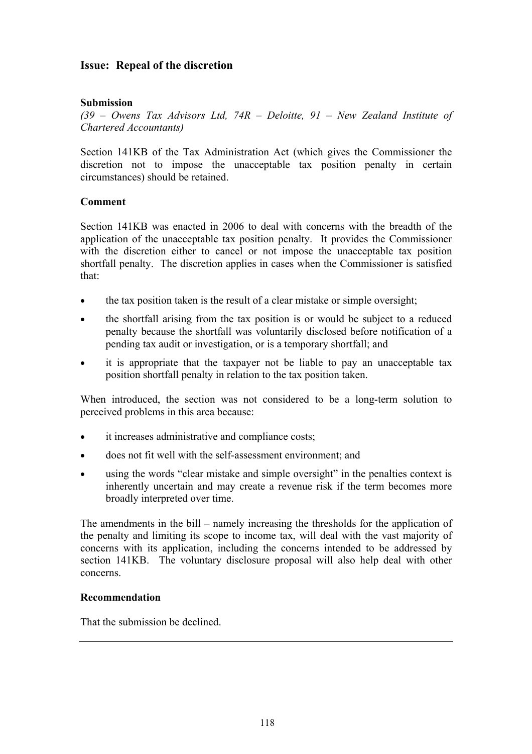## Issue: Repeal of the discretion

### Submission

*(39 – Owens Tax Advisors Ltd, 74R – Deloitte, 91 – New Zealand Institute of Chartered Accountants)*

Section 141KB of the Tax Administration Act (which gives the Commissioner the discretion not to impose the unacceptable tax position penalty in certain circumstances) should be retained.

### Comment

Section 141KB was enacted in 2006 to deal with concerns with the breadth of the application of the unacceptable tax position penalty. It provides the Commissioner with the discretion either to cancel or not impose the unacceptable tax position shortfall penalty. The discretion applies in cases when the Commissioner is satisfied that:

- the tax position taken is the result of a clear mistake or simple oversight;
- the shortfall arising from the tax position is or would be subject to a reduced penalty because the shortfall was voluntarily disclosed before notification of a pending tax audit or investigation, or is a temporary shortfall; and
- it is appropriate that the taxpayer not be liable to pay an unacceptable tax position shortfall penalty in relation to the tax position taken.

When introduced, the section was not considered to be a long-term solution to perceived problems in this area because:

- it increases administrative and compliance costs;
- does not fit well with the self-assessment environment; and
- using the words "clear mistake and simple oversight" in the penalties context is inherently uncertain and may create a revenue risk if the term becomes more broadly interpreted over time.

The amendments in the bill – namely increasing the thresholds for the application of the penalty and limiting its scope to income tax, will deal with the vast majority of concerns with its application, including the concerns intended to be addressed by section 141KB. The voluntary disclosure proposal will also help deal with other concerns.

### Recommendation

That the submission be declined.

---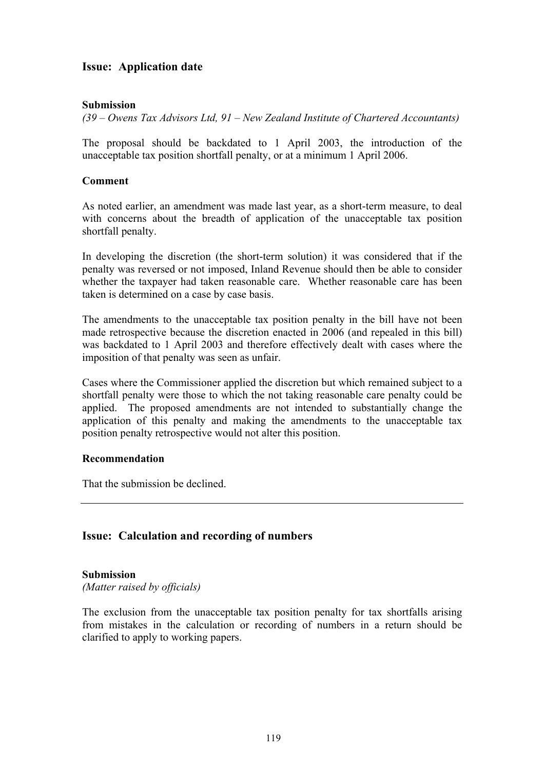## Issue: Application date

**Submission**

*(39 – Owens Tax Advisors Ltd, 91 – New Zealand Institute of Chartered Accountants)*

The proposal should be backdated to 1 April 2003, the introduction of the unacceptable tax position shortfall penalty, or at a minimum 1 April 2006.

**Comment**

As noted earlier, an amendment was made last year, as a short-term measure, to deal with concerns about the breadth of application of the unacceptable tax position shortfall penalty.

In developing the discretion (the short-term solution) it was considered that if the penalty was reversed or not imposed, Inland Revenue should then be able to consider whether the taxpayer had taken reasonable care. Whether reasonable care has been taken is determined on a case by case basis.

The amendments to the unacceptable tax position penalty in the bill have not been made retrospective because the discretion enacted in 2006 (and repealed in this bill) was backdated to 1 April 2003 and therefore effectively dealt with cases where the imposition of that penalty was seen as unfair.

Cases where the Commissioner applied the discretion but which remained subject to a shortfall penalty were those to which the not taking reasonable care penalty could be applied. The proposed amendments are not intended to substantially change the application of this penalty and making the amendments to the unacceptable tax position penalty retrospective would not alter this position.

**Recommendation**

That the submission be declined.

---

## Issue: Calculation and recording of numbers

**Submission**

*(Matter raised by officials)*

The exclusion from the unacceptable tax position penalty for tax shortfalls arising from mistakes in the calculation or recording of numbers in a return should be clarified to apply to working papers.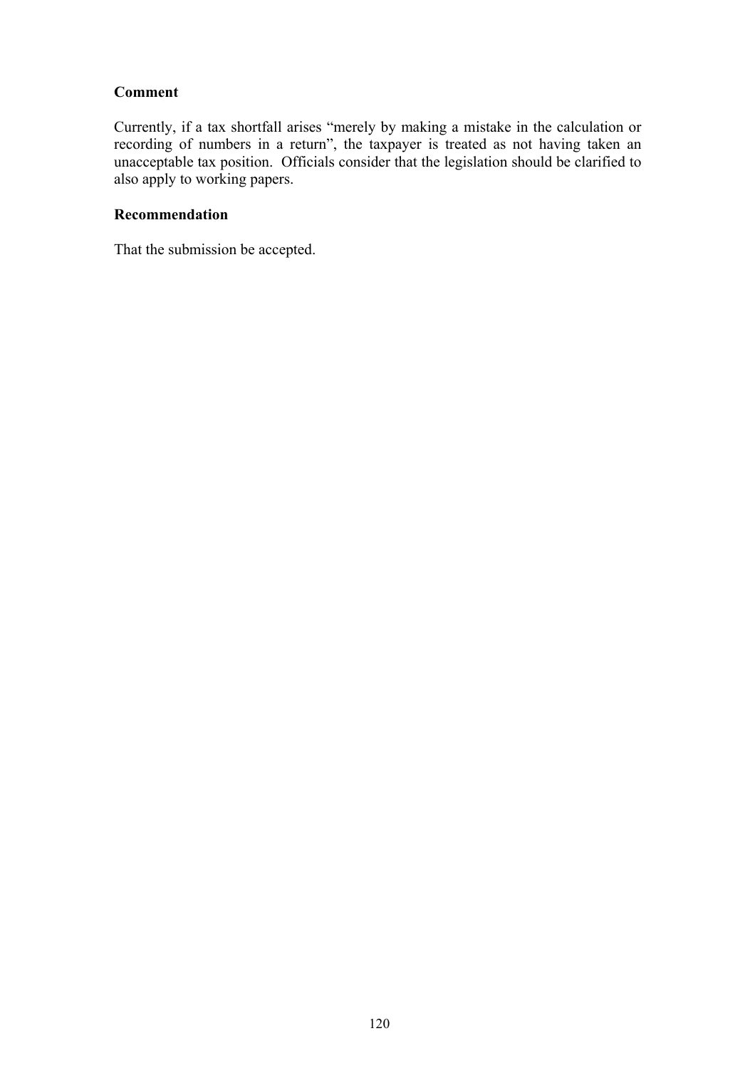**Comment**

Currently, if a tax shortfall arises "merely by making a mistake in the calculation or recording of numbers in a return", the taxpayer is treated as not having taken an unacceptable tax position. Officials consider that the legislation should be clarified to also apply to working papers.

**Recommendation**

That the submission be accepted.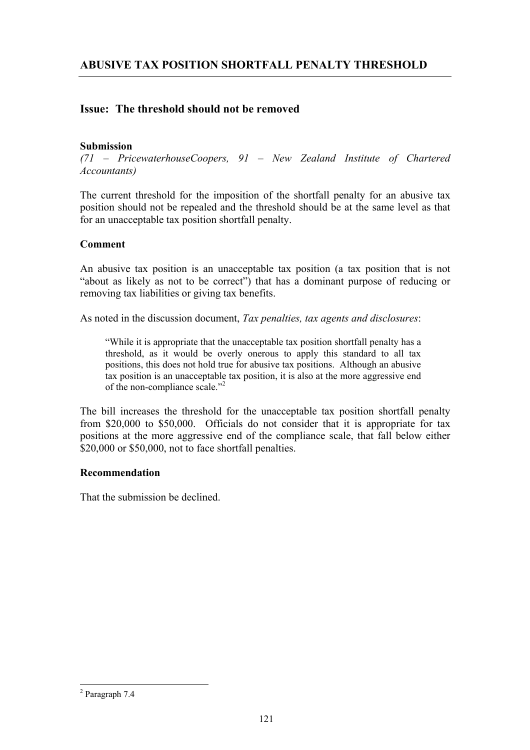## ABUSIVE TAX POSITION SHORTFALL PENALTY THRESHOLD

### Issue: The threshold should not be removed

**Submission**

*(71 – PricewaterhouseCoopers, 91 – New Zealand Institute of Chartered Accountants)*

The current threshold for the imposition of the shortfall penalty for an abusive tax position should not be repealed and the threshold should be at the same level as that for an unacceptable tax position shortfall penalty.

**Comment**

An abusive tax position is an unacceptable tax position (a tax position that is not "about as likely as not to be correct") that has a dominant purpose of reducing or removing tax liabilities or giving tax benefits.

As noted in the discussion document, *Tax penalties, tax agents and disclosures*:

> "While it is appropriate that the unacceptable tax position shortfall penalty has a threshold, as it would be overly onerous to apply this standard to all tax positions, this does not hold true for abusive tax positions. Although an abusive tax position is an unacceptable tax position, it is also at the more aggressive end of the non-compliance scale."[2]

The bill increases the threshold for the unacceptable tax position shortfall penalty from $20,000 to $50,000. Officials do not consider that it is appropriate for tax positions at the more aggressive end of the compliance scale, that fall below either $20,000 or $50,000, not to face shortfall penalties.

**Recommendation**

That the submission be declined.

---

[2] Paragraph 7.4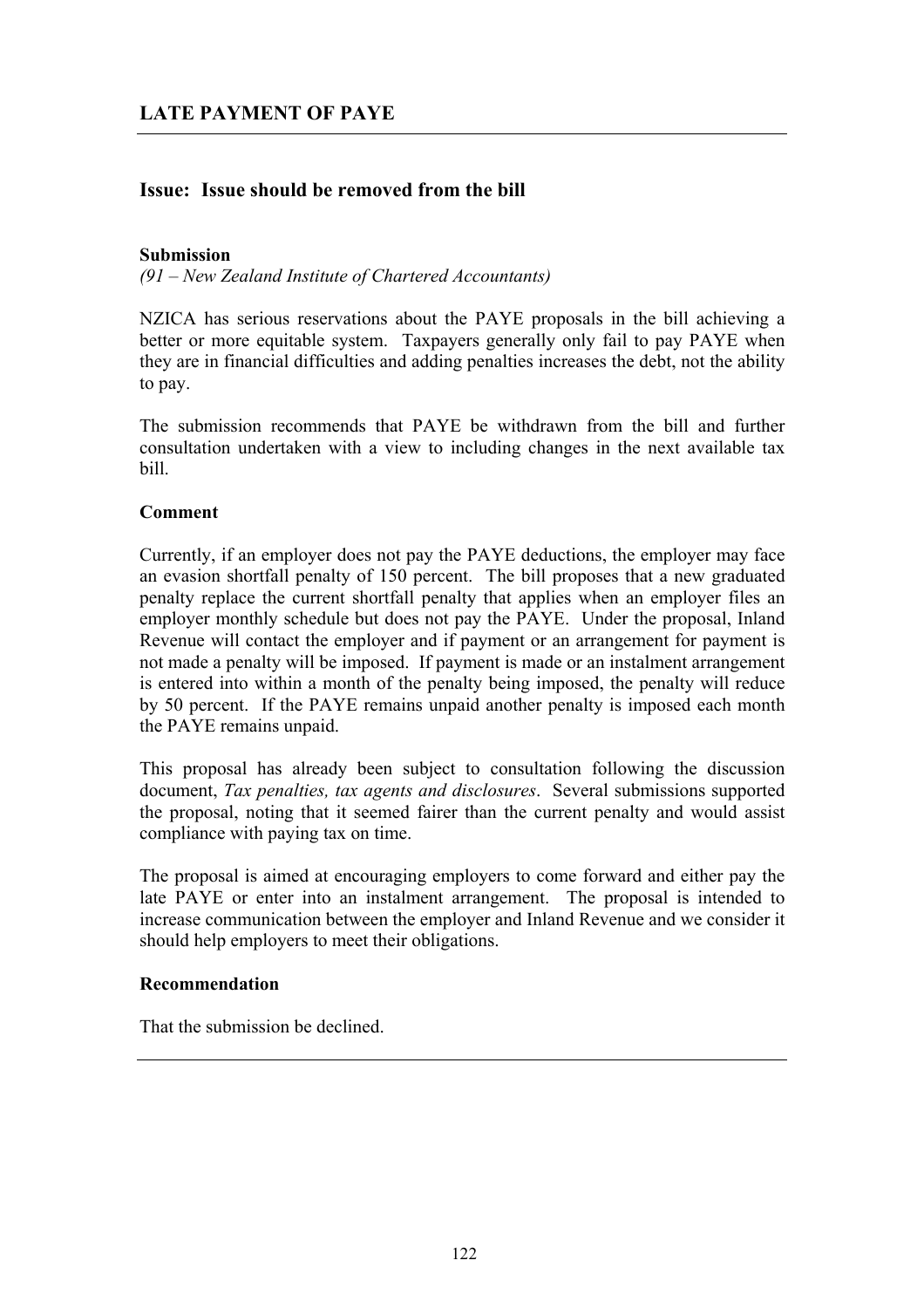## LATE PAYMENT OF PAYE

### Issue: Issue should be removed from the bill

**Submission**

*(91 – New Zealand Institute of Chartered Accountants)*

NZICA has serious reservations about the PAYE proposals in the bill achieving a better or more equitable system. Taxpayers generally only fail to pay PAYE when they are in financial difficulties and adding penalties increases the debt, not the ability to pay.

The submission recommends that PAYE be withdrawn from the bill and further consultation undertaken with a view to including changes in the next available tax bill.

**Comment**

Currently, if an employer does not pay the PAYE deductions, the employer may face an evasion shortfall penalty of 150 percent. The bill proposes that a new graduated penalty replace the current shortfall penalty that applies when an employer files an employer monthly schedule but does not pay the PAYE. Under the proposal, Inland Revenue will contact the employer and if payment or an arrangement for payment is not made a penalty will be imposed. If payment is made or an instalment arrangement is entered into within a month of the penalty being imposed, the penalty will reduce by 50 percent. If the PAYE remains unpaid another penalty is imposed each month the PAYE remains unpaid.

This proposal has already been subject to consultation following the discussion document, *Tax penalties, tax agents and disclosures*. Several submissions supported the proposal, noting that it seemed fairer than the current penalty and would assist compliance with paying tax on time.

The proposal is aimed at encouraging employers to come forward and either pay the late PAYE or enter into an instalment arrangement. The proposal is intended to increase communication between the employer and Inland Revenue and we consider it should help employers to meet their obligations.

**Recommendation**

That the submission be declined.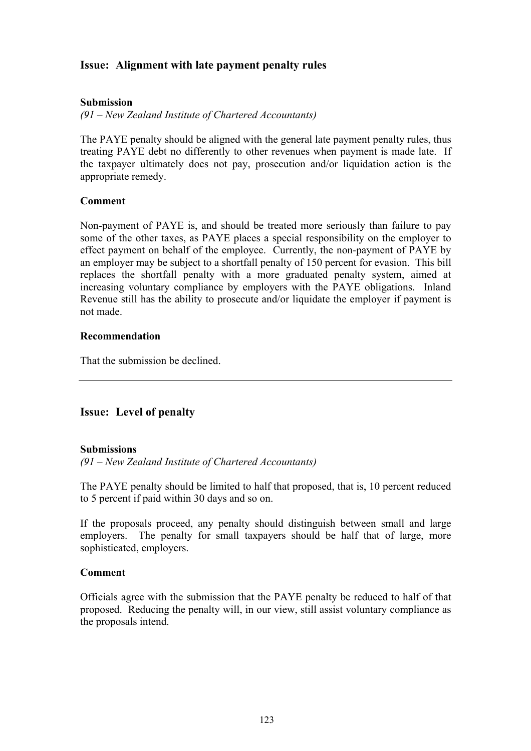## Issue: Alignment with late payment penalty rules

### Submission

*(91 – New Zealand Institute of Chartered Accountants)*

The PAYE penalty should be aligned with the general late payment penalty rules, thus treating PAYE debt no differently to other revenues when payment is made late. If the taxpayer ultimately does not pay, prosecution and/or liquidation action is the appropriate remedy.

### Comment

Non-payment of PAYE is, and should be treated more seriously than failure to pay some of the other taxes, as PAYE places a special responsibility on the employer to effect payment on behalf of the employee. Currently, the non-payment of PAYE by an employer may be subject to a shortfall penalty of 150 percent for evasion. This bill replaces the shortfall penalty with a more graduated penalty system, aimed at increasing voluntary compliance by employers with the PAYE obligations. Inland Revenue still has the ability to prosecute and/or liquidate the employer if payment is not made.

### Recommendation

That the submission be declined.

---

## Issue: Level of penalty

### Submissions

*(91 – New Zealand Institute of Chartered Accountants)*

The PAYE penalty should be limited to half that proposed, that is, 10 percent reduced to 5 percent if paid within 30 days and so on.

If the proposals proceed, any penalty should distinguish between small and large employers. The penalty for small taxpayers should be half that of large, more sophisticated, employers.

### Comment

Officials agree with the submission that the PAYE penalty be reduced to half of that proposed. Reducing the penalty will, in our view, still assist voluntary compliance as the proposals intend.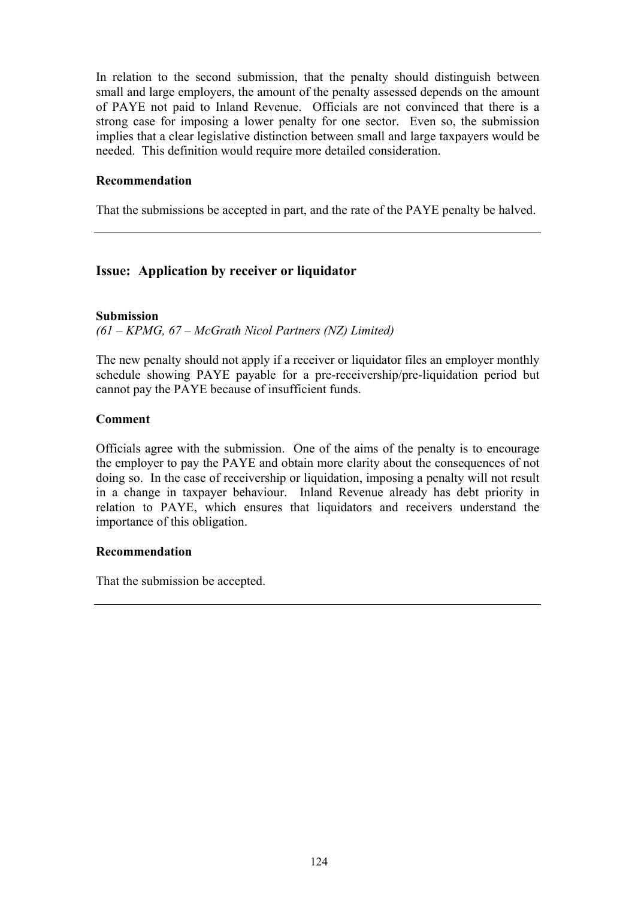In relation to the second submission, that the penalty should distinguish between small and large employers, the amount of the penalty assessed depends on the amount of PAYE not paid to Inland Revenue. Officials are not convinced that there is a strong case for imposing a lower penalty for one sector. Even so, the submission implies that a clear legislative distinction between small and large taxpayers would be needed. This definition would require more detailed consideration.

**Recommendation**

That the submissions be accepted in part, and the rate of the PAYE penalty be halved.

---

## Issue: Application by receiver or liquidator

**Submission**

*(61 – KPMG, 67 – McGrath Nicol Partners (NZ) Limited)*

The new penalty should not apply if a receiver or liquidator files an employer monthly schedule showing PAYE payable for a pre-receivership/pre-liquidation period but cannot pay the PAYE because of insufficient funds.

**Comment**

Officials agree with the submission. One of the aims of the penalty is to encourage the employer to pay the PAYE and obtain more clarity about the consequences of not doing so. In the case of receivership or liquidation, imposing a penalty will not result in a change in taxpayer behaviour. Inland Revenue already has debt priority in relation to PAYE, which ensures that liquidators and receivers understand the importance of this obligation.

**Recommendation**

That the submission be accepted.

---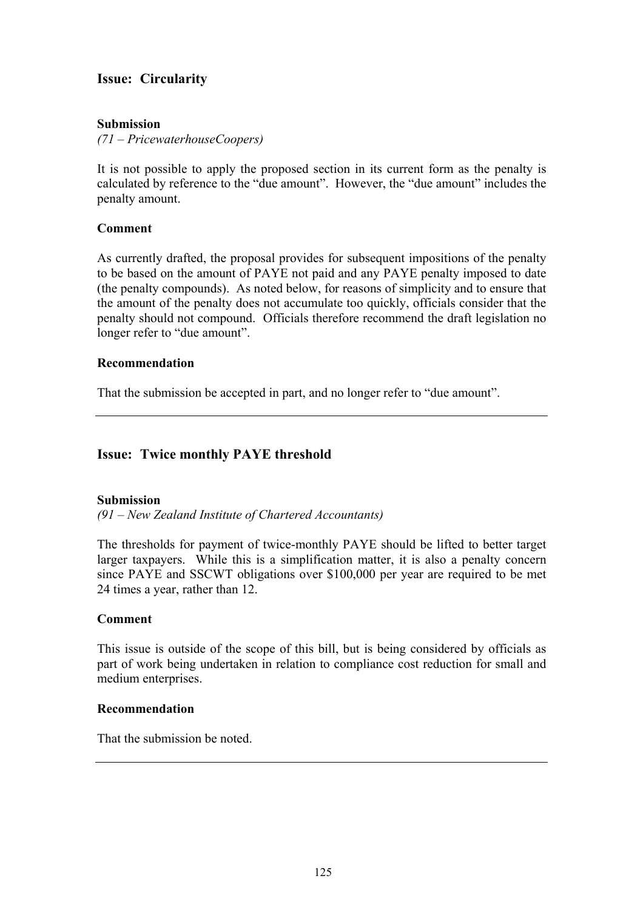## Issue: Circularity

**Submission**

*(71 – PricewaterhouseCoopers)*

It is not possible to apply the proposed section in its current form as the penalty is calculated by reference to the "due amount". However, the "due amount" includes the penalty amount.

**Comment**

As currently drafted, the proposal provides for subsequent impositions of the penalty to be based on the amount of PAYE not paid and any PAYE penalty imposed to date (the penalty compounds). As noted below, for reasons of simplicity and to ensure that the amount of the penalty does not accumulate too quickly, officials consider that the penalty should not compound. Officials therefore recommend the draft legislation no longer refer to "due amount".

**Recommendation**

That the submission be accepted in part, and no longer refer to "due amount".

---

## Issue: Twice monthly PAYE threshold

**Submission**

*(91 – New Zealand Institute of Chartered Accountants)*

The thresholds for payment of twice-monthly PAYE should be lifted to better target larger taxpayers. While this is a simplification matter, it is also a penalty concern since PAYE and SSCWT obligations over $100,000 per year are required to be met 24 times a year, rather than 12.

**Comment**

This issue is outside of the scope of this bill, but is being considered by officials as part of work being undertaken in relation to compliance cost reduction for small and medium enterprises.

**Recommendation**

That the submission be noted.

---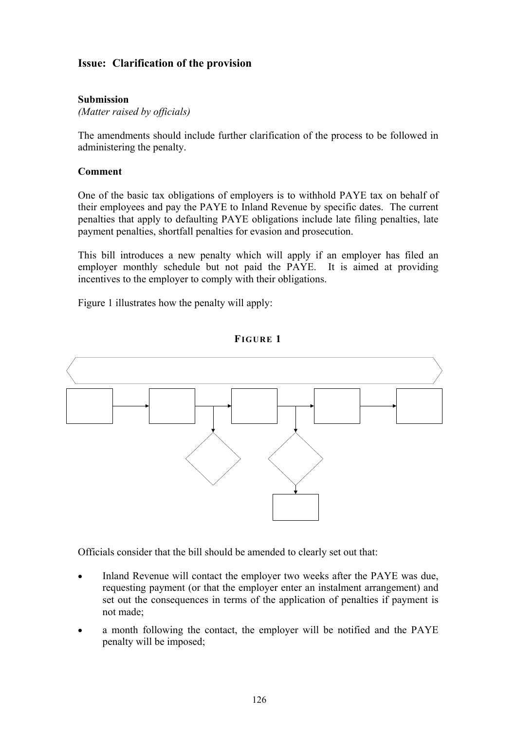## Issue: Clarification of the provision

### Submission

*(Matter raised by officials)*

The amendments should include further clarification of the process to be followed in administering the penalty.

### Comment

One of the basic tax obligations of employers is to withhold PAYE tax on behalf of their employees and pay the PAYE to Inland Revenue by specific dates. The current penalties that apply to defaulting PAYE obligations include late filing penalties, late payment penalties, shortfall penalties for evasion and prosecution.

This bill introduces a new penalty which will apply if an employer has filed an employer monthly schedule but not paid the PAYE. It is aimed at providing incentives to the employer to comply with their obligations.

Figure 1 illustrates how the penalty will apply:

**FIGURE 1**

Officials consider that the bill should be amended to clearly set out that:

- Inland Revenue will contact the employer two weeks after the PAYE was due, requesting payment (or that the employer enter an instalment arrangement) and set out the consequences in terms of the application of penalties if payment is not made;
- a month following the contact, the employer will be notified and the PAYE penalty will be imposed;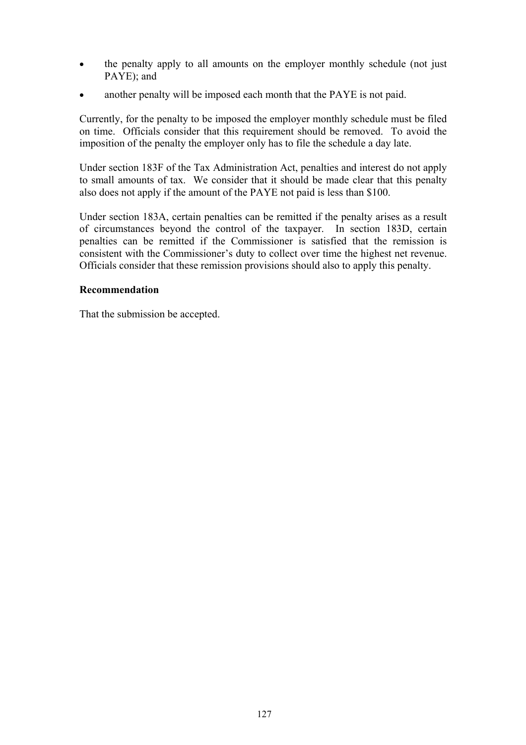- the penalty apply to all amounts on the employer monthly schedule (not just PAYE); and
- another penalty will be imposed each month that the PAYE is not paid.

Currently, for the penalty to be imposed the employer monthly schedule must be filed on time. Officials consider that this requirement should be removed. To avoid the imposition of the penalty the employer only has to file the schedule a day late.

Under section 183F of the Tax Administration Act, penalties and interest do not apply to small amounts of tax. We consider that it should be made clear that this penalty also does not apply if the amount of the PAYE not paid is less than $100.

Under section 183A, certain penalties can be remitted if the penalty arises as a result of circumstances beyond the control of the taxpayer. In section 183D, certain penalties can be remitted if the Commissioner is satisfied that the remission is consistent with the Commissioner's duty to collect over time the highest net revenue. Officials consider that these remission provisions should also to apply this penalty.

**Recommendation**

That the submission be accepted.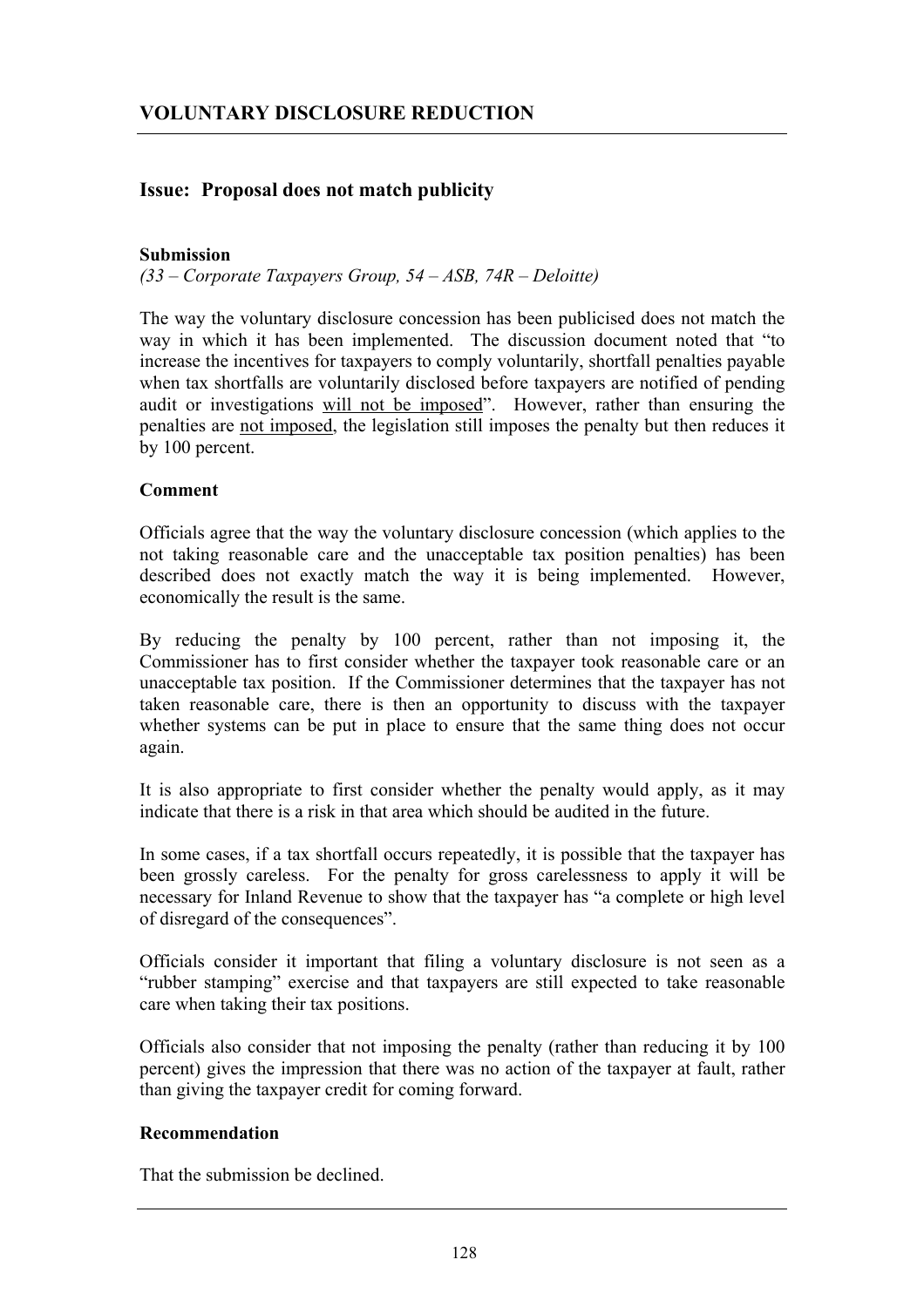## VOLUNTARY DISCLOSURE REDUCTION

### Issue: Proposal does not match publicity

**Submission**

*(33 – Corporate Taxpayers Group, 54 – ASB, 74R – Deloitte)*

The way the voluntary disclosure concession has been publicised does not match the way in which it has been implemented. The discussion document noted that "to increase the incentives for taxpayers to comply voluntarily, shortfall penalties payable when tax shortfalls are voluntarily disclosed before taxpayers are notified of pending audit or investigations <u>will not be imposed</u>". However, rather than ensuring the penalties are <u>not imposed</u>, the legislation still imposes the penalty but then reduces it by 100 percent.

**Comment**

Officials agree that the way the voluntary disclosure concession (which applies to the not taking reasonable care and the unacceptable tax position penalties) has been described does not exactly match the way it is being implemented. However, economically the result is the same.

By reducing the penalty by 100 percent, rather than not imposing it, the Commissioner has to first consider whether the taxpayer took reasonable care or an unacceptable tax position. If the Commissioner determines that the taxpayer has not taken reasonable care, there is then an opportunity to discuss with the taxpayer whether systems can be put in place to ensure that the same thing does not occur again.

It is also appropriate to first consider whether the penalty would apply, as it may indicate that there is a risk in that area which should be audited in the future.

In some cases, if a tax shortfall occurs repeatedly, it is possible that the taxpayer has been grossly careless. For the penalty for gross carelessness to apply it will be necessary for Inland Revenue to show that the taxpayer has "a complete or high level of disregard of the consequences".

Officials consider it important that filing a voluntary disclosure is not seen as a "rubber stamping" exercise and that taxpayers are still expected to take reasonable care when taking their tax positions.

Officials also consider that not imposing the penalty (rather than reducing it by 100 percent) gives the impression that there was no action of the taxpayer at fault, rather than giving the taxpayer credit for coming forward.

**Recommendation**

That the submission be declined.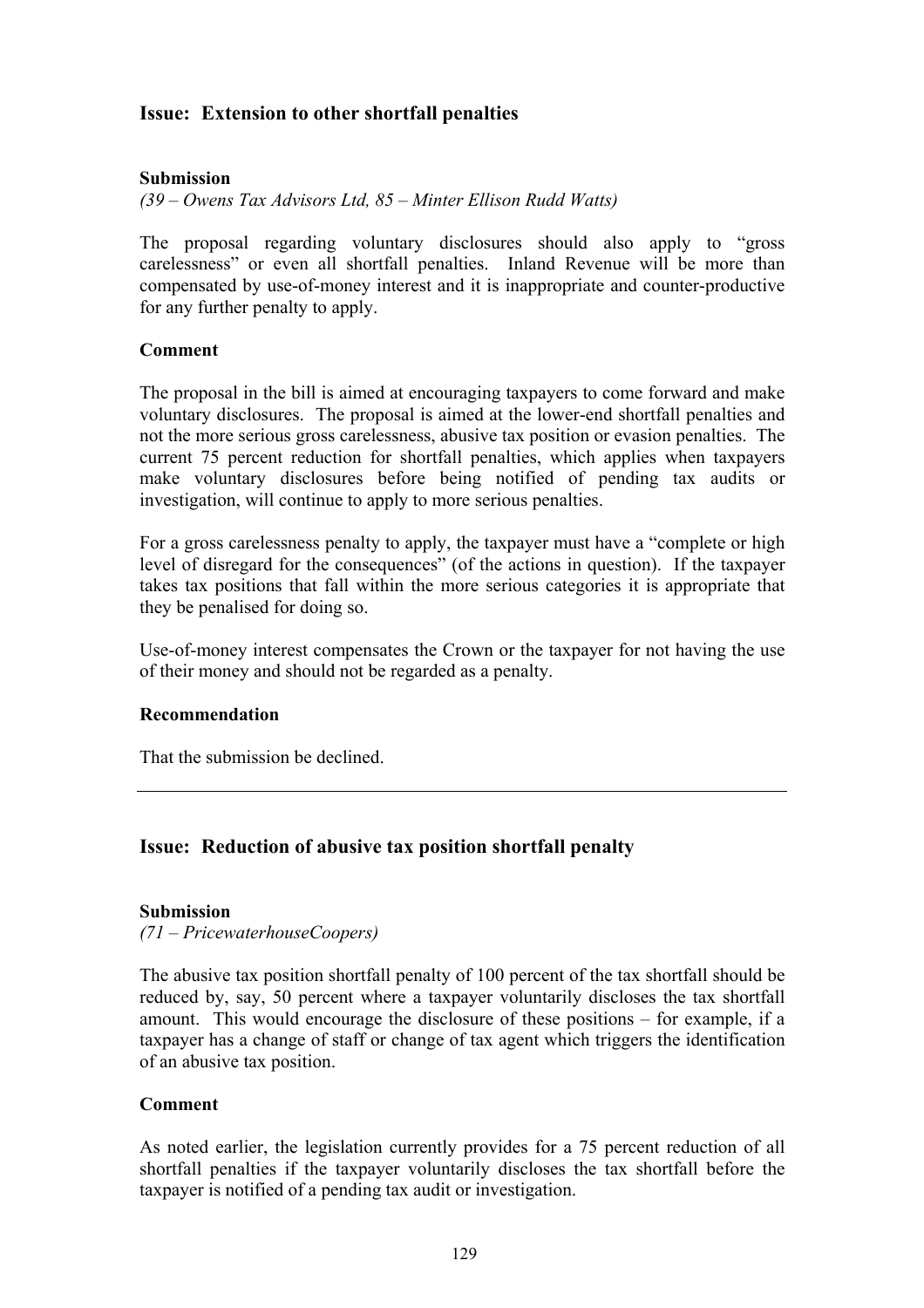## Issue: Extension to other shortfall penalties

**Submission**

*(39 – Owens Tax Advisors Ltd, 85 – Minter Ellison Rudd Watts)*

The proposal regarding voluntary disclosures should also apply to "gross carelessness" or even all shortfall penalties. Inland Revenue will be more than compensated by use-of-money interest and it is inappropriate and counter-productive for any further penalty to apply.

**Comment**

The proposal in the bill is aimed at encouraging taxpayers to come forward and make voluntary disclosures. The proposal is aimed at the lower-end shortfall penalties and not the more serious gross carelessness, abusive tax position or evasion penalties. The current 75 percent reduction for shortfall penalties, which applies when taxpayers make voluntary disclosures before being notified of pending tax audits or investigation, will continue to apply to more serious penalties.

For a gross carelessness penalty to apply, the taxpayer must have a "complete or high level of disregard for the consequences" (of the actions in question). If the taxpayer takes tax positions that fall within the more serious categories it is appropriate that they be penalised for doing so.

Use-of-money interest compensates the Crown or the taxpayer for not having the use of their money and should not be regarded as a penalty.

**Recommendation**

That the submission be declined.

---

## Issue: Reduction of abusive tax position shortfall penalty

**Submission**

*(71 – PricewaterhouseCoopers)*

The abusive tax position shortfall penalty of 100 percent of the tax shortfall should be reduced by, say, 50 percent where a taxpayer voluntarily discloses the tax shortfall amount. This would encourage the disclosure of these positions – for example, if a taxpayer has a change of staff or change of tax agent which triggers the identification of an abusive tax position.

**Comment**

As noted earlier, the legislation currently provides for a 75 percent reduction of all shortfall penalties if the taxpayer voluntarily discloses the tax shortfall before the taxpayer is notified of a pending tax audit or investigation.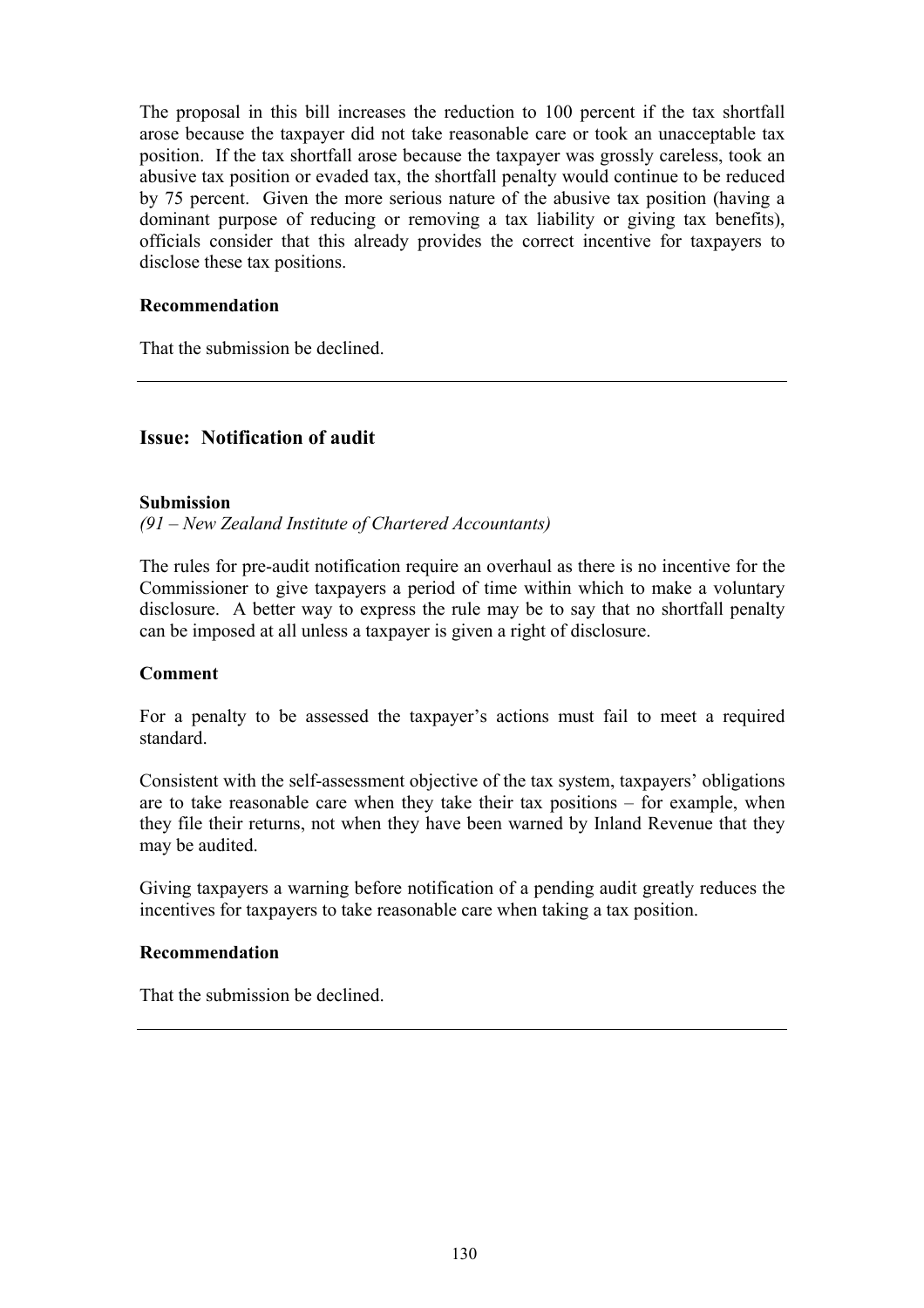The proposal in this bill increases the reduction to 100 percent if the tax shortfall arose because the taxpayer did not take reasonable care or took an unacceptable tax position. If the tax shortfall arose because the taxpayer was grossly careless, took an abusive tax position or evaded tax, the shortfall penalty would continue to be reduced by 75 percent. Given the more serious nature of the abusive tax position (having a dominant purpose of reducing or removing a tax liability or giving tax benefits), officials consider that this already provides the correct incentive for taxpayers to disclose these tax positions.

**Recommendation**

That the submission be declined.

---

## Issue: Notification of audit

**Submission**

*(91 – New Zealand Institute of Chartered Accountants)*

The rules for pre-audit notification require an overhaul as there is no incentive for the Commissioner to give taxpayers a period of time within which to make a voluntary disclosure. A better way to express the rule may be to say that no shortfall penalty can be imposed at all unless a taxpayer is given a right of disclosure.

**Comment**

For a penalty to be assessed the taxpayer's actions must fail to meet a required standard.

Consistent with the self-assessment objective of the tax system, taxpayers' obligations are to take reasonable care when they take their tax positions – for example, when they file their returns, not when they have been warned by Inland Revenue that they may be audited.

Giving taxpayers a warning before notification of a pending audit greatly reduces the incentives for taxpayers to take reasonable care when taking a tax position.

**Recommendation**

That the submission be declined.

---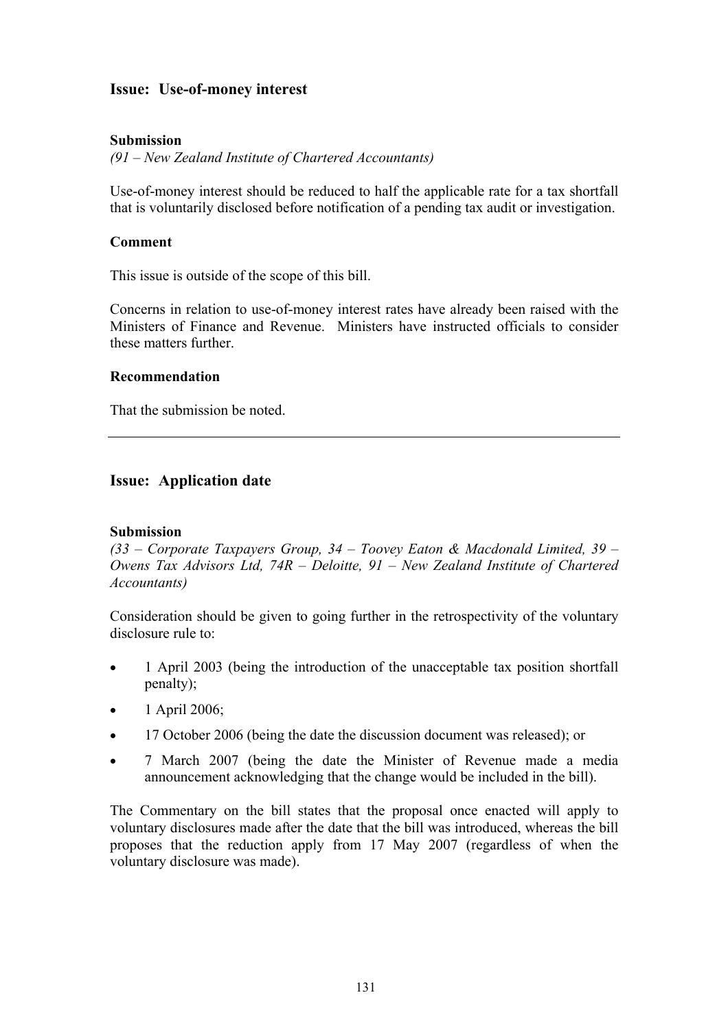## Issue: Use-of-money interest

**Submission**

*(91 – New Zealand Institute of Chartered Accountants)*

Use-of-money interest should be reduced to half the applicable rate for a tax shortfall that is voluntarily disclosed before notification of a pending tax audit or investigation.

**Comment**

This issue is outside of the scope of this bill.

Concerns in relation to use-of-money interest rates have already been raised with the Ministers of Finance and Revenue. Ministers have instructed officials to consider these matters further.

**Recommendation**

That the submission be noted.

---

## Issue: Application date

**Submission**

*(33 – Corporate Taxpayers Group, 34 – Toovey Eaton & Macdonald Limited, 39 – Owens Tax Advisors Ltd, 74R – Deloitte, 91 – New Zealand Institute of Chartered Accountants)*

Consideration should be given to going further in the retrospectivity of the voluntary disclosure rule to:

- 1 April 2003 (being the introduction of the unacceptable tax position shortfall penalty);
- 1 April 2006;
- 17 October 2006 (being the date the discussion document was released); or
- 7 March 2007 (being the date the Minister of Revenue made a media announcement acknowledging that the change would be included in the bill).

The Commentary on the bill states that the proposal once enacted will apply to voluntary disclosures made after the date that the bill was introduced, whereas the bill proposes that the reduction apply from 17 May 2007 (regardless of when the voluntary disclosure was made).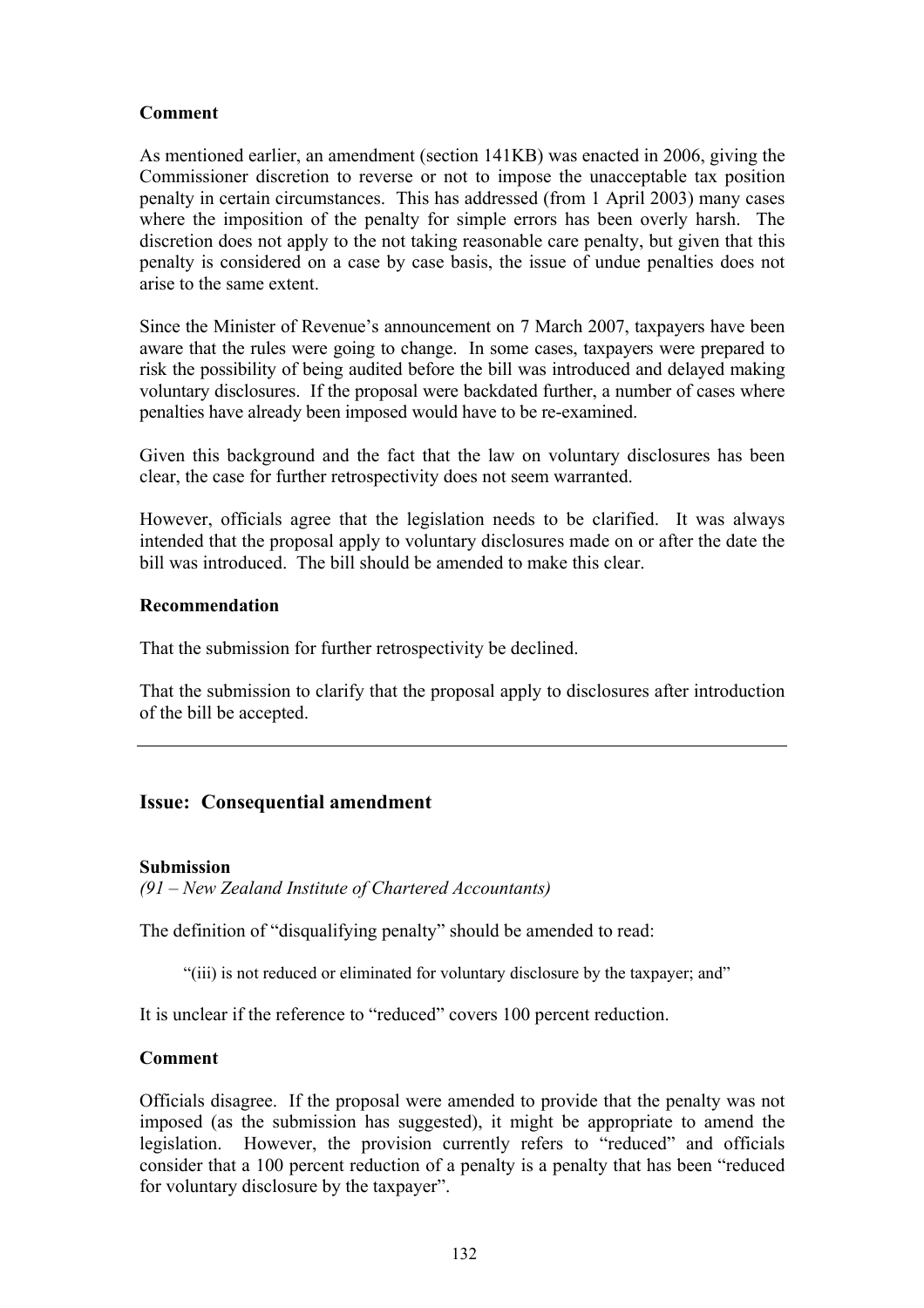**Comment**

As mentioned earlier, an amendment (section 141KB) was enacted in 2006, giving the Commissioner discretion to reverse or not to impose the unacceptable tax position penalty in certain circumstances. This has addressed (from 1 April 2003) many cases where the imposition of the penalty for simple errors has been overly harsh. The discretion does not apply to the not taking reasonable care penalty, but given that this penalty is considered on a case by case basis, the issue of undue penalties does not arise to the same extent.

Since the Minister of Revenue's announcement on 7 March 2007, taxpayers have been aware that the rules were going to change. In some cases, taxpayers were prepared to risk the possibility of being audited before the bill was introduced and delayed making voluntary disclosures. If the proposal were backdated further, a number of cases where penalties have already been imposed would have to be re-examined.

Given this background and the fact that the law on voluntary disclosures has been clear, the case for further retrospectivity does not seem warranted.

However, officials agree that the legislation needs to be clarified. It was always intended that the proposal apply to voluntary disclosures made on or after the date the bill was introduced. The bill should be amended to make this clear.

**Recommendation**

That the submission for further retrospectivity be declined.

That the submission to clarify that the proposal apply to disclosures after introduction of the bill be accepted.

---

## Issue: Consequential amendment

**Submission**

*(91 – New Zealand Institute of Chartered Accountants)*

The definition of "disqualifying penalty" should be amended to read:

> "(iii) is not reduced or eliminated for voluntary disclosure by the taxpayer; and"

It is unclear if the reference to "reduced" covers 100 percent reduction.

**Comment**

Officials disagree. If the proposal were amended to provide that the penalty was not imposed (as the submission has suggested), it might be appropriate to amend the legislation. However, the provision currently refers to "reduced" and officials consider that a 100 percent reduction of a penalty is a penalty that has been "reduced for voluntary disclosure by the taxpayer".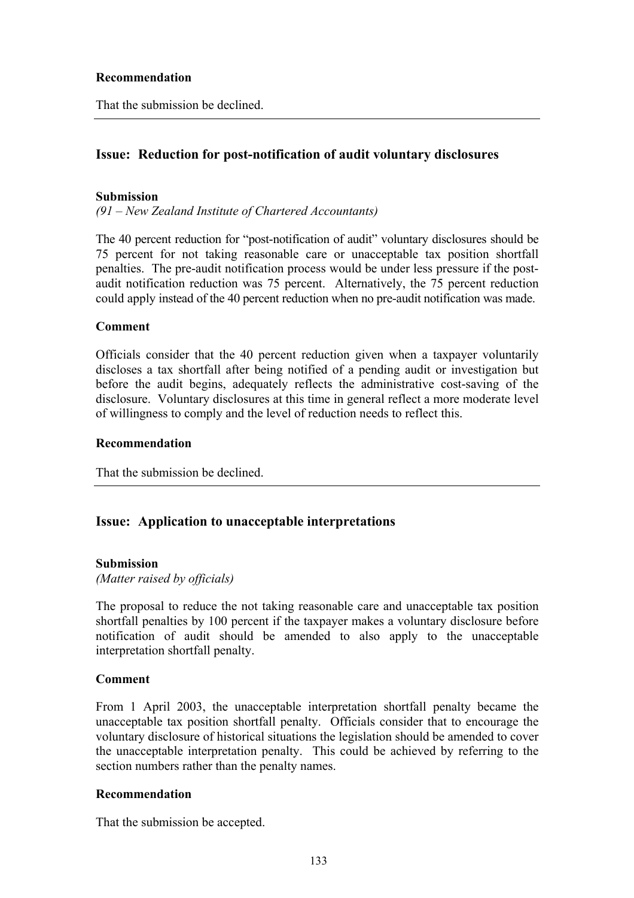**Recommendation**

That the submission be declined.

---

## Issue: Reduction for post-notification of audit voluntary disclosures

**Submission**

*(91 – New Zealand Institute of Chartered Accountants)*

The 40 percent reduction for "post-notification of audit" voluntary disclosures should be 75 percent for not taking reasonable care or unacceptable tax position shortfall penalties. The pre-audit notification process would be under less pressure if the post-audit notification reduction was 75 percent. Alternatively, the 75 percent reduction could apply instead of the 40 percent reduction when no pre-audit notification was made.

**Comment**

Officials consider that the 40 percent reduction given when a taxpayer voluntarily discloses a tax shortfall after being notified of a pending audit or investigation but before the audit begins, adequately reflects the administrative cost-saving of the disclosure. Voluntary disclosures at this time in general reflect a more moderate level of willingness to comply and the level of reduction needs to reflect this.

**Recommendation**

That the submission be declined.

---

## Issue: Application to unacceptable interpretations

**Submission**

*(Matter raised by officials)*

The proposal to reduce the not taking reasonable care and unacceptable tax position shortfall penalties by 100 percent if the taxpayer makes a voluntary disclosure before notification of audit should be amended to also apply to the unacceptable interpretation shortfall penalty.

**Comment**

From 1 April 2003, the unacceptable interpretation shortfall penalty became the unacceptable tax position shortfall penalty. Officials consider that to encourage the voluntary disclosure of historical situations the legislation should be amended to cover the unacceptable interpretation penalty. This could be achieved by referring to the section numbers rather than the penalty names.

**Recommendation**

That the submission be accepted.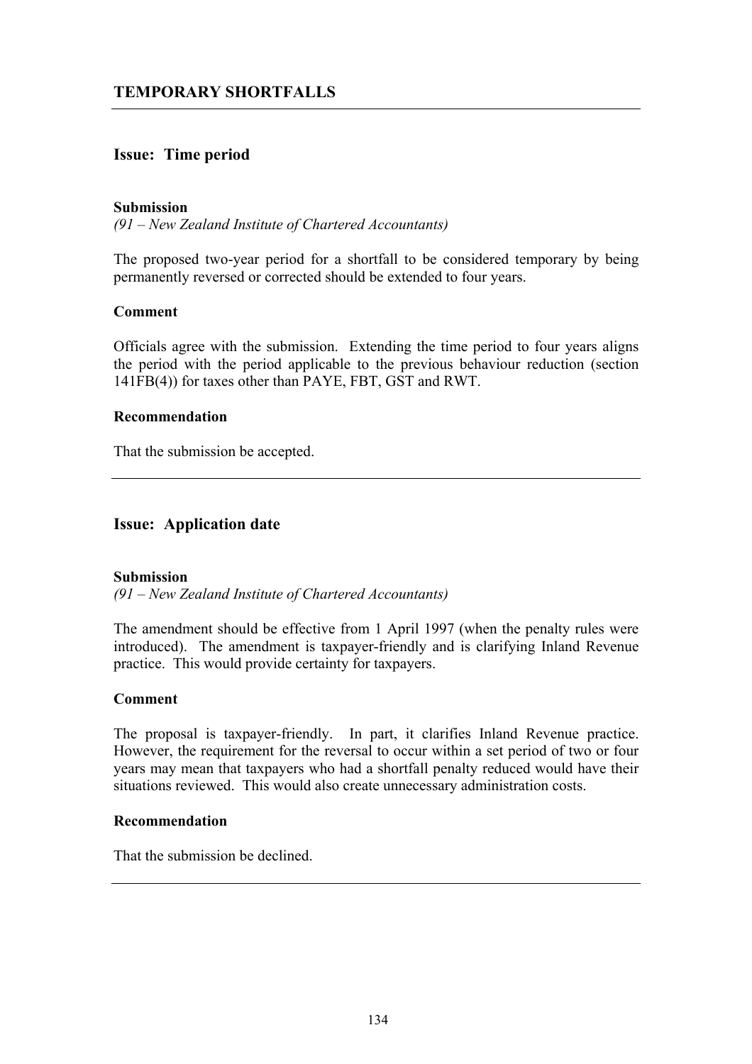## TEMPORARY SHORTFALLS

---

### Issue: Time period

**Submission**
*(91 – New Zealand Institute of Chartered Accountants)*

The proposed two-year period for a shortfall to be considered temporary by being permanently reversed or corrected should be extended to four years.

**Comment**

Officials agree with the submission. Extending the time period to four years aligns the period with the period applicable to the previous behaviour reduction (section 141FB(4)) for taxes other than PAYE, FBT, GST and RWT.

**Recommendation**

That the submission be accepted.

---

### Issue: Application date

**Submission**
*(91 – New Zealand Institute of Chartered Accountants)*

The amendment should be effective from 1 April 1997 (when the penalty rules were introduced). The amendment is taxpayer-friendly and is clarifying Inland Revenue practice. This would provide certainty for taxpayers.

**Comment**

The proposal is taxpayer-friendly. In part, it clarifies Inland Revenue practice. However, the requirement for the reversal to occur within a set period of two or four years may mean that taxpayers who had a shortfall penalty reduced would have their situations reviewed. This would also create unnecessary administration costs.

**Recommendation**

That the submission be declined.

---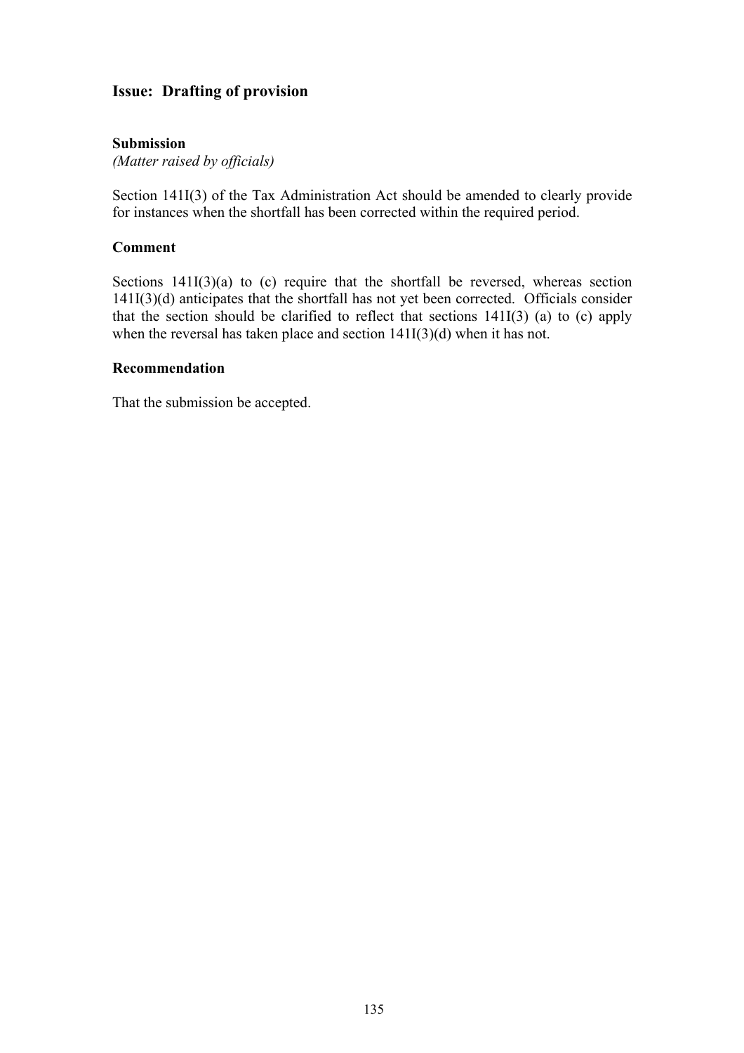## Issue: Drafting of provision

**Submission**

*(Matter raised by officials)*

Section 141I(3) of the Tax Administration Act should be amended to clearly provide for instances when the shortfall has been corrected within the required period.

**Comment**

Sections 141I(3)(a) to (c) require that the shortfall be reversed, whereas section 141I(3)(d) anticipates that the shortfall has not yet been corrected. Officials consider that the section should be clarified to reflect that sections 141I(3) (a) to (c) apply when the reversal has taken place and section 141I(3)(d) when it has not.

**Recommendation**

That the submission be accepted.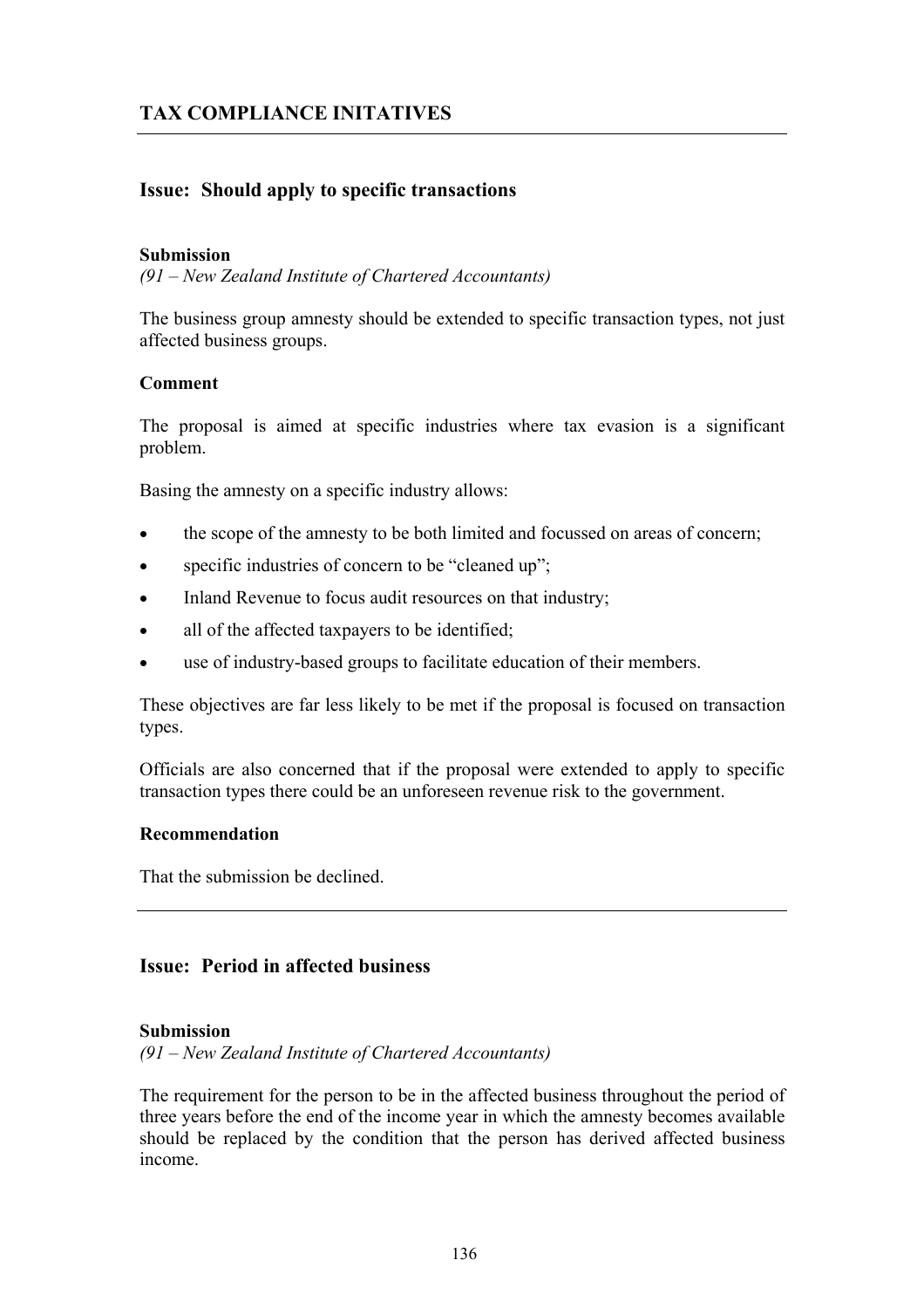## TAX COMPLIANCE INITATIVES

---

### Issue: Should apply to specific transactions

**Submission**

*(91 – New Zealand Institute of Chartered Accountants)*

The business group amnesty should be extended to specific transaction types, not just affected business groups.

**Comment**

The proposal is aimed at specific industries where tax evasion is a significant problem.

Basing the amnesty on a specific industry allows:

- the scope of the amnesty to be both limited and focussed on areas of concern;
- specific industries of concern to be "cleaned up";
- Inland Revenue to focus audit resources on that industry;
- all of the affected taxpayers to be identified;
- use of industry-based groups to facilitate education of their members.

These objectives are far less likely to be met if the proposal is focused on transaction types.

Officials are also concerned that if the proposal were extended to apply to specific transaction types there could be an unforeseen revenue risk to the government.

**Recommendation**

That the submission be declined.

---

### Issue: Period in affected business

**Submission**

*(91 – New Zealand Institute of Chartered Accountants)*

The requirement for the person to be in the affected business throughout the period of three years before the end of the income year in which the amnesty becomes available should be replaced by the condition that the person has derived affected business income.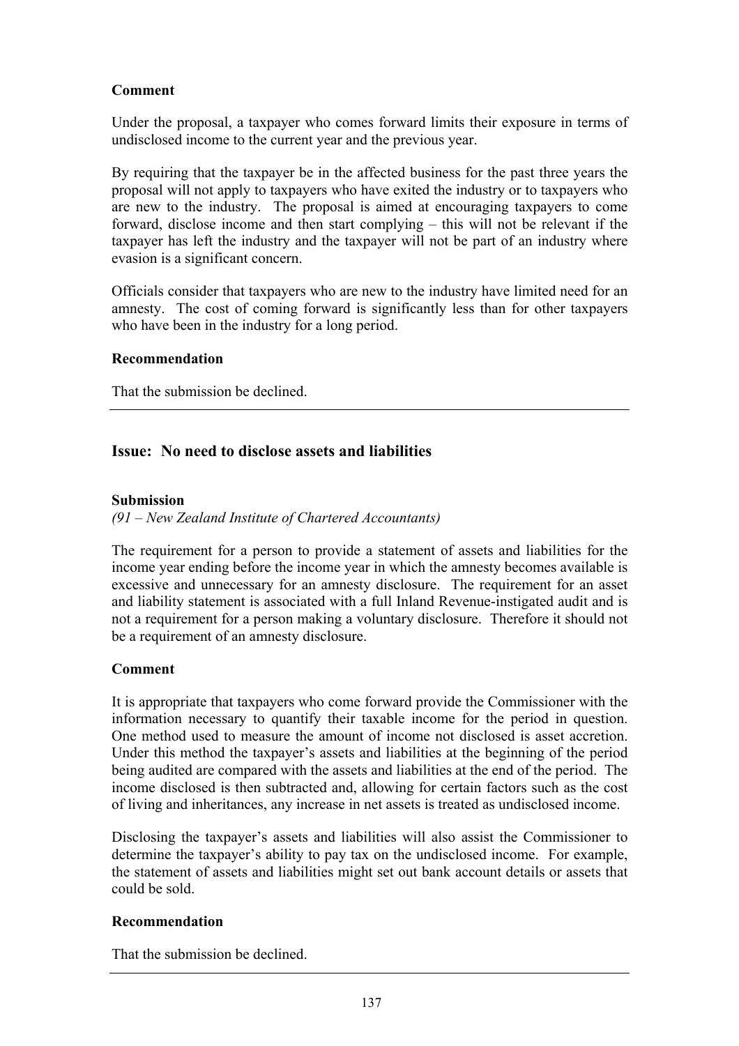**Comment**

Under the proposal, a taxpayer who comes forward limits their exposure in terms of undisclosed income to the current year and the previous year.

By requiring that the taxpayer be in the affected business for the past three years the proposal will not apply to taxpayers who have exited the industry or to taxpayers who are new to the industry. The proposal is aimed at encouraging taxpayers to come forward, disclose income and then start complying – this will not be relevant if the taxpayer has left the industry and the taxpayer will not be part of an industry where evasion is a significant concern.

Officials consider that taxpayers who are new to the industry have limited need for an amnesty. The cost of coming forward is significantly less than for other taxpayers who have been in the industry for a long period.

**Recommendation**

That the submission be declined.

---

## Issue: No need to disclose assets and liabilities

**Submission**

*(91 – New Zealand Institute of Chartered Accountants)*

The requirement for a person to provide a statement of assets and liabilities for the income year ending before the income year in which the amnesty becomes available is excessive and unnecessary for an amnesty disclosure. The requirement for an asset and liability statement is associated with a full Inland Revenue-instigated audit and is not a requirement for a person making a voluntary disclosure. Therefore it should not be a requirement of an amnesty disclosure.

**Comment**

It is appropriate that taxpayers who come forward provide the Commissioner with the information necessary to quantify their taxable income for the period in question. One method used to measure the amount of income not disclosed is asset accretion. Under this method the taxpayer's assets and liabilities at the beginning of the period being audited are compared with the assets and liabilities at the end of the period. The income disclosed is then subtracted and, allowing for certain factors such as the cost of living and inheritances, any increase in net assets is treated as undisclosed income.

Disclosing the taxpayer's assets and liabilities will also assist the Commissioner to determine the taxpayer's ability to pay tax on the undisclosed income. For example, the statement of assets and liabilities might set out bank account details or assets that could be sold.

**Recommendation**

That the submission be declined.

---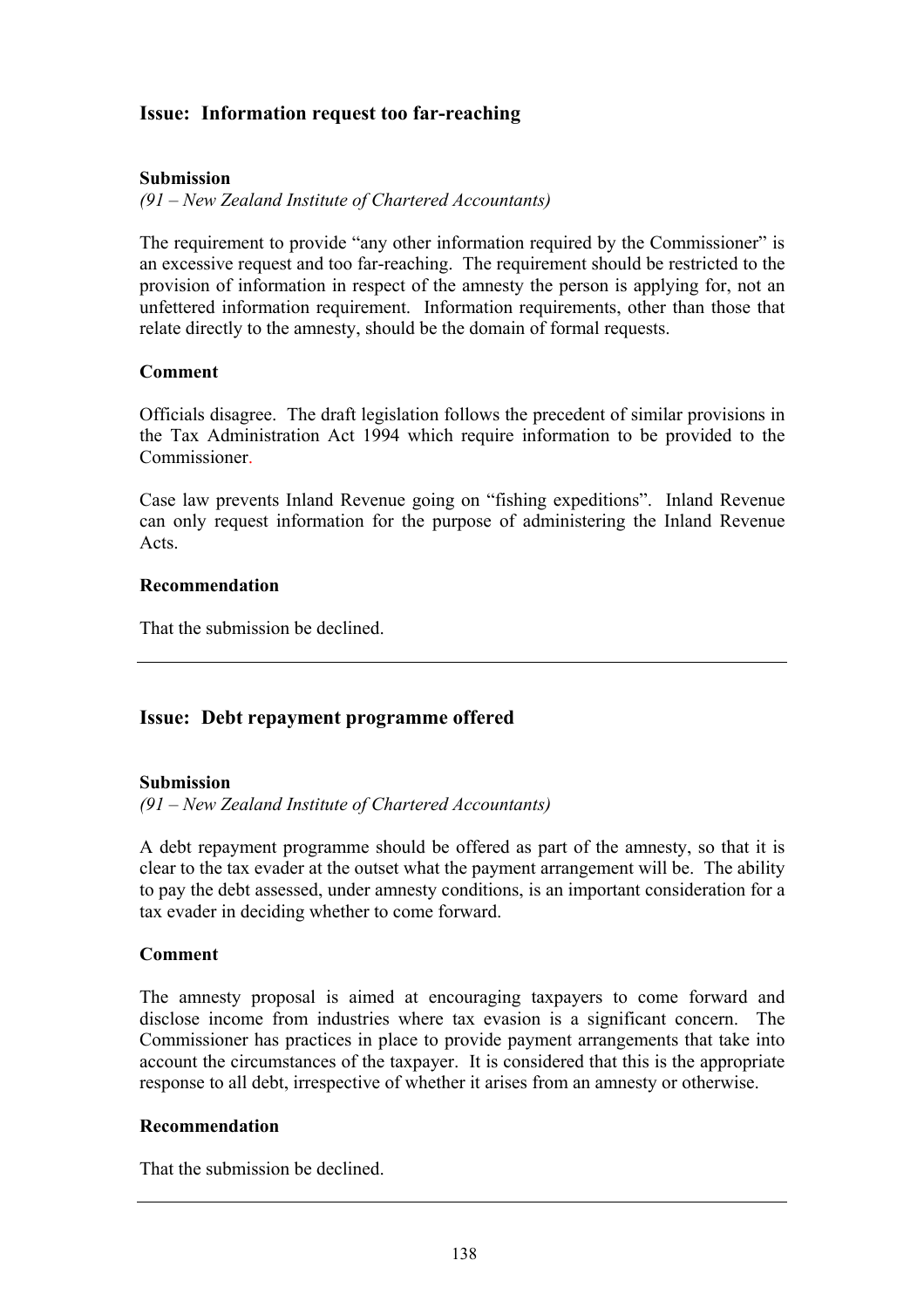## Issue: Information request too far-reaching

**Submission**

*(91 – New Zealand Institute of Chartered Accountants)*

The requirement to provide "any other information required by the Commissioner" is an excessive request and too far-reaching. The requirement should be restricted to the provision of information in respect of the amnesty the person is applying for, not an unfettered information requirement. Information requirements, other than those that relate directly to the amnesty, should be the domain of formal requests.

**Comment**

Officials disagree. The draft legislation follows the precedent of similar provisions in the Tax Administration Act 1994 which require information to be provided to the Commissioner.

Case law prevents Inland Revenue going on "fishing expeditions". Inland Revenue can only request information for the purpose of administering the Inland Revenue Acts.

**Recommendation**

That the submission be declined.

---

## Issue: Debt repayment programme offered

**Submission**

*(91 – New Zealand Institute of Chartered Accountants)*

A debt repayment programme should be offered as part of the amnesty, so that it is clear to the tax evader at the outset what the payment arrangement will be. The ability to pay the debt assessed, under amnesty conditions, is an important consideration for a tax evader in deciding whether to come forward.

**Comment**

The amnesty proposal is aimed at encouraging taxpayers to come forward and disclose income from industries where tax evasion is a significant concern. The Commissioner has practices in place to provide payment arrangements that take into account the circumstances of the taxpayer. It is considered that this is the appropriate response to all debt, irrespective of whether it arises from an amnesty or otherwise.

**Recommendation**

That the submission be declined.

---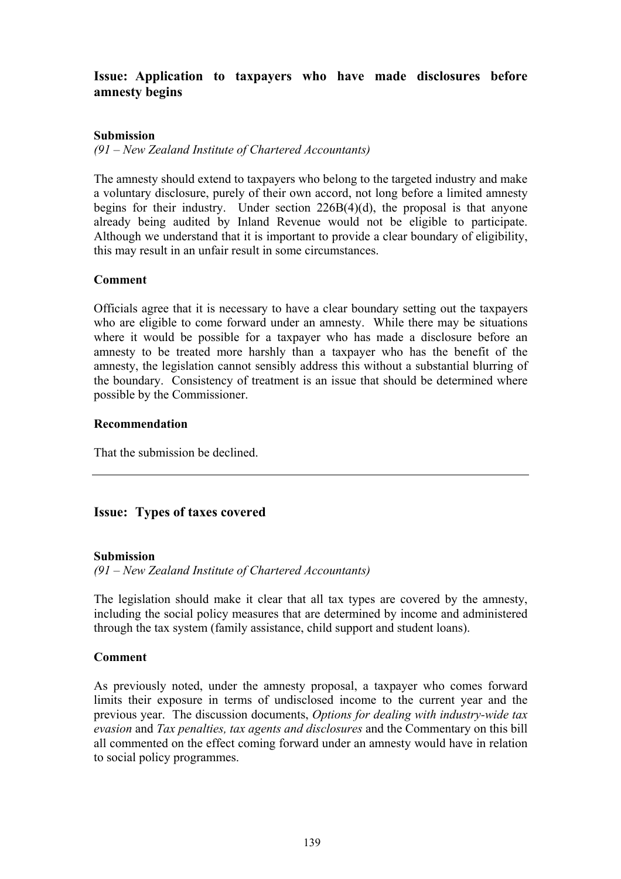## Issue: Application to taxpayers who have made disclosures before amnesty begins

### Submission

*(91 – New Zealand Institute of Chartered Accountants)*

The amnesty should extend to taxpayers who belong to the targeted industry and make a voluntary disclosure, purely of their own accord, not long before a limited amnesty begins for their industry. Under section 226B(4)(d), the proposal is that anyone already being audited by Inland Revenue would not be eligible to participate. Although we understand that it is important to provide a clear boundary of eligibility, this may result in an unfair result in some circumstances.

### Comment

Officials agree that it is necessary to have a clear boundary setting out the taxpayers who are eligible to come forward under an amnesty. While there may be situations where it would be possible for a taxpayer who has made a disclosure before an amnesty to be treated more harshly than a taxpayer who has the benefit of the amnesty, the legislation cannot sensibly address this without a substantial blurring of the boundary. Consistency of treatment is an issue that should be determined where possible by the Commissioner.

### Recommendation

That the submission be declined.

---

## Issue: Types of taxes covered

### Submission

*(91 – New Zealand Institute of Chartered Accountants)*

The legislation should make it clear that all tax types are covered by the amnesty, including the social policy measures that are determined by income and administered through the tax system (family assistance, child support and student loans).

### Comment

As previously noted, under the amnesty proposal, a taxpayer who comes forward limits their exposure in terms of undisclosed income to the current year and the previous year. The discussion documents, *Options for dealing with industry-wide tax evasion* and *Tax penalties, tax agents and disclosures* and the Commentary on this bill all commented on the effect coming forward under an amnesty would have in relation to social policy programmes.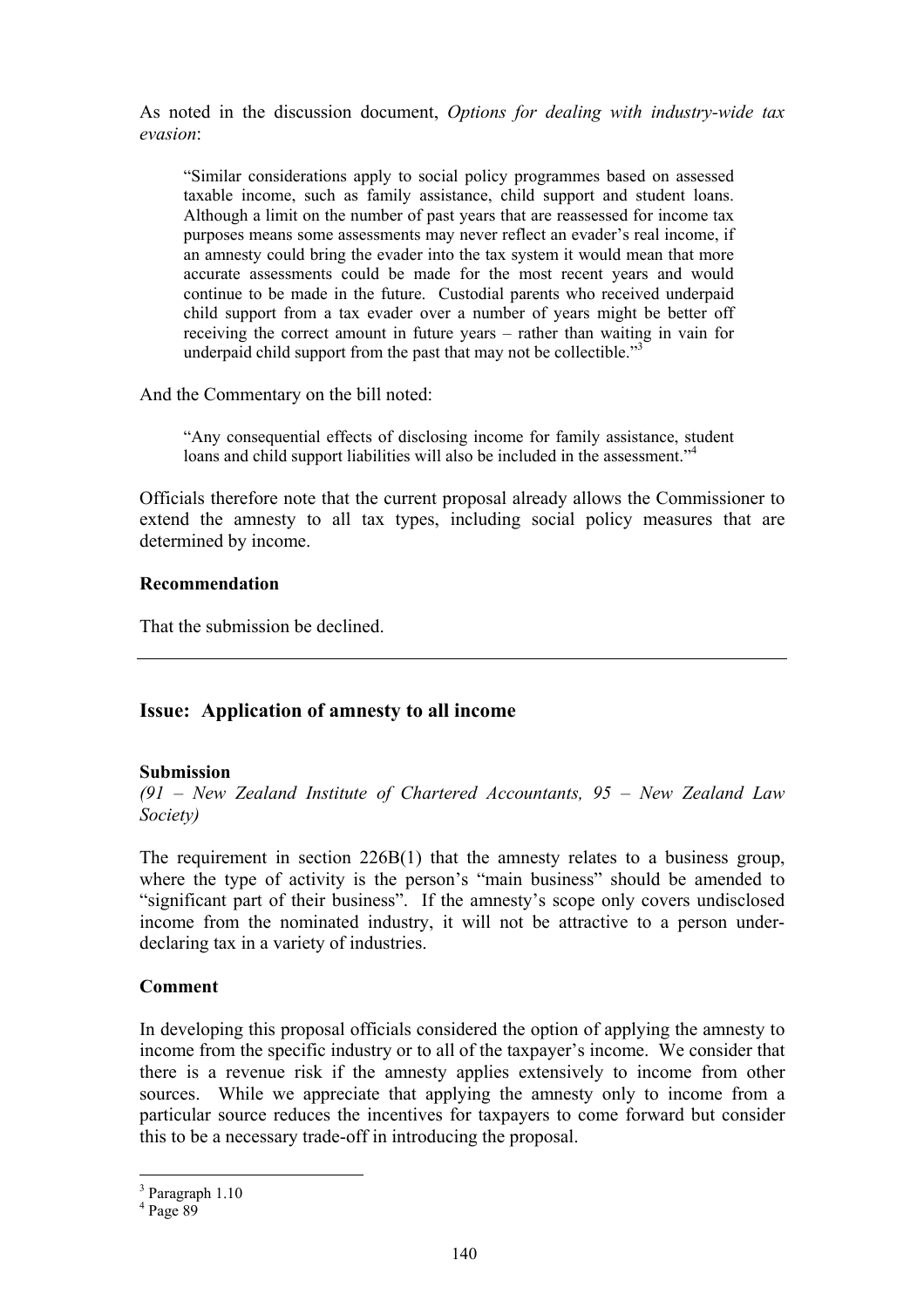As noted in the discussion document, *Options for dealing with industry-wide tax evasion*:

> "Similar considerations apply to social policy programmes based on assessed taxable income, such as family assistance, child support and student loans. Although a limit on the number of past years that are reassessed for income tax purposes means some assessments may never reflect an evader's real income, if an amnesty could bring the evader into the tax system it would mean that more accurate assessments could be made for the most recent years and would continue to be made in the future. Custodial parents who received underpaid child support from a tax evader over a number of years might be better off receiving the correct amount in future years – rather than waiting in vain for underpaid child support from the past that may not be collectible."[3]

And the Commentary on the bill noted:

> "Any consequential effects of disclosing income for family assistance, student loans and child support liabilities will also be included in the assessment."[4]

Officials therefore note that the current proposal already allows the Commissioner to extend the amnesty to all tax types, including social policy measures that are determined by income.

**Recommendation**

That the submission be declined.

---

## Issue: Application of amnesty to all income

**Submission**

*(91 – New Zealand Institute of Chartered Accountants, 95 – New Zealand Law Society)*

The requirement in section 226B(1) that the amnesty relates to a business group, where the type of activity is the person's "main business" should be amended to "significant part of their business". If the amnesty's scope only covers undisclosed income from the nominated industry, it will not be attractive to a person under-declaring tax in a variety of industries.

**Comment**

In developing this proposal officials considered the option of applying the amnesty to income from the specific industry or to all of the taxpayer's income. We consider that there is a revenue risk if the amnesty applies extensively to income from other sources. While we appreciate that applying the amnesty only to income from a particular source reduces the incentives for taxpayers to come forward but consider this to be a necessary trade-off in introducing the proposal.

---

[3] Paragraph 1.10

[4] Page 89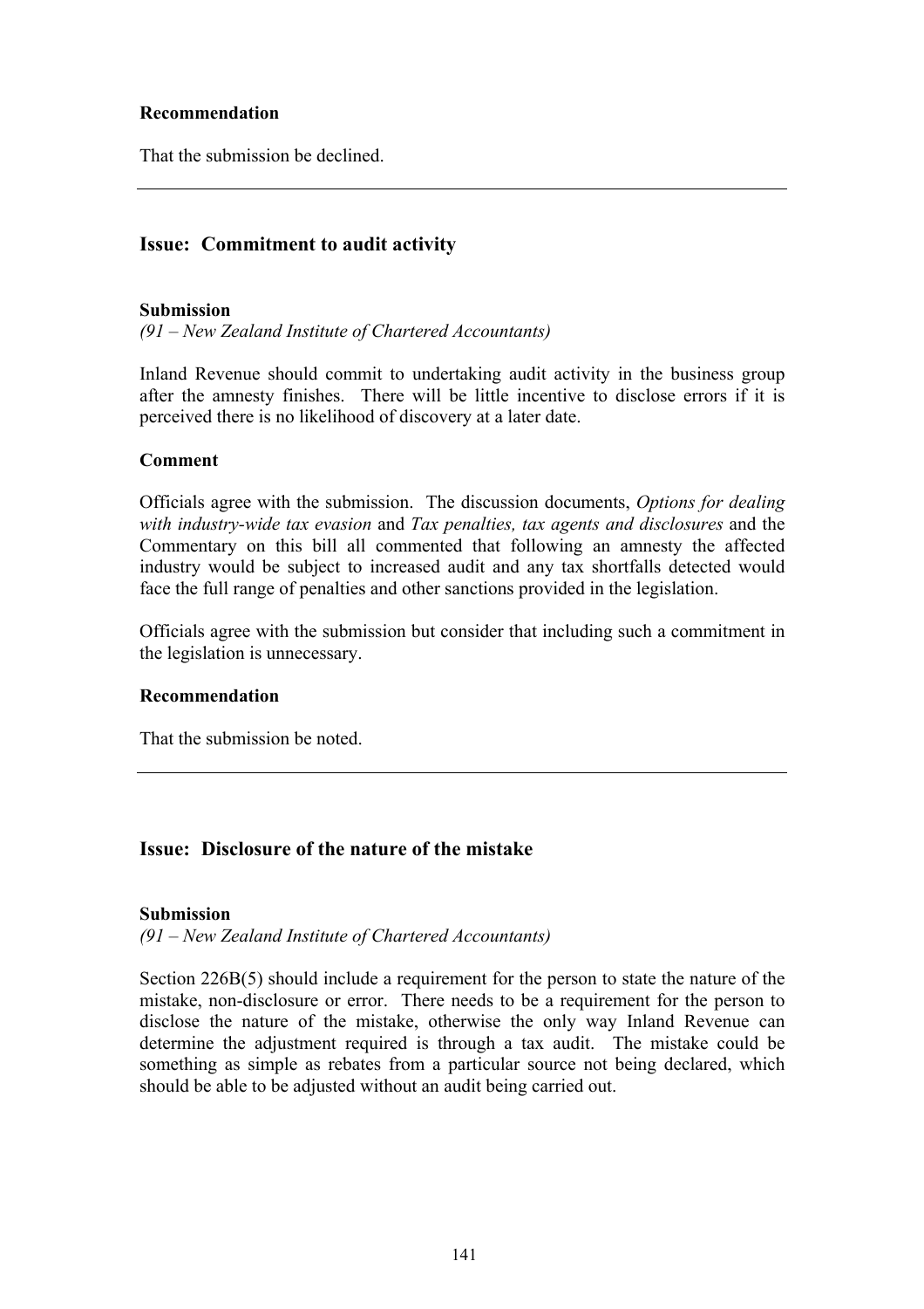**Recommendation**

That the submission be declined.

---

## Issue: Commitment to audit activity

**Submission**

*(91 – New Zealand Institute of Chartered Accountants)*

Inland Revenue should commit to undertaking audit activity in the business group after the amnesty finishes. There will be little incentive to disclose errors if it is perceived there is no likelihood of discovery at a later date.

**Comment**

Officials agree with the submission. The discussion documents, *Options for dealing with industry-wide tax evasion* and *Tax penalties, tax agents and disclosures* and the Commentary on this bill all commented that following an amnesty the affected industry would be subject to increased audit and any tax shortfalls detected would face the full range of penalties and other sanctions provided in the legislation.

Officials agree with the submission but consider that including such a commitment in the legislation is unnecessary.

**Recommendation**

That the submission be noted.

---

## Issue: Disclosure of the nature of the mistake

**Submission**

*(91 – New Zealand Institute of Chartered Accountants)*

Section 226B(5) should include a requirement for the person to state the nature of the mistake, non-disclosure or error. There needs to be a requirement for the person to disclose the nature of the mistake, otherwise the only way Inland Revenue can determine the adjustment required is through a tax audit. The mistake could be something as simple as rebates from a particular source not being declared, which should be able to be adjusted without an audit being carried out.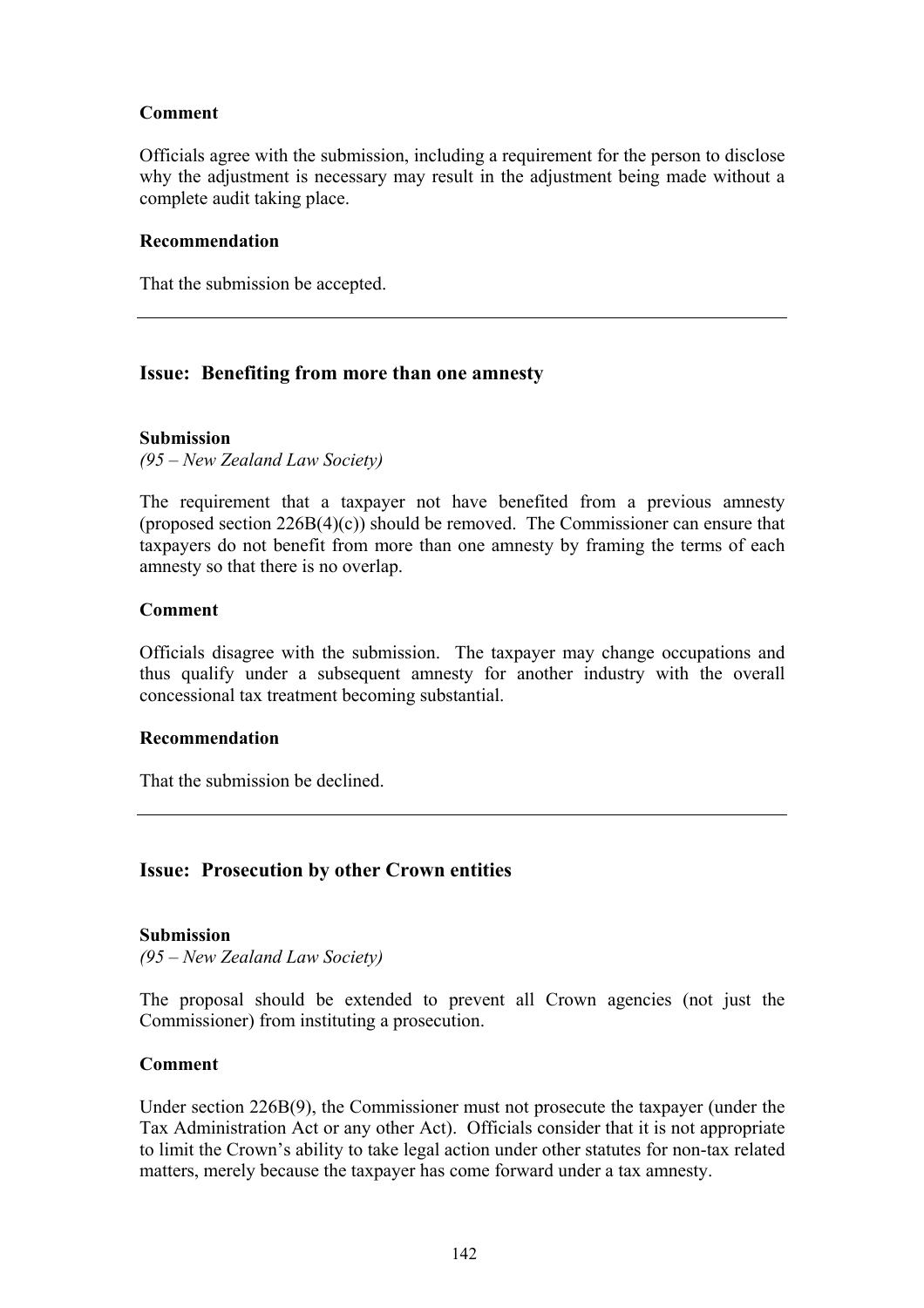**Comment**

Officials agree with the submission, including a requirement for the person to disclose why the adjustment is necessary may result in the adjustment being made without a complete audit taking place.

**Recommendation**

That the submission be accepted.

---

## Issue: Benefiting from more than one amnesty

**Submission**

*(95 – New Zealand Law Society)*

The requirement that a taxpayer not have benefited from a previous amnesty (proposed section 226B(4)(c)) should be removed. The Commissioner can ensure that taxpayers do not benefit from more than one amnesty by framing the terms of each amnesty so that there is no overlap.

**Comment**

Officials disagree with the submission. The taxpayer may change occupations and thus qualify under a subsequent amnesty for another industry with the overall concessional tax treatment becoming substantial.

**Recommendation**

That the submission be declined.

---

## Issue: Prosecution by other Crown entities

**Submission**

*(95 – New Zealand Law Society)*

The proposal should be extended to prevent all Crown agencies (not just the Commissioner) from instituting a prosecution.

**Comment**

Under section 226B(9), the Commissioner must not prosecute the taxpayer (under the Tax Administration Act or any other Act). Officials consider that it is not appropriate to limit the Crown's ability to take legal action under other statutes for non-tax related matters, merely because the taxpayer has come forward under a tax amnesty.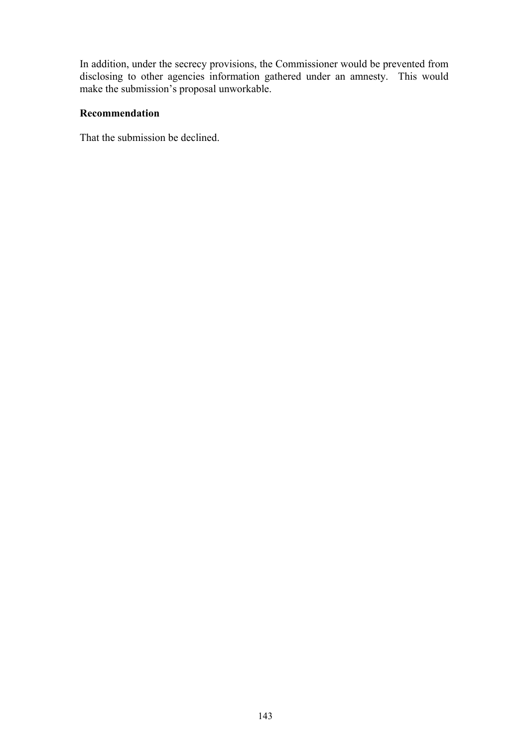In addition, under the secrecy provisions, the Commissioner would be prevented from disclosing to other agencies information gathered under an amnesty. This would make the submission's proposal unworkable.

**Recommendation**

That the submission be declined.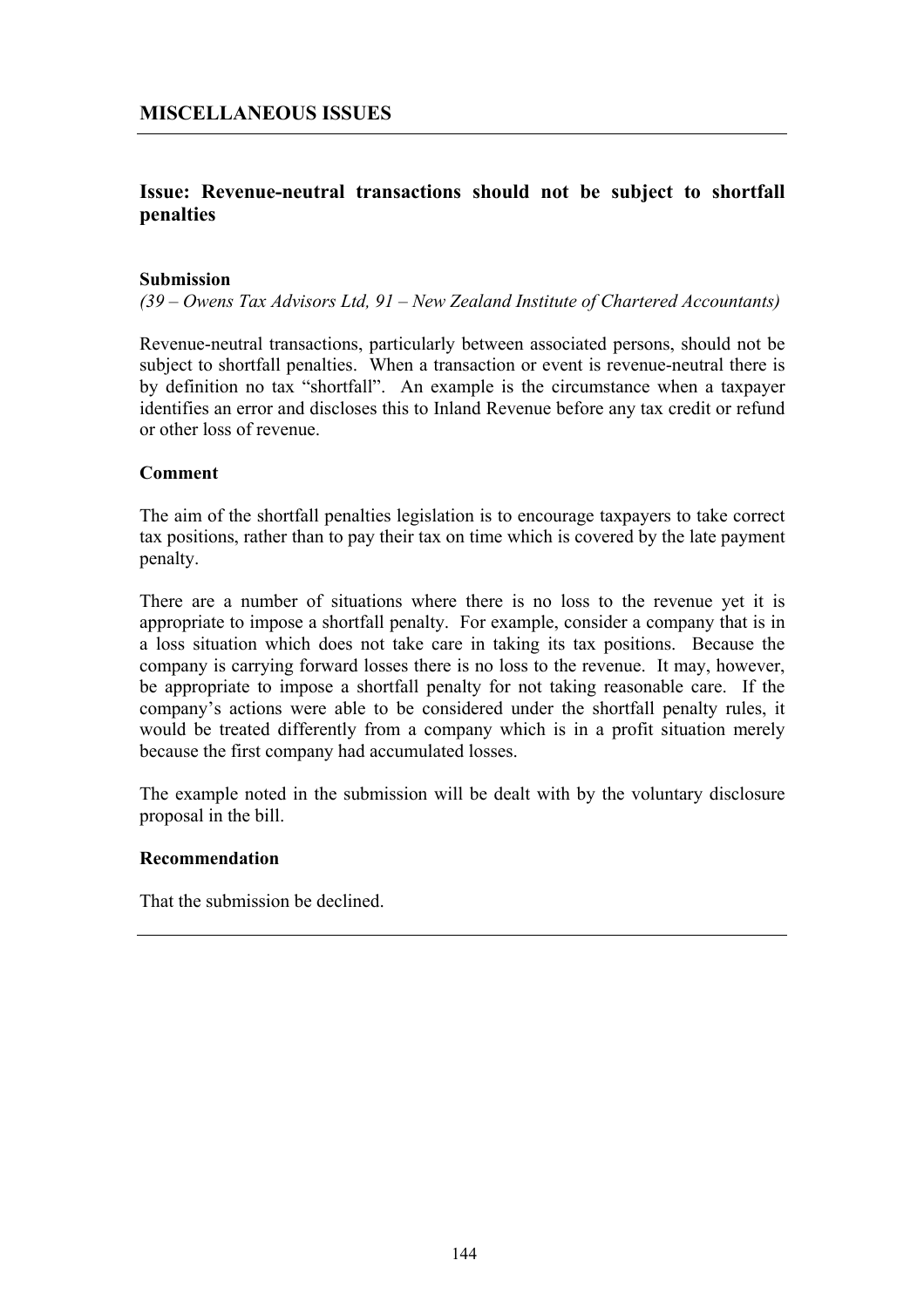# MISCELLANEOUS ISSUES

## Issue: Revenue-neutral transactions should not be subject to shortfall penalties

### Submission

*(39 – Owens Tax Advisors Ltd, 91 – New Zealand Institute of Chartered Accountants)*

Revenue-neutral transactions, particularly between associated persons, should not be subject to shortfall penalties. When a transaction or event is revenue-neutral there is by definition no tax "shortfall". An example is the circumstance when a taxpayer identifies an error and discloses this to Inland Revenue before any tax credit or refund or other loss of revenue.

### Comment

The aim of the shortfall penalties legislation is to encourage taxpayers to take correct tax positions, rather than to pay their tax on time which is covered by the late payment penalty.

There are a number of situations where there is no loss to the revenue yet it is appropriate to impose a shortfall penalty. For example, consider a company that is in a loss situation which does not take care in taking its tax positions. Because the company is carrying forward losses there is no loss to the revenue. It may, however, be appropriate to impose a shortfall penalty for not taking reasonable care. If the company's actions were able to be considered under the shortfall penalty rules, it would be treated differently from a company which is in a profit situation merely because the first company had accumulated losses.

The example noted in the submission will be dealt with by the voluntary disclosure proposal in the bill.

### Recommendation

That the submission be declined.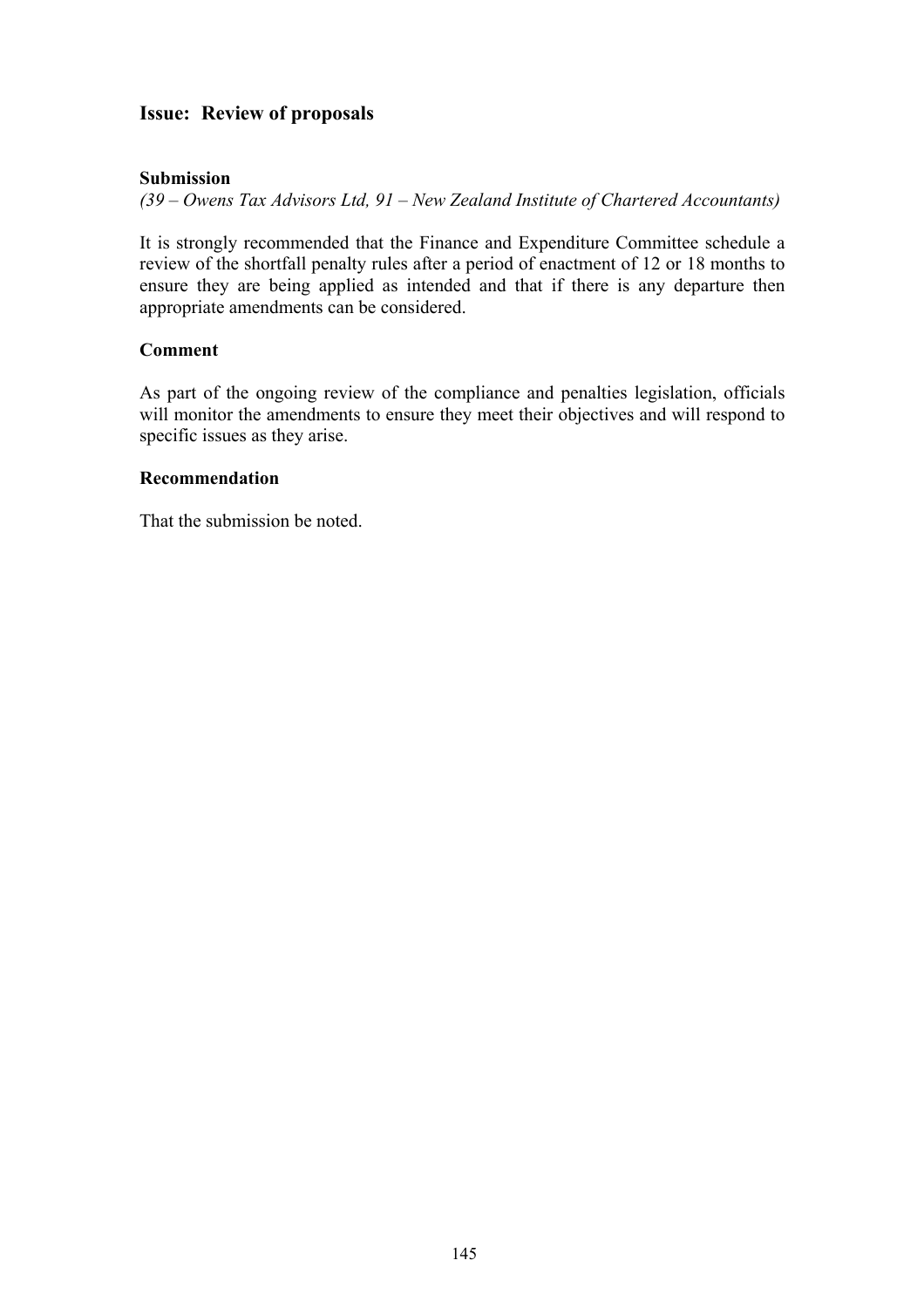## Issue: Review of proposals

### Submission

*(39 – Owens Tax Advisors Ltd, 91 – New Zealand Institute of Chartered Accountants)*

It is strongly recommended that the Finance and Expenditure Committee schedule a review of the shortfall penalty rules after a period of enactment of 12 or 18 months to ensure they are being applied as intended and that if there is any departure then appropriate amendments can be considered.

### Comment

As part of the ongoing review of the compliance and penalties legislation, officials will monitor the amendments to ensure they meet their objectives and will respond to specific issues as they arise.

### Recommendation

That the submission be noted.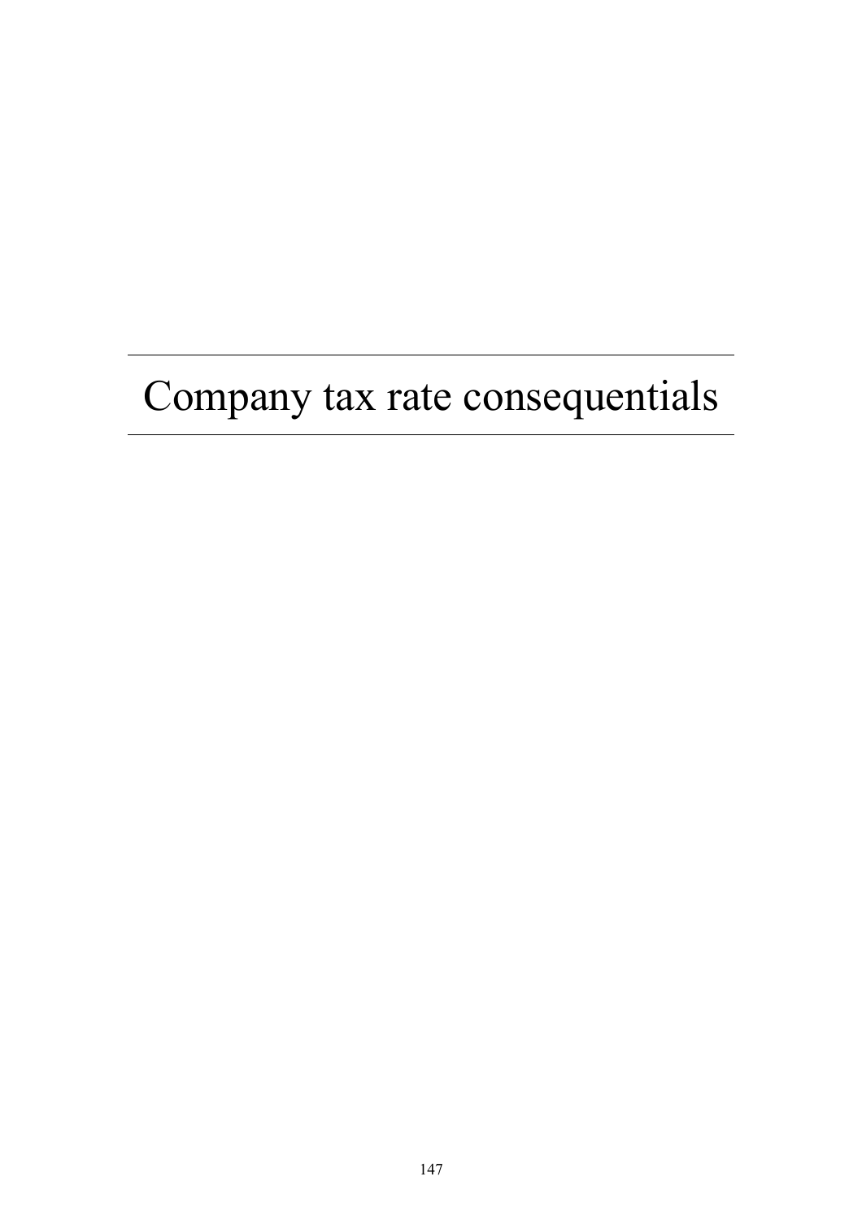# Company tax rate consequentials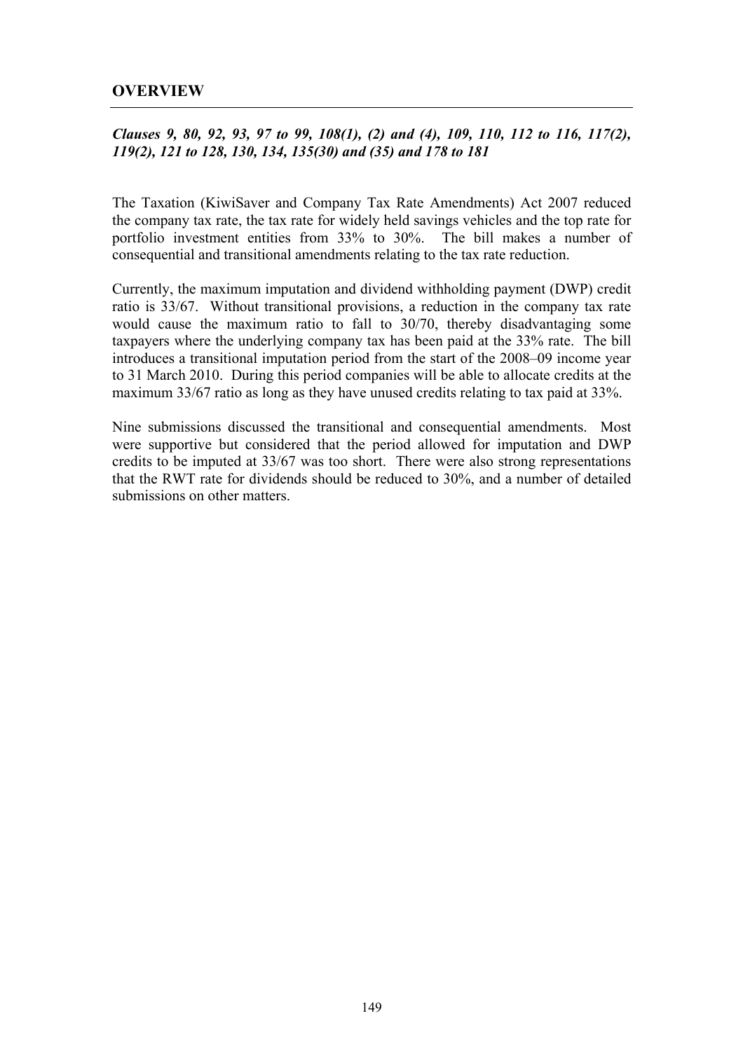## OVERVIEW

***Clauses 9, 80, 92, 93, 97 to 99, 108(1), (2) and (4), 109, 110, 112 to 116, 117(2), 119(2), 121 to 128, 130, 134, 135(30) and (35) and 178 to 181***

The Taxation (KiwiSaver and Company Tax Rate Amendments) Act 2007 reduced the company tax rate, the tax rate for widely held savings vehicles and the top rate for portfolio investment entities from 33% to 30%. The bill makes a number of consequential and transitional amendments relating to the tax rate reduction.

Currently, the maximum imputation and dividend withholding payment (DWP) credit ratio is 33/67. Without transitional provisions, a reduction in the company tax rate would cause the maximum ratio to fall to 30/70, thereby disadvantaging some taxpayers where the underlying company tax has been paid at the 33% rate. The bill introduces a transitional imputation period from the start of the 2008–09 income year to 31 March 2010. During this period companies will be able to allocate credits at the maximum 33/67 ratio as long as they have unused credits relating to tax paid at 33%.

Nine submissions discussed the transitional and consequential amendments. Most were supportive but considered that the period allowed for imputation and DWP credits to be imputed at 33/67 was too short. There were also strong representations that the RWT rate for dividends should be reduced to 30%, and a number of detailed submissions on other matters.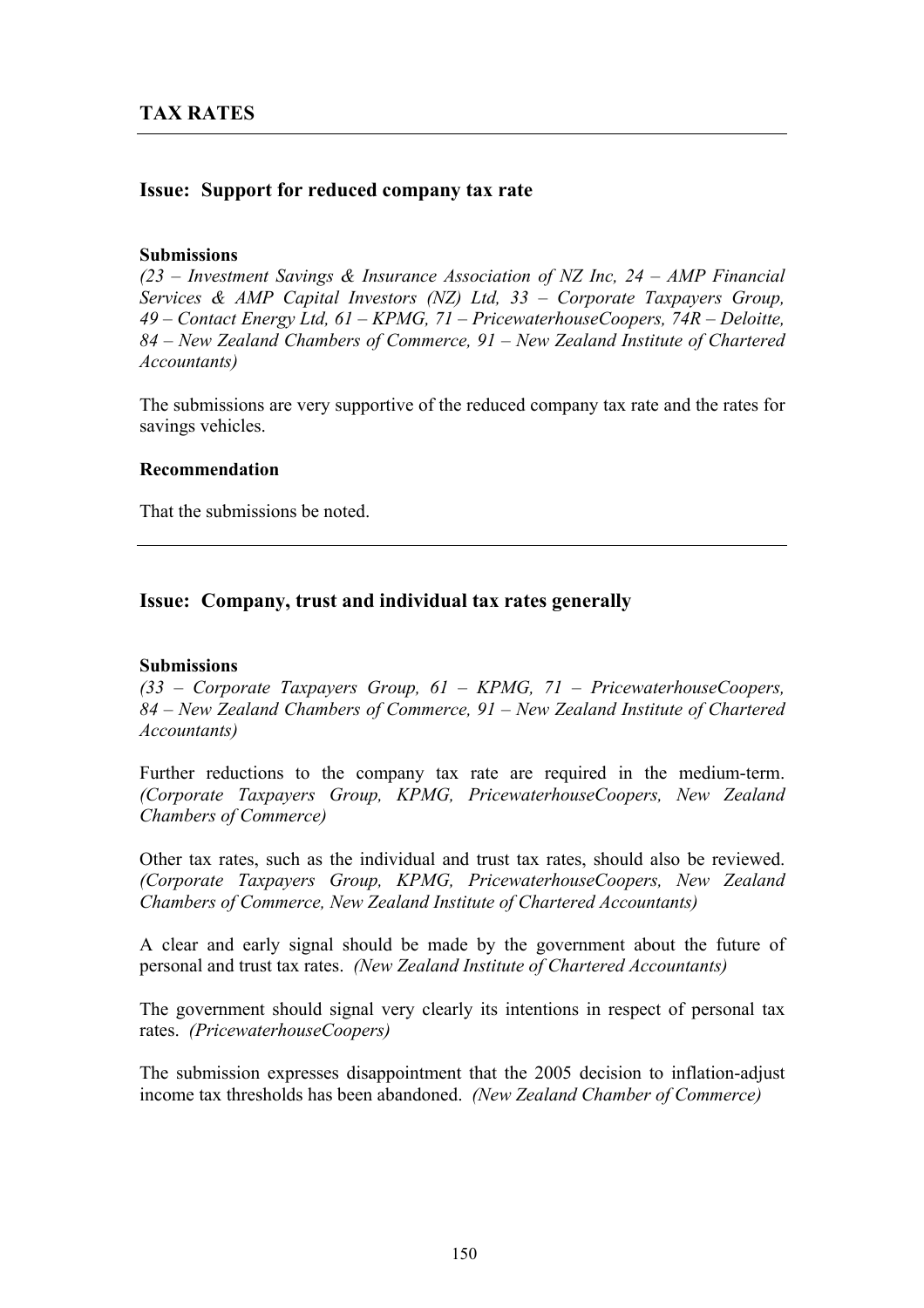## TAX RATES

---

### Issue: Support for reduced company tax rate

**Submissions**

*(23 – Investment Savings & Insurance Association of NZ Inc, 24 – AMP Financial Services & AMP Capital Investors (NZ) Ltd, 33 – Corporate Taxpayers Group, 49 – Contact Energy Ltd, 61 – KPMG, 71 – PricewaterhouseCoopers, 74R – Deloitte, 84 – New Zealand Chambers of Commerce, 91 – New Zealand Institute of Chartered Accountants)*

The submissions are very supportive of the reduced company tax rate and the rates for savings vehicles.

**Recommendation**

That the submissions be noted.

---

### Issue: Company, trust and individual tax rates generally

**Submissions**

*(33 – Corporate Taxpayers Group, 61 – KPMG, 71 – PricewaterhouseCoopers, 84 – New Zealand Chambers of Commerce, 91 – New Zealand Institute of Chartered Accountants)*

Further reductions to the company tax rate are required in the medium-term. *(Corporate Taxpayers Group, KPMG, PricewaterhouseCoopers, New Zealand Chambers of Commerce)*

Other tax rates, such as the individual and trust tax rates, should also be reviewed. *(Corporate Taxpayers Group, KPMG, PricewaterhouseCoopers, New Zealand Chambers of Commerce, New Zealand Institute of Chartered Accountants)*

A clear and early signal should be made by the government about the future of personal and trust tax rates. *(New Zealand Institute of Chartered Accountants)*

The government should signal very clearly its intentions in respect of personal tax rates. *(PricewaterhouseCoopers)*

The submission expresses disappointment that the 2005 decision to inflation-adjust income tax thresholds has been abandoned. *(New Zealand Chamber of Commerce)*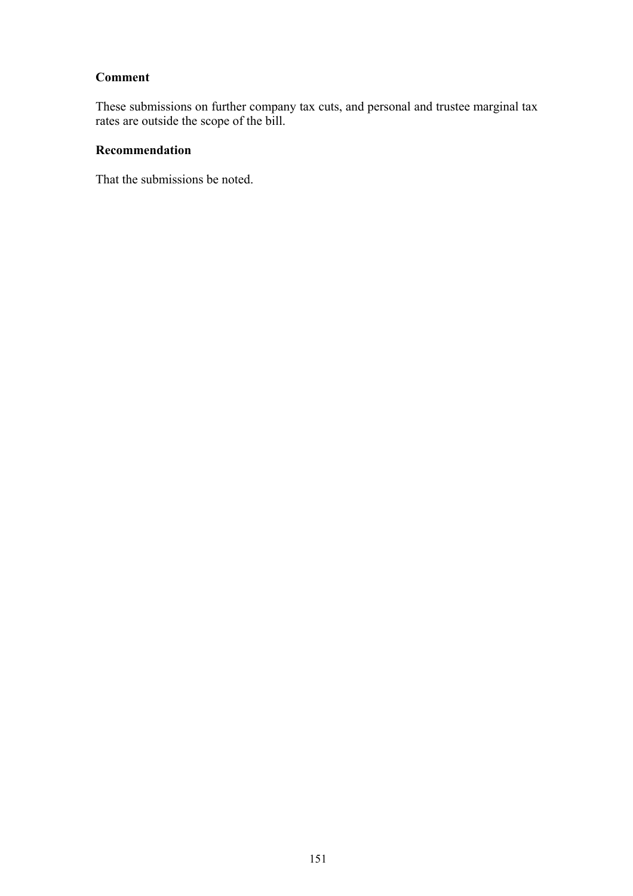**Comment**

These submissions on further company tax cuts, and personal and trustee marginal tax rates are outside the scope of the bill.

**Recommendation**

That the submissions be noted.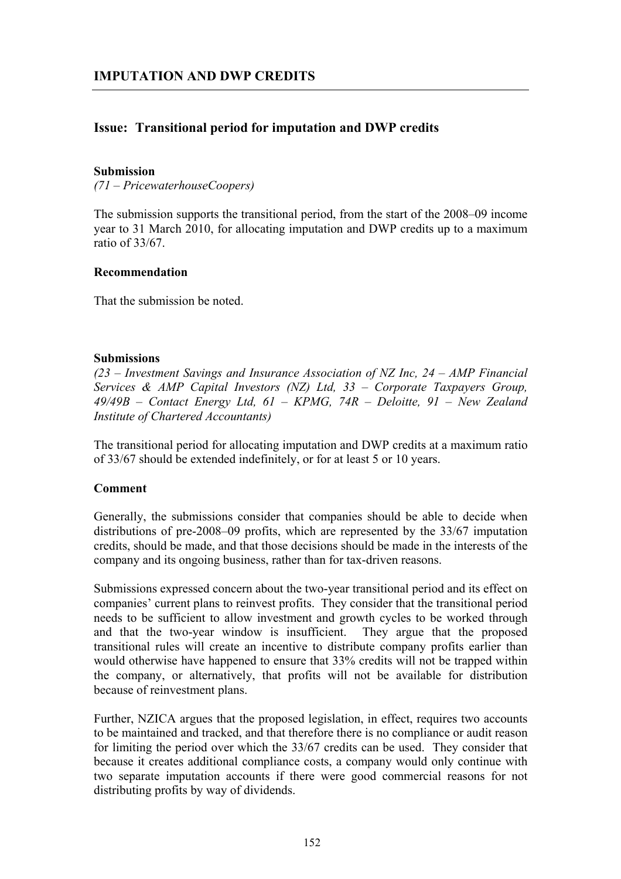## IMPUTATION AND DWP CREDITS

### Issue: Transitional period for imputation and DWP credits

**Submission**

*(71 – PricewaterhouseCoopers)*

The submission supports the transitional period, from the start of the 2008–09 income year to 31 March 2010, for allocating imputation and DWP credits up to a maximum ratio of 33/67.

**Recommendation**

That the submission be noted.

**Submissions**

*(23 – Investment Savings and Insurance Association of NZ Inc, 24 – AMP Financial Services & AMP Capital Investors (NZ) Ltd, 33 – Corporate Taxpayers Group, 49/49B – Contact Energy Ltd, 61 – KPMG, 74R – Deloitte, 91 – New Zealand Institute of Chartered Accountants)*

The transitional period for allocating imputation and DWP credits at a maximum ratio of 33/67 should be extended indefinitely, or for at least 5 or 10 years.

**Comment**

Generally, the submissions consider that companies should be able to decide when distributions of pre-2008–09 profits, which are represented by the 33/67 imputation credits, should be made, and that those decisions should be made in the interests of the company and its ongoing business, rather than for tax-driven reasons.

Submissions expressed concern about the two-year transitional period and its effect on companies' current plans to reinvest profits. They consider that the transitional period needs to be sufficient to allow investment and growth cycles to be worked through and that the two-year window is insufficient. They argue that the proposed transitional rules will create an incentive to distribute company profits earlier than would otherwise have happened to ensure that 33% credits will not be trapped within the company, or alternatively, that profits will not be available for distribution because of reinvestment plans.

Further, NZICA argues that the proposed legislation, in effect, requires two accounts to be maintained and tracked, and that therefore there is no compliance or audit reason for limiting the period over which the 33/67 credits can be used. They consider that because it creates additional compliance costs, a company would only continue with two separate imputation accounts if there were good commercial reasons for not distributing profits by way of dividends.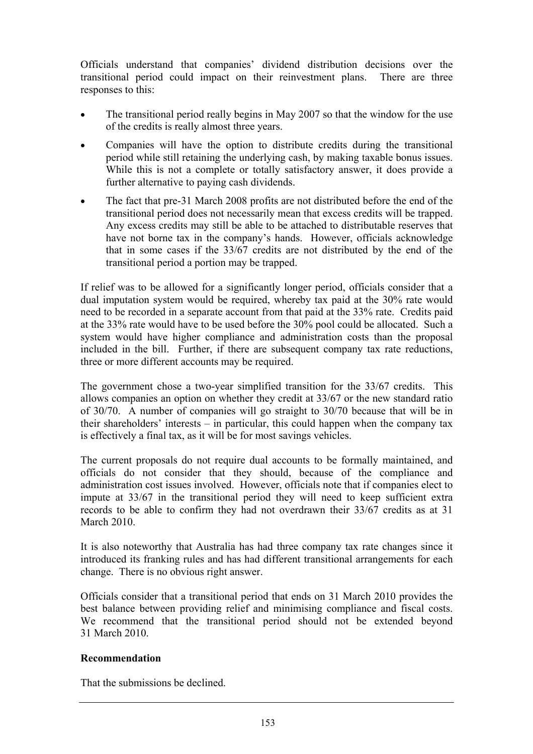Officials understand that companies' dividend distribution decisions over the transitional period could impact on their reinvestment plans. There are three responses to this:

- The transitional period really begins in May 2007 so that the window for the use of the credits is really almost three years.
- Companies will have the option to distribute credits during the transitional period while still retaining the underlying cash, by making taxable bonus issues. While this is not a complete or totally satisfactory answer, it does provide a further alternative to paying cash dividends.
- The fact that pre-31 March 2008 profits are not distributed before the end of the transitional period does not necessarily mean that excess credits will be trapped. Any excess credits may still be able to be attached to distributable reserves that have not borne tax in the company's hands. However, officials acknowledge that in some cases if the 33/67 credits are not distributed by the end of the transitional period a portion may be trapped.

If relief was to be allowed for a significantly longer period, officials consider that a dual imputation system would be required, whereby tax paid at the 30% rate would need to be recorded in a separate account from that paid at the 33% rate. Credits paid at the 33% rate would have to be used before the 30% pool could be allocated. Such a system would have higher compliance and administration costs than the proposal included in the bill. Further, if there are subsequent company tax rate reductions, three or more different accounts may be required.

The government chose a two-year simplified transition for the 33/67 credits. This allows companies an option on whether they credit at 33/67 or the new standard ratio of 30/70. A number of companies will go straight to 30/70 because that will be in their shareholders' interests – in particular, this could happen when the company tax is effectively a final tax, as it will be for most savings vehicles.

The current proposals do not require dual accounts to be formally maintained, and officials do not consider that they should, because of the compliance and administration cost issues involved. However, officials note that if companies elect to impute at 33/67 in the transitional period they will need to keep sufficient extra records to be able to confirm they had not overdrawn their 33/67 credits as at 31 March 2010.

It is also noteworthy that Australia has had three company tax rate changes since it introduced its franking rules and has had different transitional arrangements for each change. There is no obvious right answer.

Officials consider that a transitional period that ends on 31 March 2010 provides the best balance between providing relief and minimising compliance and fiscal costs. We recommend that the transitional period should not be extended beyond 31 March 2010.

**Recommendation**

That the submissions be declined.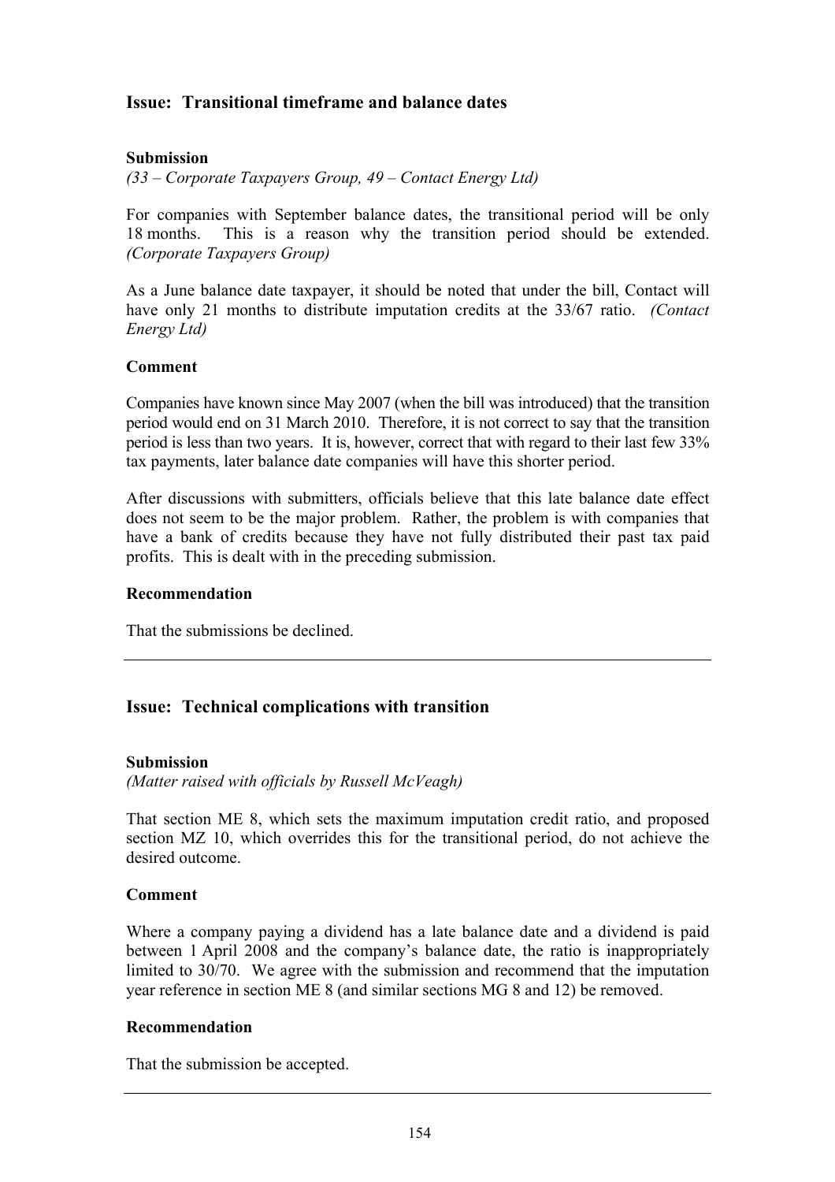## Issue: Transitional timeframe and balance dates

**Submission**

*(33 – Corporate Taxpayers Group, 49 – Contact Energy Ltd)*

For companies with September balance dates, the transitional period will be only 18 months. This is a reason why the transition period should be extended. *(Corporate Taxpayers Group)*

As a June balance date taxpayer, it should be noted that under the bill, Contact will have only 21 months to distribute imputation credits at the 33/67 ratio. *(Contact Energy Ltd)*

**Comment**

Companies have known since May 2007 (when the bill was introduced) that the transition period would end on 31 March 2010. Therefore, it is not correct to say that the transition period is less than two years. It is, however, correct that with regard to their last few 33% tax payments, later balance date companies will have this shorter period.

After discussions with submitters, officials believe that this late balance date effect does not seem to be the major problem. Rather, the problem is with companies that have a bank of credits because they have not fully distributed their past tax paid profits. This is dealt with in the preceding submission.

**Recommendation**

That the submissions be declined.

---

## Issue: Technical complications with transition

**Submission**

*(Matter raised with officials by Russell McVeagh)*

That section ME 8, which sets the maximum imputation credit ratio, and proposed section MZ 10, which overrides this for the transitional period, do not achieve the desired outcome.

**Comment**

Where a company paying a dividend has a late balance date and a dividend is paid between 1 April 2008 and the company's balance date, the ratio is inappropriately limited to 30/70. We agree with the submission and recommend that the imputation year reference in section ME 8 (and similar sections MG 8 and 12) be removed.

**Recommendation**

That the submission be accepted.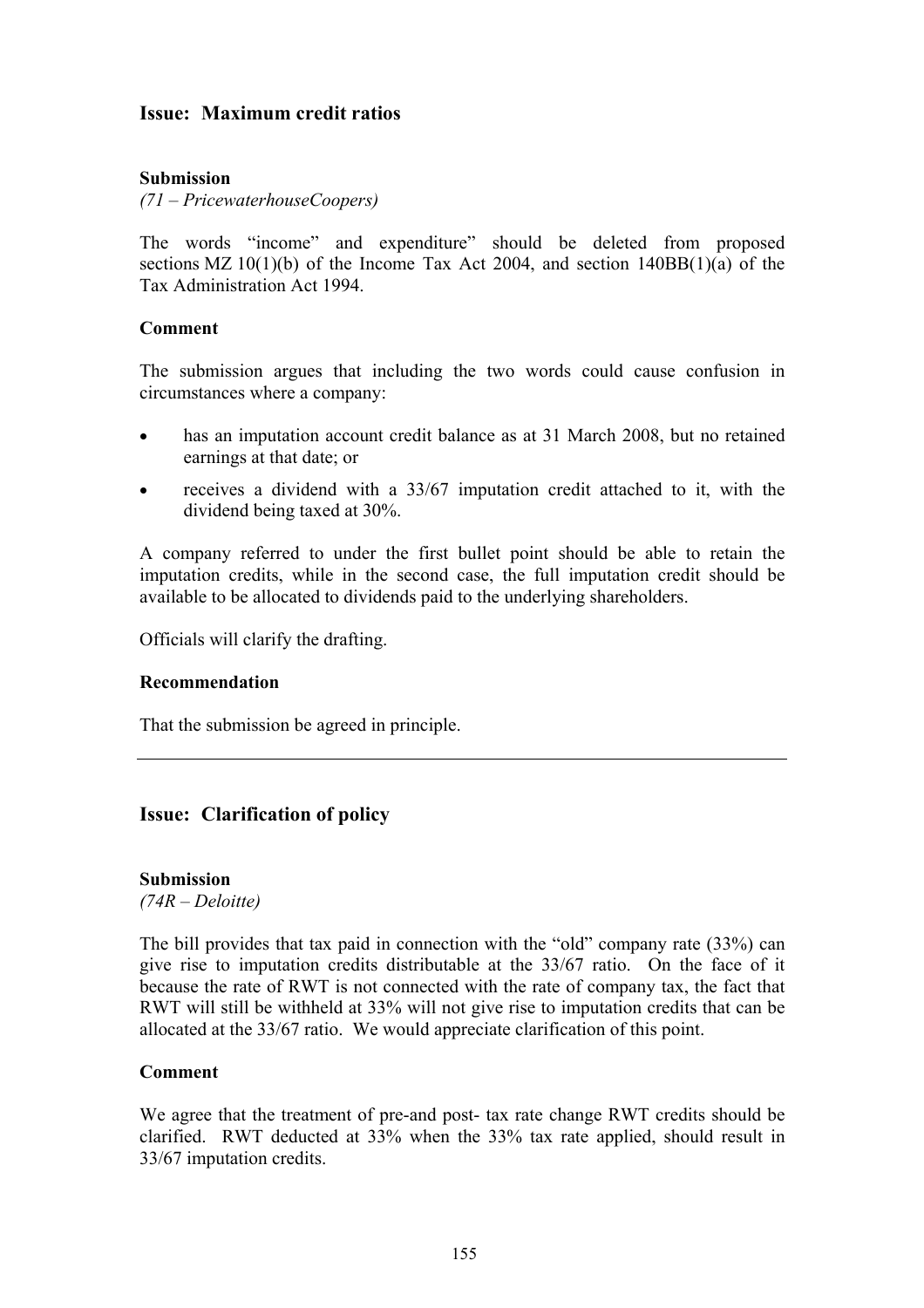## Issue: Maximum credit ratios

**Submission**

*(71 – PricewaterhouseCoopers)*

The words "income" and expenditure" should be deleted from proposed sections MZ 10(1)(b) of the Income Tax Act 2004, and section 140BB(1)(a) of the Tax Administration Act 1994.

**Comment**

The submission argues that including the two words could cause confusion in circumstances where a company:

- has an imputation account credit balance as at 31 March 2008, but no retained earnings at that date; or
- receives a dividend with a 33/67 imputation credit attached to it, with the dividend being taxed at 30%.

A company referred to under the first bullet point should be able to retain the imputation credits, while in the second case, the full imputation credit should be available to be allocated to dividends paid to the underlying shareholders.

Officials will clarify the drafting.

**Recommendation**

That the submission be agreed in principle.

---

## Issue: Clarification of policy

**Submission**

*(74R – Deloitte)*

The bill provides that tax paid in connection with the "old" company rate (33%) can give rise to imputation credits distributable at the 33/67 ratio. On the face of it because the rate of RWT is not connected with the rate of company tax, the fact that RWT will still be withheld at 33% will not give rise to imputation credits that can be allocated at the 33/67 ratio. We would appreciate clarification of this point.

**Comment**

We agree that the treatment of pre-and post- tax rate change RWT credits should be clarified. RWT deducted at 33% when the 33% tax rate applied, should result in 33/67 imputation credits.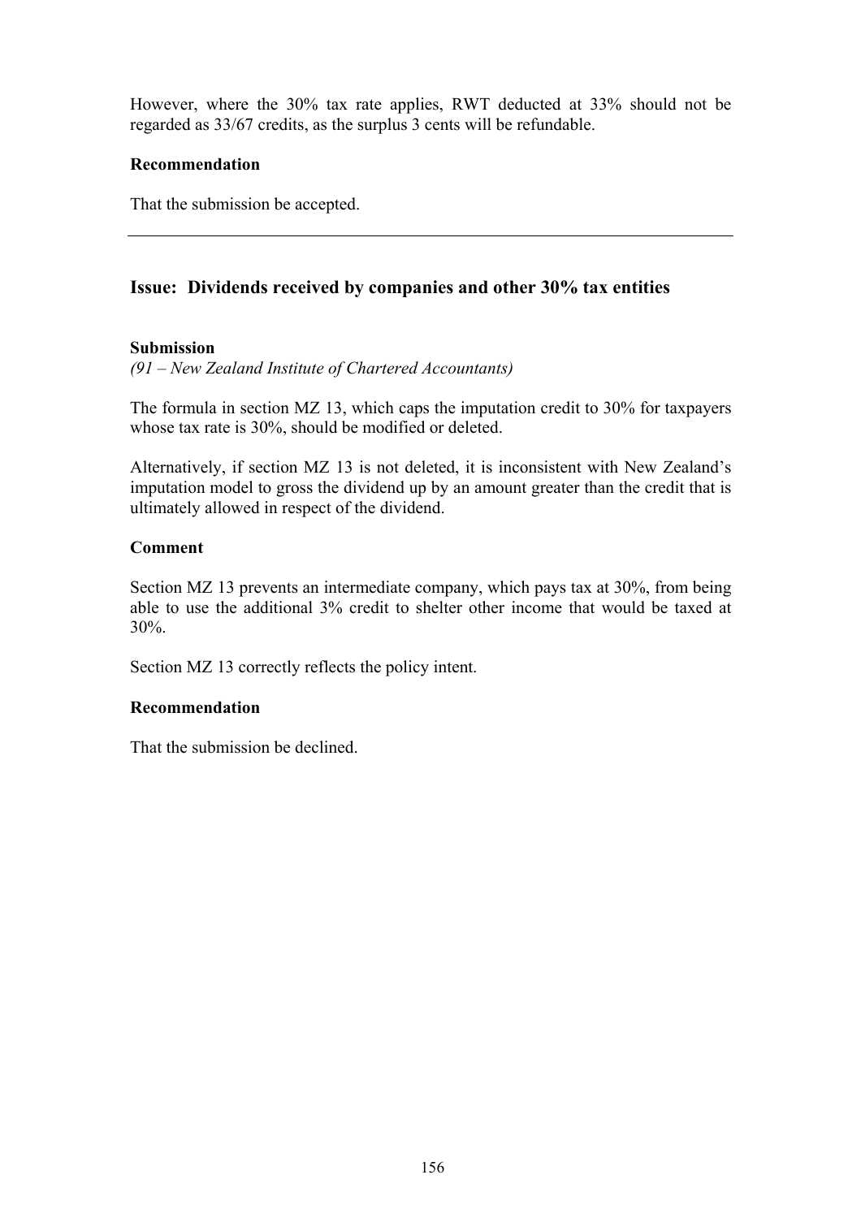However, where the 30% tax rate applies, RWT deducted at 33% should not be regarded as 33/67 credits, as the surplus 3 cents will be refundable.

**Recommendation**

That the submission be accepted.

---

## Issue: Dividends received by companies and other 30% tax entities

**Submission**

*(91 – New Zealand Institute of Chartered Accountants)*

The formula in section MZ 13, which caps the imputation credit to 30% for taxpayers whose tax rate is 30%, should be modified or deleted.

Alternatively, if section MZ 13 is not deleted, it is inconsistent with New Zealand's imputation model to gross the dividend up by an amount greater than the credit that is ultimately allowed in respect of the dividend.

**Comment**

Section MZ 13 prevents an intermediate company, which pays tax at 30%, from being able to use the additional 3% credit to shelter other income that would be taxed at 30%.

Section MZ 13 correctly reflects the policy intent.

**Recommendation**

That the submission be declined.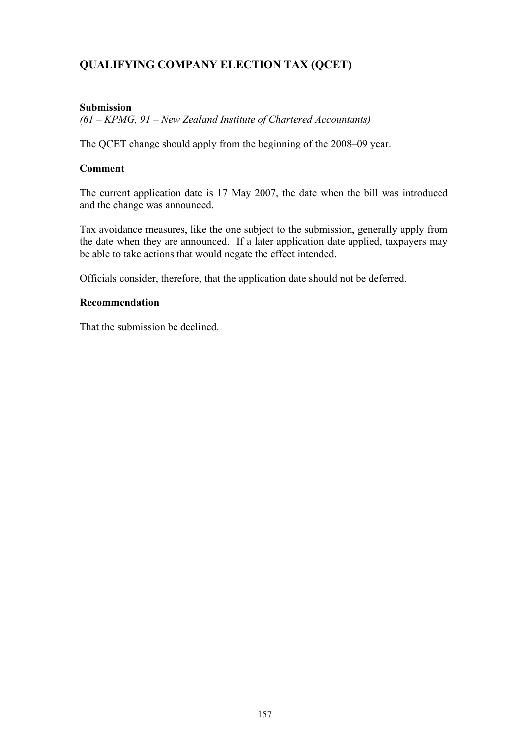## QUALIFYING COMPANY ELECTION TAX (QCET)

**Submission**

*(61 – KPMG, 91 – New Zealand Institute of Chartered Accountants)*

The QCET change should apply from the beginning of the 2008–09 year.

**Comment**

The current application date is 17 May 2007, the date when the bill was introduced and the change was announced.

Tax avoidance measures, like the one subject to the submission, generally apply from the date when they are announced. If a later application date applied, taxpayers may be able to take actions that would negate the effect intended.

Officials consider, therefore, that the application date should not be deferred.

**Recommendation**

That the submission be declined.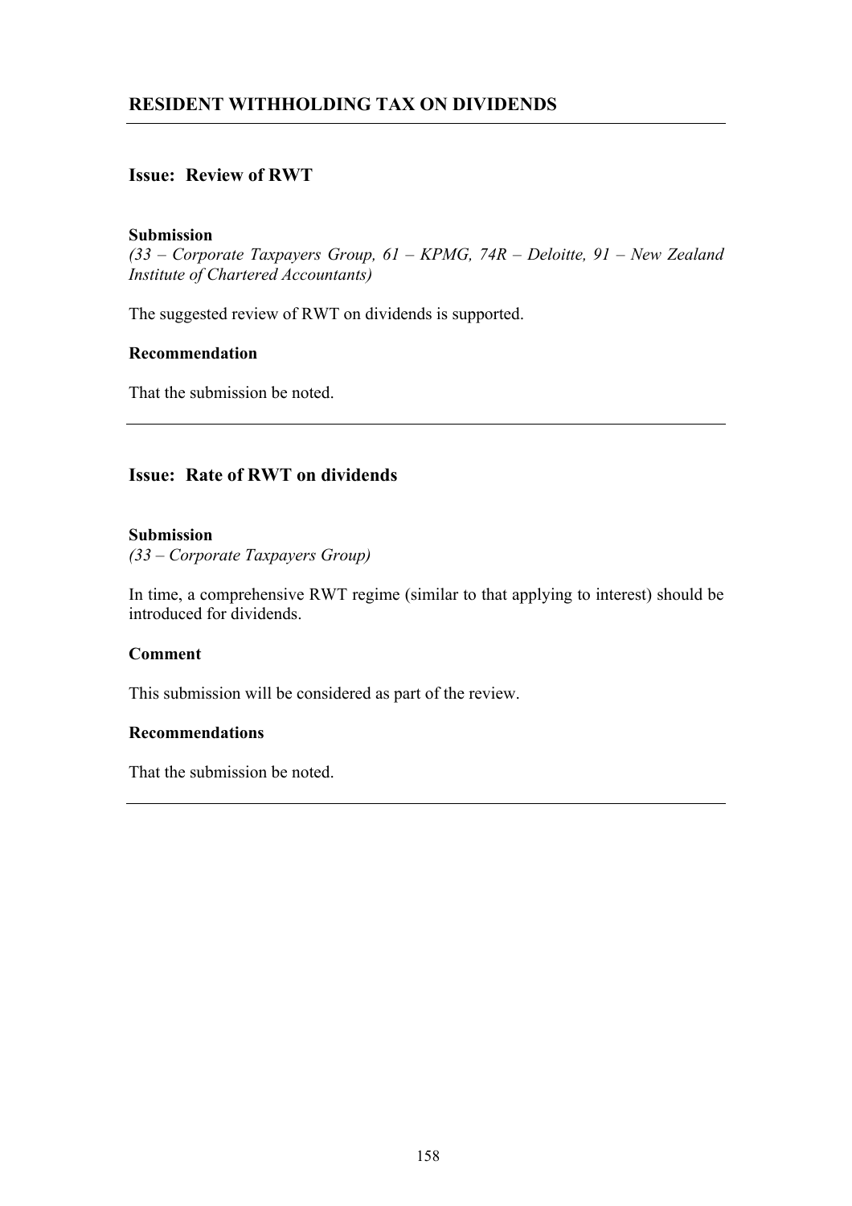## RESIDENT WITHHOLDING TAX ON DIVIDENDS

### Issue: Review of RWT

**Submission**

*(33 – Corporate Taxpayers Group, 61 – KPMG, 74R – Deloitte, 91 – New Zealand Institute of Chartered Accountants)*

The suggested review of RWT on dividends is supported.

**Recommendation**

That the submission be noted.

---

### Issue: Rate of RWT on dividends

**Submission**

*(33 – Corporate Taxpayers Group)*

In time, a comprehensive RWT regime (similar to that applying to interest) should be introduced for dividends.

**Comment**

This submission will be considered as part of the review.

**Recommendations**

That the submission be noted.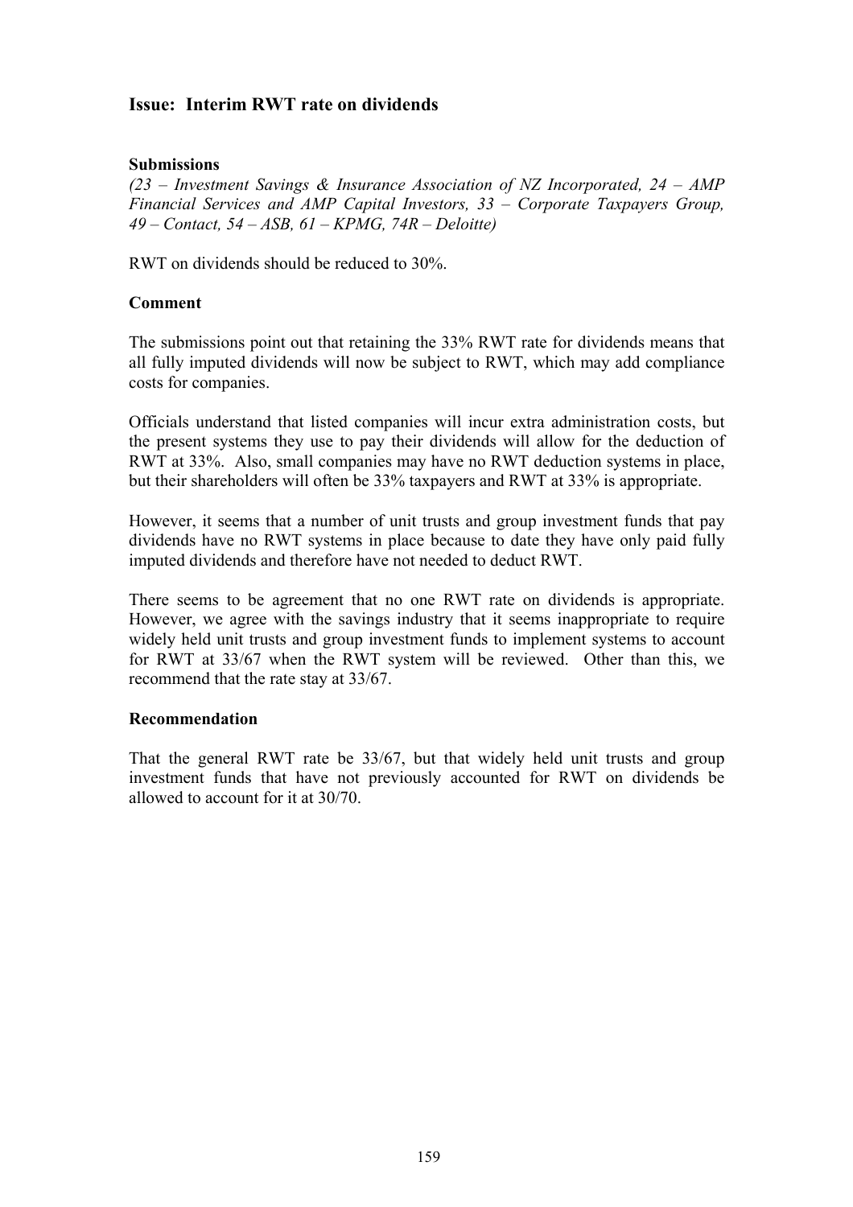## Issue: Interim RWT rate on dividends

**Submissions**

*(23 – Investment Savings & Insurance Association of NZ Incorporated, 24 – AMP Financial Services and AMP Capital Investors, 33 – Corporate Taxpayers Group, 49 – Contact, 54 – ASB, 61 – KPMG, 74R – Deloitte)*

RWT on dividends should be reduced to 30%.

**Comment**

The submissions point out that retaining the 33% RWT rate for dividends means that all fully imputed dividends will now be subject to RWT, which may add compliance costs for companies.

Officials understand that listed companies will incur extra administration costs, but the present systems they use to pay their dividends will allow for the deduction of RWT at 33%. Also, small companies may have no RWT deduction systems in place, but their shareholders will often be 33% taxpayers and RWT at 33% is appropriate.

However, it seems that a number of unit trusts and group investment funds that pay dividends have no RWT systems in place because to date they have only paid fully imputed dividends and therefore have not needed to deduct RWT.

There seems to be agreement that no one RWT rate on dividends is appropriate. However, we agree with the savings industry that it seems inappropriate to require widely held unit trusts and group investment funds to implement systems to account for RWT at 33/67 when the RWT system will be reviewed. Other than this, we recommend that the rate stay at 33/67.

**Recommendation**

That the general RWT rate be 33/67, but that widely held unit trusts and group investment funds that have not previously accounted for RWT on dividends be allowed to account for it at 30/70.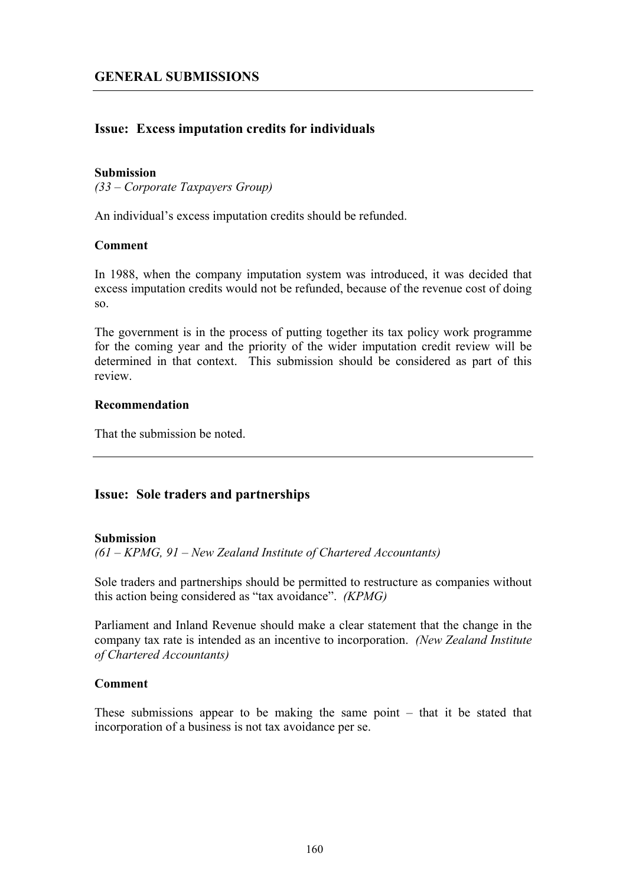## GENERAL SUBMISSIONS

---

### Issue: Excess imputation credits for individuals

**Submission**

*(33 – Corporate Taxpayers Group)*

An individual's excess imputation credits should be refunded.

**Comment**

In 1988, when the company imputation system was introduced, it was decided that excess imputation credits would not be refunded, because of the revenue cost of doing so.

The government is in the process of putting together its tax policy work programme for the coming year and the priority of the wider imputation credit review will be determined in that context. This submission should be considered as part of this review.

**Recommendation**

That the submission be noted.

---

### Issue: Sole traders and partnerships

**Submission**

*(61 – KPMG, 91 – New Zealand Institute of Chartered Accountants)*

Sole traders and partnerships should be permitted to restructure as companies without this action being considered as "tax avoidance". *(KPMG)*

Parliament and Inland Revenue should make a clear statement that the change in the company tax rate is intended as an incentive to incorporation. *(New Zealand Institute of Chartered Accountants)*

**Comment**

These submissions appear to be making the same point – that it be stated that incorporation of a business is not tax avoidance per se.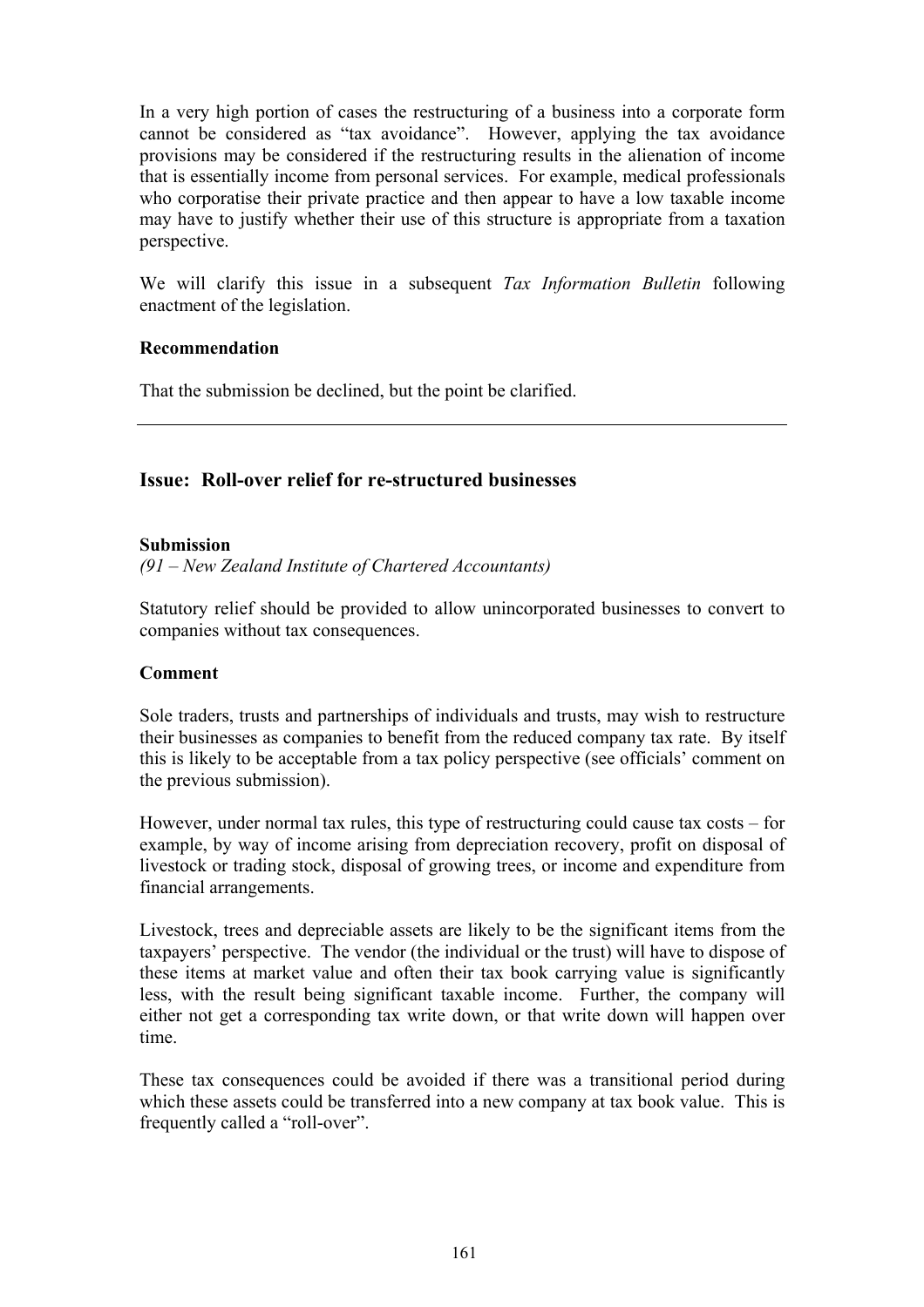In a very high portion of cases the restructuring of a business into a corporate form cannot be considered as "tax avoidance". However, applying the tax avoidance provisions may be considered if the restructuring results in the alienation of income that is essentially income from personal services. For example, medical professionals who corporatise their private practice and then appear to have a low taxable income may have to justify whether their use of this structure is appropriate from a taxation perspective.

We will clarify this issue in a subsequent *Tax Information Bulletin* following enactment of the legislation.

**Recommendation**

That the submission be declined, but the point be clarified.

---

### Issue: Roll-over relief for re-structured businesses

**Submission**

*(91 – New Zealand Institute of Chartered Accountants)*

Statutory relief should be provided to allow unincorporated businesses to convert to companies without tax consequences.

**Comment**

Sole traders, trusts and partnerships of individuals and trusts, may wish to restructure their businesses as companies to benefit from the reduced company tax rate. By itself this is likely to be acceptable from a tax policy perspective (see officials' comment on the previous submission).

However, under normal tax rules, this type of restructuring could cause tax costs – for example, by way of income arising from depreciation recovery, profit on disposal of livestock or trading stock, disposal of growing trees, or income and expenditure from financial arrangements.

Livestock, trees and depreciable assets are likely to be the significant items from the taxpayers' perspective. The vendor (the individual or the trust) will have to dispose of these items at market value and often their tax book carrying value is significantly less, with the result being significant taxable income. Further, the company will either not get a corresponding tax write down, or that write down will happen over time.

These tax consequences could be avoided if there was a transitional period during which these assets could be transferred into a new company at tax book value. This is frequently called a "roll-over".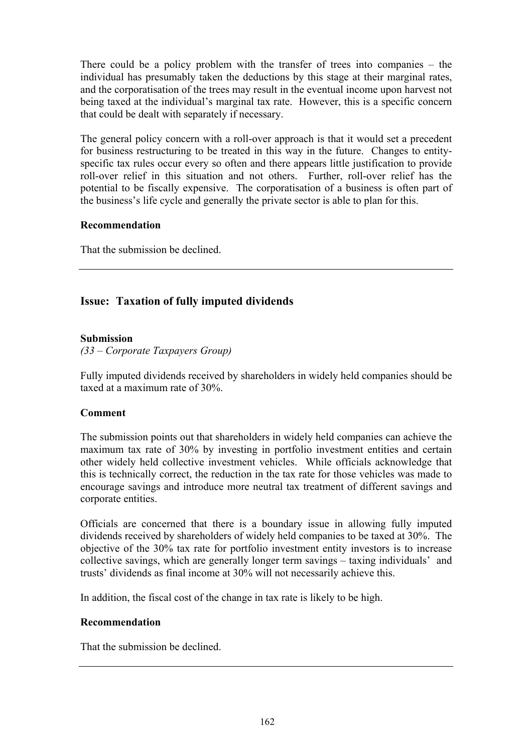There could be a policy problem with the transfer of trees into companies – the individual has presumably taken the deductions by this stage at their marginal rates, and the corporatisation of the trees may result in the eventual income upon harvest not being taxed at the individual's marginal tax rate. However, this is a specific concern that could be dealt with separately if necessary.

The general policy concern with a roll-over approach is that it would set a precedent for business restructuring to be treated in this way in the future. Changes to entity-specific tax rules occur every so often and there appears little justification to provide roll-over relief in this situation and not others. Further, roll-over relief has the potential to be fiscally expensive. The corporatisation of a business is often part of the business's life cycle and generally the private sector is able to plan for this.

**Recommendation**

That the submission be declined.

---

## Issue: Taxation of fully imputed dividends

**Submission**

*(33 – Corporate Taxpayers Group)*

Fully imputed dividends received by shareholders in widely held companies should be taxed at a maximum rate of 30%.

**Comment**

The submission points out that shareholders in widely held companies can achieve the maximum tax rate of 30% by investing in portfolio investment entities and certain other widely held collective investment vehicles. While officials acknowledge that this is technically correct, the reduction in the tax rate for those vehicles was made to encourage savings and introduce more neutral tax treatment of different savings and corporate entities.

Officials are concerned that there is a boundary issue in allowing fully imputed dividends received by shareholders of widely held companies to be taxed at 30%. The objective of the 30% tax rate for portfolio investment entity investors is to increase collective savings, which are generally longer term savings – taxing individuals' and trusts' dividends as final income at 30% will not necessarily achieve this.

In addition, the fiscal cost of the change in tax rate is likely to be high.

**Recommendation**

That the submission be declined.

---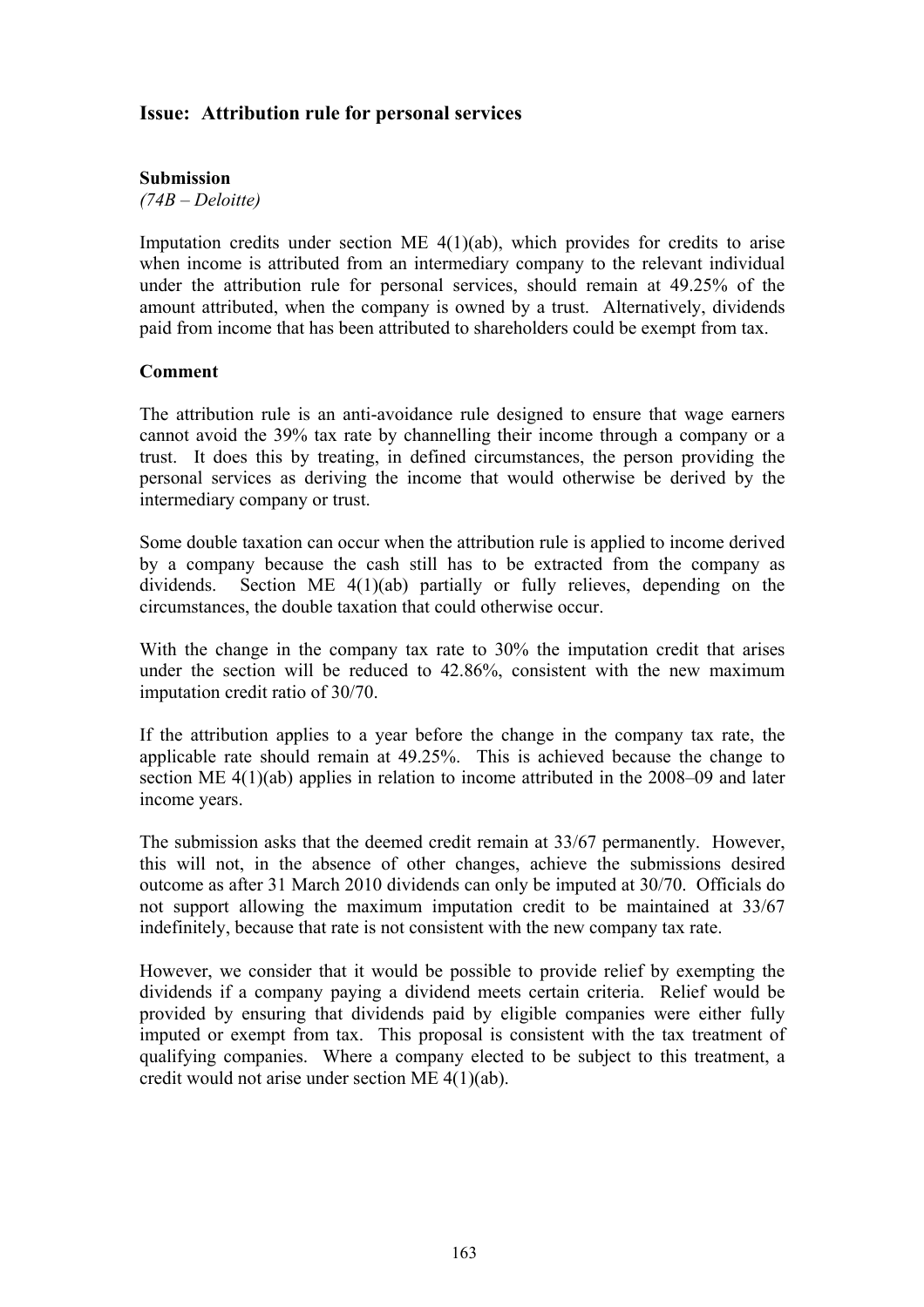## Issue: Attribution rule for personal services

### Submission

*(74B – Deloitte)*

Imputation credits under section ME 4(1)(ab), which provides for credits to arise when income is attributed from an intermediary company to the relevant individual under the attribution rule for personal services, should remain at 49.25% of the amount attributed, when the company is owned by a trust. Alternatively, dividends paid from income that has been attributed to shareholders could be exempt from tax.

### Comment

The attribution rule is an anti-avoidance rule designed to ensure that wage earners cannot avoid the 39% tax rate by channelling their income through a company or a trust. It does this by treating, in defined circumstances, the person providing the personal services as deriving the income that would otherwise be derived by the intermediary company or trust.

Some double taxation can occur when the attribution rule is applied to income derived by a company because the cash still has to be extracted from the company as dividends. Section ME 4(1)(ab) partially or fully relieves, depending on the circumstances, the double taxation that could otherwise occur.

With the change in the company tax rate to 30% the imputation credit that arises under the section will be reduced to 42.86%, consistent with the new maximum imputation credit ratio of 30/70.

If the attribution applies to a year before the change in the company tax rate, the applicable rate should remain at 49.25%. This is achieved because the change to section ME 4(1)(ab) applies in relation to income attributed in the 2008–09 and later income years.

The submission asks that the deemed credit remain at 33/67 permanently. However, this will not, in the absence of other changes, achieve the submissions desired outcome as after 31 March 2010 dividends can only be imputed at 30/70. Officials do not support allowing the maximum imputation credit to be maintained at 33/67 indefinitely, because that rate is not consistent with the new company tax rate.

However, we consider that it would be possible to provide relief by exempting the dividends if a company paying a dividend meets certain criteria. Relief would be provided by ensuring that dividends paid by eligible companies were either fully imputed or exempt from tax. This proposal is consistent with the tax treatment of qualifying companies. Where a company elected to be subject to this treatment, a credit would not arise under section ME 4(1)(ab).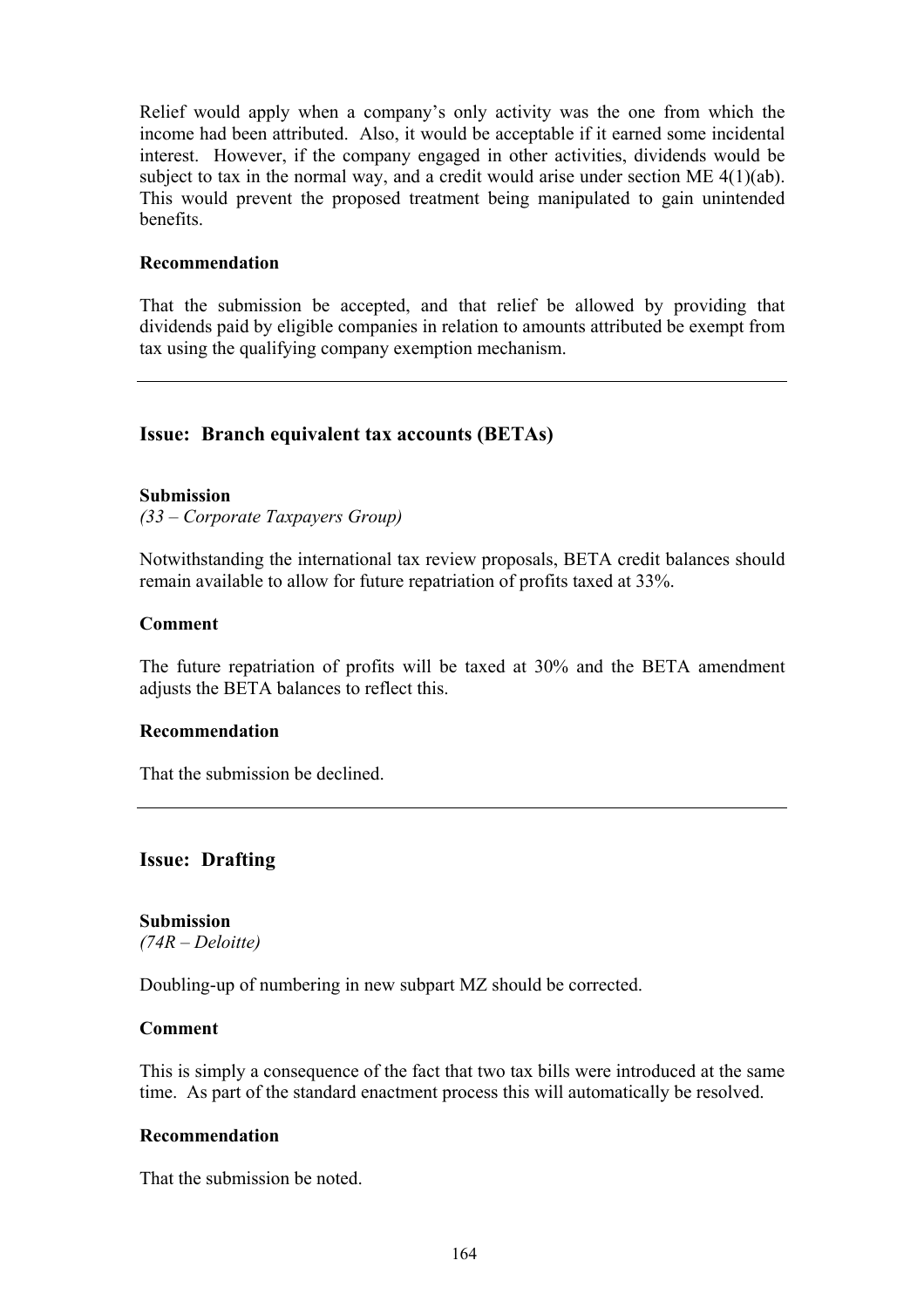Relief would apply when a company's only activity was the one from which the income had been attributed. Also, it would be acceptable if it earned some incidental interest. However, if the company engaged in other activities, dividends would be subject to tax in the normal way, and a credit would arise under section ME 4(1)(ab). This would prevent the proposed treatment being manipulated to gain unintended benefits.

**Recommendation**

That the submission be accepted, and that relief be allowed by providing that dividends paid by eligible companies in relation to amounts attributed be exempt from tax using the qualifying company exemption mechanism.

---

## Issue: Branch equivalent tax accounts (BETAs)

**Submission**

*(33 – Corporate Taxpayers Group)*

Notwithstanding the international tax review proposals, BETA credit balances should remain available to allow for future repatriation of profits taxed at 33%.

**Comment**

The future repatriation of profits will be taxed at 30% and the BETA amendment adjusts the BETA balances to reflect this.

**Recommendation**

That the submission be declined.

---

## Issue: Drafting

**Submission**

*(74R – Deloitte)*

Doubling-up of numbering in new subpart MZ should be corrected.

**Comment**

This is simply a consequence of the fact that two tax bills were introduced at the same time. As part of the standard enactment process this will automatically be resolved.

**Recommendation**

That the submission be noted.